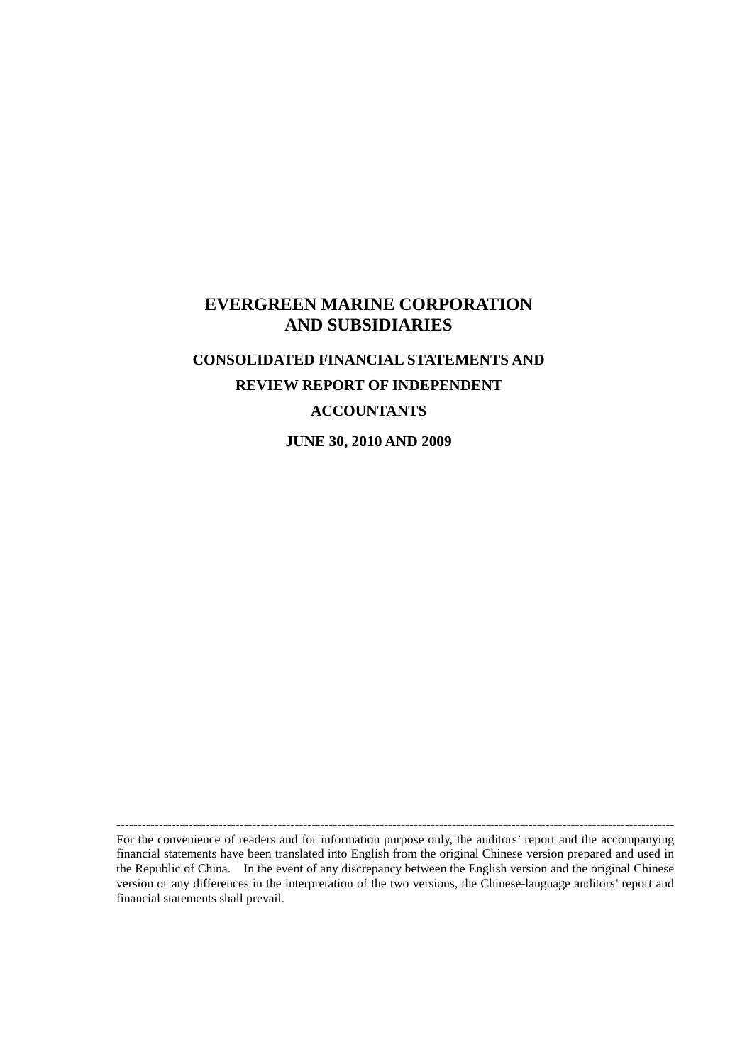# EVERGREEN MARINE CORPORATION AND SUBSIDIARIES

## CONSOLIDATED FINANCIAL STATEMENTS AND REVIEW REPORT OF INDEPENDENT ACCOUNTANTS

### JUNE 30, 2010 AND 2009

---

For the convenience of readers and for information purpose only, the auditors' report and the accompanying financial statements have been translated into English from the original Chinese version prepared and used in the Republic of China. In the event of any discrepancy between the English version and the original Chinese version or any differences in the interpretation of the two versions, the Chinese-language auditors' report and financial statements shall prevail.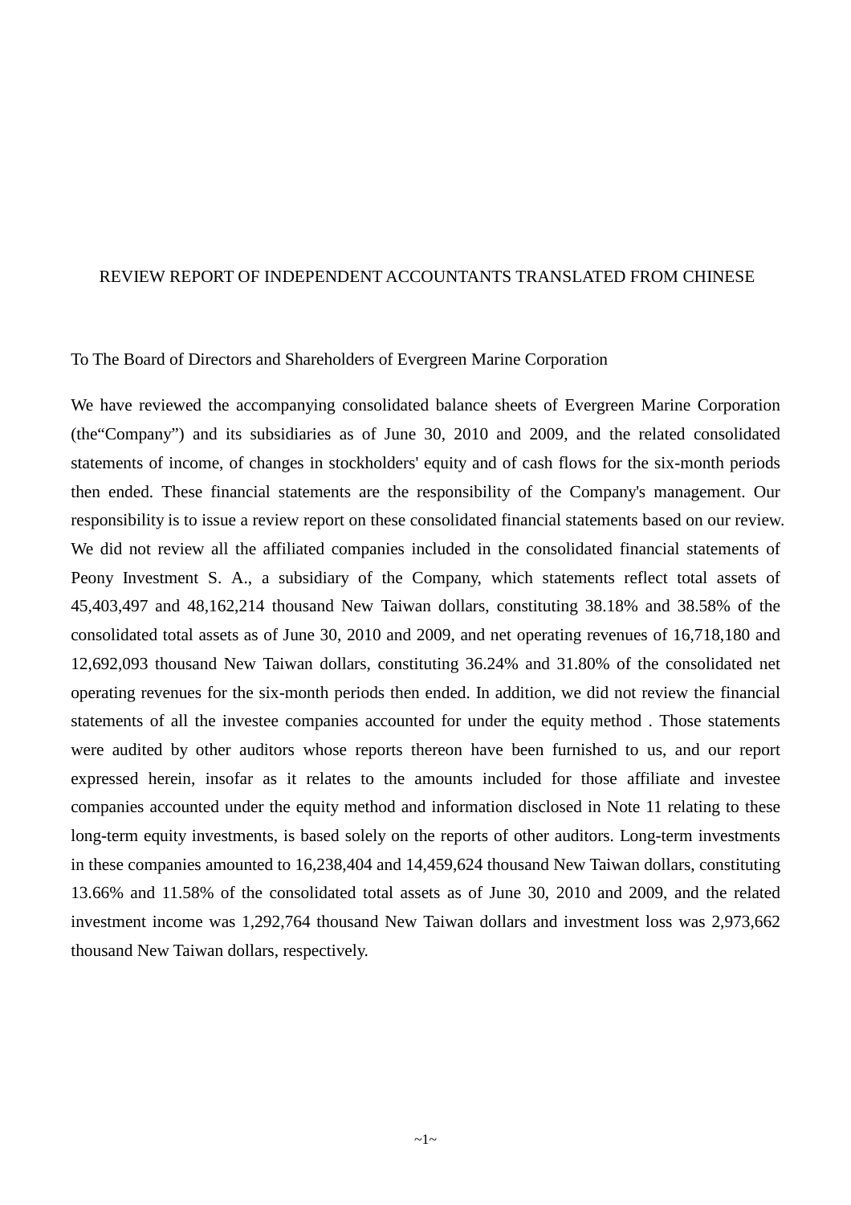# REVIEW REPORT OF INDEPENDENT ACCOUNTANTS TRANSLATED FROM CHINESE

To The Board of Directors and Shareholders of Evergreen Marine Corporation

We have reviewed the accompanying consolidated balance sheets of Evergreen Marine Corporation (the“Company”) and its subsidiaries as of June 30, 2010 and 2009, and the related consolidated statements of income, of changes in stockholders' equity and of cash flows for the six-month periods then ended. These financial statements are the responsibility of the Company's management. Our responsibility is to issue a review report on these consolidated financial statements based on our review. We did not review all the affiliated companies included in the consolidated financial statements of Peony Investment S. A., a subsidiary of the Company, which statements reflect total assets of 45,403,497 and 48,162,214 thousand New Taiwan dollars, constituting 38.18% and 38.58% of the consolidated total assets as of June 30, 2010 and 2009, and net operating revenues of 16,718,180 and 12,692,093 thousand New Taiwan dollars, constituting 36.24% and 31.80% of the consolidated net operating revenues for the six-month periods then ended. In addition, we did not review the financial statements of all the investee companies accounted for under the equity method . Those statements were audited by other auditors whose reports thereon have been furnished to us, and our report expressed herein, insofar as it relates to the amounts included for those affiliate and investee companies accounted under the equity method and information disclosed in Note 11 relating to these long-term equity investments, is based solely on the reports of other auditors. Long-term investments in these companies amounted to 16,238,404 and 14,459,624 thousand New Taiwan dollars, constituting 13.66% and 11.58% of the consolidated total assets as of June 30, 2010 and 2009, and the related investment income was 1,292,764 thousand New Taiwan dollars and investment loss was 2,973,662 thousand New Taiwan dollars, respectively.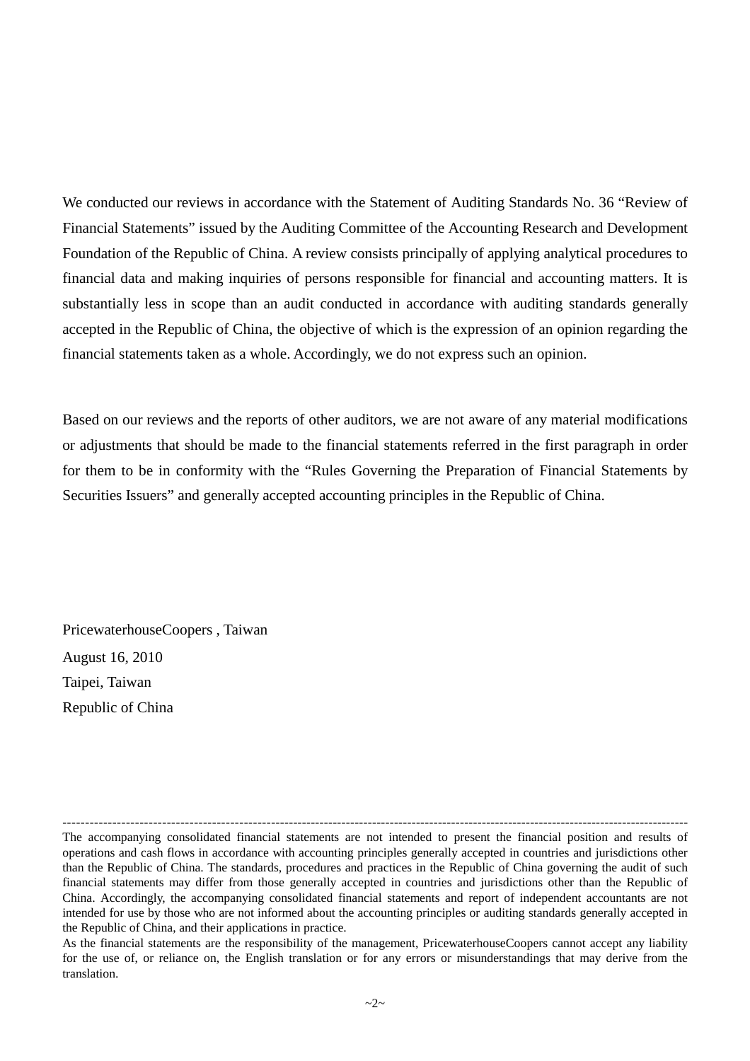We conducted our reviews in accordance with the Statement of Auditing Standards No. 36 “Review of Financial Statements” issued by the Auditing Committee of the Accounting Research and Development Foundation of the Republic of China. A review consists principally of applying analytical procedures to financial data and making inquiries of persons responsible for financial and accounting matters. It is substantially less in scope than an audit conducted in accordance with auditing standards generally accepted in the Republic of China, the objective of which is the expression of an opinion regarding the financial statements taken as a whole. Accordingly, we do not express such an opinion.

Based on our reviews and the reports of other auditors, we are not aware of any material modifications or adjustments that should be made to the financial statements referred in the first paragraph in order for them to be in conformity with the “Rules Governing the Preparation of Financial Statements by Securities Issuers” and generally accepted accounting principles in the Republic of China.

PricewaterhouseCoopers , Taiwan

August 16, 2010

Taipei, Taiwan

Republic of China

---

The accompanying consolidated financial statements are not intended to present the financial position and results of operations and cash flows in accordance with accounting principles generally accepted in countries and jurisdictions other than the Republic of China. The standards, procedures and practices in the Republic of China governing the audit of such financial statements may differ from those generally accepted in countries and jurisdictions other than the Republic of China. Accordingly, the accompanying consolidated financial statements and report of independent accountants are not intended for use by those who are not informed about the accounting principles or auditing standards generally accepted in the Republic of China, and their applications in practice.

As the financial statements are the responsibility of the management, PricewaterhouseCoopers cannot accept any liability for the use of, or reliance on, the English translation or for any errors or misunderstandings that may derive from the translation.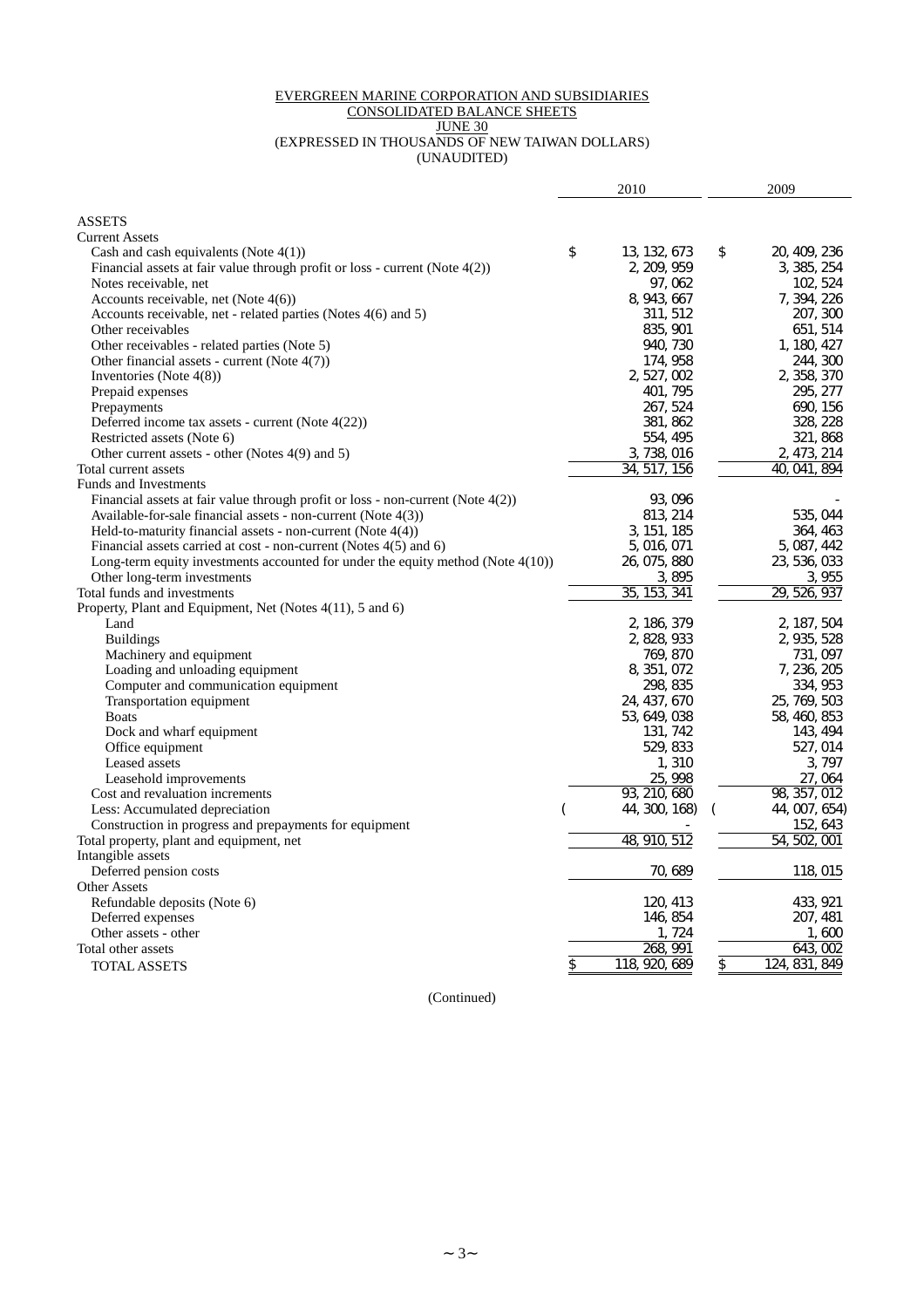EVERGREEN MARINE CORPORATION AND SUBSIDIARIES
CONSOLIDATED BALANCE SHEETS
JUNE 30
(EXPRESSED IN THOUSANDS OF NEW TAIWAN DOLLARS)
(UNAUDITED)

| | 2010 | 2009 |
|---|---|---|
| ASSETS | | |
| Current Assets | | |
| Cash and cash equivalents (Note 4(1)) | $ 13,132,673 | $ 20,409,236 |
| Financial assets at fair value through profit or loss - current (Note 4(2)) | 2,209,959 | 3,385,254 |
| Notes receivable, net | 97,062 | 102,524 |
| Accounts receivable, net (Note 4(6)) | 8,943,667 | 7,394,226 |
| Accounts receivable, net - related parties (Notes 4(6) and 5) | 311,512 | 207,300 |
| Other receivables | 835,901 | 651,514 |
| Other receivables - related parties (Note 5) | 940,730 | 1,180,427 |
| Other financial assets - current (Note 4(7)) | 174,958 | 244,300 |
| Inventories (Note 4(8)) | 2,527,002 | 2,358,370 |
| Prepaid expenses | 401,795 | 295,277 |
| Prepayments | 267,524 | 690,156 |
| Deferred income tax assets - current (Note 4(22)) | 381,862 | 328,228 |
| Restricted assets (Note 6) | 554,495 | 321,868 |
| Other current assets - other (Notes 4(9) and 5) | 3,738,016 | 2,473,214 |
| Total current assets | 34,517,156 | 40,041,894 |
| Funds and Investments | | |
| Financial assets at fair value through profit or loss - non-current (Note 4(2)) | 93,096 | - |
| Available-for-sale financial assets - non-current (Note 4(3)) | 813,214 | 535,044 |
| Held-to-maturity financial assets - non-current (Note 4(4)) | 3,151,185 | 364,463 |
| Financial assets carried at cost - non-current (Notes 4(5) and 6) | 5,016,071 | 5,087,442 |
| Long-term equity investments accounted for under the equity method (Note 4(10)) | 26,075,880 | 23,536,033 |
| Other long-term investments | 3,895 | 3,955 |
| Total funds and investments | 35,153,341 | 29,526,937 |
| Property, Plant and Equipment, Net (Notes 4(11), 5 and 6) | | |
| Land | 2,186,379 | 2,187,504 |
| Buildings | 2,828,933 | 2,935,528 |
| Machinery and equipment | 769,870 | 731,097 |
| Loading and unloading equipment | 8,351,072 | 7,236,205 |
| Computer and communication equipment | 298,835 | 334,953 |
| Transportation equipment | 24,437,670 | 25,769,503 |
| Boats | 53,649,038 | 58,460,853 |
| Dock and wharf equipment | 131,742 | 143,494 |
| Office equipment | 529,833 | 527,014 |
| Leased assets | 1,310 | 3,797 |
| Leasehold improvements | 25,998 | 27,064 |
| Cost and revaluation increments | 93,210,680 | 98,357,012 |
| Less: Accumulated depreciation | ( 44,300,168) | ( 44,007,654) |
| Construction in progress and prepayments for equipment | - | 152,643 |
| Total property, plant and equipment, net | 48,910,512 | 54,502,001 |
| Intangible assets | | |
| Deferred pension costs | 70,689 | 118,015 |
| Other Assets | | |
| Refundable deposits (Note 6) | 120,413 | 433,921 |
| Deferred expenses | 146,854 | 207,481 |
| Other assets - other | 1,724 | 1,600 |
| Total other assets | 268,991 | 643,002 |
| TOTAL ASSETS | $ 118,920,689 | $ 124,831,849 |

(Continued)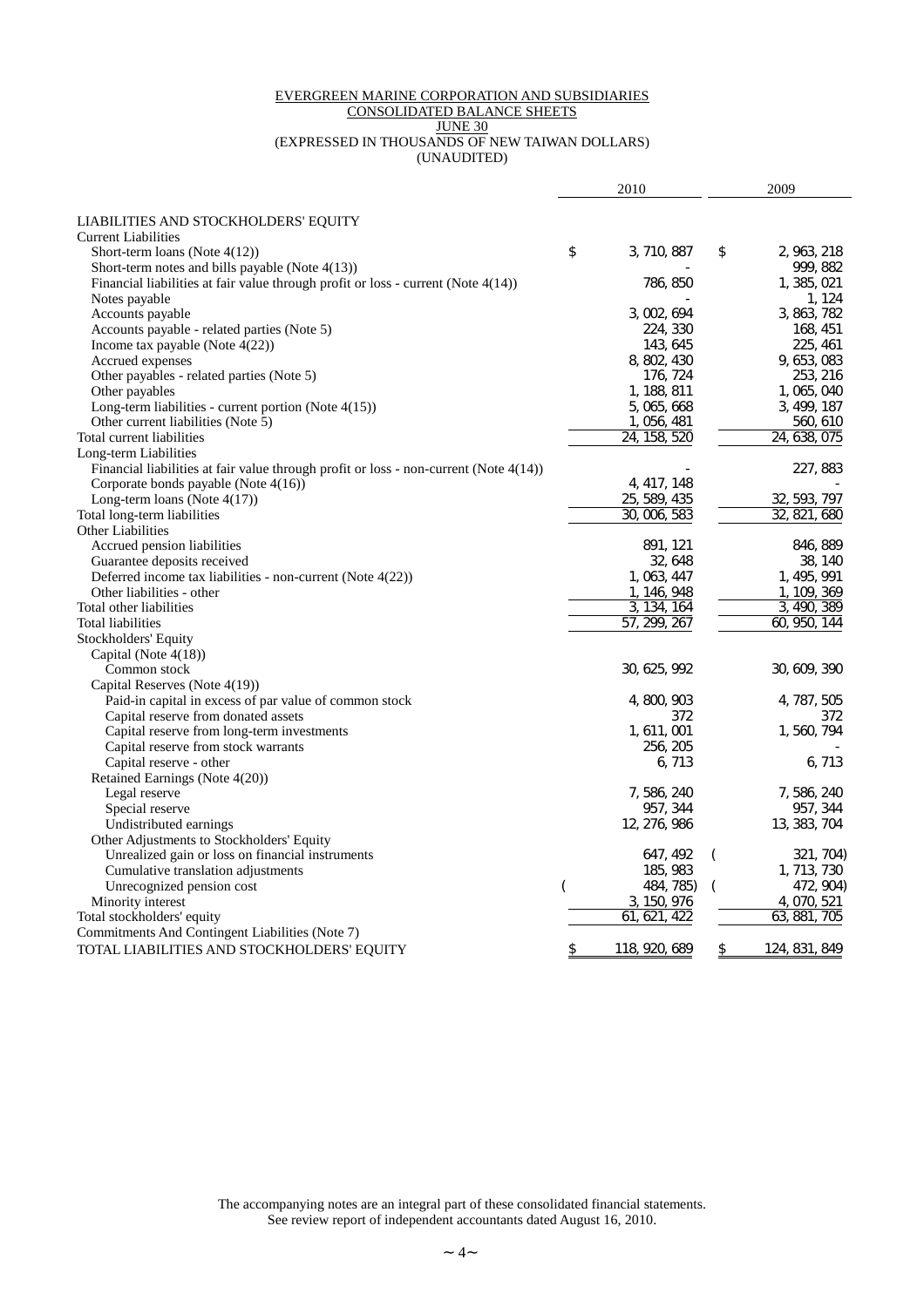EVERGREEN MARINE CORPORATION AND SUBSIDIARIES
CONSOLIDATED BALANCE SHEETS
JUNE 30
(EXPRESSED IN THOUSANDS OF NEW TAIWAN DOLLARS)
(UNAUDITED)

| | 2010 | 2009 |
|---|---|---|
| LIABILITIES AND STOCKHOLDERS' EQUITY | | |
| Current Liabilities | | |
| Short-term loans (Note 4(12)) | $ 3,710,887 | $ 2,963,218 |
| Short-term notes and bills payable (Note 4(13)) | - | 999,882 |
| Financial liabilities at fair value through profit or loss - current (Note 4(14)) | 786,850 | 1,385,021 |
| Notes payable | - | 1,124 |
| Accounts payable | 3,002,694 | 3,863,782 |
| Accounts payable - related parties (Note 5) | 224,330 | 168,451 |
| Income tax payable (Note 4(22)) | 143,645 | 225,461 |
| Accrued expenses | 8,802,430 | 9,653,083 |
| Other payables - related parties (Note 5) | 176,724 | 253,216 |
| Other payables | 1,188,811 | 1,065,040 |
| Long-term liabilities - current portion (Note 4(15)) | 5,065,668 | 3,499,187 |
| Other current liabilities (Note 5) | 1,056,481 | 560,610 |
| Total current liabilities | 24,158,520 | 24,638,075 |
| Long-term Liabilities | | |
| Financial liabilities at fair value through profit or loss - non-current (Note 4(14)) | - | 227,883 |
| Corporate bonds payable (Note 4(16)) | 4,417,148 | - |
| Long-term loans (Note 4(17)) | 25,589,435 | 32,593,797 |
| Total long-term liabilities | 30,006,583 | 32,821,680 |
| Other Liabilities | | |
| Accrued pension liabilities | 891,121 | 846,889 |
| Guarantee deposits received | 32,648 | 38,140 |
| Deferred income tax liabilities - non-current (Note 4(22)) | 1,063,447 | 1,495,991 |
| Other liabilities - other | 1,146,948 | 1,109,369 |
| Total other liabilities | 3,134,164 | 3,490,389 |
| Total liabilities | 57,299,267 | 60,950,144 |
| Stockholders' Equity | | |
| Capital (Note 4(18)) | | |
| Common stock | 30,625,992 | 30,609,390 |
| Capital Reserves (Note 4(19)) | | |
| Paid-in capital in excess of par value of common stock | 4,800,903 | 4,787,505 |
| Capital reserve from donated assets | 372 | 372 |
| Capital reserve from long-term investments | 1,611,001 | 1,560,794 |
| Capital reserve from stock warrants | 256,205 | - |
| Capital reserve - other | 6,713 | 6,713 |
| Retained Earnings (Note 4(20)) | | |
| Legal reserve | 7,586,240 | 7,586,240 |
| Special reserve | 957,344 | 957,344 |
| Undistributed earnings | 12,276,986 | 13,383,704 |
| Other Adjustments to Stockholders' Equity | | |
| Unrealized gain or loss on financial instruments | 647,492 | ( 321,704) |
| Cumulative translation adjustments | 185,983 | 1,713,730 |
| Unrecognized pension cost | ( 484,785) | ( 472,904) |
| Minority interest | 3,150,976 | 4,070,521 |
| Total stockholders' equity | 61,621,422 | 63,881,705 |
| Commitments And Contingent Liabilities (Note 7) | | |
| TOTAL LIABILITIES AND STOCKHOLDERS' EQUITY | $ 118,920,689 | $ 124,831,849 |

The accompanying notes are an integral part of these consolidated financial statements.
See review report of independent accountants dated August 16, 2010.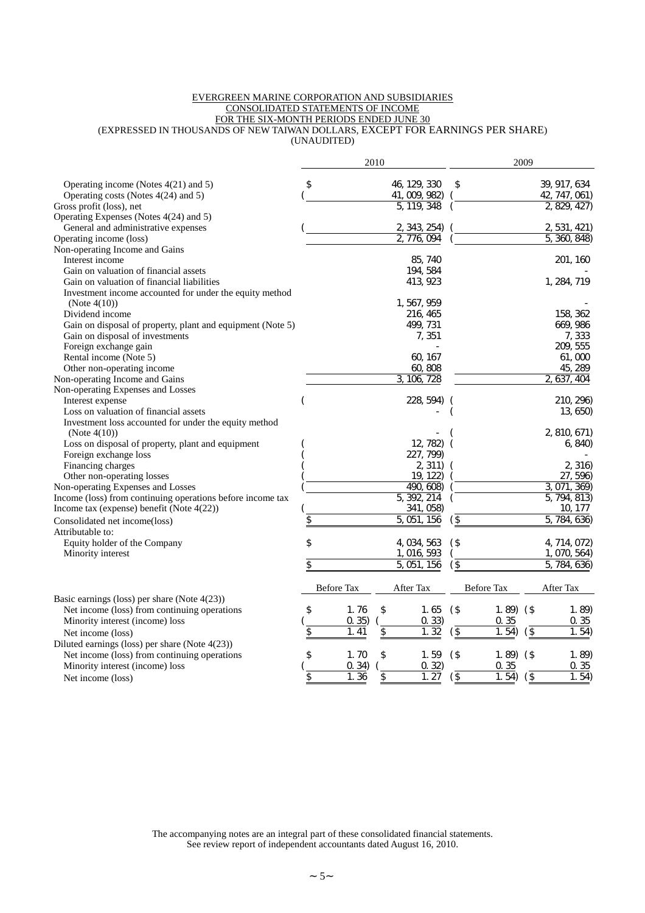EVERGREEN MARINE CORPORATION AND SUBSIDIARIES
CONSOLIDATED STATEMENTS OF INCOME
FOR THE SIX-MONTH PERIODS ENDED JUNE 30
(EXPRESSED IN THOUSANDS OF NEW TAIWAN DOLLARS, EXCEPT FOR EARNINGS PER SHARE)
(UNAUDITED)

| | 2010 | 2009 |
|---|---|---|
| Operating income (Notes 4(21) and 5) | $ 46,129,330 | $ 39,917,634 |
| Operating costs (Notes 4(24) and 5) | ( 41,009,982) | ( 42,747,061) |
| Gross profit (loss), net | 5,119,348 | ( 2,829,427) |
| Operating Expenses (Notes 4(24) and 5) | | |
| General and administrative expenses | ( 2,343,254) | ( 2,531,421) |
| Operating income (loss) | 2,776,094 | ( 5,360,848) |
| Non-operating Income and Gains | | |
| Interest income | 85,740 | 201,160 |
| Gain on valuation of financial assets | 194,584 | - |
| Gain on valuation of financial liabilities | 413,923 | 1,284,719 |
| Investment income accounted for under the equity method (Note 4(10)) | 1,567,959 | - |
| Dividend income | 216,465 | 158,362 |
| Gain on disposal of property, plant and equipment (Note 5) | 499,731 | 669,986 |
| Gain on disposal of investments | 7,351 | 7,333 |
| Foreign exchange gain | - | 209,555 |
| Rental income (Note 5) | 60,167 | 61,000 |
| Other non-operating income | 60,808 | 45,289 |
| Non-operating Income and Gains | 3,106,728 | 2,637,404 |
| Non-operating Expenses and Losses | | |
| Interest expense | ( 228,594) | ( 210,296) |
| Loss on valuation of financial assets | - | ( 13,650) |
| Investment loss accounted for under the equity method (Note 4(10)) | - | ( 2,810,671) |
| Loss on disposal of property, plant and equipment | ( 12,782) | ( 6,840) |
| Foreign exchange loss | ( 227,799) | - |
| Financing charges | ( 2,311) | ( 2,316) |
| Other non-operating losses | ( 19,122) | ( 27,596) |
| Non-operating Expenses and Losses | ( 490,608) | ( 3,071,369) |
| Income (loss) from continuing operations before income tax | 5,392,214 | ( 5,794,813) |
| Income tax (expense) benefit (Note 4(22)) | ( 341,058) | 10,177 |
| Consolidated net income(loss) | $ 5,051,156 | ($ 5,784,636) |
| Attributable to: | | |
| Equity holder of the Company | $ 4,034,563 | ($ 4,714,072) |
| Minority interest | 1,016,593 | ( 1,070,564) |
| | $ 5,051,156 | ($ 5,784,636) |

| | 2010 Before Tax | 2010 After Tax | 2009 Before Tax | 2009 After Tax |
|---|---|---|---|---|
| Basic earnings (loss) per share (Note 4(23)) | | | | |
| Net income (loss) from continuing operations | $ 1.76 | $ 1.65 | ($ 1.89) | ($ 1.89) |
| Minority interest (income) loss | ( 0.35) | ( 0.33) | 0.35 | 0.35 |
| Net income (loss) | $ 1.41 | $ 1.32 | ($ 1.54) | ($ 1.54) |
| Diluted earnings (loss) per share (Note 4(23)) | | | | |
| Net income (loss) from continuing operations | $ 1.70 | $ 1.59 | ($ 1.89) | ($ 1.89) |
| Minority interest (income) loss | ( 0.34) | ( 0.32) | 0.35 | 0.35 |
| Net income (loss) | $ 1.36 | $ 1.27 | ($ 1.54) | ($ 1.54) |

The accompanying notes are an integral part of these consolidated financial statements.
See review report of independent accountants dated August 16, 2010.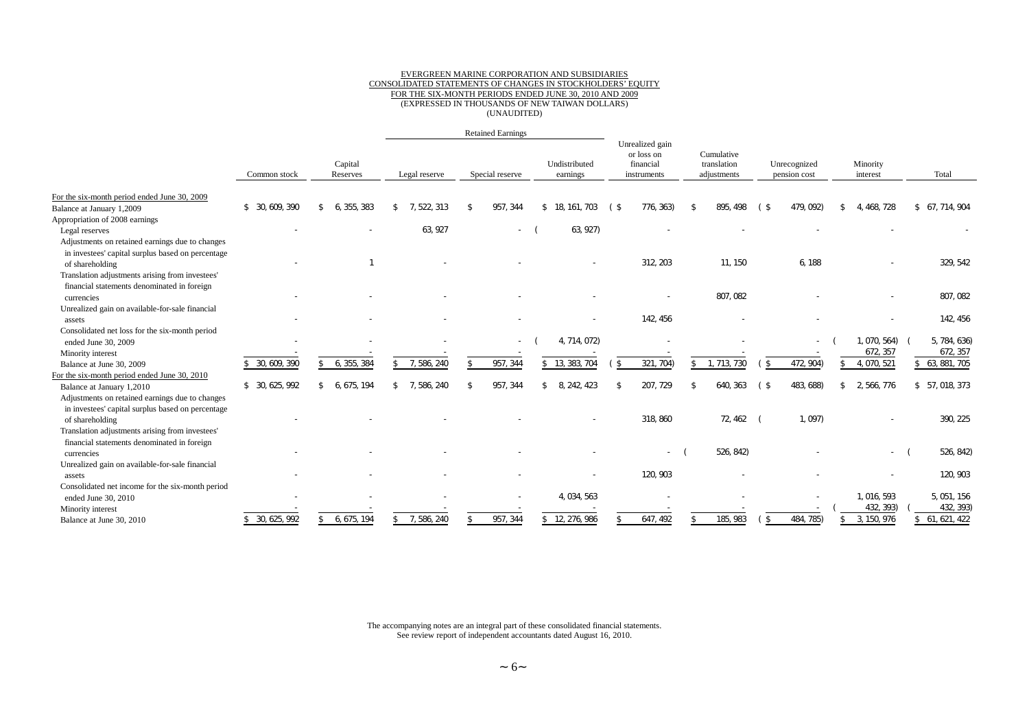EVERGREEN MARINE CORPORATION AND SUBSIDIARIES
CONSOLIDATED STATEMENTS OF CHANGES IN STOCKHOLDERS' EQUITY
FOR THE SIX-MONTH PERIODS ENDED JUNE 30, 2010 AND 2009
(EXPRESSED IN THOUSANDS OF NEW TAIWAN DOLLARS)
(UNAUDITED)

| | Common stock | Capital Reserves | Retained Earnings | | | Unrealized gain or loss on financial instruments | Cumulative translation adjustments | Unrecognized pension cost | Minority interest | Total |
|---|---|---|---|---|---|---|---|---|---|---|
| | | | Legal reserve | Special reserve | Undistributed earnings | | | | | |
| For the six-month period ended June 30, 2009 | | | | | | | | | | |
| Balance at January 1,2009 | $ 30,609,390 | $ 6,355,383 | $ 7,522,313 | $ 957,344 | $ 18,161,703 | ( $ 776,363) | $ 895,498 | ( $ 479,092) | $ 4,468,728 | $ 67,714,904 |
| Appropriation of 2008 earnings | | | | | | | | | | |
| Legal reserves | - | - | 63,927 | - | ( 63,927) | - | - | - | - | - |
| Adjustments on retained earnings due to changes in investees' capital surplus based on percentage of shareholding | - | 1 | - | - | - | 312,203 | 11,150 | 6,188 | - | 329,542 |
| Translation adjustments arising from investees' financial statements denominated in foreign currencies | - | - | - | - | - | - | 807,082 | - | - | 807,082 |
| Unrealized gain on available-for-sale financial assets | - | - | - | - | - | 142,456 | - | - | - | 142,456 |
| Consolidated net loss for the six-month period ended June 30, 2009 | - | - | - | - | ( 4,714,072) | - | - | - | ( 1,070,564) | ( 5,784,636) |
| Minority interest | - | - | - | - | - | - | - | - | 672,357 | 672,357 |
| Balance at June 30, 2009 | $ 30,609,390 | $ 6,355,384 | $ 7,586,240 | $ 957,344 | $ 13,383,704 | ( $ 321,704) | $ 1,713,730 | ( $ 472,904) | $ 4,070,521 | $ 63,881,705 |
| For the six-month period ended June 30, 2010 | | | | | | | | | | |
| Balance at January 1,2010 | $ 30,625,992 | $ 6,675,194 | $ 7,586,240 | $ 957,344 | $ 8,242,423 | $ 207,729 | $ 640,363 | ( $ 483,688) | $ 2,566,776 | $ 57,018,373 |
| Adjustments on retained earnings due to changes in investees' capital surplus based on percentage of shareholding | - | - | - | - | - | 318,860 | 72,462 | ( 1,097) | - | 390,225 |
| Translation adjustments arising from investees' financial statements denominated in foreign currencies | - | - | - | - | - | - | ( 526,842) | - | - | ( 526,842) |
| Unrealized gain on available-for-sale financial assets | - | - | - | - | - | 120,903 | - | - | - | 120,903 |
| Consolidated net income for the six-month period ended June 30, 2010 | - | - | - | - | 4,034,563 | - | - | - | 1,016,593 | 5,051,156 |
| Minority interest | - | - | - | - | - | - | - | - | ( 432,393) | ( 432,393) |
| Balance at June 30, 2010 | $ 30,625,992 | $ 6,675,194 | $ 7,586,240 | $ 957,344 | $ 12,276,986 | $ 647,492 | $ 185,983 | ( $ 484,785) | $ 3,150,976 | $ 61,621,422 |

The accompanying notes are an integral part of these consolidated financial statements.
See review report of independent accountants dated August 16, 2010.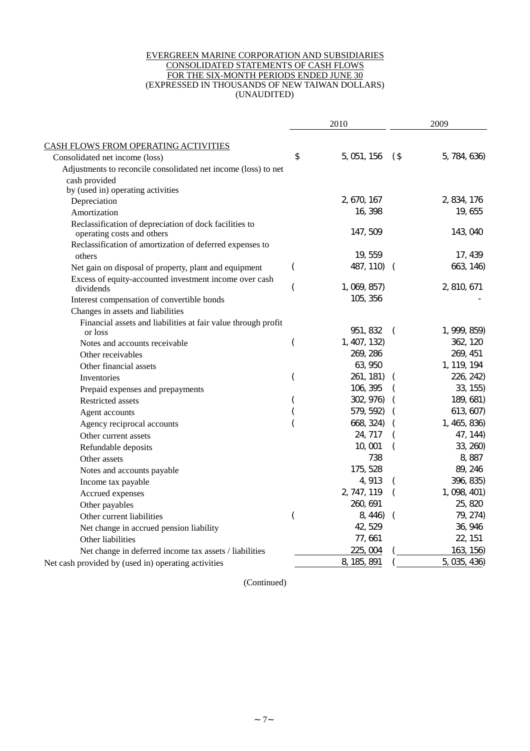EVERGREEN MARINE CORPORATION AND SUBSIDIARIES
CONSOLIDATED STATEMENTS OF CASH FLOWS
FOR THE SIX-MONTH PERIODS ENDED JUNE 30
(EXPRESSED IN THOUSANDS OF NEW TAIWAN DOLLARS)
(UNAUDITED)

| | 2010 | 2009 |
|---|---|---|
| CASH FLOWS FROM OPERATING ACTIVITIES | | |
| Consolidated net income (loss) | $ 5,051,156 | ($ 5,784,636) |
| Adjustments to reconcile consolidated net income (loss) to net cash provided by (used in) operating activities | | |
| Depreciation | 2,670,167 | 2,834,176 |
| Amortization | 16,398 | 19,655 |
| Reclassification of depreciation of dock facilities to operating costs and others | 147,509 | 143,040 |
| Reclassification of amortization of deferred expenses to others | 19,559 | 17,439 |
| Net gain on disposal of property, plant and equipment | ( 487,110) | ( 663,146) |
| Excess of equity-accounted investment income over cash dividends | ( 1,069,857) | 2,810,671 |
| Interest compensation of convertible bonds | 105,356 | - |
| Changes in assets and liabilities | | |
| Financial assets and liabilities at fair value through profit or loss | 951,832 | ( 1,999,859) |
| Notes and accounts receivable | ( 1,407,132) | 362,120 |
| Other receivables | 269,286 | 269,451 |
| Other financial assets | 63,950 | 1,119,194 |
| Inventories | ( 261,181) | ( 226,242) |
| Prepaid expenses and prepayments | 106,395 | ( 33,155) |
| Restricted assets | ( 302,976) | ( 189,681) |
| Agent accounts | ( 579,592) | ( 613,607) |
| Agency reciprocal accounts | ( 668,324) | ( 1,465,836) |
| Other current assets | 24,717 | ( 47,144) |
| Refundable deposits | 10,001 | ( 33,260) |
| Other assets | 738 | 8,887 |
| Notes and accounts payable | 175,528 | 89,246 |
| Income tax payable | 4,913 | ( 396,835) |
| Accrued expenses | 2,747,119 | ( 1,098,401) |
| Other payables | 260,691 | 25,820 |
| Other current liabilities | ( 8,446) | ( 79,274) |
| Net change in accrued pension liability | 42,529 | 36,946 |
| Other liabilities | 77,661 | 22,151 |
| Net change in deferred income tax assets / liabilities | 225,004 | ( 163,156) |
| Net cash provided by (used in) operating activities | 8,185,891 | ( 5,035,436) |

(Continued)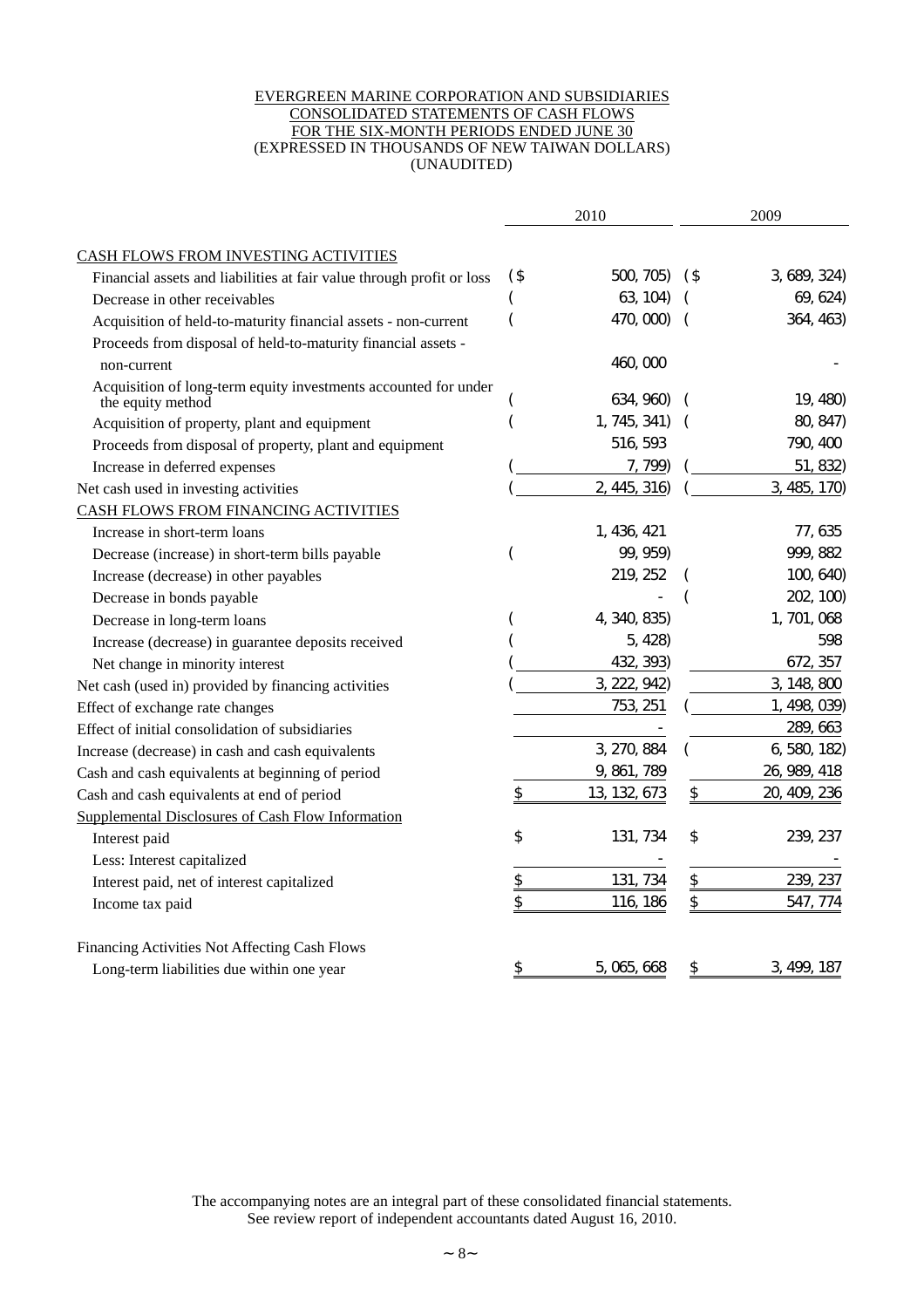EVERGREEN MARINE CORPORATION AND SUBSIDIARIES
CONSOLIDATED STATEMENTS OF CASH FLOWS
FOR THE SIX-MONTH PERIODS ENDED JUNE 30
(EXPRESSED IN THOUSANDS OF NEW TAIWAN DOLLARS)
(UNAUDITED)

| | 2010 | 2009 |
|---|---|---|
| CASH FLOWS FROM INVESTING ACTIVITIES | | |
| Financial assets and liabilities at fair value through profit or loss | ($ 500,705) | ($ 3,689,324) |
| Decrease in other receivables | ( 63,104) | ( 69,624) |
| Acquisition of held-to-maturity financial assets - non-current | ( 470,000) | ( 364,463) |
| Proceeds from disposal of held-to-maturity financial assets - non-current | 460,000 | - |
| Acquisition of long-term equity investments accounted for under the equity method | ( 634,960) | ( 19,480) |
| Acquisition of property, plant and equipment | ( 1,745,341) | ( 80,847) |
| Proceeds from disposal of property, plant and equipment | 516,593 | 790,400 |
| Increase in deferred expenses | ( 7,799) | ( 51,832) |
| Net cash used in investing activities | ( 2,445,316) | ( 3,485,170) |
| CASH FLOWS FROM FINANCING ACTIVITIES | | |
| Increase in short-term loans | 1,436,421 | 77,635 |
| Decrease (increase) in short-term bills payable | ( 99,959) | 999,882 |
| Increase (decrease) in other payables | 219,252 | ( 100,640) |
| Decrease in bonds payable | - | ( 202,100) |
| Decrease in long-term loans | ( 4,340,835) | 1,701,068 |
| Increase (decrease) in guarantee deposits received | ( 5,428) | 598 |
| Net change in minority interest | ( 432,393) | 672,357 |
| Net cash (used in) provided by financing activities | ( 3,222,942) | 3,148,800 |
| Effect of exchange rate changes | 753,251 | ( 1,498,039) |
| Effect of initial consolidation of subsidiaries | - | 289,663 |
| Increase (decrease) in cash and cash equivalents | 3,270,884 | ( 6,580,182) |
| Cash and cash equivalents at beginning of period | 9,861,789 | 26,989,418 |
| Cash and cash equivalents at end of period | $ 13,132,673 | $ 20,409,236 |
| Supplemental Disclosures of Cash Flow Information | | |
| Interest paid | $ 131,734 | $ 239,237 |
| Less: Interest capitalized | - | - |
| Interest paid, net of interest capitalized | $ 131,734 | $ 239,237 |
| Income tax paid | $ 116,186 | $ 547,774 |
| Financing Activities Not Affecting Cash Flows | | |
| Long-term liabilities due within one year | $ 5,065,668 | $ 3,499,187 |

The accompanying notes are an integral part of these consolidated financial statements.
See review report of independent accountants dated August 16, 2010.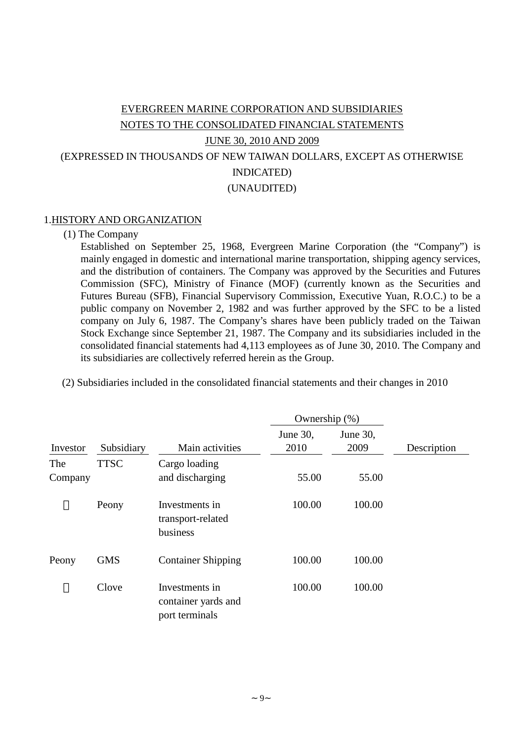EVERGREEN MARINE CORPORATION AND SUBSIDIARIES
NOTES TO THE CONSOLIDATED FINANCIAL STATEMENTS
JUNE 30, 2010 AND 2009
(EXPRESSED IN THOUSANDS OF NEW TAIWAN DOLLARS, EXCEPT AS OTHERWISE INDICATED)
(UNAUDITED)

## 1. HISTORY AND ORGANIZATION

(1) The Company

Established on September 25, 1968, Evergreen Marine Corporation (the "Company") is mainly engaged in domestic and international marine transportation, shipping agency services, and the distribution of containers. The Company was approved by the Securities and Futures Commission (SFC), Ministry of Finance (MOF) (currently known as the Securities and Futures Bureau (SFB), Financial Supervisory Commission, Executive Yuan, R.O.C.) to be a public company on November 2, 1982 and was further approved by the SFC to be a listed company on July 6, 1987. The Company's shares have been publicly traded on the Taiwan Stock Exchange since September 21, 1987. The Company and its subsidiaries included in the consolidated financial statements had 4,113 employees as of June 30, 2010. The Company and its subsidiaries are collectively referred herein as the Group.

(2) Subsidiaries included in the consolidated financial statements and their changes in 2010

| | | | Ownership (%) | | |
|---|---|---|---|---|---|
| Investor | Subsidiary | Main activities | June 30, 2010 | June 30, 2009 | Description |
| The Company | TTSC | Cargo loading and discharging | 55.00 | 55.00 | |
| 〃 | Peony | Investments in transport-related business | 100.00 | 100.00 | |
| Peony | GMS | Container Shipping | 100.00 | 100.00 | |
| 〃 | Clove | Investments in container yards and port terminals | 100.00 | 100.00 | |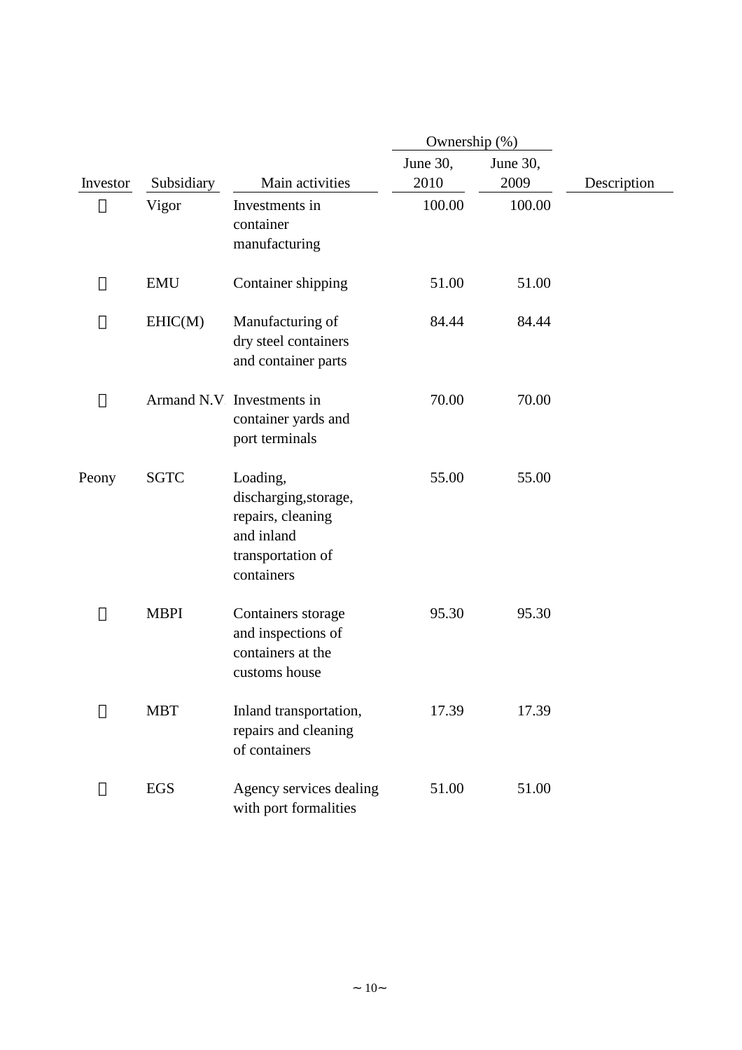| Investor | Subsidiary | Main activities | Ownership (%) June 30, 2010 | Ownership (%) June 30, 2009 | Description |
|---|---|---|---|---|---|
| 〃 | Vigor | Investments in container manufacturing | 100.00 | 100.00 | |
| 〃 | EMU | Container shipping | 51.00 | 51.00 | |
| 〃 | EHIC(M) | Manufacturing of dry steel containers and container parts | 84.44 | 84.44 | |
| 〃 | Armand N.V | Investments in container yards and port terminals | 70.00 | 70.00 | |
| Peony | SGTC | Loading, discharging,storage, repairs, cleaning and inland transportation of containers | 55.00 | 55.00 | |
| 〃 | MBPI | Containers storage and inspections of containers at the customs house | 95.30 | 95.30 | |
| 〃 | MBT | Inland transportation, repairs and cleaning of containers | 17.39 | 17.39 | |
| 〃 | EGS | Agency services dealing with port formalities | 51.00 | 51.00 | |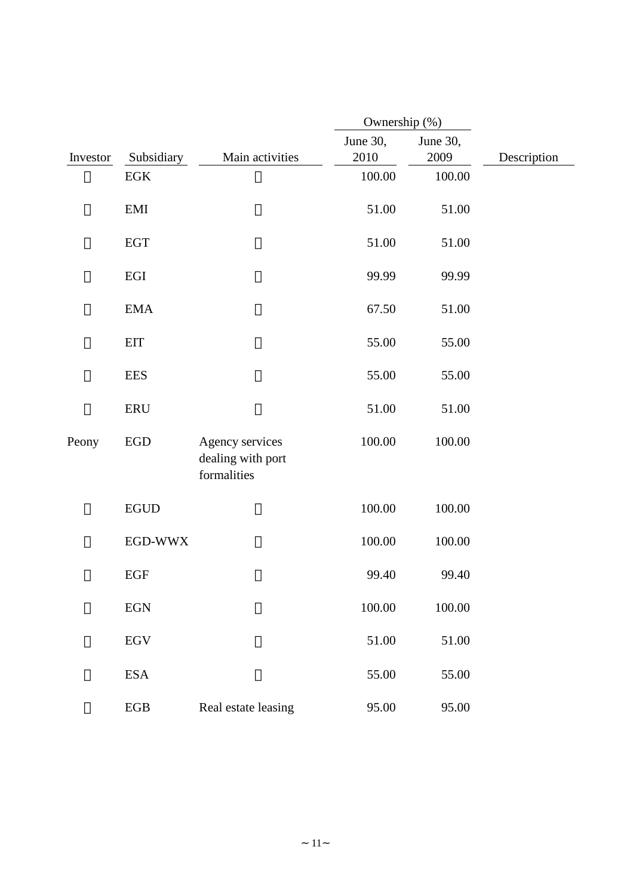| Investor | Subsidiary | Main activities | Ownership (%) June 30, 2010 | Ownership (%) June 30, 2009 | Description |
|---|---|---|---|---|---|
| 〃 | EGK | 〃 | 100.00 | 100.00 | |
| 〃 | EMI | 〃 | 51.00 | 51.00 | |
| 〃 | EGT | 〃 | 51.00 | 51.00 | |
| 〃 | EGI | 〃 | 99.99 | 99.99 | |
| 〃 | EMA | 〃 | 67.50 | 51.00 | |
| 〃 | EIT | 〃 | 55.00 | 55.00 | |
| 〃 | EES | 〃 | 55.00 | 55.00 | |
| 〃 | ERU | 〃 | 51.00 | 51.00 | |
| Peony | EGD | Agency services dealing with port formalities | 100.00 | 100.00 | |
| 〃 | EGUD | 〃 | 100.00 | 100.00 | |
| 〃 | EGD-WWX | 〃 | 100.00 | 100.00 | |
| 〃 | EGF | 〃 | 99.40 | 99.40 | |
| 〃 | EGN | 〃 | 100.00 | 100.00 | |
| 〃 | EGV | 〃 | 51.00 | 51.00 | |
| 〃 | ESA | 〃 | 55.00 | 55.00 | |
| 〃 | EGB | Real estate leasing | 95.00 | 95.00 | |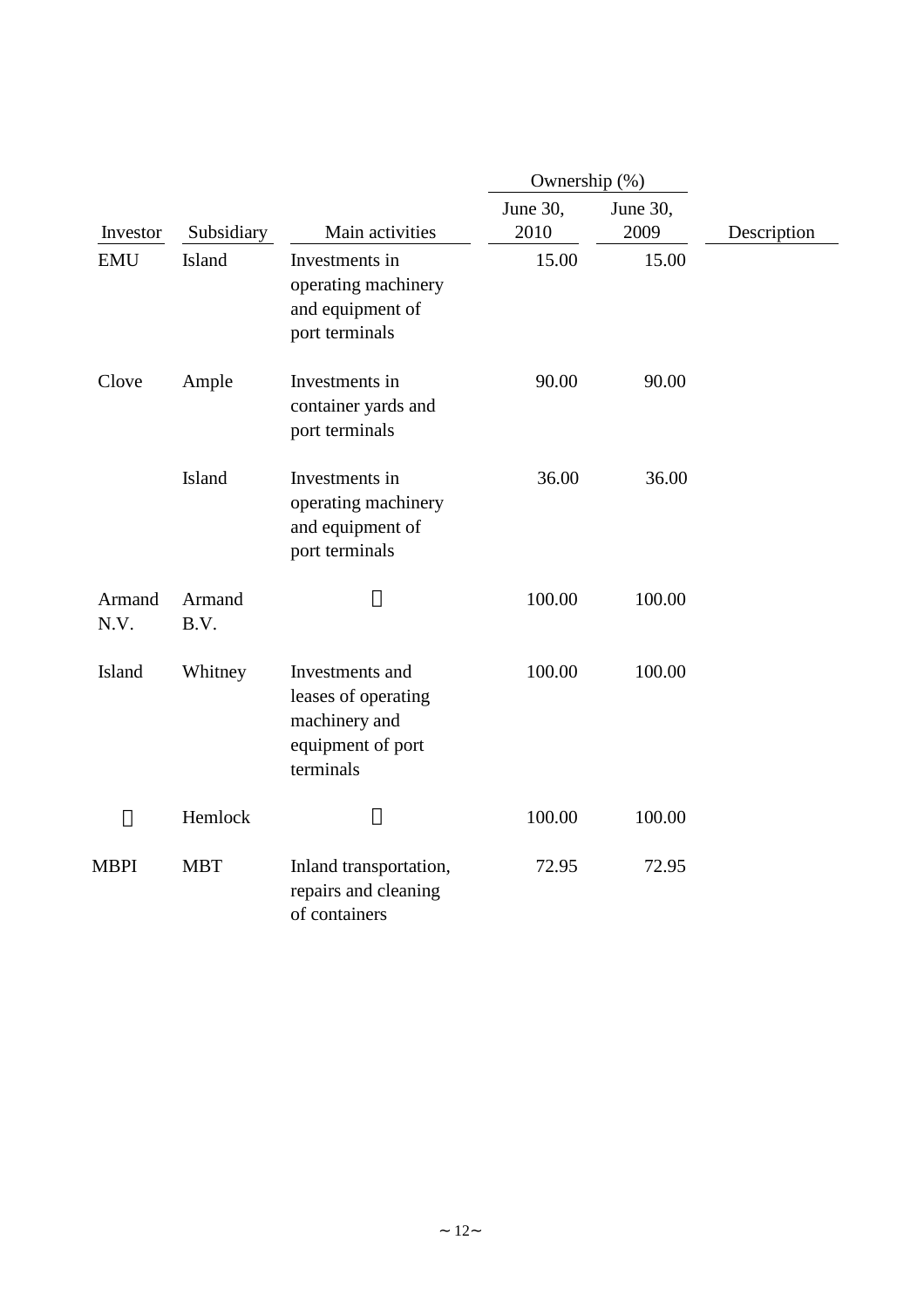| Investor | Subsidiary | Main activities | Ownership (%) | | Description |
|---|---|---|---|---|---|
| | | | June 30, 2010 | June 30, 2009 | |
| EMU | Island | Investments in operating machinery and equipment of port terminals | 15.00 | 15.00 | |
| Clove | Ample | Investments in container yards and port terminals | 90.00 | 90.00 | |
| | Island | Investments in operating machinery and equipment of port terminals | 36.00 | 36.00 | |
| Armand N.V. | Armand B.V. | 〃 | 100.00 | 100.00 | |
| Island | Whitney | Investments and leases of operating machinery and equipment of port terminals | 100.00 | 100.00 | |
| 〃 | Hemlock | 〃 | 100.00 | 100.00 | |
| MBPI | MBT | Inland transportation, repairs and cleaning of containers | 72.95 | 72.95 | |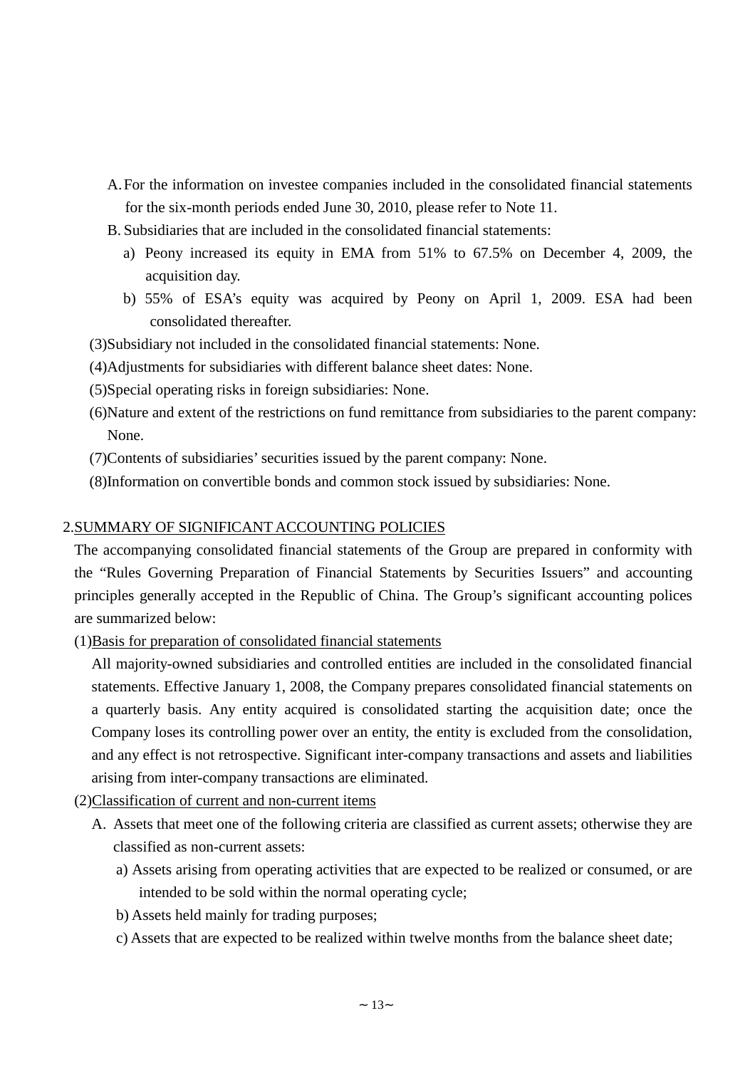A. For the information on investee companies included in the consolidated financial statements for the six-month periods ended June 30, 2010, please refer to Note 11.

B. Subsidiaries that are included in the consolidated financial statements:

a) Peony increased its equity in EMA from 51% to 67.5% on December 4, 2009, the acquisition day.

b) 55% of ESA's equity was acquired by Peony on April 1, 2009. ESA had been consolidated thereafter.

(3)Subsidiary not included in the consolidated financial statements: None.

(4)Adjustments for subsidiaries with different balance sheet dates: None.

(5)Special operating risks in foreign subsidiaries: None.

(6)Nature and extent of the restrictions on fund remittance from subsidiaries to the parent company: None.

(7)Contents of subsidiaries' securities issued by the parent company: None.

(8)Information on convertible bonds and common stock issued by subsidiaries: None.

## 2.SUMMARY OF SIGNIFICANT ACCOUNTING POLICIES

The accompanying consolidated financial statements of the Group are prepared in conformity with the "Rules Governing Preparation of Financial Statements by Securities Issuers" and accounting principles generally accepted in the Republic of China. The Group's significant accounting polices are summarized below:

(1)Basis for preparation of consolidated financial statements

All majority-owned subsidiaries and controlled entities are included in the consolidated financial statements. Effective January 1, 2008, the Company prepares consolidated financial statements on a quarterly basis. Any entity acquired is consolidated starting the acquisition date; once the Company loses its controlling power over an entity, the entity is excluded from the consolidation, and any effect is not retrospective. Significant inter-company transactions and assets and liabilities arising from inter-company transactions are eliminated.

(2)Classification of current and non-current items

A. Assets that meet one of the following criteria are classified as current assets; otherwise they are classified as non-current assets:

a) Assets arising from operating activities that are expected to be realized or consumed, or are intended to be sold within the normal operating cycle;

b) Assets held mainly for trading purposes;

c) Assets that are expected to be realized within twelve months from the balance sheet date;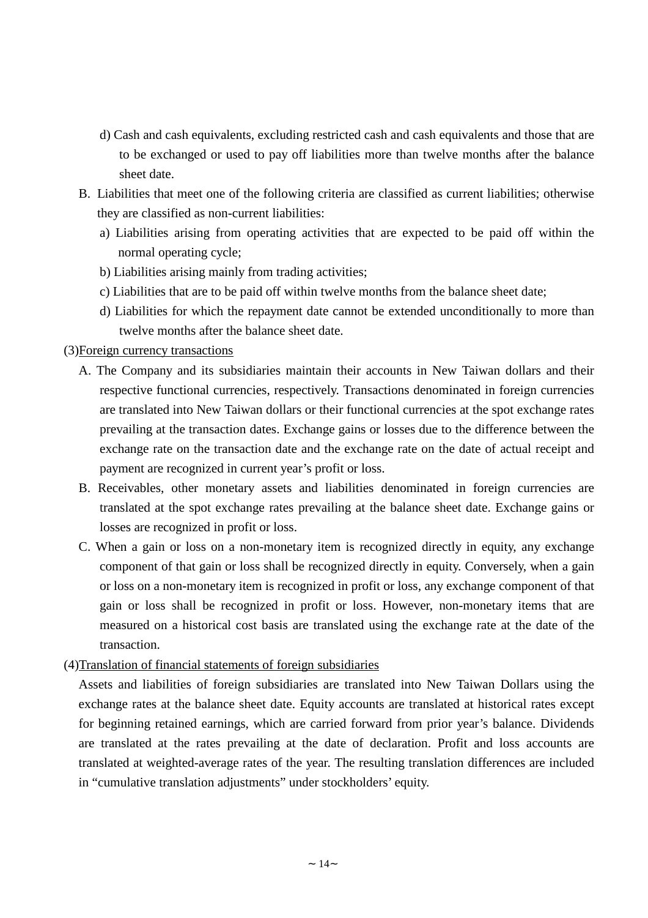d) Cash and cash equivalents, excluding restricted cash and cash equivalents and those that are to be exchanged or used to pay off liabilities more than twelve months after the balance sheet date.

B. Liabilities that meet one of the following criteria are classified as current liabilities; otherwise they are classified as non-current liabilities:

a) Liabilities arising from operating activities that are expected to be paid off within the normal operating cycle;

b) Liabilities arising mainly from trading activities;

c) Liabilities that are to be paid off within twelve months from the balance sheet date;

d) Liabilities for which the repayment date cannot be extended unconditionally to more than twelve months after the balance sheet date.

(3)Foreign currency transactions

A. The Company and its subsidiaries maintain their accounts in New Taiwan dollars and their respective functional currencies, respectively. Transactions denominated in foreign currencies are translated into New Taiwan dollars or their functional currencies at the spot exchange rates prevailing at the transaction dates. Exchange gains or losses due to the difference between the exchange rate on the transaction date and the exchange rate on the date of actual receipt and payment are recognized in current year's profit or loss.

B. Receivables, other monetary assets and liabilities denominated in foreign currencies are translated at the spot exchange rates prevailing at the balance sheet date. Exchange gains or losses are recognized in profit or loss.

C. When a gain or loss on a non-monetary item is recognized directly in equity, any exchange component of that gain or loss shall be recognized directly in equity. Conversely, when a gain or loss on a non-monetary item is recognized in profit or loss, any exchange component of that gain or loss shall be recognized in profit or loss. However, non-monetary items that are measured on a historical cost basis are translated using the exchange rate at the date of the transaction.

(4)Translation of financial statements of foreign subsidiaries

Assets and liabilities of foreign subsidiaries are translated into New Taiwan Dollars using the exchange rates at the balance sheet date. Equity accounts are translated at historical rates except for beginning retained earnings, which are carried forward from prior year's balance. Dividends are translated at the rates prevailing at the date of declaration. Profit and loss accounts are translated at weighted-average rates of the year. The resulting translation differences are included in "cumulative translation adjustments" under stockholders' equity.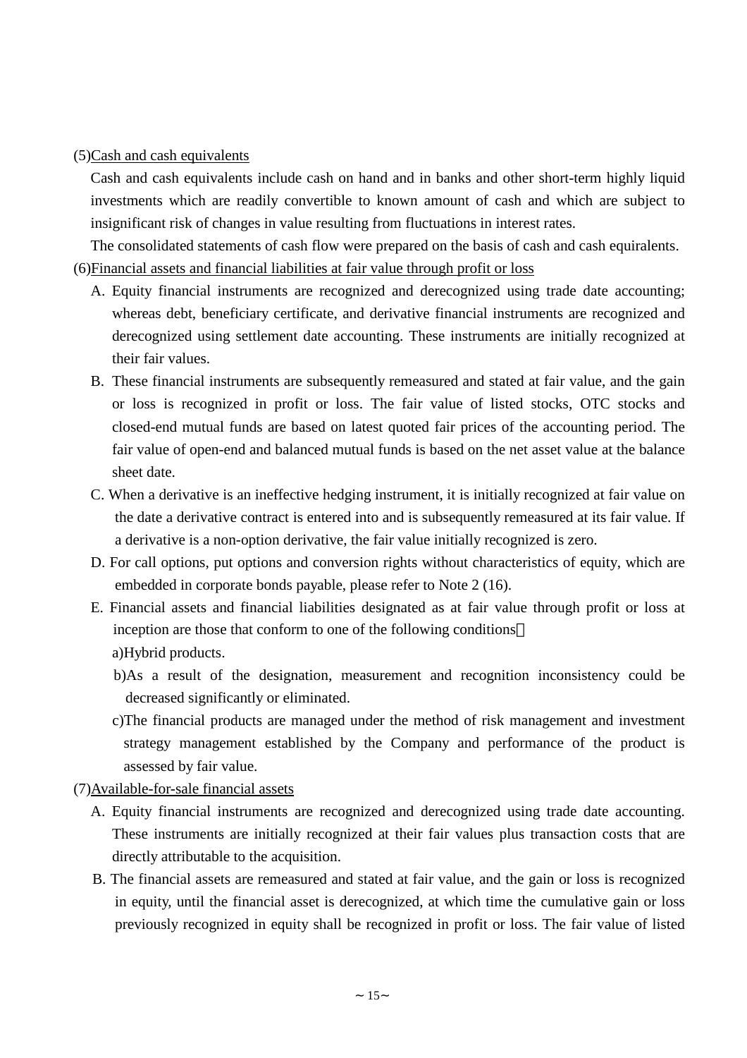(5)<u>Cash and cash equivalents</u>

Cash and cash equivalents include cash on hand and in banks and other short-term highly liquid investments which are readily convertible to known amount of cash and which are subject to insignificant risk of changes in value resulting from fluctuations in interest rates.

The consolidated statements of cash flow were prepared on the basis of cash and cash equiralents.

(6)<u>Financial assets and financial liabilities at fair value through profit or loss</u>

A. Equity financial instruments are recognized and derecognized using trade date accounting; whereas debt, beneficiary certificate, and derivative financial instruments are recognized and derecognized using settlement date accounting. These instruments are initially recognized at their fair values.

B. These financial instruments are subsequently remeasured and stated at fair value, and the gain or loss is recognized in profit or loss. The fair value of listed stocks, OTC stocks and closed-end mutual funds are based on latest quoted fair prices of the accounting period. The fair value of open-end and balanced mutual funds is based on the net asset value at the balance sheet date.

C. When a derivative is an ineffective hedging instrument, it is initially recognized at fair value on the date a derivative contract is entered into and is subsequently remeasured at its fair value. If a derivative is a non-option derivative, the fair value initially recognized is zero.

D. For call options, put options and conversion rights without characteristics of equity, which are embedded in corporate bonds payable, please refer to Note 2 (16).

E. Financial assets and financial liabilities designated as at fair value through profit or loss at inception are those that conform to one of the following conditions：

a)Hybrid products.

b)As a result of the designation, measurement and recognition inconsistency could be decreased significantly or eliminated.

c)The financial products are managed under the method of risk management and investment strategy management established by the Company and performance of the product is assessed by fair value.

(7)<u>Available-for-sale financial assets</u>

A. Equity financial instruments are recognized and derecognized using trade date accounting. These instruments are initially recognized at their fair values plus transaction costs that are directly attributable to the acquisition.

B. The financial assets are remeasured and stated at fair value, and the gain or loss is recognized in equity, until the financial asset is derecognized, at which time the cumulative gain or loss previously recognized in equity shall be recognized in profit or loss. The fair value of listed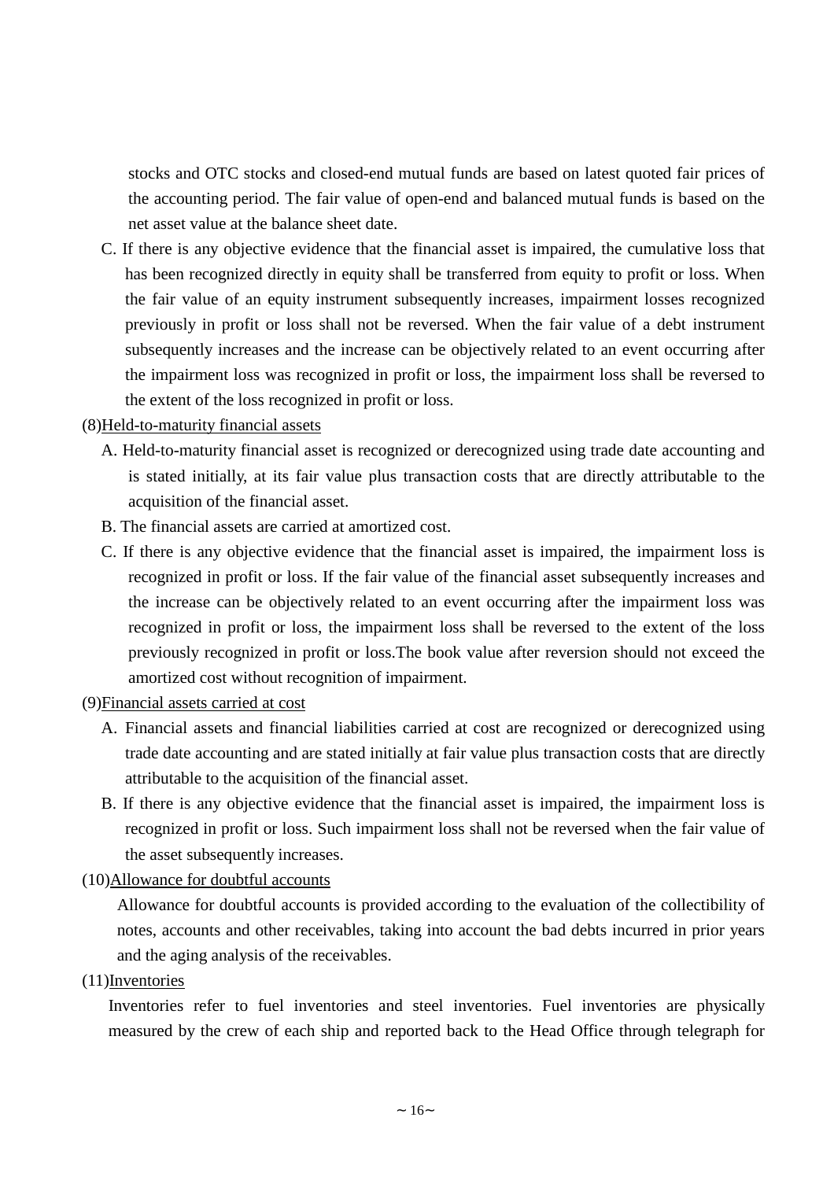stocks and OTC stocks and closed-end mutual funds are based on latest quoted fair prices of the accounting period. The fair value of open-end and balanced mutual funds is based on the net asset value at the balance sheet date.

C. If there is any objective evidence that the financial asset is impaired, the cumulative loss that has been recognized directly in equity shall be transferred from equity to profit or loss. When the fair value of an equity instrument subsequently increases, impairment losses recognized previously in profit or loss shall not be reversed. When the fair value of a debt instrument subsequently increases and the increase can be objectively related to an event occurring after the impairment loss was recognized in profit or loss, the impairment loss shall be reversed to the extent of the loss recognized in profit or loss.

(8)Held-to-maturity financial assets

A. Held-to-maturity financial asset is recognized or derecognized using trade date accounting and is stated initially, at its fair value plus transaction costs that are directly attributable to the acquisition of the financial asset.

B. The financial assets are carried at amortized cost.

C. If there is any objective evidence that the financial asset is impaired, the impairment loss is recognized in profit or loss. If the fair value of the financial asset subsequently increases and the increase can be objectively related to an event occurring after the impairment loss was recognized in profit or loss, the impairment loss shall be reversed to the extent of the loss previously recognized in profit or loss.The book value after reversion should not exceed the amortized cost without recognition of impairment.

(9)Financial assets carried at cost

A. Financial assets and financial liabilities carried at cost are recognized or derecognized using trade date accounting and are stated initially at fair value plus transaction costs that are directly attributable to the acquisition of the financial asset.

B. If there is any objective evidence that the financial asset is impaired, the impairment loss is recognized in profit or loss. Such impairment loss shall not be reversed when the fair value of the asset subsequently increases.

(10)Allowance for doubtful accounts

Allowance for doubtful accounts is provided according to the evaluation of the collectibility of notes, accounts and other receivables, taking into account the bad debts incurred in prior years and the aging analysis of the receivables.

(11)Inventories

Inventories refer to fuel inventories and steel inventories. Fuel inventories are physically measured by the crew of each ship and reported back to the Head Office through telegraph for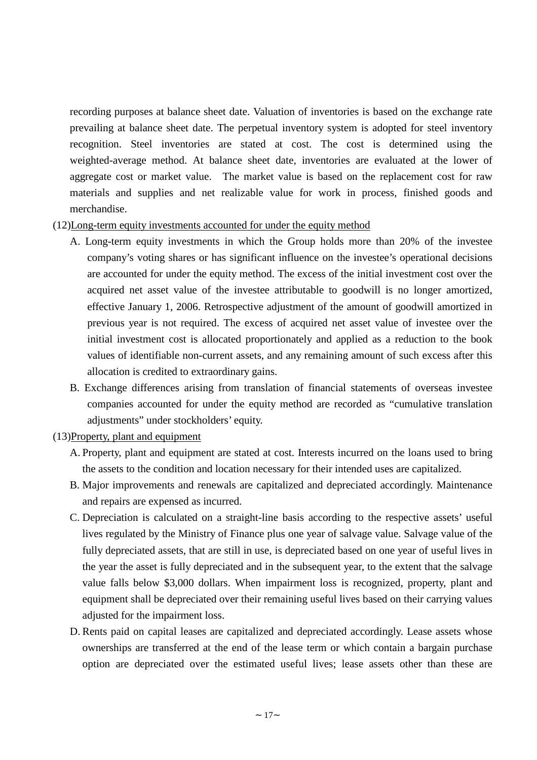recording purposes at balance sheet date. Valuation of inventories is based on the exchange rate prevailing at balance sheet date. The perpetual inventory system is adopted for steel inventory recognition. Steel inventories are stated at cost. The cost is determined using the weighted-average method. At balance sheet date, inventories are evaluated at the lower of aggregate cost or market value. The market value is based on the replacement cost for raw materials and supplies and net realizable value for work in process, finished goods and merchandise.

(12)<u>Long-term equity investments accounted for under the equity method</u>

A. Long-term equity investments in which the Group holds more than 20% of the investee company's voting shares or has significant influence on the investee's operational decisions are accounted for under the equity method. The excess of the initial investment cost over the acquired net asset value of the investee attributable to goodwill is no longer amortized, effective January 1, 2006. Retrospective adjustment of the amount of goodwill amortized in previous year is not required. The excess of acquired net asset value of investee over the initial investment cost is allocated proportionately and applied as a reduction to the book values of identifiable non-current assets, and any remaining amount of such excess after this allocation is credited to extraordinary gains.

B. Exchange differences arising from translation of financial statements of overseas investee companies accounted for under the equity method are recorded as "cumulative translation adjustments" under stockholders' equity.

(13)<u>Property, plant and equipment</u>

A. Property, plant and equipment are stated at cost. Interests incurred on the loans used to bring the assets to the condition and location necessary for their intended uses are capitalized.

B. Major improvements and renewals are capitalized and depreciated accordingly. Maintenance and repairs are expensed as incurred.

C. Depreciation is calculated on a straight-line basis according to the respective assets' useful lives regulated by the Ministry of Finance plus one year of salvage value. Salvage value of the fully depreciated assets, that are still in use, is depreciated based on one year of useful lives in the year the asset is fully depreciated and in the subsequent year, to the extent that the salvage value falls below $3,000 dollars. When impairment loss is recognized, property, plant and equipment shall be depreciated over their remaining useful lives based on their carrying values adjusted for the impairment loss.

D. Rents paid on capital leases are capitalized and depreciated accordingly. Lease assets whose ownerships are transferred at the end of the lease term or which contain a bargain purchase option are depreciated over the estimated useful lives; lease assets other than these are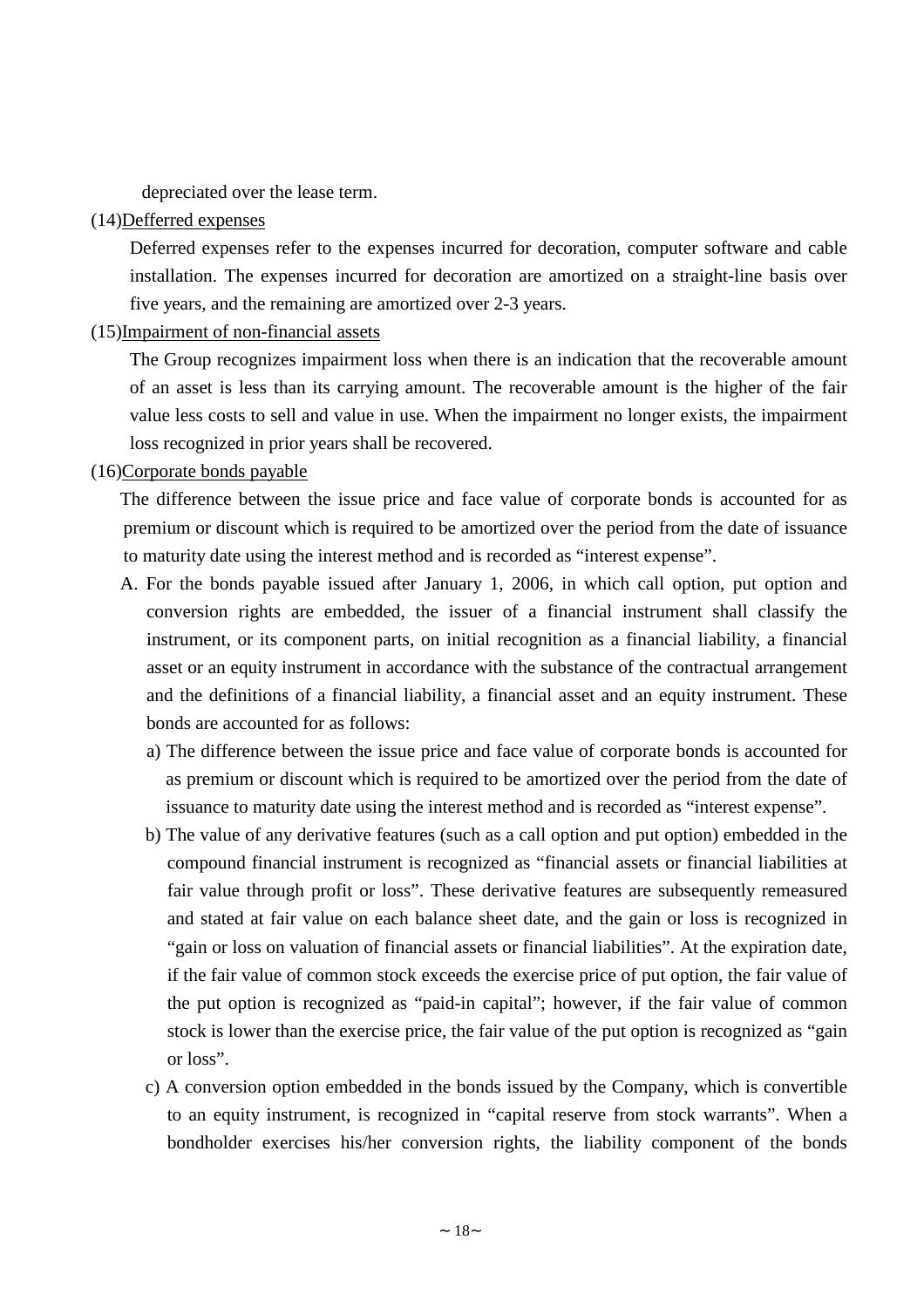depreciated over the lease term.

(14)Defferred expenses

Deferred expenses refer to the expenses incurred for decoration, computer software and cable installation. The expenses incurred for decoration are amortized on a straight-line basis over five years, and the remaining are amortized over 2-3 years.

(15)Impairment of non-financial assets

The Group recognizes impairment loss when there is an indication that the recoverable amount of an asset is less than its carrying amount. The recoverable amount is the higher of the fair value less costs to sell and value in use. When the impairment no longer exists, the impairment loss recognized in prior years shall be recovered.

(16)Corporate bonds payable

The difference between the issue price and face value of corporate bonds is accounted for as premium or discount which is required to be amortized over the period from the date of issuance to maturity date using the interest method and is recorded as "interest expense".

A. For the bonds payable issued after January 1, 2006, in which call option, put option and conversion rights are embedded, the issuer of a financial instrument shall classify the instrument, or its component parts, on initial recognition as a financial liability, a financial asset or an equity instrument in accordance with the substance of the contractual arrangement and the definitions of a financial liability, a financial asset and an equity instrument. These bonds are accounted for as follows:

a) The difference between the issue price and face value of corporate bonds is accounted for as premium or discount which is required to be amortized over the period from the date of issuance to maturity date using the interest method and is recorded as "interest expense".

b) The value of any derivative features (such as a call option and put option) embedded in the compound financial instrument is recognized as "financial assets or financial liabilities at fair value through profit or loss". These derivative features are subsequently remeasured and stated at fair value on each balance sheet date, and the gain or loss is recognized in "gain or loss on valuation of financial assets or financial liabilities". At the expiration date, if the fair value of common stock exceeds the exercise price of put option, the fair value of the put option is recognized as "paid-in capital"; however, if the fair value of common stock is lower than the exercise price, the fair value of the put option is recognized as "gain or loss".

c) A conversion option embedded in the bonds issued by the Company, which is convertible to an equity instrument, is recognized in "capital reserve from stock warrants". When a bondholder exercises his/her conversion rights, the liability component of the bonds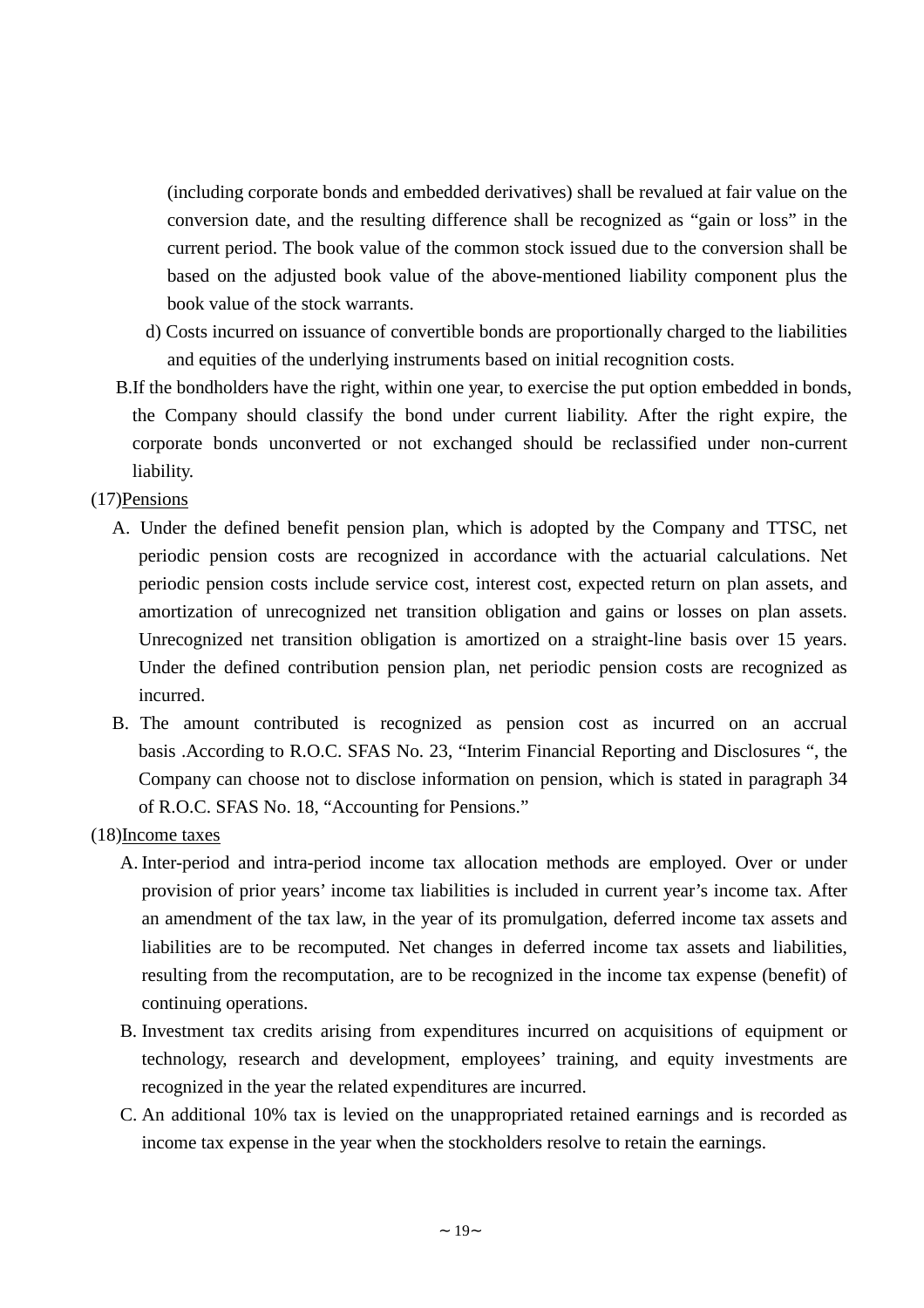(including corporate bonds and embedded derivatives) shall be revalued at fair value on the conversion date, and the resulting difference shall be recognized as "gain or loss" in the current period. The book value of the common stock issued due to the conversion shall be based on the adjusted book value of the above-mentioned liability component plus the book value of the stock warrants.

d) Costs incurred on issuance of convertible bonds are proportionally charged to the liabilities and equities of the underlying instruments based on initial recognition costs.

B. If the bondholders have the right, within one year, to exercise the put option embedded in bonds, the Company should classify the bond under current liability. After the right expire, the corporate bonds unconverted or not exchanged should be reclassified under non-current liability.

(17)<u>Pensions</u>

A. Under the defined benefit pension plan, which is adopted by the Company and TTSC, net periodic pension costs are recognized in accordance with the actuarial calculations. Net periodic pension costs include service cost, interest cost, expected return on plan assets, and amortization of unrecognized net transition obligation and gains or losses on plan assets. Unrecognized net transition obligation is amortized on a straight-line basis over 15 years. Under the defined contribution pension plan, net periodic pension costs are recognized as incurred.

B. The amount contributed is recognized as pension cost as incurred on an accrual basis .According to R.O.C. SFAS No. 23, "Interim Financial Reporting and Disclosures ", the Company can choose not to disclose information on pension, which is stated in paragraph 34 of R.O.C. SFAS No. 18, "Accounting for Pensions."

(18)<u>Income taxes</u>

A. Inter-period and intra-period income tax allocation methods are employed. Over or under provision of prior years' income tax liabilities is included in current year's income tax. After an amendment of the tax law, in the year of its promulgation, deferred income tax assets and liabilities are to be recomputed. Net changes in deferred income tax assets and liabilities, resulting from the recomputation, are to be recognized in the income tax expense (benefit) of continuing operations.

B. Investment tax credits arising from expenditures incurred on acquisitions of equipment or technology, research and development, employees' training, and equity investments are recognized in the year the related expenditures are incurred.

C. An additional 10% tax is levied on the unappropriated retained earnings and is recorded as income tax expense in the year when the stockholders resolve to retain the earnings.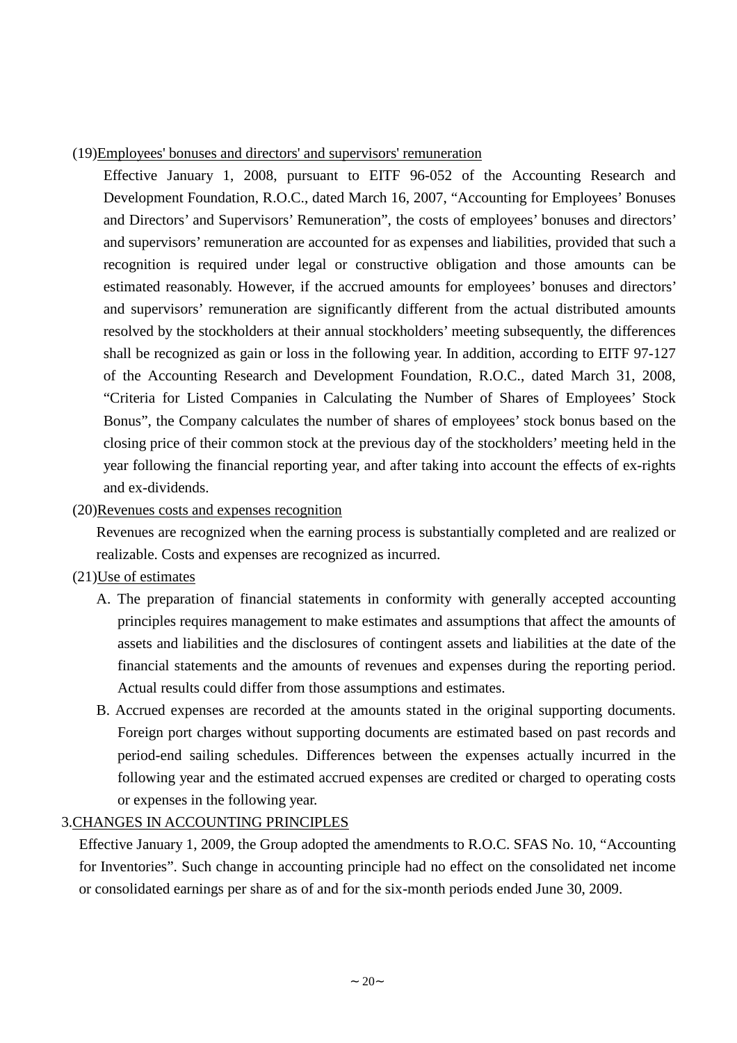(19)<u>Employees' bonuses and directors' and supervisors' remuneration</u>

Effective January 1, 2008, pursuant to EITF 96-052 of the Accounting Research and Development Foundation, R.O.C., dated March 16, 2007, "Accounting for Employees' Bonuses and Directors' and Supervisors' Remuneration", the costs of employees' bonuses and directors' and supervisors' remuneration are accounted for as expenses and liabilities, provided that such a recognition is required under legal or constructive obligation and those amounts can be estimated reasonably. However, if the accrued amounts for employees' bonuses and directors' and supervisors' remuneration are significantly different from the actual distributed amounts resolved by the stockholders at their annual stockholders' meeting subsequently, the differences shall be recognized as gain or loss in the following year. In addition, according to EITF 97-127 of the Accounting Research and Development Foundation, R.O.C., dated March 31, 2008, "Criteria for Listed Companies in Calculating the Number of Shares of Employees' Stock Bonus", the Company calculates the number of shares of employees' stock bonus based on the closing price of their common stock at the previous day of the stockholders' meeting held in the year following the financial reporting year, and after taking into account the effects of ex-rights and ex-dividends.

(20)<u>Revenues costs and expenses recognition</u>

Revenues are recognized when the earning process is substantially completed and are realized or realizable. Costs and expenses are recognized as incurred.

(21)<u>Use of estimates</u>

A. The preparation of financial statements in conformity with generally accepted accounting principles requires management to make estimates and assumptions that affect the amounts of assets and liabilities and the disclosures of contingent assets and liabilities at the date of the financial statements and the amounts of revenues and expenses during the reporting period. Actual results could differ from those assumptions and estimates.

B. Accrued expenses are recorded at the amounts stated in the original supporting documents. Foreign port charges without supporting documents are estimated based on past records and period-end sailing schedules. Differences between the expenses actually incurred in the following year and the estimated accrued expenses are credited or charged to operating costs or expenses in the following year.

3.<u>CHANGES IN ACCOUNTING PRINCIPLES</u>

Effective January 1, 2009, the Group adopted the amendments to R.O.C. SFAS No. 10, "Accounting for Inventories". Such change in accounting principle had no effect on the consolidated net income or consolidated earnings per share as of and for the six-month periods ended June 30, 2009.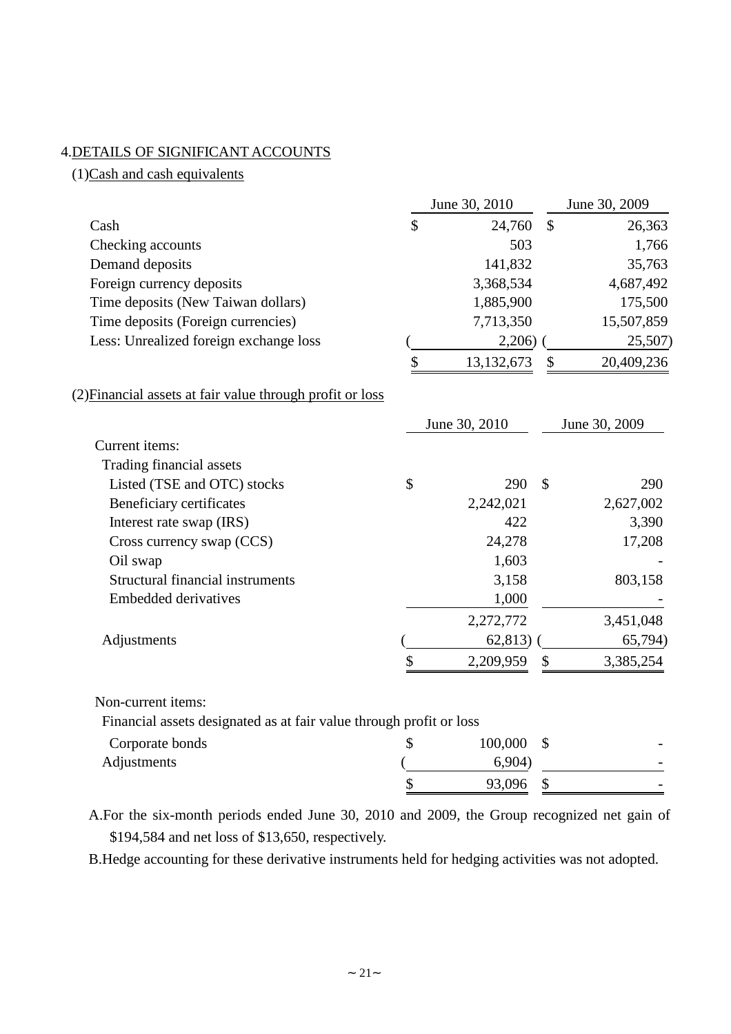## 4.DETAILS OF SIGNIFICANT ACCOUNTS

### (1)Cash and cash equivalents

| | June 30, 2010 | June 30, 2009 |
|---|---|---|
| Cash | $ 24,760 | $ 26,363 |
| Checking accounts | 503 | 1,766 |
| Demand deposits | 141,832 | 35,763 |
| Foreign currency deposits | 3,368,534 | 4,687,492 |
| Time deposits (New Taiwan dollars) | 1,885,900 | 175,500 |
| Time deposits (Foreign currencies) | 7,713,350 | 15,507,859 |
| Less: Unrealized foreign exchange loss | ( 2,206) | ( 25,507) |
| | $ 13,132,673 | $ 20,409,236 |

### (2)Financial assets at fair value through profit or loss

| | June 30, 2010 | June 30, 2009 |
|---|---|---|
| Current items: | | |
| Trading financial assets | | |
| Listed (TSE and OTC) stocks | $ 290 | $ 290 |
| Beneficiary certificates | 2,242,021 | 2,627,002 |
| Interest rate swap (IRS) | 422 | 3,390 |
| Cross currency swap (CCS) | 24,278 | 17,208 |
| Oil swap | 1,603 | - |
| Structural financial instruments | 3,158 | 803,158 |
| Embedded derivatives | 1,000 | - |
| | 2,272,772 | 3,451,048 |
| Adjustments | ( 62,813) | ( 65,794) |
| | $ 2,209,959 | $ 3,385,254 |

| | June 30, 2010 | June 30, 2009 |
|---|---|---|
| Non-current items: | | |
| Financial assets designated as at fair value through profit or loss | | |
| Corporate bonds | $ 100,000 | $ - |
| Adjustments | ( 6,904) | - |
| | $ 93,096 | $ - |

A.For the six-month periods ended June 30, 2010 and 2009, the Group recognized net gain of $194,584 and net loss of $13,650, respectively.

B.Hedge accounting for these derivative instruments held for hedging activities was not adopted.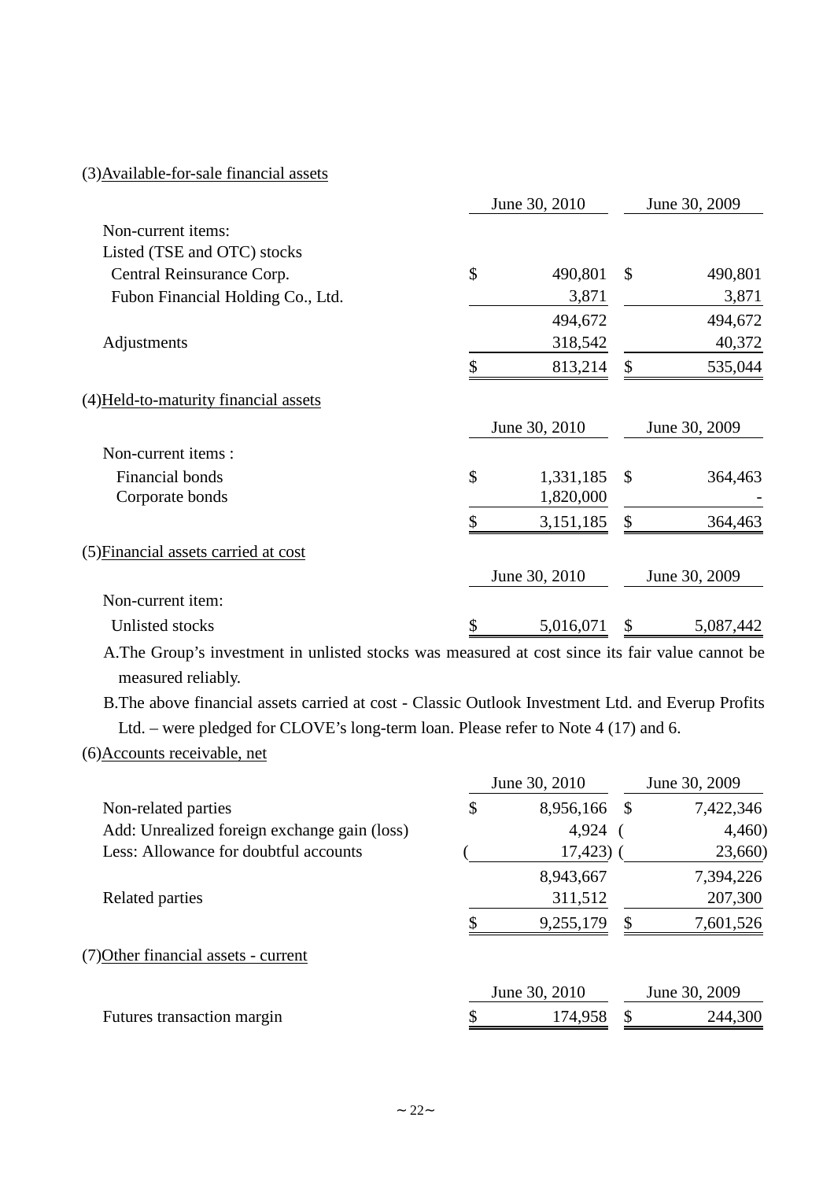(3)Available-for-sale financial assets

| | June 30, 2010 | June 30, 2009 |
|---|---|---|
| Non-current items: | | |
| Listed (TSE and OTC) stocks | | |
| Central Reinsurance Corp. | $ 490,801 | $ 490,801 |
| Fubon Financial Holding Co., Ltd. | 3,871 | 3,871 |
| | 494,672 | 494,672 |
| Adjustments | 318,542 | 40,372 |
| | $ 813,214 | $ 535,044 |

(4)Held-to-maturity financial assets

| | June 30, 2010 | June 30, 2009 |
|---|---|---|
| Non-current items : | | |
| Financial bonds | $ 1,331,185 | $ 364,463 |
| Corporate bonds | 1,820,000 | - |
| | $ 3,151,185 | $ 364,463 |

(5)Financial assets carried at cost

| | June 30, 2010 | June 30, 2009 |
|---|---|---|
| Non-current item: | | |
| Unlisted stocks | $ 5,016,071 | $ 5,087,442 |

A.The Group's investment in unlisted stocks was measured at cost since its fair value cannot be measured reliably.

B.The above financial assets carried at cost - Classic Outlook Investment Ltd. and Everup Profits Ltd. – were pledged for CLOVE's long-term loan. Please refer to Note 4 (17) and 6.

(6)Accounts receivable, net

| | June 30, 2010 | June 30, 2009 |
|---|---|---|
| Non-related parties | $ 8,956,166 | $ 7,422,346 |
| Add: Unrealized foreign exchange gain (loss) | 4,924 | ( 4,460) |
| Less: Allowance for doubtful accounts | ( 17,423) | ( 23,660) |
| | 8,943,667 | 7,394,226 |
| Related parties | 311,512 | 207,300 |
| | $ 9,255,179 | $ 7,601,526 |

(7)Other financial assets - current

| | June 30, 2010 | June 30, 2009 |
|---|---|---|
| Futures transaction margin | $ 174,958 | $ 244,300 |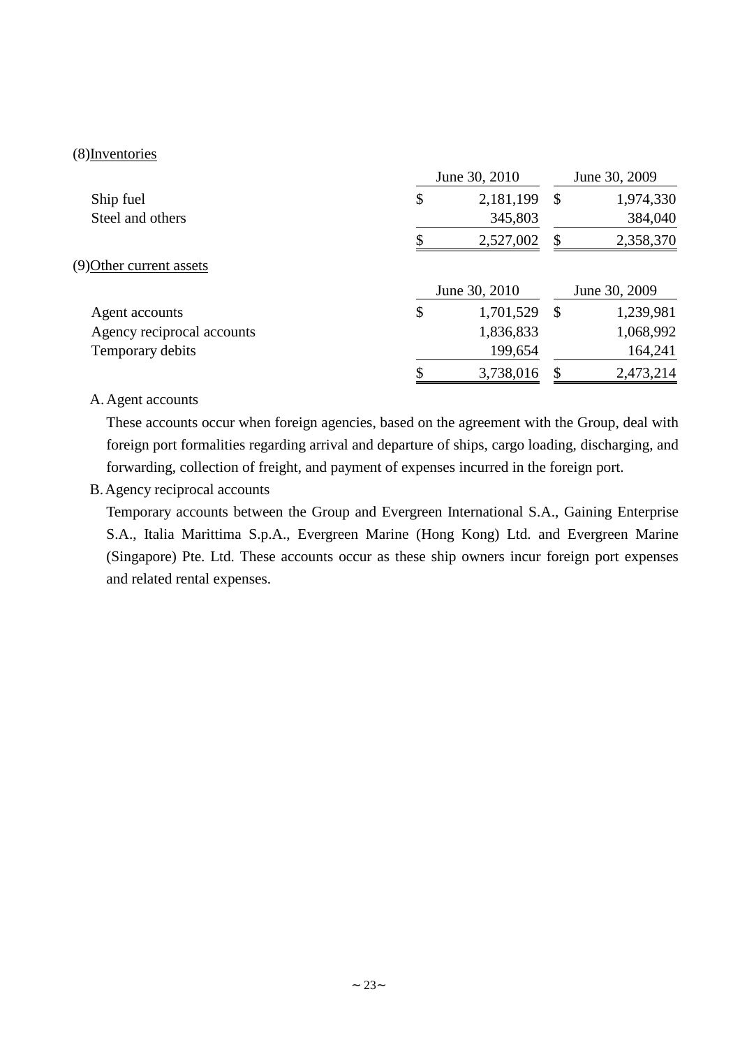(8) Inventories

| | June 30, 2010 | June 30, 2009 |
|---|---|---|
| Ship fuel | $ 2,181,199 | $ 1,974,330 |
| Steel and others | 345,803 | 384,040 |
| | $ 2,527,002 | $ 2,358,370 |

(9) Other current assets

| | June 30, 2010 | June 30, 2009 |
|---|---|---|
| Agent accounts | $ 1,701,529 | $ 1,239,981 |
| Agency reciprocal accounts | 1,836,833 | 1,068,992 |
| Temporary debits | 199,654 | 164,241 |
| | $ 3,738,016 | $ 2,473,214 |

A. Agent accounts

These accounts occur when foreign agencies, based on the agreement with the Group, deal with foreign port formalities regarding arrival and departure of ships, cargo loading, discharging, and forwarding, collection of freight, and payment of expenses incurred in the foreign port.

B. Agency reciprocal accounts

Temporary accounts between the Group and Evergreen International S.A., Gaining Enterprise S.A., Italia Marittima S.p.A., Evergreen Marine (Hong Kong) Ltd. and Evergreen Marine (Singapore) Pte. Ltd. These accounts occur as these ship owners incur foreign port expenses and related rental expenses.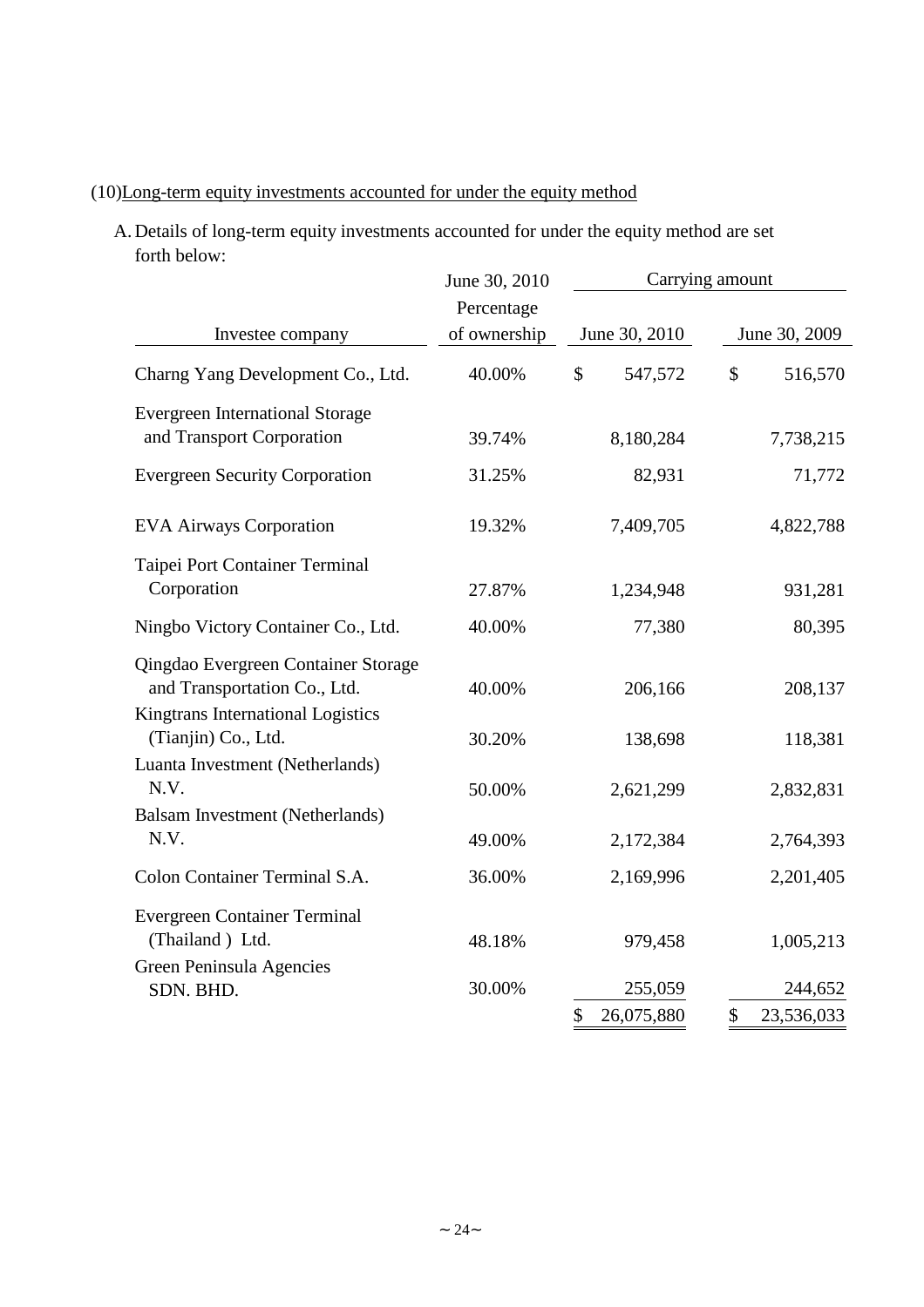(10)Long-term equity investments accounted for under the equity method

A. Details of long-term equity investments accounted for under the equity method are set forth below:

| Investee company | June 30, 2010 Percentage of ownership | Carrying amount June 30, 2010 | Carrying amount June 30, 2009 |
|---|---|---|---|
| Charng Yang Development Co., Ltd. | 40.00% | $ 547,572 | $ 516,570 |
| Evergreen International Storage and Transport Corporation | 39.74% | 8,180,284 | 7,738,215 |
| Evergreen Security Corporation | 31.25% | 82,931 | 71,772 |
| EVA Airways Corporation | 19.32% | 7,409,705 | 4,822,788 |
| Taipei Port Container Terminal Corporation | 27.87% | 1,234,948 | 931,281 |
| Ningbo Victory Container Co., Ltd. | 40.00% | 77,380 | 80,395 |
| Qingdao Evergreen Container Storage and Transportation Co., Ltd. | 40.00% | 206,166 | 208,137 |
| Kingtrans International Logistics (Tianjin) Co., Ltd. | 30.20% | 138,698 | 118,381 |
| Luanta Investment (Netherlands) N.V. | 50.00% | 2,621,299 | 2,832,831 |
| Balsam Investment (Netherlands) N.V. | 49.00% | 2,172,384 | 2,764,393 |
| Colon Container Terminal S.A. | 36.00% | 2,169,996 | 2,201,405 |
| Evergreen Container Terminal (Thailand ) Ltd. | 48.18% | 979,458 | 1,005,213 |
| Green Peninsula Agencies SDN. BHD. | 30.00% | 255,059 | 244,652 |
| | | $ 26,075,880 | $ 23,536,033 |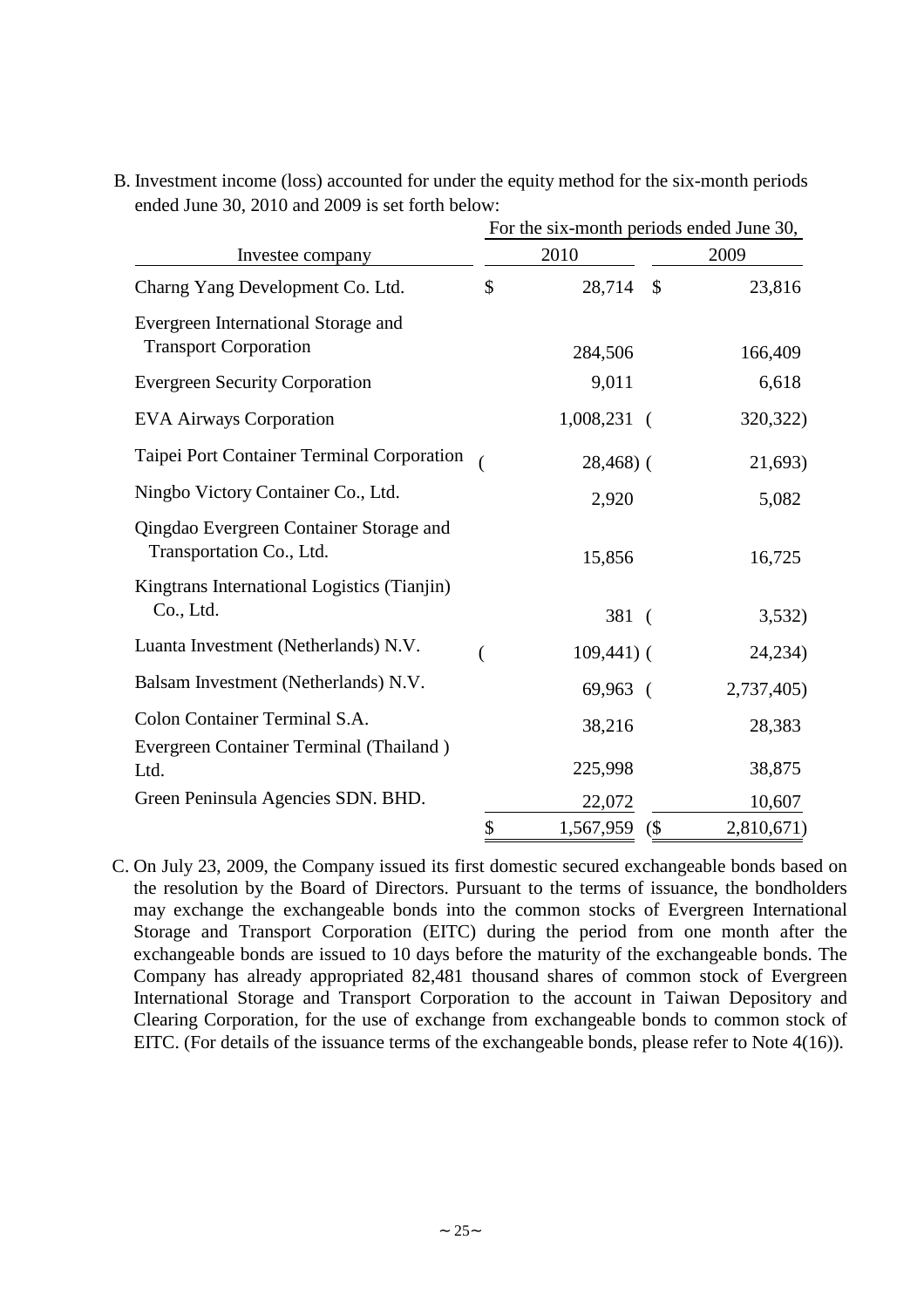B. Investment income (loss) accounted for under the equity method for the six-month periods ended June 30, 2010 and 2009 is set forth below:

| Investee company | For the six-month periods ended June 30, 2010 | 2009 |
|---|---|---|
| Charng Yang Development Co. Ltd. | $ 28,714 | $ 23,816 |
| Evergreen International Storage and Transport Corporation | 284,506 | 166,409 |
| Evergreen Security Corporation | 9,011 | 6,618 |
| EVA Airways Corporation | 1,008,231 | ( 320,322) |
| Taipei Port Container Terminal Corporation | ( 28,468) | ( 21,693) |
| Ningbo Victory Container Co., Ltd. | 2,920 | 5,082 |
| Qingdao Evergreen Container Storage and Transportation Co., Ltd. | 15,856 | 16,725 |
| Kingtrans International Logistics (Tianjin) Co., Ltd. | 381 | ( 3,532) |
| Luanta Investment (Netherlands) N.V. | ( 109,441) | ( 24,234) |
| Balsam Investment (Netherlands) N.V. | 69,963 | ( 2,737,405) |
| Colon Container Terminal S.A. | 38,216 | 28,383 |
| Evergreen Container Terminal (Thailand ) Ltd. | 225,998 | 38,875 |
| Green Peninsula Agencies SDN. BHD. | 22,072 | 10,607 |
| | $ 1,567,959 | ($ 2,810,671) |

C. On July 23, 2009, the Company issued its first domestic secured exchangeable bonds based on the resolution by the Board of Directors. Pursuant to the terms of issuance, the bondholders may exchange the exchangeable bonds into the common stocks of Evergreen International Storage and Transport Corporation (EITC) during the period from one month after the exchangeable bonds are issued to 10 days before the maturity of the exchangeable bonds. The Company has already appropriated 82,481 thousand shares of common stock of Evergreen International Storage and Transport Corporation to the account in Taiwan Depository and Clearing Corporation, for the use of exchange from exchangeable bonds to common stock of EITC. (For details of the issuance terms of the exchangeable bonds, please refer to Note 4(16)).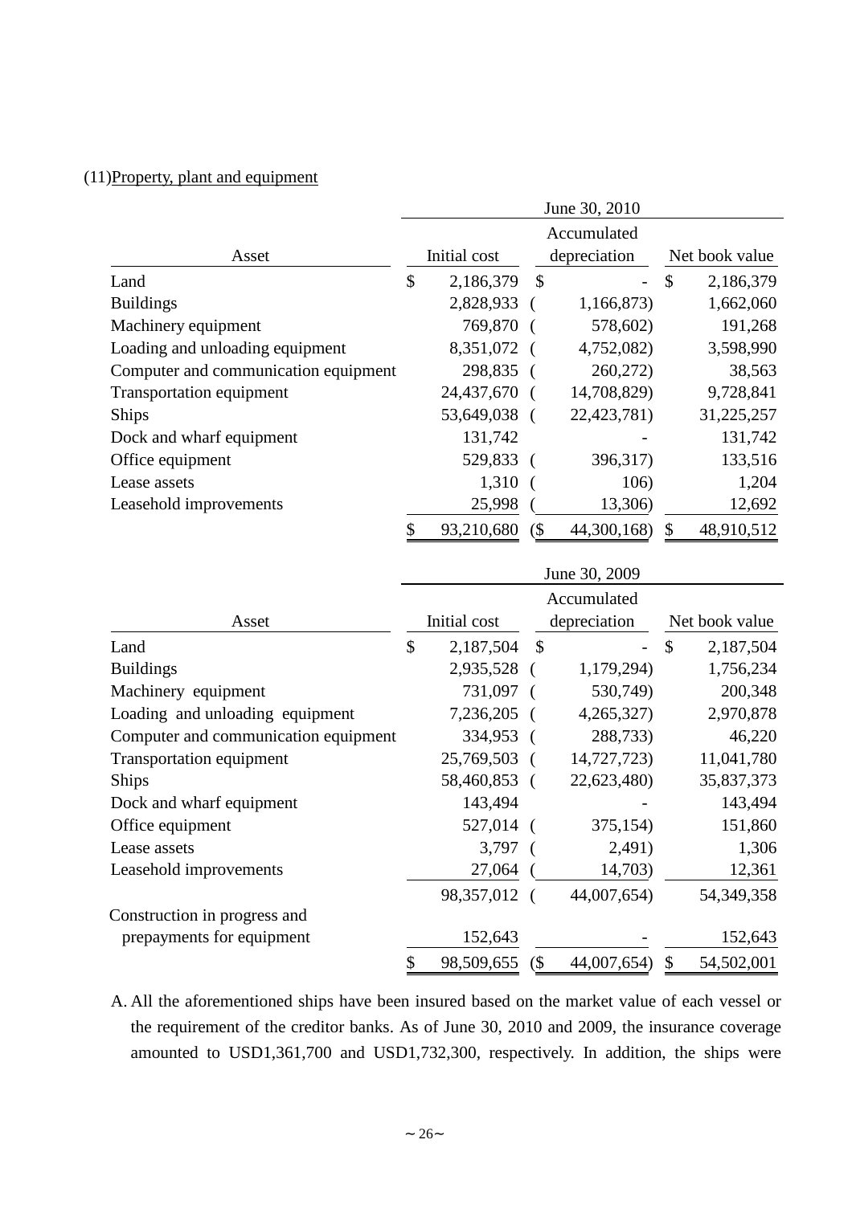(11) Property, plant and equipment

| Asset | June 30, 2010 | | |
|---|---|---|---|
| | Initial cost | Accumulated depreciation | Net book value |
| Land | $ 2,186,379 | $ - | $ 2,186,379 |
| Buildings | 2,828,933 | ( 1,166,873) | 1,662,060 |
| Machinery equipment | 769,870 | ( 578,602) | 191,268 |
| Loading and unloading equipment | 8,351,072 | ( 4,752,082) | 3,598,990 |
| Computer and communication equipment | 298,835 | ( 260,272) | 38,563 |
| Transportation equipment | 24,437,670 | ( 14,708,829) | 9,728,841 |
| Ships | 53,649,038 | ( 22,423,781) | 31,225,257 |
| Dock and wharf equipment | 131,742 | - | 131,742 |
| Office equipment | 529,833 | ( 396,317) | 133,516 |
| Lease assets | 1,310 | ( 106) | 1,204 |
| Leasehold improvements | 25,998 | ( 13,306) | 12,692 |
| | $ 93,210,680 | ($ 44,300,168) | $ 48,910,512 |

| Asset | June 30, 2009 | | |
|---|---|---|---|
| | Initial cost | Accumulated depreciation | Net book value |
| Land | $ 2,187,504 | $ - | $ 2,187,504 |
| Buildings | 2,935,528 | ( 1,179,294) | 1,756,234 |
| Machinery equipment | 731,097 | ( 530,749) | 200,348 |
| Loading and unloading equipment | 7,236,205 | ( 4,265,327) | 2,970,878 |
| Computer and communication equipment | 334,953 | ( 288,733) | 46,220 |
| Transportation equipment | 25,769,503 | ( 14,727,723) | 11,041,780 |
| Ships | 58,460,853 | ( 22,623,480) | 35,837,373 |
| Dock and wharf equipment | 143,494 | - | 143,494 |
| Office equipment | 527,014 | ( 375,154) | 151,860 |
| Lease assets | 3,797 | ( 2,491) | 1,306 |
| Leasehold improvements | 27,064 | ( 14,703) | 12,361 |
| | 98,357,012 | ( 44,007,654) | 54,349,358 |
| Construction in progress and prepayments for equipment | 152,643 | - | 152,643 |
| | $ 98,509,655 | ($ 44,007,654) | $ 54,502,001 |

A. All the aforementioned ships have been insured based on the market value of each vessel or the requirement of the creditor banks. As of June 30, 2010 and 2009, the insurance coverage amounted to USD1,361,700 and USD1,732,300, respectively. In addition, the ships were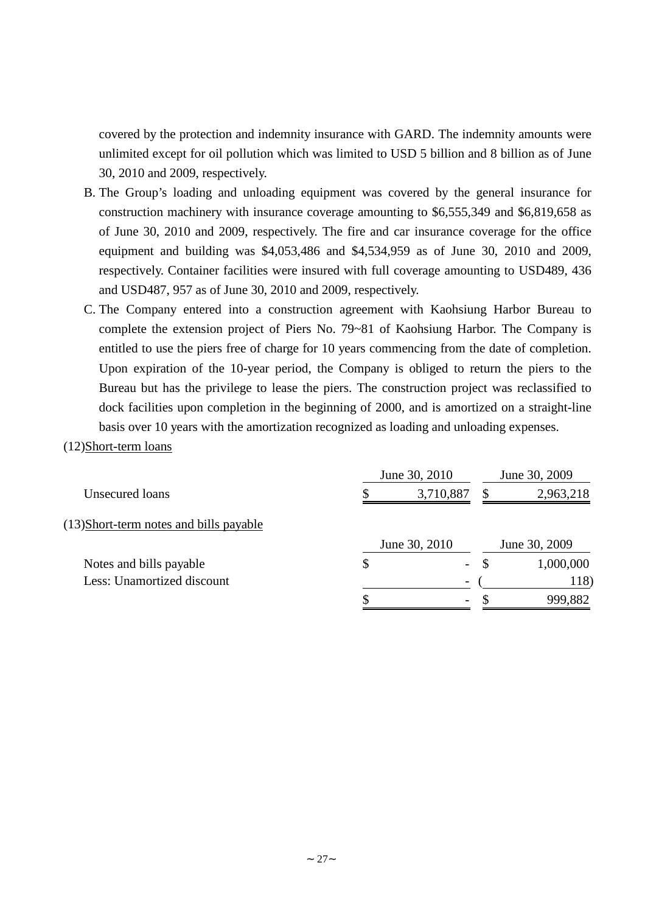covered by the protection and indemnity insurance with GARD. The indemnity amounts were unlimited except for oil pollution which was limited to USD 5 billion and 8 billion as of June 30, 2010 and 2009, respectively.

B. The Group's loading and unloading equipment was covered by the general insurance for construction machinery with insurance coverage amounting to $6,555,349 and $6,819,658 as of June 30, 2010 and 2009, respectively. The fire and car insurance coverage for the office equipment and building was $4,053,486 and $4,534,959 as of June 30, 2010 and 2009, respectively. Container facilities were insured with full coverage amounting to USD489, 436 and USD487, 957 as of June 30, 2010 and 2009, respectively.

C. The Company entered into a construction agreement with Kaohsiung Harbor Bureau to complete the extension project of Piers No. 79~81 of Kaohsiung Harbor. The Company is entitled to use the piers free of charge for 10 years commencing from the date of completion. Upon expiration of the 10-year period, the Company is obliged to return the piers to the Bureau but has the privilege to lease the piers. The construction project was reclassified to dock facilities upon completion in the beginning of 2000, and is amortized on a straight-line basis over 10 years with the amortization recognized as loading and unloading expenses.

(12)Short-term loans

| | June 30, 2010 | June 30, 2009 |
|---|---|---|
| Unsecured loans | $ 3,710,887 | $ 2,963,218 |

(13)Short-term notes and bills payable

| | June 30, 2010 | June 30, 2009 |
|---|---|---|
| Notes and bills payable | $ - | $ 1,000,000 |
| Less: Unamortized discount | - | ( 118) |
| | $ - | $ 999,882 |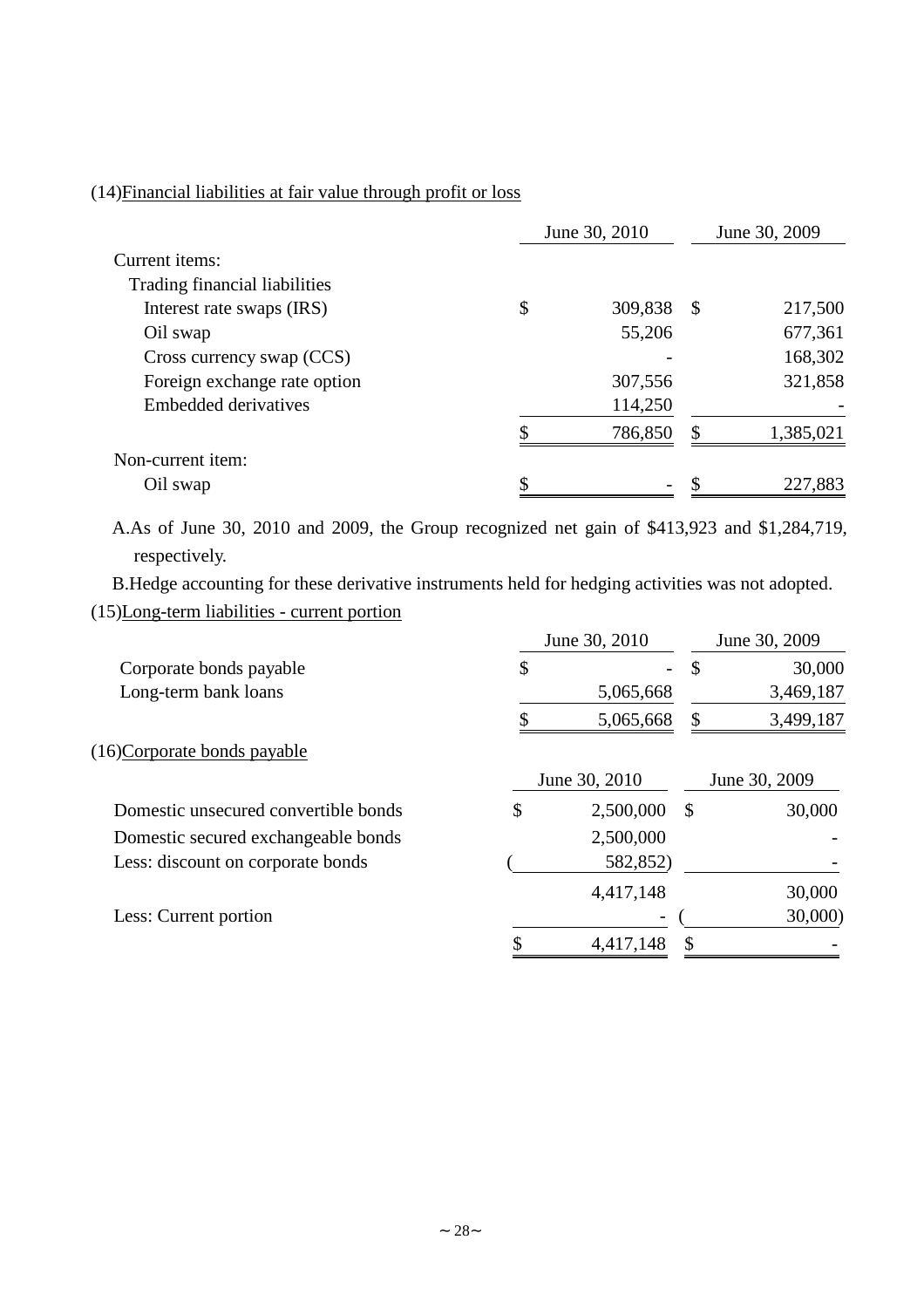(14)Financial liabilities at fair value through profit or loss

| | June 30, 2010 | June 30, 2009 |
|---|---|---|
| Current items: | | |
| Trading financial liabilities | | |
| Interest rate swaps (IRS) | $ 309,838 | $ 217,500 |
| Oil swap | 55,206 | 677,361 |
| Cross currency swap (CCS) | - | 168,302 |
| Foreign exchange rate option | 307,556 | 321,858 |
| Embedded derivatives | 114,250 | - |
| | $ 786,850 | $ 1,385,021 |
| Non-current item: | | |
| Oil swap | $ - | $ 227,883 |

A.As of June 30, 2010 and 2009, the Group recognized net gain of $413,923 and $1,284,719, respectively.

B.Hedge accounting for these derivative instruments held for hedging activities was not adopted.

(15)Long-term liabilities - current portion

| | June 30, 2010 | June 30, 2009 |
|---|---|---|
| Corporate bonds payable | $ - | $ 30,000 |
| Long-term bank loans | 5,065,668 | 3,469,187 |
| | $ 5,065,668 | $ 3,499,187 |

(16)Corporate bonds payable

| | June 30, 2010 | June 30, 2009 |
|---|---|---|
| Domestic unsecured convertible bonds | $ 2,500,000 | $ 30,000 |
| Domestic secured exchangeable bonds | 2,500,000 | - |
| Less: discount on corporate bonds | ( 582,852) | - |
| | 4,417,148 | 30,000 |
| Less: Current portion | - | ( 30,000) |
| | $ 4,417,148 | $ - |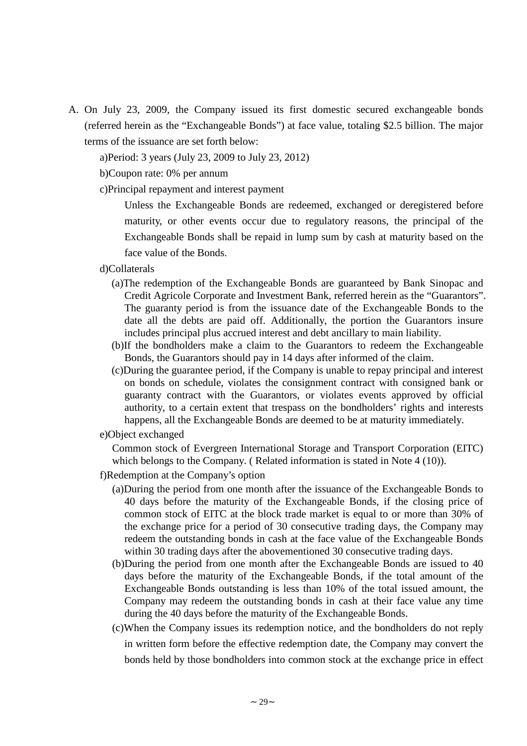A. On July 23, 2009, the Company issued its first domestic secured exchangeable bonds (referred herein as the “Exchangeable Bonds”) at face value, totaling $2.5 billion. The major terms of the issuance are set forth below:

a)Period: 3 years (July 23, 2009 to July 23, 2012)

b)Coupon rate: 0% per annum

c)Principal repayment and interest payment

Unless the Exchangeable Bonds are redeemed, exchanged or deregistered before maturity, or other events occur due to regulatory reasons, the principal of the Exchangeable Bonds shall be repaid in lump sum by cash at maturity based on the face value of the Bonds.

d)Collaterals

(a)The redemption of the Exchangeable Bonds are guaranteed by Bank Sinopac and Credit Agricole Corporate and Investment Bank, referred herein as the “Guarantors”. The guaranty period is from the issuance date of the Exchangeable Bonds to the date all the debts are paid off. Additionally, the portion the Guarantors insure includes principal plus accrued interest and debt ancillary to main liability.

(b)If the bondholders make a claim to the Guarantors to redeem the Exchangeable Bonds, the Guarantors should pay in 14 days after informed of the claim.

(c)During the guarantee period, if the Company is unable to repay principal and interest on bonds on schedule, violates the consignment contract with consigned bank or guaranty contract with the Guarantors, or violates events approved by official authority, to a certain extent that trespass on the bondholders’ rights and interests happens, all the Exchangeable Bonds are deemed to be at maturity immediately.

e)Object exchanged

Common stock of Evergreen International Storage and Transport Corporation (EITC) which belongs to the Company. ( Related information is stated in Note 4 (10)).

f)Redemption at the Company’s option

(a)During the period from one month after the issuance of the Exchangeable Bonds to 40 days before the maturity of the Exchangeable Bonds, if the closing price of common stock of EITC at the block trade market is equal to or more than 30% of the exchange price for a period of 30 consecutive trading days, the Company may redeem the outstanding bonds in cash at the face value of the Exchangeable Bonds within 30 trading days after the abovementioned 30 consecutive trading days.

(b)During the period from one month after the Exchangeable Bonds are issued to 40 days before the maturity of the Exchangeable Bonds, if the total amount of the Exchangeable Bonds outstanding is less than 10% of the total issued amount, the Company may redeem the outstanding bonds in cash at their face value any time during the 40 days before the maturity of the Exchangeable Bonds.

(c)When the Company issues its redemption notice, and the bondholders do not reply in written form before the effective redemption date, the Company may convert the bonds held by those bondholders into common stock at the exchange price in effect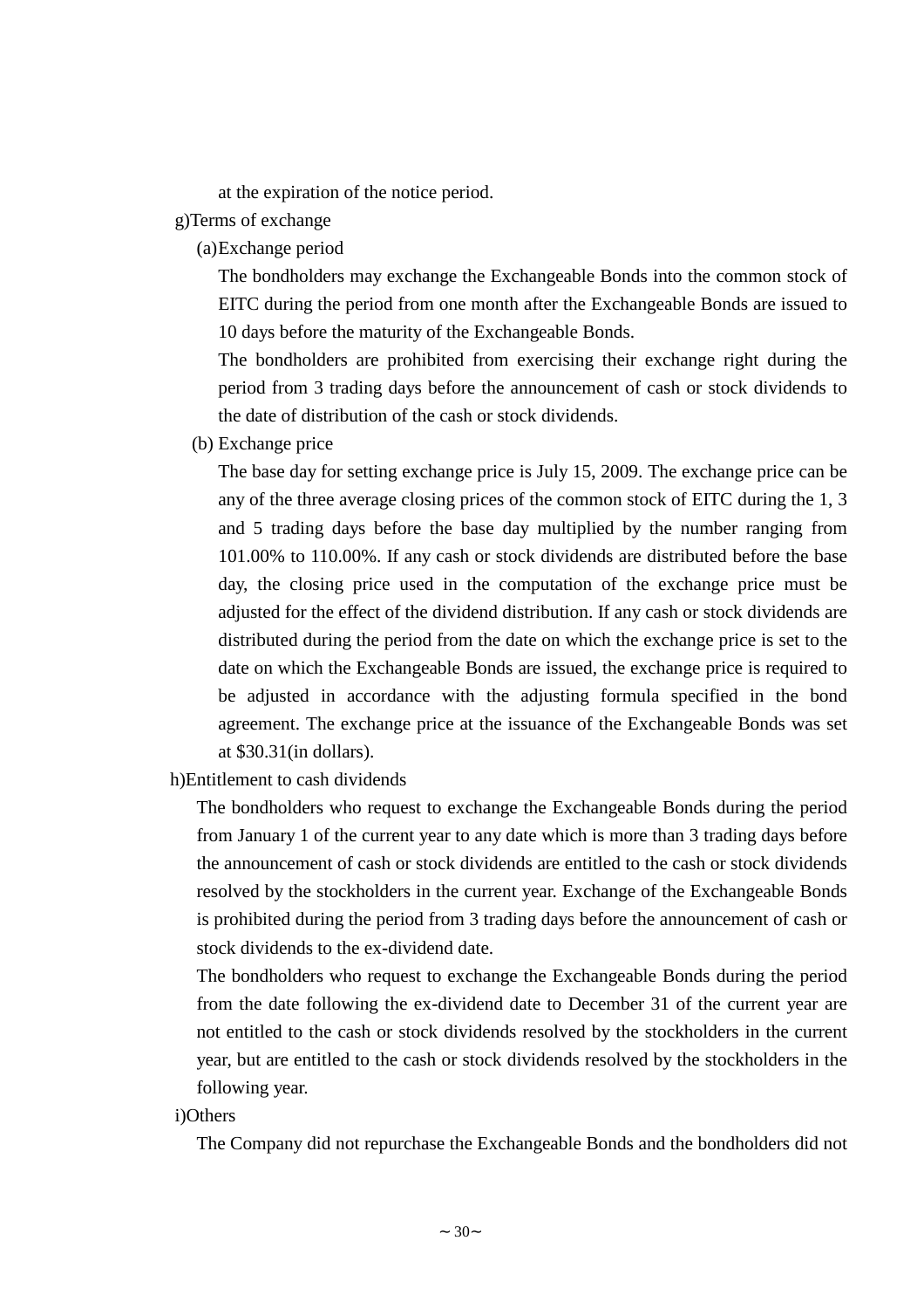at the expiration of the notice period.

g)Terms of exchange

(a)Exchange period

The bondholders may exchange the Exchangeable Bonds into the common stock of EITC during the period from one month after the Exchangeable Bonds are issued to 10 days before the maturity of the Exchangeable Bonds.

The bondholders are prohibited from exercising their exchange right during the period from 3 trading days before the announcement of cash or stock dividends to the date of distribution of the cash or stock dividends.

(b) Exchange price

The base day for setting exchange price is July 15, 2009. The exchange price can be any of the three average closing prices of the common stock of EITC during the 1, 3 and 5 trading days before the base day multiplied by the number ranging from 101.00% to 110.00%. If any cash or stock dividends are distributed before the base day, the closing price used in the computation of the exchange price must be adjusted for the effect of the dividend distribution. If any cash or stock dividends are distributed during the period from the date on which the exchange price is set to the date on which the Exchangeable Bonds are issued, the exchange price is required to be adjusted in accordance with the adjusting formula specified in the bond agreement. The exchange price at the issuance of the Exchangeable Bonds was set at $30.31(in dollars).

h)Entitlement to cash dividends

The bondholders who request to exchange the Exchangeable Bonds during the period from January 1 of the current year to any date which is more than 3 trading days before the announcement of cash or stock dividends are entitled to the cash or stock dividends resolved by the stockholders in the current year. Exchange of the Exchangeable Bonds is prohibited during the period from 3 trading days before the announcement of cash or stock dividends to the ex-dividend date.

The bondholders who request to exchange the Exchangeable Bonds during the period from the date following the ex-dividend date to December 31 of the current year are not entitled to the cash or stock dividends resolved by the stockholders in the current year, but are entitled to the cash or stock dividends resolved by the stockholders in the following year.

i)Others

The Company did not repurchase the Exchangeable Bonds and the bondholders did not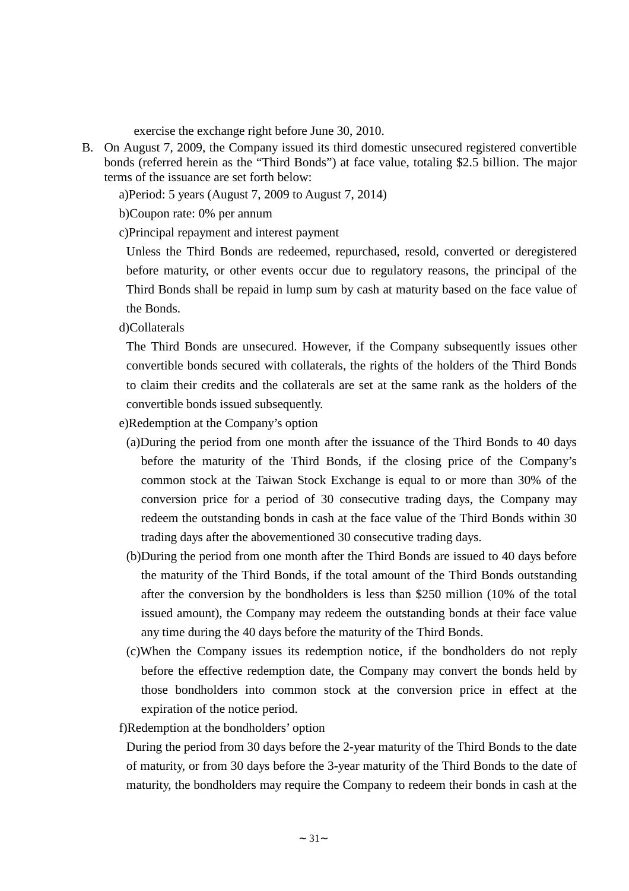exercise the exchange right before June 30, 2010.

B. On August 7, 2009, the Company issued its third domestic unsecured registered convertible bonds (referred herein as the "Third Bonds") at face value, totaling $2.5 billion. The major terms of the issuance are set forth below:

a)Period: 5 years (August 7, 2009 to August 7, 2014)

b)Coupon rate: 0% per annum

c)Principal repayment and interest payment

Unless the Third Bonds are redeemed, repurchased, resold, converted or deregistered before maturity, or other events occur due to regulatory reasons, the principal of the Third Bonds shall be repaid in lump sum by cash at maturity based on the face value of the Bonds.

d)Collaterals

The Third Bonds are unsecured. However, if the Company subsequently issues other convertible bonds secured with collaterals, the rights of the holders of the Third Bonds to claim their credits and the collaterals are set at the same rank as the holders of the convertible bonds issued subsequently.

e)Redemption at the Company's option

(a)During the period from one month after the issuance of the Third Bonds to 40 days before the maturity of the Third Bonds, if the closing price of the Company's common stock at the Taiwan Stock Exchange is equal to or more than 30% of the conversion price for a period of 30 consecutive trading days, the Company may redeem the outstanding bonds in cash at the face value of the Third Bonds within 30 trading days after the abovementioned 30 consecutive trading days.

(b)During the period from one month after the Third Bonds are issued to 40 days before the maturity of the Third Bonds, if the total amount of the Third Bonds outstanding after the conversion by the bondholders is less than $250 million (10% of the total issued amount), the Company may redeem the outstanding bonds at their face value any time during the 40 days before the maturity of the Third Bonds.

(c)When the Company issues its redemption notice, if the bondholders do not reply before the effective redemption date, the Company may convert the bonds held by those bondholders into common stock at the conversion price in effect at the expiration of the notice period.

f)Redemption at the bondholders' option

During the period from 30 days before the 2-year maturity of the Third Bonds to the date of maturity, or from 30 days before the 3-year maturity of the Third Bonds to the date of maturity, the bondholders may require the Company to redeem their bonds in cash at the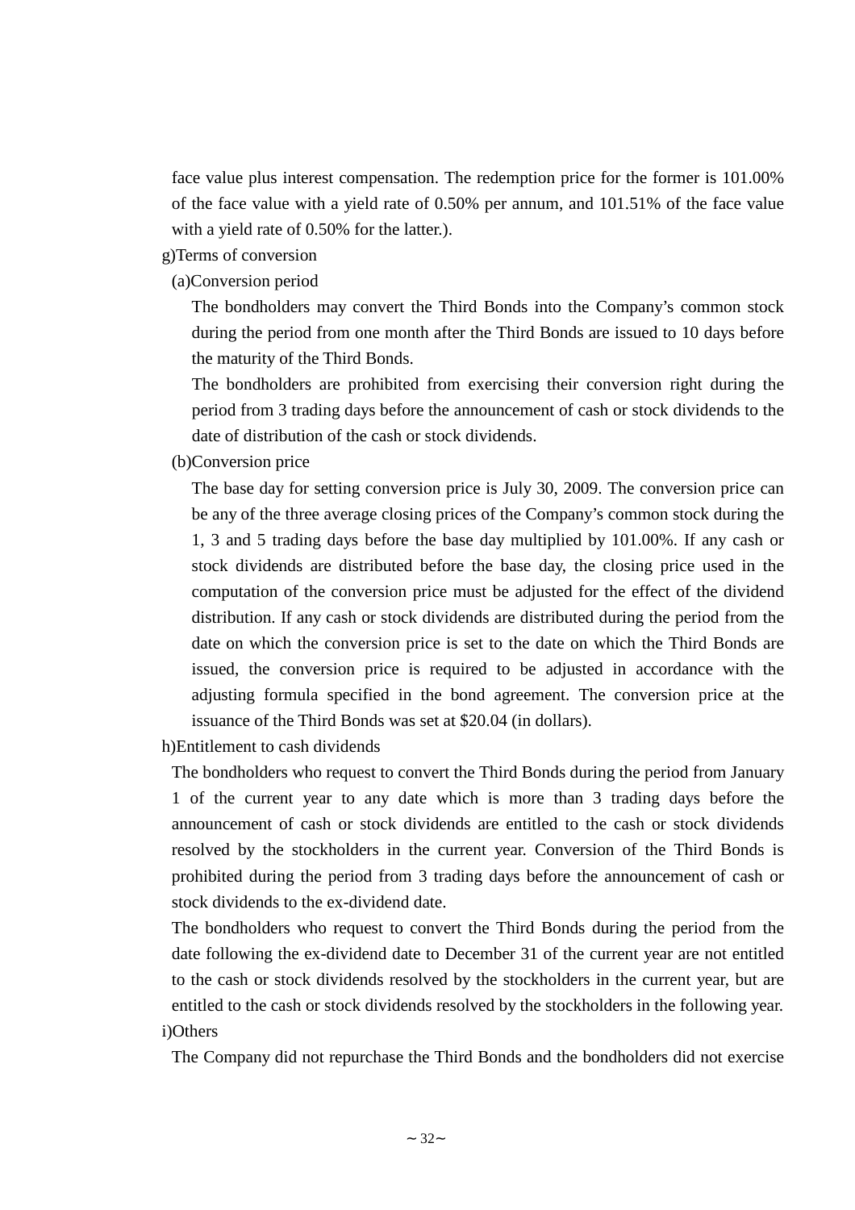face value plus interest compensation. The redemption price for the former is 101.00% of the face value with a yield rate of 0.50% per annum, and 101.51% of the face value with a yield rate of 0.50% for the latter.).

g)Terms of conversion

(a)Conversion period

The bondholders may convert the Third Bonds into the Company's common stock during the period from one month after the Third Bonds are issued to 10 days before the maturity of the Third Bonds.

The bondholders are prohibited from exercising their conversion right during the period from 3 trading days before the announcement of cash or stock dividends to the date of distribution of the cash or stock dividends.

(b)Conversion price

The base day for setting conversion price is July 30, 2009. The conversion price can be any of the three average closing prices of the Company's common stock during the 1, 3 and 5 trading days before the base day multiplied by 101.00%. If any cash or stock dividends are distributed before the base day, the closing price used in the computation of the conversion price must be adjusted for the effect of the dividend distribution. If any cash or stock dividends are distributed during the period from the date on which the conversion price is set to the date on which the Third Bonds are issued, the conversion price is required to be adjusted in accordance with the adjusting formula specified in the bond agreement. The conversion price at the issuance of the Third Bonds was set at $20.04 (in dollars).

h)Entitlement to cash dividends

The bondholders who request to convert the Third Bonds during the period from January 1 of the current year to any date which is more than 3 trading days before the announcement of cash or stock dividends are entitled to the cash or stock dividends resolved by the stockholders in the current year. Conversion of the Third Bonds is prohibited during the period from 3 trading days before the announcement of cash or stock dividends to the ex-dividend date.

The bondholders who request to convert the Third Bonds during the period from the date following the ex-dividend date to December 31 of the current year are not entitled to the cash or stock dividends resolved by the stockholders in the current year, but are entitled to the cash or stock dividends resolved by the stockholders in the following year.

i)Others

The Company did not repurchase the Third Bonds and the bondholders did not exercise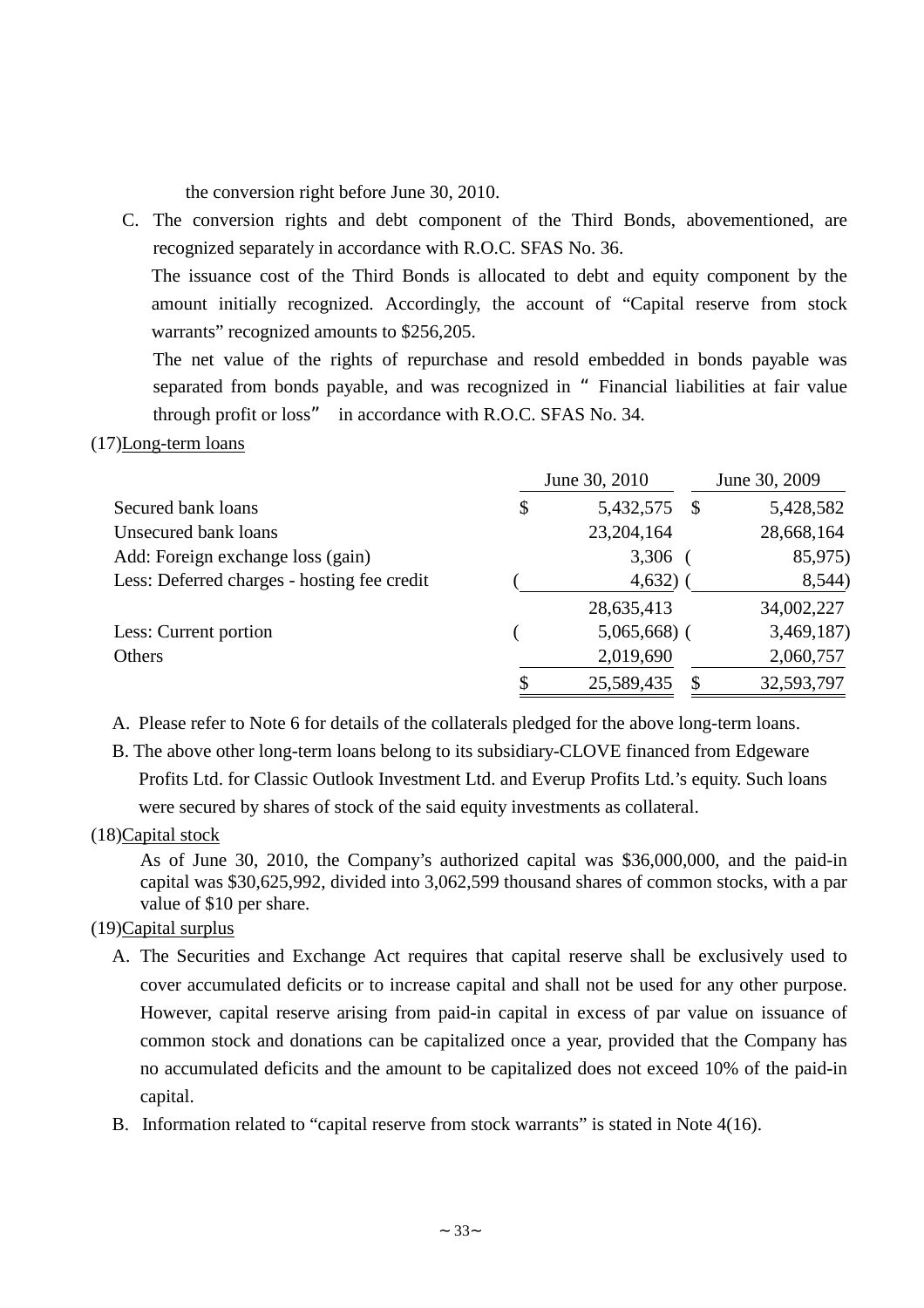the conversion right before June 30, 2010.

C. The conversion rights and debt component of the Third Bonds, abovementioned, are recognized separately in accordance with R.O.C. SFAS No. 36.

The issuance cost of the Third Bonds is allocated to debt and equity component by the amount initially recognized. Accordingly, the account of "Capital reserve from stock warrants" recognized amounts to $256,205.

The net value of the rights of repurchase and resold embedded in bonds payable was separated from bonds payable, and was recognized in " Financial liabilities at fair value through profit or loss" in accordance with R.O.C. SFAS No. 34.

(17)Long-term loans

| | June 30, 2010 | June 30, 2009 |
|---|---|---|
| Secured bank loans | $ 5,432,575 | $ 5,428,582 |
| Unsecured bank loans | 23,204,164 | 28,668,164 |
| Add: Foreign exchange loss (gain) | 3,306 | ( 85,975) |
| Less: Deferred charges - hosting fee credit | ( 4,632) | ( 8,544) |
| | 28,635,413 | 34,002,227 |
| Less: Current portion | ( 5,065,668) | ( 3,469,187) |
| Others | 2,019,690 | 2,060,757 |
| | $ 25,589,435 | $ 32,593,797 |

A. Please refer to Note 6 for details of the collaterals pledged for the above long-term loans.

B. The above other long-term loans belong to its subsidiary-CLOVE financed from Edgeware Profits Ltd. for Classic Outlook Investment Ltd. and Everup Profits Ltd.'s equity. Such loans were secured by shares of stock of the said equity investments as collateral.

(18)Capital stock

As of June 30, 2010, the Company's authorized capital was $36,000,000, and the paid-in capital was $30,625,992, divided into 3,062,599 thousand shares of common stocks, with a par value of $10 per share.

(19)Capital surplus

A. The Securities and Exchange Act requires that capital reserve shall be exclusively used to cover accumulated deficits or to increase capital and shall not be used for any other purpose. However, capital reserve arising from paid-in capital in excess of par value on issuance of common stock and donations can be capitalized once a year, provided that the Company has no accumulated deficits and the amount to be capitalized does not exceed 10% of the paid-in capital.

B. Information related to "capital reserve from stock warrants" is stated in Note 4(16).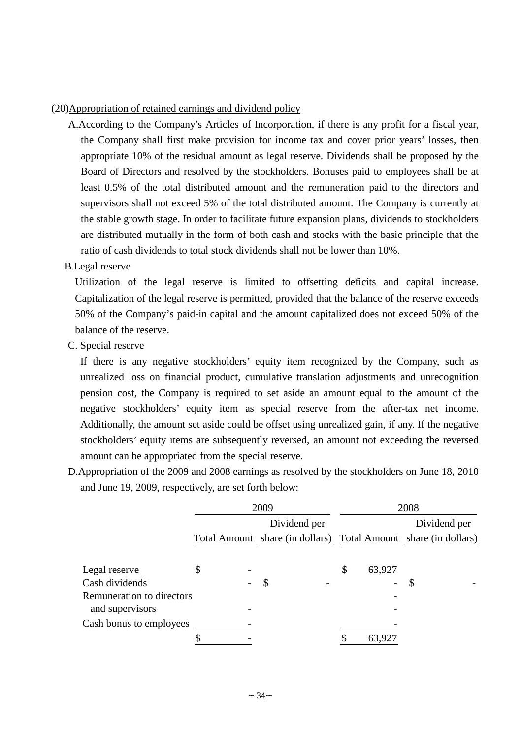## (20) Appropriation of retained earnings and dividend policy

A. According to the Company's Articles of Incorporation, if there is any profit for a fiscal year, the Company shall first make provision for income tax and cover prior years' losses, then appropriate 10% of the residual amount as legal reserve. Dividends shall be proposed by the Board of Directors and resolved by the stockholders. Bonuses paid to employees shall be at least 0.5% of the total distributed amount and the remuneration paid to the directors and supervisors shall not exceed 5% of the total distributed amount. The Company is currently at the stable growth stage. In order to facilitate future expansion plans, dividends to stockholders are distributed mutually in the form of both cash and stocks with the basic principle that the ratio of cash dividends to total stock dividends shall not be lower than 10%.

B. Legal reserve

Utilization of the legal reserve is limited to offsetting deficits and capital increase. Capitalization of the legal reserve is permitted, provided that the balance of the reserve exceeds 50% of the Company's paid-in capital and the amount capitalized does not exceed 50% of the balance of the reserve.

C. Special reserve

If there is any negative stockholders' equity item recognized by the Company, such as unrealized loss on financial product, cumulative translation adjustments and unrecognition pension cost, the Company is required to set aside an amount equal to the amount of the negative stockholders' equity item as special reserve from the after-tax net income. Additionally, the amount set aside could be offset using unrealized gain, if any. If the negative stockholders' equity items are subsequently reversed, an amount not exceeding the reversed amount can be appropriated from the special reserve.

D. Appropriation of the 2009 and 2008 earnings as resolved by the stockholders on June 18, 2010 and June 19, 2009, respectively, are set forth below:

| | 2009 | | 2008 | |
|---|---|---|---|---|
| | Total Amount | Dividend per share (in dollars) | Total Amount | Dividend per share (in dollars) |
| Legal reserve | $ - | | $ 63,927 | |
| Cash dividends | - | $ - | - | $ - |
| Remuneration to directors and supervisors | - | | - | |
| Cash bonus to employees | - | | - | |
| | $ - | | $ 63,927 | |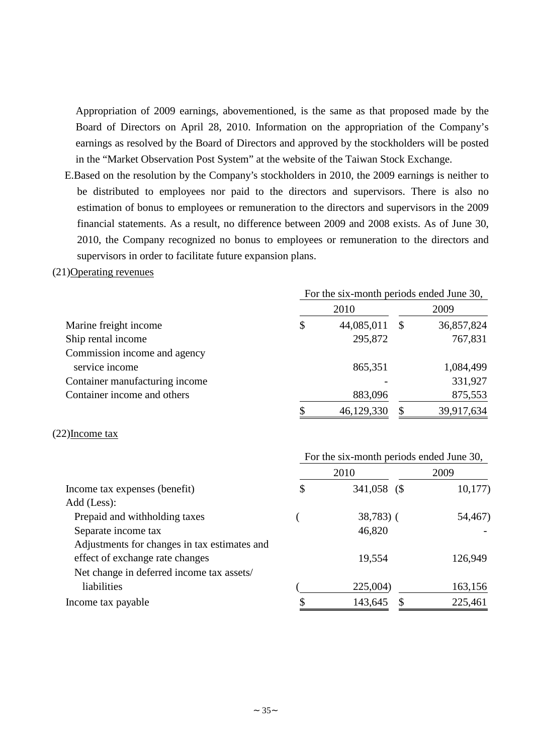Appropriation of 2009 earnings, abovementioned, is the same as that proposed made by the Board of Directors on April 28, 2010. Information on the appropriation of the Company's earnings as resolved by the Board of Directors and approved by the stockholders will be posted in the "Market Observation Post System" at the website of the Taiwan Stock Exchange.

E. Based on the resolution by the Company's stockholders in 2010, the 2009 earnings is neither to be distributed to employees nor paid to the directors and supervisors. There is also no estimation of bonus to employees or remuneration to the directors and supervisors in the 2009 financial statements. As a result, no difference between 2009 and 2008 exists. As of June 30, 2010, the Company recognized no bonus to employees or remuneration to the directors and supervisors in order to facilitate future expansion plans.

(21) Operating revenues

| | For the six-month periods ended June 30, | |
|---|---|---|
| | 2010 | 2009 |
| Marine freight income | $ 44,085,011 | $ 36,857,824 |
| Ship rental income | 295,872 | 767,831 |
| Commission income and agency service income | 865,351 | 1,084,499 |
| Container manufacturing income | - | 331,927 |
| Container income and others | 883,096 | 875,553 |
| | $ 46,129,330 | $ 39,917,634 |

(22) Income tax

| | For the six-month periods ended June 30, | |
|---|---|---|
| | 2010 | 2009 |
| Income tax expenses (benefit) | $ 341,058 | ($ 10,177) |
| Add (Less): | | |
| Prepaid and withholding taxes | ( 38,783) | ( 54,467) |
| Separate income tax | 46,820 | - |
| Adjustments for changes in tax estimates and effect of exchange rate changes | 19,554 | 126,949 |
| Net change in deferred income tax assets/ liabilities | ( 225,004) | 163,156 |
| Income tax payable | $ 143,645 | $ 225,461 |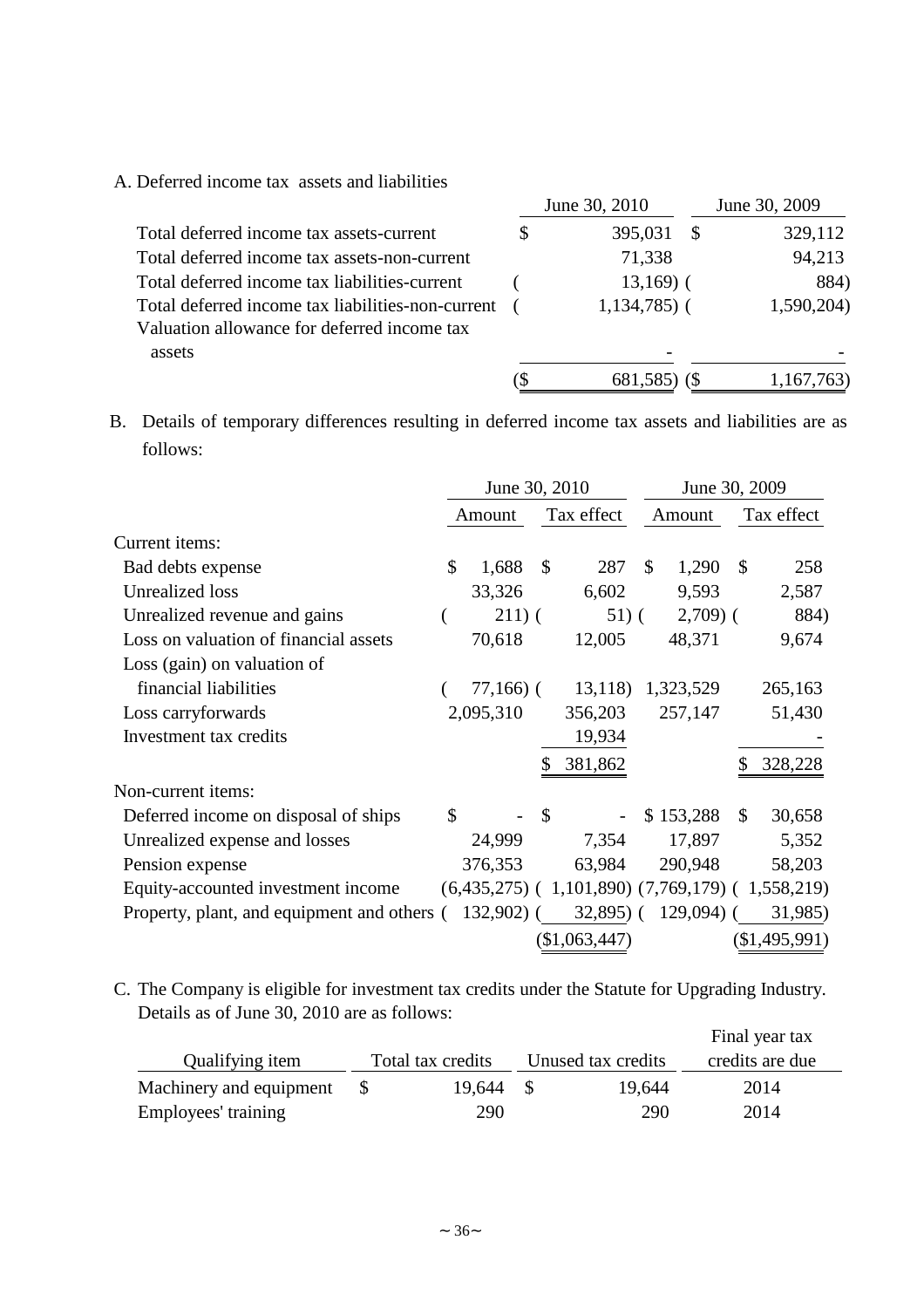A. Deferred income tax assets and liabilities

| | June 30, 2010 | June 30, 2009 |
|---|---|---|
| Total deferred income tax assets-current | $ 395,031 | $ 329,112 |
| Total deferred income tax assets-non-current | 71,338 | 94,213 |
| Total deferred income tax liabilities-current | ( 13,169) | ( 884) |
| Total deferred income tax liabilities-non-current | ( 1,134,785) | ( 1,590,204) |
| Valuation allowance for deferred income tax assets | - | - |
| | ($ 681,585) | ($ 1,167,763) |

B. Details of temporary differences resulting in deferred income tax assets and liabilities are as follows:

| | June 30, 2010 | | June 30, 2009 | |
|---|---|---|---|---|
| | Amount | Tax effect | Amount | Tax effect |
| Current items: | | | | |
| Bad debts expense | $ 1,688 | $ 287 | $ 1,290 | $ 258 |
| Unrealized loss | 33,326 | 6,602 | 9,593 | 2,587 |
| Unrealized revenue and gains | ( 211) | ( 51) | ( 2,709) | ( 884) |
| Loss on valuation of financial assets | 70,618 | 12,005 | 48,371 | 9,674 |
| Loss (gain) on valuation of financial liabilities | ( 77,166) | ( 13,118) | 1,323,529 | 265,163 |
| Loss carryforwards | 2,095,310 | 356,203 | 257,147 | 51,430 |
| Investment tax credits | | 19,934 | | - |
| | | $ 381,862 | | $ 328,228 |
| Non-current items: | | | | |
| Deferred income on disposal of ships | $ - | $ - | $ 153,288 | $ 30,658 |
| Unrealized expense and losses | 24,999 | 7,354 | 17,897 | 5,352 |
| Pension expense | 376,353 | 63,984 | 290,948 | 58,203 |
| Equity-accounted investment income | (6,435,275) | ( 1,101,890) | (7,769,179) | ( 1,558,219) |
| Property, plant, and equipment and others | ( 132,902) | ( 32,895) | ( 129,094) | ( 31,985) |
| | | ($1,063,447) | | ($1,495,991) |

C. The Company is eligible for investment tax credits under the Statute for Upgrading Industry. Details as of June 30, 2010 are as follows:

| Qualifying item | Total tax credits | Unused tax credits | Final year tax credits are due |
|---|---|---|---|
| Machinery and equipment | $ 19,644 | $ 19,644 | 2014 |
| Employees' training | 290 | 290 | 2014 |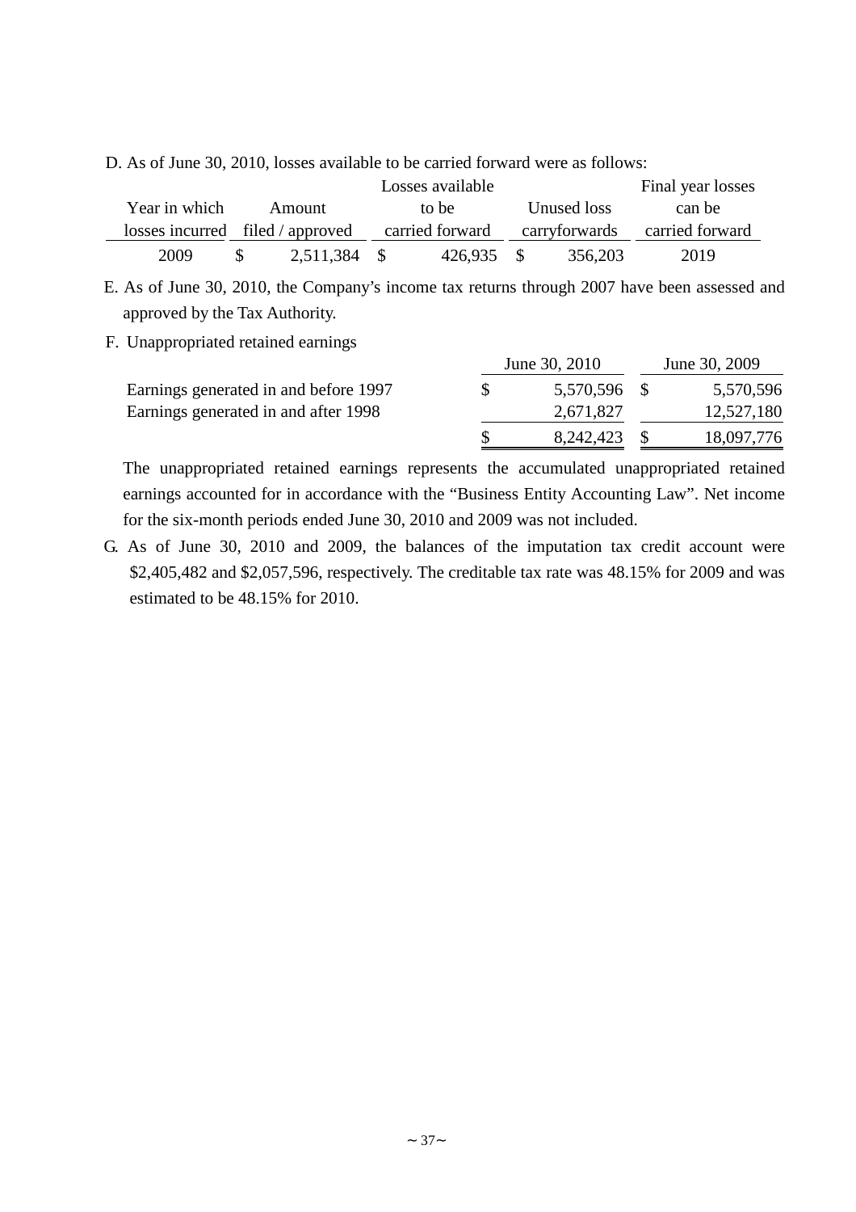D. As of June 30, 2010, losses available to be carried forward were as follows:

| Year in which losses incurred | Amount filed / approved | Losses available to be carried forward | Unused loss carryforwards | Final year losses can be carried forward |
|---|---|---|---|---|
| 2009 | $ 2,511,384 | $ 426,935 | $ 356,203 | 2019 |

E. As of June 30, 2010, the Company's income tax returns through 2007 have been assessed and approved by the Tax Authority.

F. Unappropriated retained earnings

| | June 30, 2010 | June 30, 2009 |
|---|---|---|
| Earnings generated in and before 1997 | $ 5,570,596 | $ 5,570,596 |
| Earnings generated in and after 1998 | 2,671,827 | 12,527,180 |
| | $ 8,242,423 | $ 18,097,776 |

The unappropriated retained earnings represents the accumulated unappropriated retained earnings accounted for in accordance with the "Business Entity Accounting Law". Net income for the six-month periods ended June 30, 2010 and 2009 was not included.

G. As of June 30, 2010 and 2009, the balances of the imputation tax credit account were $2,405,482 and $2,057,596, respectively. The creditable tax rate was 48.15% for 2009 and was estimated to be 48.15% for 2010.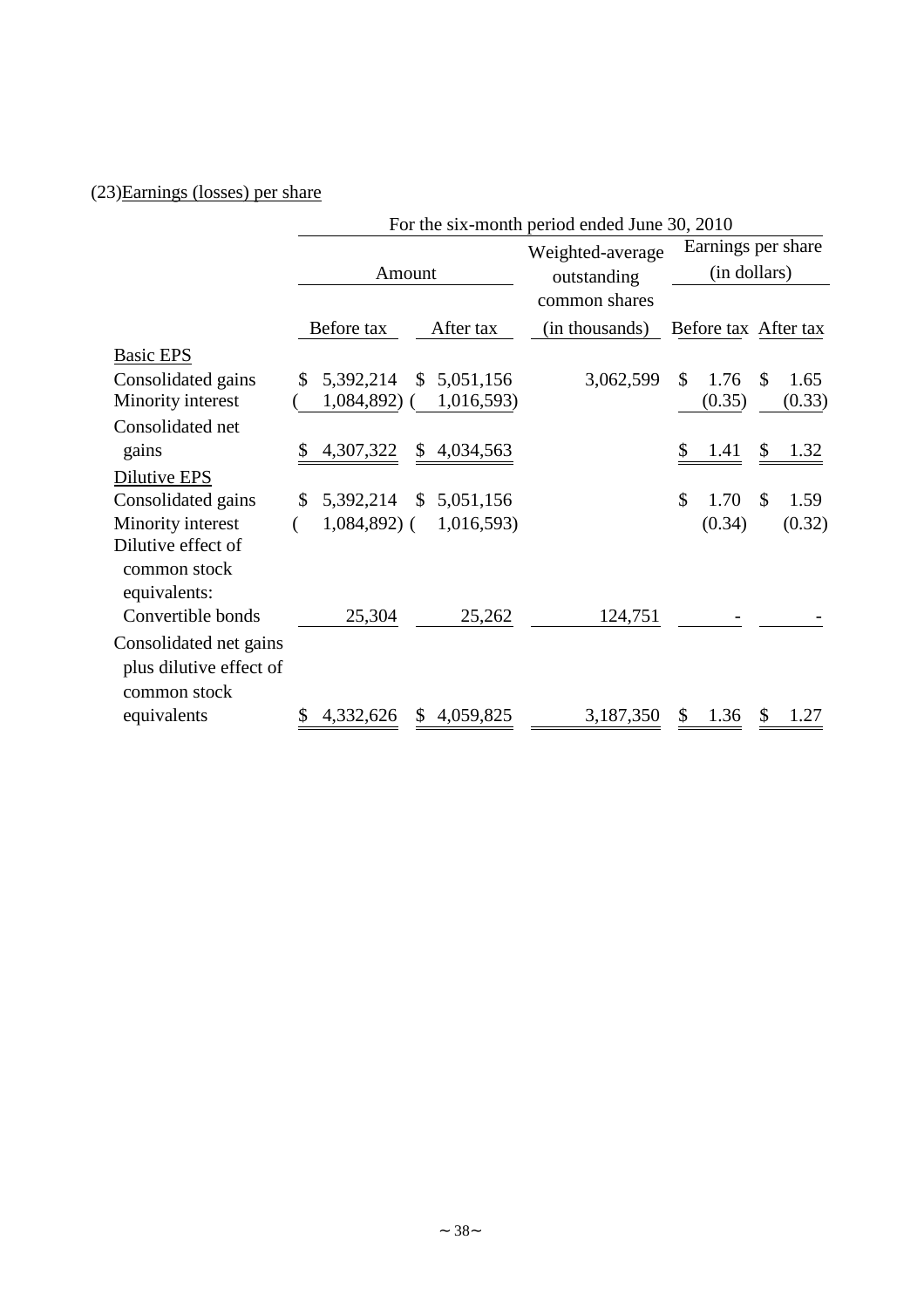(23)Earnings (losses) per share

| | For the six-month period ended June 30, 2010 | | | | |
|---|---|---|---|---|---|
| | Amount | | Weighted-average outstanding common shares | Earnings per share (in dollars) | |
| | Before tax | After tax | (in thousands) | Before tax | After tax |
| Basic EPS | | | | | |
| Consolidated gains | $ 5,392,214 | $ 5,051,156 | 3,062,599 | $ 1.76 | $ 1.65 |
| Minority interest | ( 1,084,892) | ( 1,016,593) | | (0.35) | (0.33) |
| Consolidated net gains | $ 4,307,322 | $ 4,034,563 | | $ 1.41 | $ 1.32 |
| Dilutive EPS | | | | | |
| Consolidated gains | $ 5,392,214 | $ 5,051,156 | | $ 1.70 | $ 1.59 |
| Minority interest | ( 1,084,892) | ( 1,016,593) | | (0.34) | (0.32) |
| Dilutive effect of common stock equivalents: | | | | | |
| Convertible bonds | 25,304 | 25,262 | 124,751 | - | - |
| Consolidated net gains plus dilutive effect of common stock equivalents | $ 4,332,626 | $ 4,059,825 | 3,187,350 | $ 1.36 | $ 1.27 |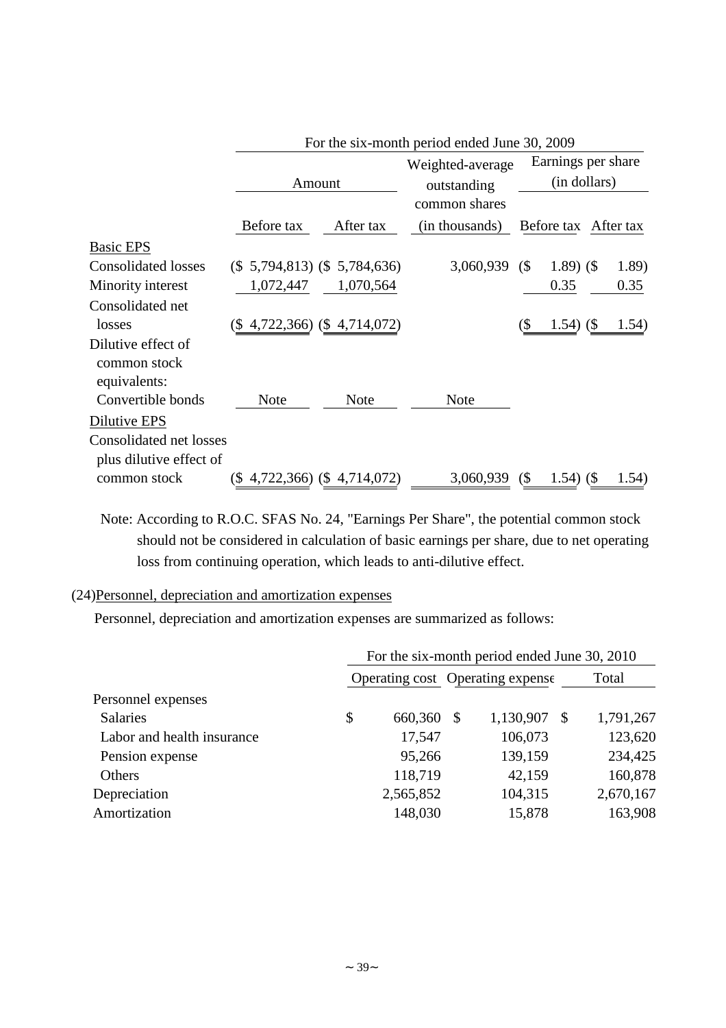| | For the six-month period ended June 30, 2009 | | | | |
|---|---|---|---|---|---|
| | Amount | | Weighted-average outstanding common shares | Earnings per share (in dollars) | |
| | Before tax | After tax | (in thousands) | Before tax | After tax |
| Basic EPS | | | | | |
| Consolidated losses | ($ 5,794,813) | ($ 5,784,636) | 3,060,939 | ($ 1.89) | ($ 1.89) |
| Minority interest | 1,072,447 | 1,070,564 | | 0.35 | 0.35 |
| Consolidated net losses | ($ 4,722,366) | ($ 4,714,072) | | ($ 1.54) | ($ 1.54) |
| Dilutive effect of common stock equivalents: | | | | | |
| Convertible bonds | Note | Note | Note | | |
| Dilutive EPS | | | | | |
| Consolidated net losses plus dilutive effect of common stock | ($ 4,722,366) | ($ 4,714,072) | 3,060,939 | ($ 1.54) | ($ 1.54) |

Note: According to R.O.C. SFAS No. 24, "Earnings Per Share", the potential common stock should not be considered in calculation of basic earnings per share, due to net operating loss from continuing operation, which leads to anti-dilutive effect.

(24)Personnel, depreciation and amortization expenses

Personnel, depreciation and amortization expenses are summarized as follows:

| | For the six-month period ended June 30, 2010 | | |
|---|---|---|---|
| | Operating cost | Operating expense | Total |
| Personnel expenses | | | |
| Salaries | $ 660,360 | $ 1,130,907 | $ 1,791,267 |
| Labor and health insurance | 17,547 | 106,073 | 123,620 |
| Pension expense | 95,266 | 139,159 | 234,425 |
| Others | 118,719 | 42,159 | 160,878 |
| Depreciation | 2,565,852 | 104,315 | 2,670,167 |
| Amortization | 148,030 | 15,878 | 163,908 |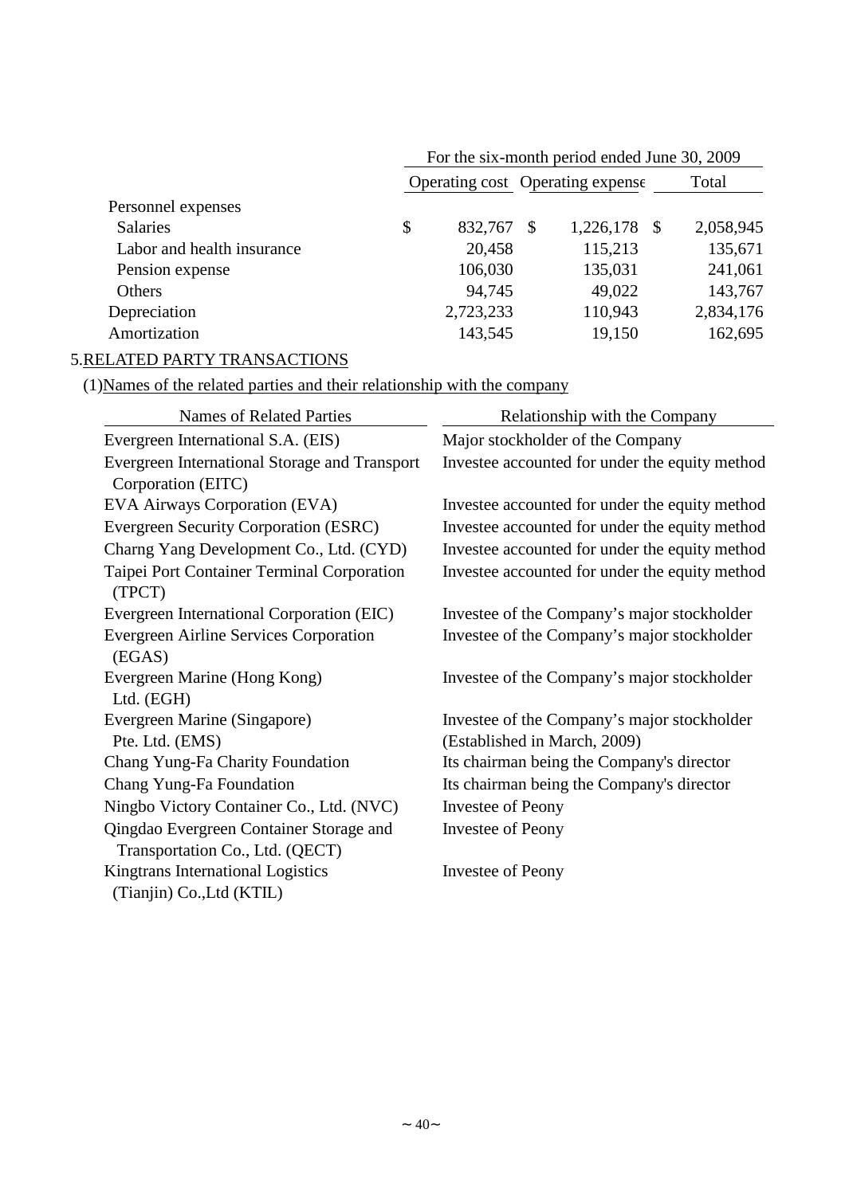| | For the six-month period ended June 30, 2009 | | |
|---|---|---|---|
| | Operating cost | Operating expense | Total |
| Personnel expenses | | | |
| Salaries | $ 832,767 | $ 1,226,178 | $ 2,058,945 |
| Labor and health insurance | 20,458 | 115,213 | 135,671 |
| Pension expense | 106,030 | 135,031 | 241,061 |
| Others | 94,745 | 49,022 | 143,767 |
| Depreciation | 2,723,233 | 110,943 | 2,834,176 |
| Amortization | 143,545 | 19,150 | 162,695 |

## 5.RELATED PARTY TRANSACTIONS

### (1)Names of the related parties and their relationship with the company

| Names of Related Parties | Relationship with the Company |
|---|---|
| Evergreen International S.A. (EIS) | Major stockholder of the Company |
| Evergreen International Storage and Transport Corporation (EITC) | Investee accounted for under the equity method |
| EVA Airways Corporation (EVA) | Investee accounted for under the equity method |
| Evergreen Security Corporation (ESRC) | Investee accounted for under the equity method |
| Charng Yang Development Co., Ltd. (CYD) | Investee accounted for under the equity method |
| Taipei Port Container Terminal Corporation (TPCT) | Investee accounted for under the equity method |
| Evergreen International Corporation (EIC) | Investee of the Company's major stockholder |
| Evergreen Airline Services Corporation (EGAS) | Investee of the Company's major stockholder |
| Evergreen Marine (Hong Kong) Ltd. (EGH) | Investee of the Company's major stockholder |
| Evergreen Marine (Singapore) Pte. Ltd. (EMS) | Investee of the Company's major stockholder (Established in March, 2009) |
| Chang Yung-Fa Charity Foundation | Its chairman being the Company's director |
| Chang Yung-Fa Foundation | Its chairman being the Company's director |
| Ningbo Victory Container Co., Ltd. (NVC) | Investee of Peony |
| Qingdao Evergreen Container Storage and Transportation Co., Ltd. (QECT) | Investee of Peony |
| Kingtrans International Logistics (Tianjin) Co.,Ltd (KTIL) | Investee of Peony |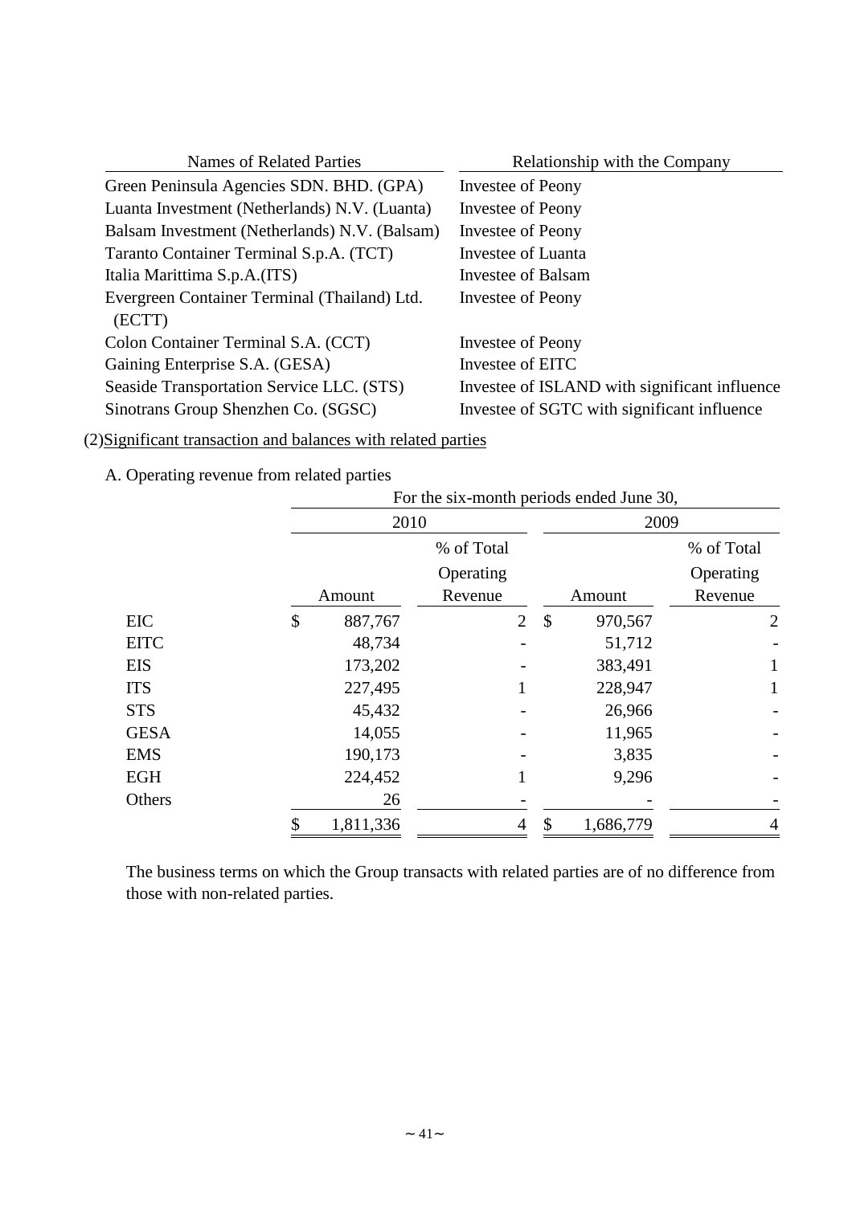| Names of Related Parties | Relationship with the Company |
|---|---|
| Green Peninsula Agencies SDN. BHD. (GPA) | Investee of Peony |
| Luanta Investment (Netherlands) N.V. (Luanta) | Investee of Peony |
| Balsam Investment (Netherlands) N.V. (Balsam) | Investee of Peony |
| Taranto Container Terminal S.p.A. (TCT) | Investee of Luanta |
| Italia Marittima S.p.A.(ITS) | Investee of Balsam |
| Evergreen Container Terminal (Thailand) Ltd. (ECTT) | Investee of Peony |
| Colon Container Terminal S.A. (CCT) | Investee of Peony |
| Gaining Enterprise S.A. (GESA) | Investee of EITC |
| Seaside Transportation Service LLC. (STS) | Investee of ISLAND with significant influence |
| Sinotrans Group Shenzhen Co. (SGSC) | Investee of SGTC with significant influence |

(2)Significant transaction and balances with related parties

A. Operating revenue from related parties

| | For the six-month periods ended June 30, | | | |
|---|---|---|---|---|
| | 2010 | | 2009 | |
| | Amount | % of Total Operating Revenue | Amount | % of Total Operating Revenue |
| EIC | $ 887,767 | 2 | $ 970,567 | 2 |
| EITC | 48,734 | - | 51,712 | - |
| EIS | 173,202 | - | 383,491 | 1 |
| ITS | 227,495 | 1 | 228,947 | 1 |
| STS | 45,432 | - | 26,966 | - |
| GESA | 14,055 | - | 11,965 | - |
| EMS | 190,173 | - | 3,835 | - |
| EGH | 224,452 | 1 | 9,296 | - |
| Others | 26 | - | - | - |
| | $ 1,811,336 | 4 | $ 1,686,779 | 4 |

The business terms on which the Group transacts with related parties are of no difference from those with non-related parties.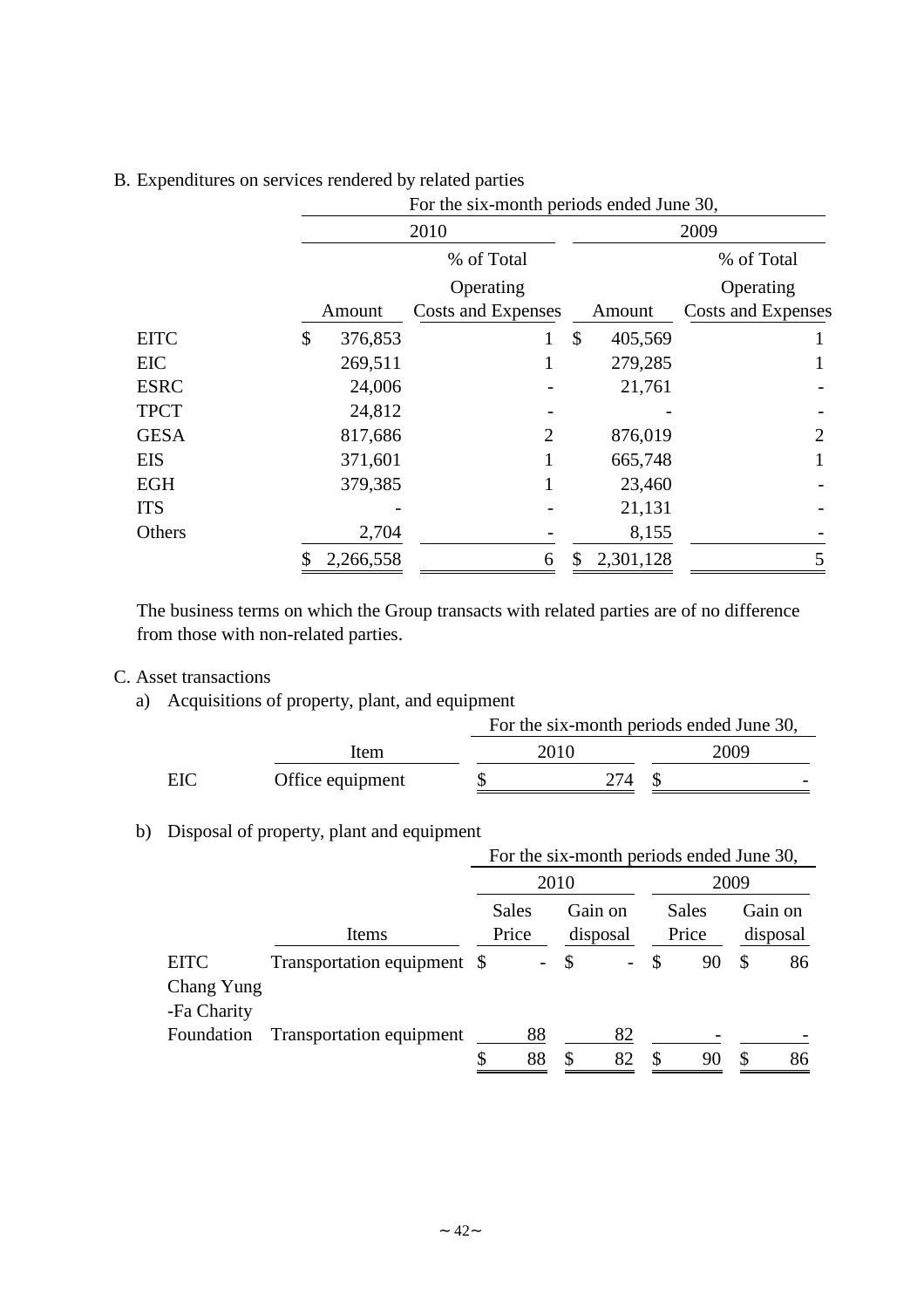B. Expenditures on services rendered by related parties

| | For the six-month periods ended June 30, | | | |
|---|---|---|---|---|
| | 2010 | | 2009 | |
| | Amount | % of Total Operating Costs and Expenses | Amount | % of Total Operating Costs and Expenses |
| EITC | $ 376,853 | 1 | $ 405,569 | 1 |
| EIC | 269,511 | 1 | 279,285 | 1 |
| ESRC | 24,006 | - | 21,761 | - |
| TPCT | 24,812 | - | - | - |
| GESA | 817,686 | 2 | 876,019 | 2 |
| EIS | 371,601 | 1 | 665,748 | 1 |
| EGH | 379,385 | 1 | 23,460 | - |
| ITS | - | - | 21,131 | - |
| Others | 2,704 | - | 8,155 | - |
| | $ 2,266,558 | 6 | $ 2,301,128 | 5 |

The business terms on which the Group transacts with related parties are of no difference from those with non-related parties.

C. Asset transactions

a) Acquisitions of property, plant, and equipment

| | | For the six-month periods ended June 30, | |
|---|---|---|---|
| | Item | 2010 | 2009 |
| EIC | Office equipment | $ 274 | $ - |

b) Disposal of property, plant and equipment

| | | For the six-month periods ended June 30, | | | |
|---|---|---|---|---|---|
| | | 2010 | | 2009 | |
| | Items | Sales Price | Gain on disposal | Sales Price | Gain on disposal |
| EITC | Transportation equipment | $ - | $ - | $ 90 | $ 86 |
| Chang Yung -Fa Charity Foundation | Transportation equipment | 88 | 82 | - | - |
| | | $ 88 | $ 82 | $ 90 | $ 86 |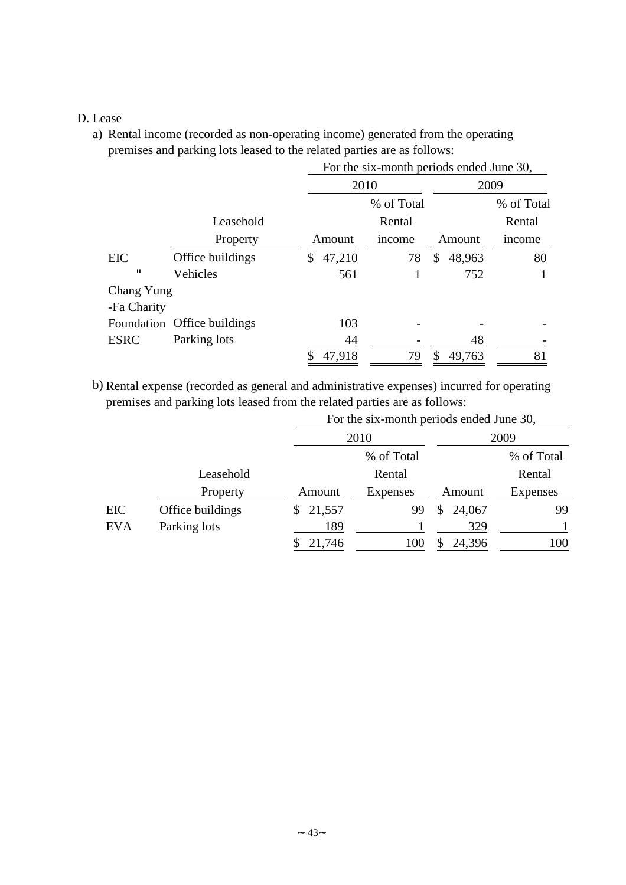D. Lease

a) Rental income (recorded as non-operating income) generated from the operating premises and parking lots leased to the related parties are as follows:

| | | For the six-month periods ended June 30, | | | |
|---|---|---|---|---|---|
| | | 2010 | | 2009 | |
| | Leasehold Property | Amount | % of Total Rental income | Amount | % of Total Rental income |
| EIC | Office buildings | $ 47,210 | 78 | $ 48,963 | 80 |
| " | Vehicles | 561 | 1 | 752 | 1 |
| Chang Yung -Fa Charity Foundation | Office buildings | 103 | - | - | - |
| ESRC | Parking lots | 44 | - | 48 | - |
| | | $ 47,918 | 79 | $ 49,763 | 81 |

b) Rental expense (recorded as general and administrative expenses) incurred for operating premises and parking lots leased from the related parties are as follows:

| | | For the six-month periods ended June 30, | | | |
|---|---|---|---|---|---|
| | | 2010 | | 2009 | |
| | Leasehold Property | Amount | % of Total Rental Expenses | Amount | % of Total Rental Expenses |
| EIC | Office buildings | $ 21,557 | 99 | $ 24,067 | 99 |
| EVA | Parking lots | 189 | 1 | 329 | 1 |
| | | $ 21,746 | 100 | $ 24,396 | 100 |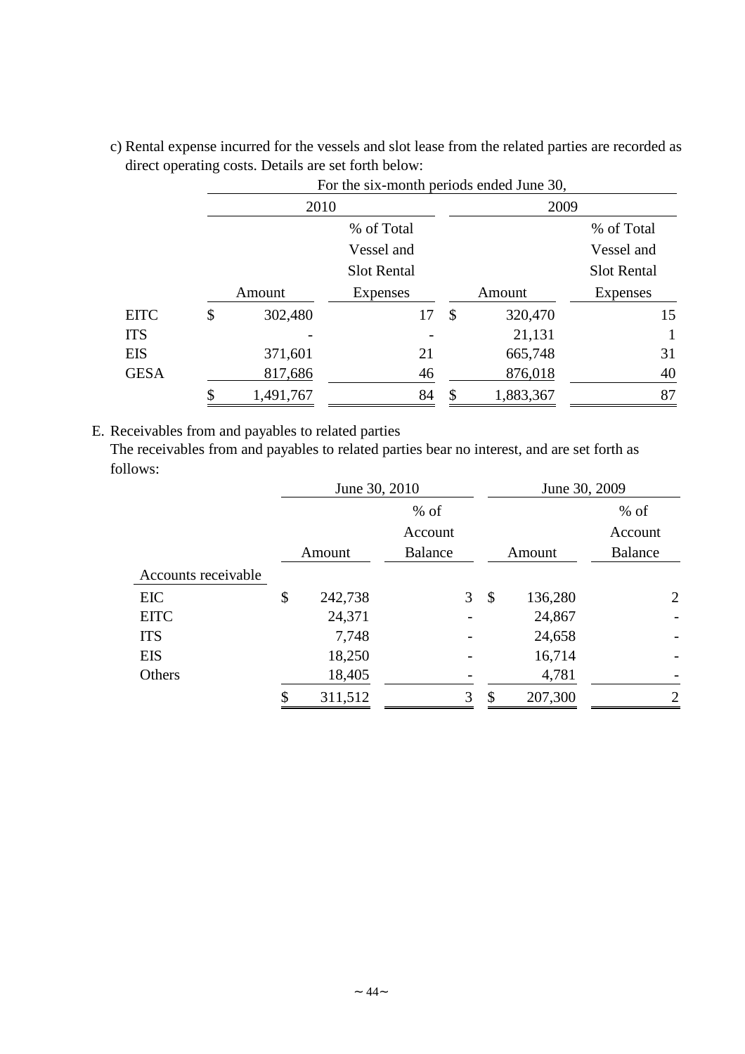c) Rental expense incurred for the vessels and slot lease from the related parties are recorded as direct operating costs. Details are set forth below:

| | For the six-month periods ended June 30, | | | |
|---|---|---|---|---|
| | 2010 | | 2009 | |
| | Amount | % of Total Vessel and Slot Rental Expenses | Amount | % of Total Vessel and Slot Rental Expenses |
| EITC | $ 302,480 | 17 | $ 320,470 | 15 |
| ITS | - | - | 21,131 | 1 |
| EIS | 371,601 | 21 | 665,748 | 31 |
| GESA | 817,686 | 46 | 876,018 | 40 |
| | $ 1,491,767 | 84 | $ 1,883,367 | 87 |

E. Receivables from and payables to related parties

The receivables from and payables to related parties bear no interest, and are set forth as follows:

| | June 30, 2010 | | June 30, 2009 | |
|---|---|---|---|---|
| | Amount | % of Account Balance | Amount | % of Account Balance |
| Accounts receivable | | | | |
| EIC | $ 242,738 | 3 | $ 136,280 | 2 |
| EITC | 24,371 | - | 24,867 | - |
| ITS | 7,748 | - | 24,658 | - |
| EIS | 18,250 | - | 16,714 | - |
| Others | 18,405 | - | 4,781 | - |
| | $ 311,512 | 3 | $ 207,300 | 2 |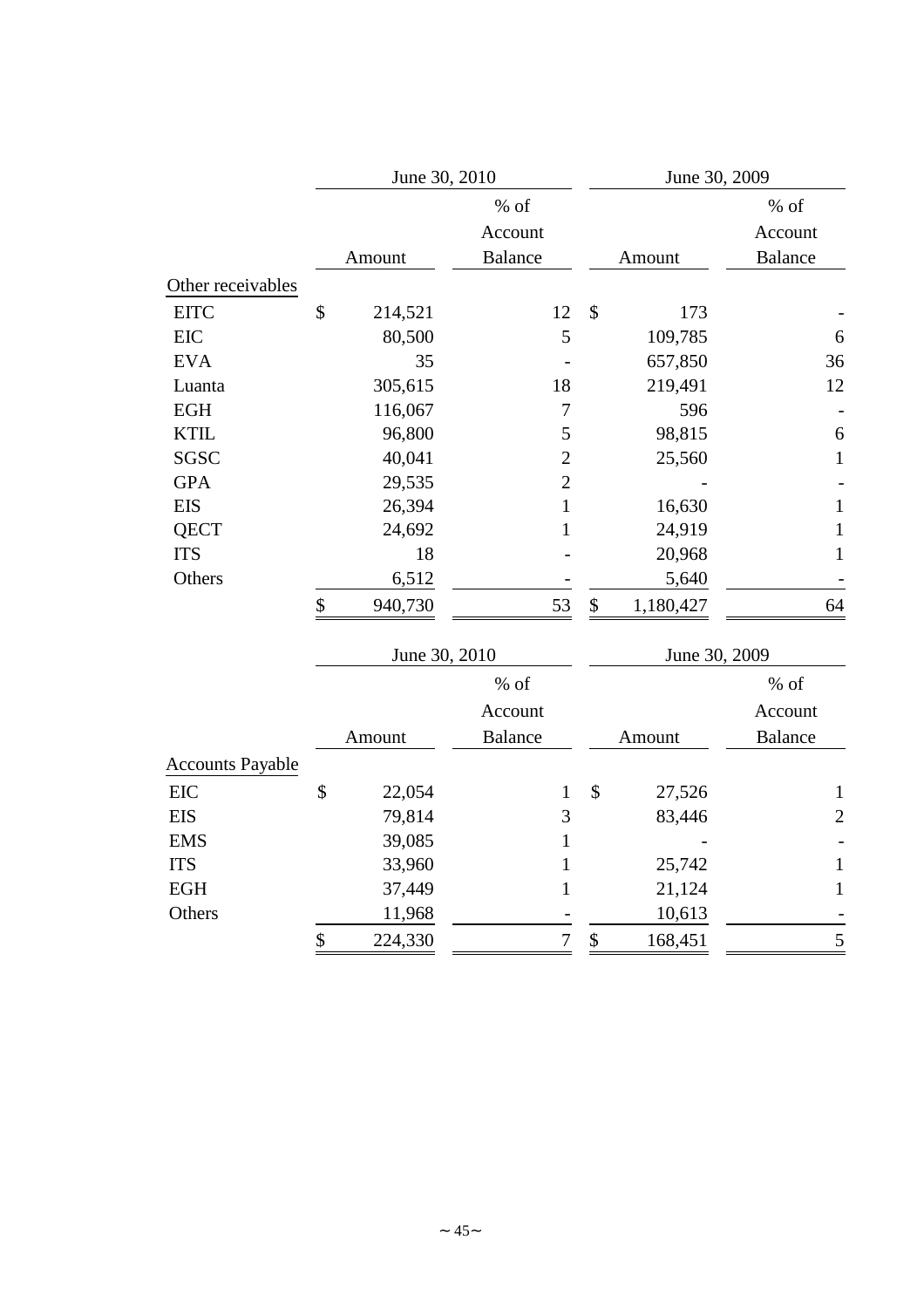| | June 30, 2010 | | June 30, 2009 | |
|---|---|---|---|---|
| | Amount | % of Account Balance | Amount | % of Account Balance |
| Other receivables | | | | |
| EITC | $ 214,521 | 12 | $ 173 | - |
| EIC | 80,500 | 5 | 109,785 | 6 |
| EVA | 35 | - | 657,850 | 36 |
| Luanta | 305,615 | 18 | 219,491 | 12 |
| EGH | 116,067 | 7 | 596 | - |
| KTIL | 96,800 | 5 | 98,815 | 6 |
| SGSC | 40,041 | 2 | 25,560 | 1 |
| GPA | 29,535 | 2 | - | - |
| EIS | 26,394 | 1 | 16,630 | 1 |
| QECT | 24,692 | 1 | 24,919 | 1 |
| ITS | 18 | - | 20,968 | 1 |
| Others | 6,512 | - | 5,640 | - |
| | $ 940,730 | 53 | $ 1,180,427 | 64 |

| | June 30, 2010 | | June 30, 2009 | |
|---|---|---|---|---|
| | Amount | % of Account Balance | Amount | % of Account Balance |
| Accounts Payable | | | | |
| EIC | $ 22,054 | 1 | $ 27,526 | 1 |
| EIS | 79,814 | 3 | 83,446 | 2 |
| EMS | 39,085 | 1 | - | - |
| ITS | 33,960 | 1 | 25,742 | 1 |
| EGH | 37,449 | 1 | 21,124 | 1 |
| Others | 11,968 | - | 10,613 | - |
| | $ 224,330 | 7 | $ 168,451 | 5 |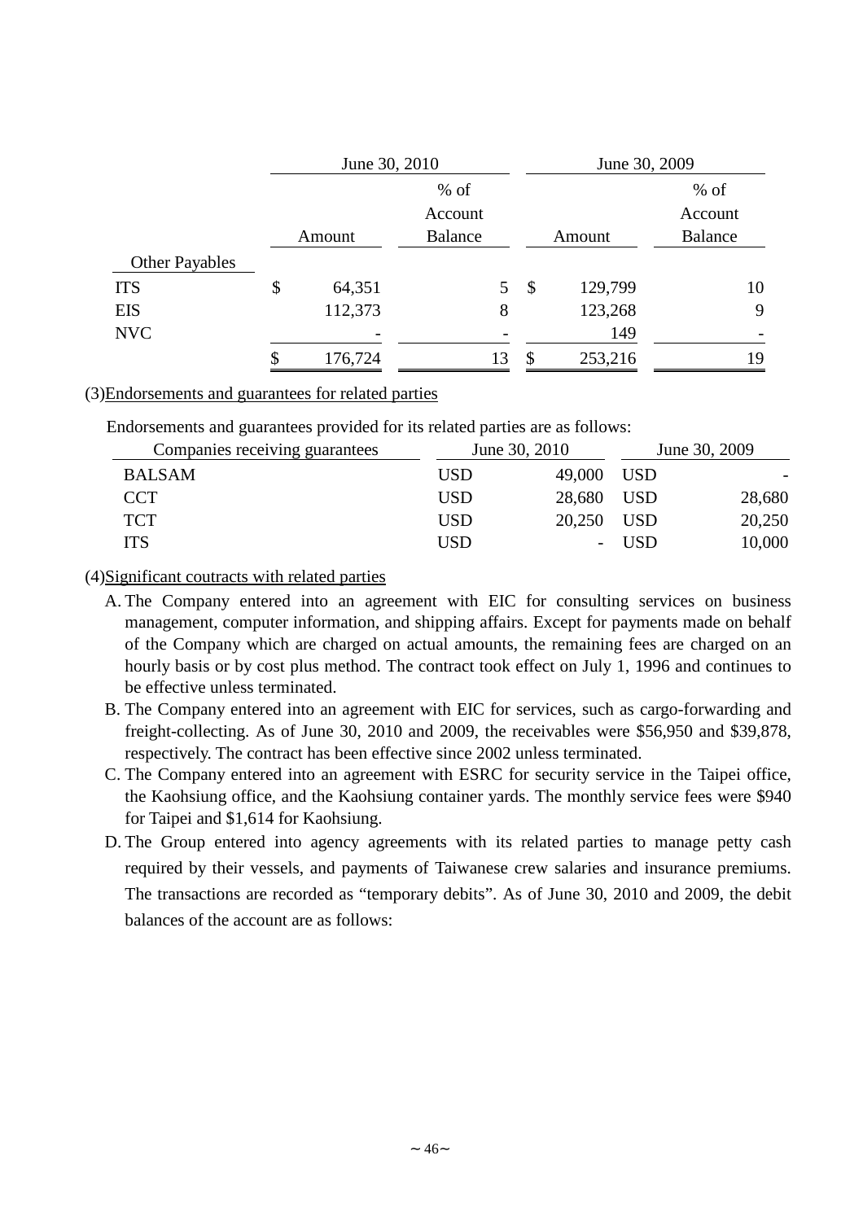| | June 30, 2010 | | June 30, 2009 | |
|---|---|---|---|---|
| | Amount | % of Account Balance | Amount | % of Account Balance |
| Other Payables | | | | |
| ITS | $ 64,351 | 5 | $ 129,799 | 10 |
| EIS | 112,373 | 8 | 123,268 | 9 |
| NVC | - | - | 149 | - |
| | $ 176,724 | 13 | $ 253,216 | 19 |

(3)Endorsements and guarantees for related parties

Endorsements and guarantees provided for its related parties are as follows:

| Companies receiving guarantees | June 30, 2010 | | June 30, 2009 | |
|---|---|---|---|---|
| BALSAM | USD | 49,000 | USD | - |
| CCT | USD | 28,680 | USD | 28,680 |
| TCT | USD | 20,250 | USD | 20,250 |
| ITS | USD | - | USD | 10,000 |

(4)Significant coutracts with related parties

A. The Company entered into an agreement with EIC for consulting services on business management, computer information, and shipping affairs. Except for payments made on behalf of the Company which are charged on actual amounts, the remaining fees are charged on an hourly basis or by cost plus method. The contract took effect on July 1, 1996 and continues to be effective unless terminated.

B. The Company entered into an agreement with EIC for services, such as cargo-forwarding and freight-collecting. As of June 30, 2010 and 2009, the receivables were $56,950 and $39,878, respectively. The contract has been effective since 2002 unless terminated.

C. The Company entered into an agreement with ESRC for security service in the Taipei office, the Kaohsiung office, and the Kaohsiung container yards. The monthly service fees were $940 for Taipei and $1,614 for Kaohsiung.

D. The Group entered into agency agreements with its related parties to manage petty cash required by their vessels, and payments of Taiwanese crew salaries and insurance premiums. The transactions are recorded as “temporary debits”. As of June 30, 2010 and 2009, the debit balances of the account are as follows: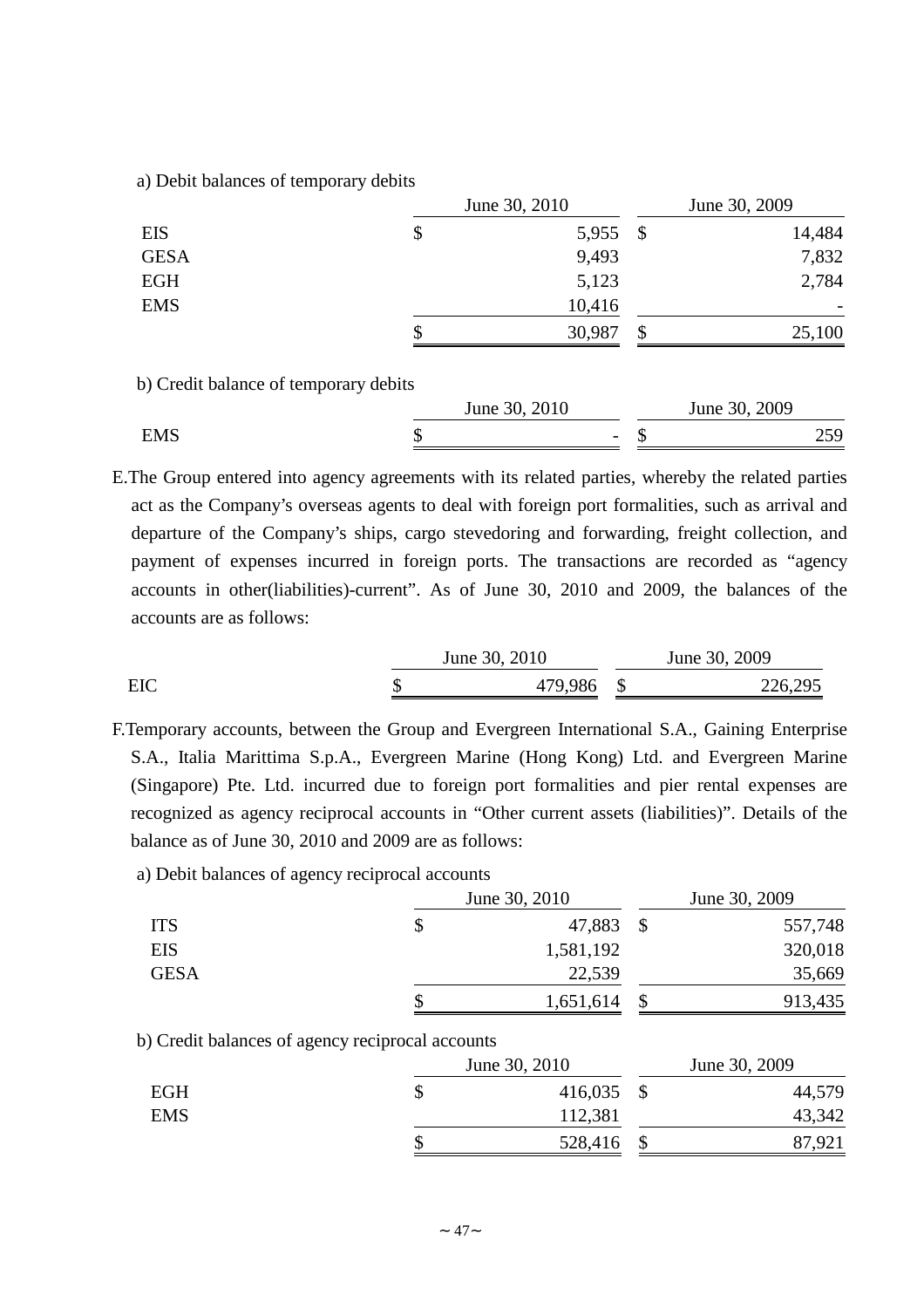a) Debit balances of temporary debits

| | June 30, 2010 | June 30, 2009 |
|---|---|---|
| EIS | $ 5,955 | $ 14,484 |
| GESA | 9,493 | 7,832 |
| EGH | 5,123 | 2,784 |
| EMS | 10,416 | - |
| | $ 30,987 | $ 25,100 |

b) Credit balance of temporary debits

| | June 30, 2010 | June 30, 2009 |
|---|---|---|
| EMS | $ - | $ 259 |

E.The Group entered into agency agreements with its related parties, whereby the related parties act as the Company's overseas agents to deal with foreign port formalities, such as arrival and departure of the Company's ships, cargo stevedoring and forwarding, freight collection, and payment of expenses incurred in foreign ports. The transactions are recorded as "agency accounts in other(liabilities)-current". As of June 30, 2010 and 2009, the balances of the accounts are as follows:

| | June 30, 2010 | June 30, 2009 |
|---|---|---|
| EIC | $ 479,986 | $ 226,295 |

F.Temporary accounts, between the Group and Evergreen International S.A., Gaining Enterprise S.A., Italia Marittima S.p.A., Evergreen Marine (Hong Kong) Ltd. and Evergreen Marine (Singapore) Pte. Ltd. incurred due to foreign port formalities and pier rental expenses are recognized as agency reciprocal accounts in "Other current assets (liabilities)". Details of the balance as of June 30, 2010 and 2009 are as follows:

a) Debit balances of agency reciprocal accounts

| | June 30, 2010 | June 30, 2009 |
|---|---|---|
| ITS | $ 47,883 | $ 557,748 |
| EIS | 1,581,192 | 320,018 |
| GESA | 22,539 | 35,669 |
| | $ 1,651,614 | $ 913,435 |

b) Credit balances of agency reciprocal accounts

| | June 30, 2010 | June 30, 2009 |
|---|---|---|
| EGH | $ 416,035 | $ 44,579 |
| EMS | 112,381 | 43,342 |
| | $ 528,416 | $ 87,921 |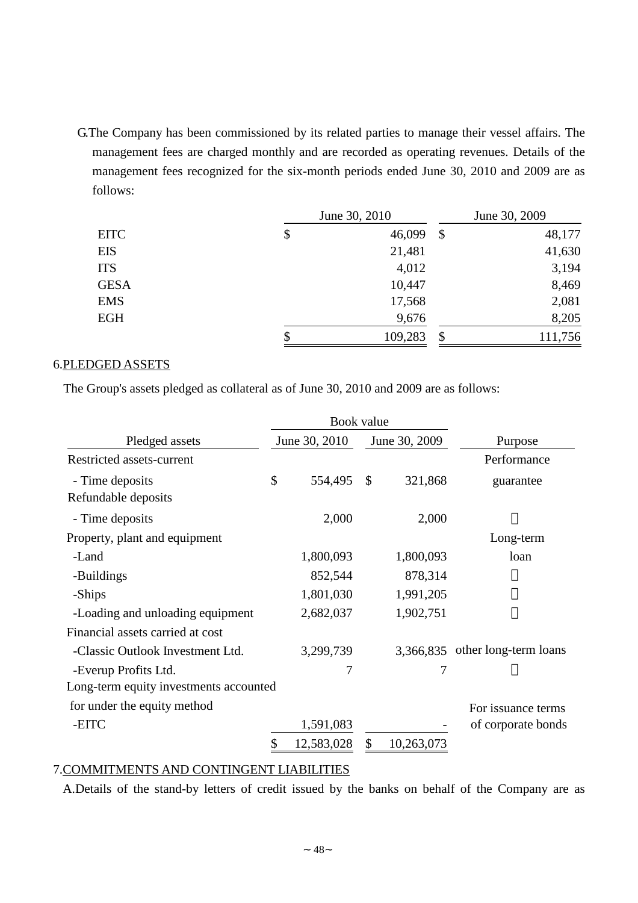G.The Company has been commissioned by its related parties to manage their vessel affairs. The management fees are charged monthly and are recorded as operating revenues. Details of the management fees recognized for the six-month periods ended June 30, 2010 and 2009 are as follows:

| | June 30, 2010 | June 30, 2009 |
|---|---|---|
| EITC | $ 46,099 | $ 48,177 |
| EIS | 21,481 | 41,630 |
| ITS | 4,012 | 3,194 |
| GESA | 10,447 | 8,469 |
| EMS | 17,568 | 2,081 |
| EGH | 9,676 | 8,205 |
| | $ 109,283 | $ 111,756 |

## 6.PLEDGED ASSETS

The Group's assets pledged as collateral as of June 30, 2010 and 2009 are as follows:

| | Book value | | |
|---|---|---|---|
| Pledged assets | June 30, 2010 | June 30, 2009 | Purpose |
| Restricted assets-current | | | Performance |
| - Time deposits | $ 554,495 | $ 321,868 | guarantee |
| Refundable deposits | | | |
| - Time deposits | 2,000 | 2,000 | 〃 |
| Property, plant and equipment | | | Long-term |
| -Land | 1,800,093 | 1,800,093 | loan |
| -Buildings | 852,544 | 878,314 | 〃 |
| -Ships | 1,801,030 | 1,991,205 | 〃 |
| -Loading and unloading equipment | 2,682,037 | 1,902,751 | 〃 |
| Financial assets carried at cost | | | |
| -Classic Outlook Investment Ltd. | 3,299,739 | 3,366,835 | other long-term loans |
| -Everup Profits Ltd. | 7 | 7 | 〃 |
| Long-term equity investments accounted for under the equity method | | | For issuance terms |
| -EITC | 1,591,083 | - | of corporate bonds |
| | $ 12,583,028 | $ 10,263,073 | |

## 7.COMMITMENTS AND CONTINGENT LIABILITIES

A.Details of the stand-by letters of credit issued by the banks on behalf of the Company are as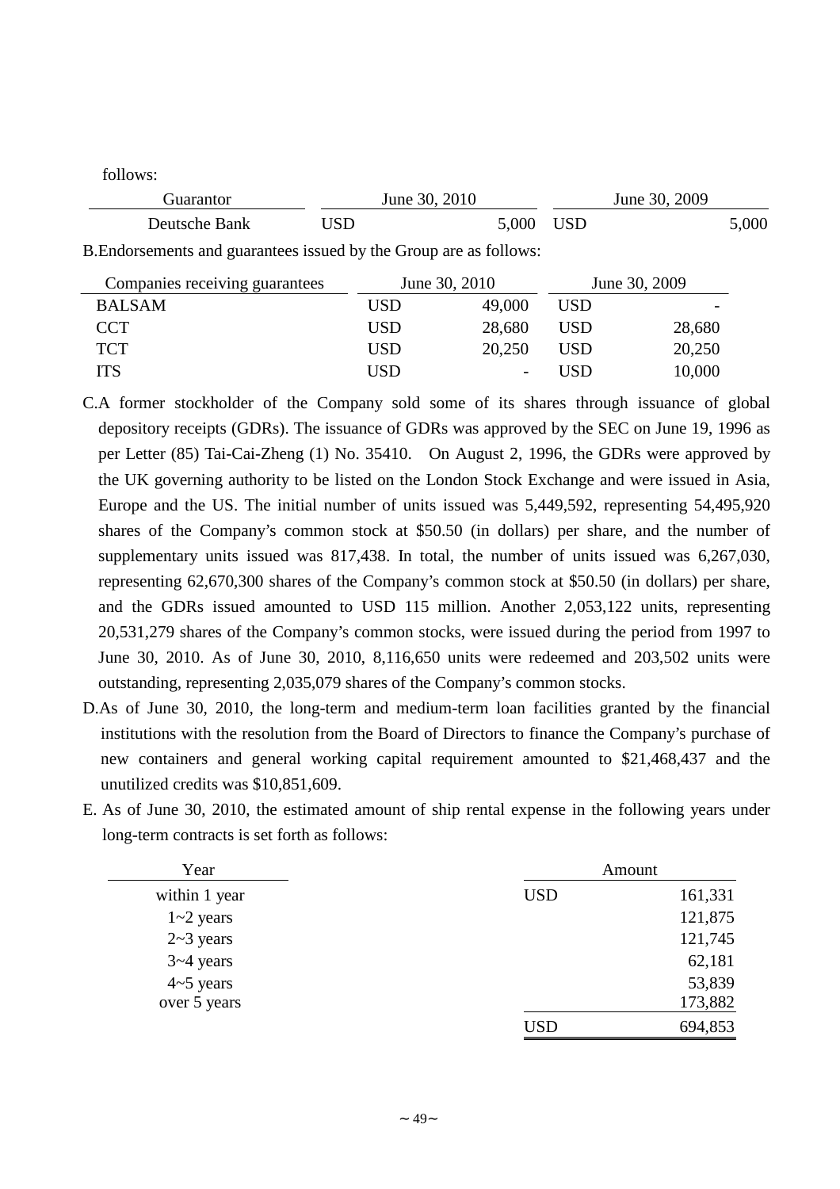follows:

| Guarantor | June 30, 2010 | | June 30, 2009 | |
|---|---|---|---|---|
| Deutsche Bank | USD | 5,000 | USD | 5,000 |

B. Endorsements and guarantees issued by the Group are as follows:

| Companies receiving guarantees | June 30, 2010 | | June 30, 2009 | |
|---|---|---|---|---|
| BALSAM | USD | 49,000 | USD | - |
| CCT | USD | 28,680 | USD | 28,680 |
| TCT | USD | 20,250 | USD | 20,250 |
| ITS | USD | - | USD | 10,000 |

C. A former stockholder of the Company sold some of its shares through issuance of global depository receipts (GDRs). The issuance of GDRs was approved by the SEC on June 19, 1996 as per Letter (85) Tai-Cai-Zheng (1) No. 35410. On August 2, 1996, the GDRs were approved by the UK governing authority to be listed on the London Stock Exchange and were issued in Asia, Europe and the US. The initial number of units issued was 5,449,592, representing 54,495,920 shares of the Company's common stock at $50.50 (in dollars) per share, and the number of supplementary units issued was 817,438. In total, the number of units issued was 6,267,030, representing 62,670,300 shares of the Company's common stock at $50.50 (in dollars) per share, and the GDRs issued amounted to USD 115 million. Another 2,053,122 units, representing 20,531,279 shares of the Company's common stocks, were issued during the period from 1997 to June 30, 2010. As of June 30, 2010, 8,116,650 units were redeemed and 203,502 units were outstanding, representing 2,035,079 shares of the Company's common stocks.

D. As of June 30, 2010, the long-term and medium-term loan facilities granted by the financial institutions with the resolution from the Board of Directors to finance the Company's purchase of new containers and general working capital requirement amounted to $21,468,437 and the unutilized credits was $10,851,609.

E. As of June 30, 2010, the estimated amount of ship rental expense in the following years under long-term contracts is set forth as follows:

| Year | Amount | |
|---|---|---|
| within 1 year | USD | 161,331 |
| 1~2 years | | 121,875 |
| 2~3 years | | 121,745 |
| 3~4 years | | 62,181 |
| 4~5 years | | 53,839 |
| over 5 years | | 173,882 |
| | USD | 694,853 |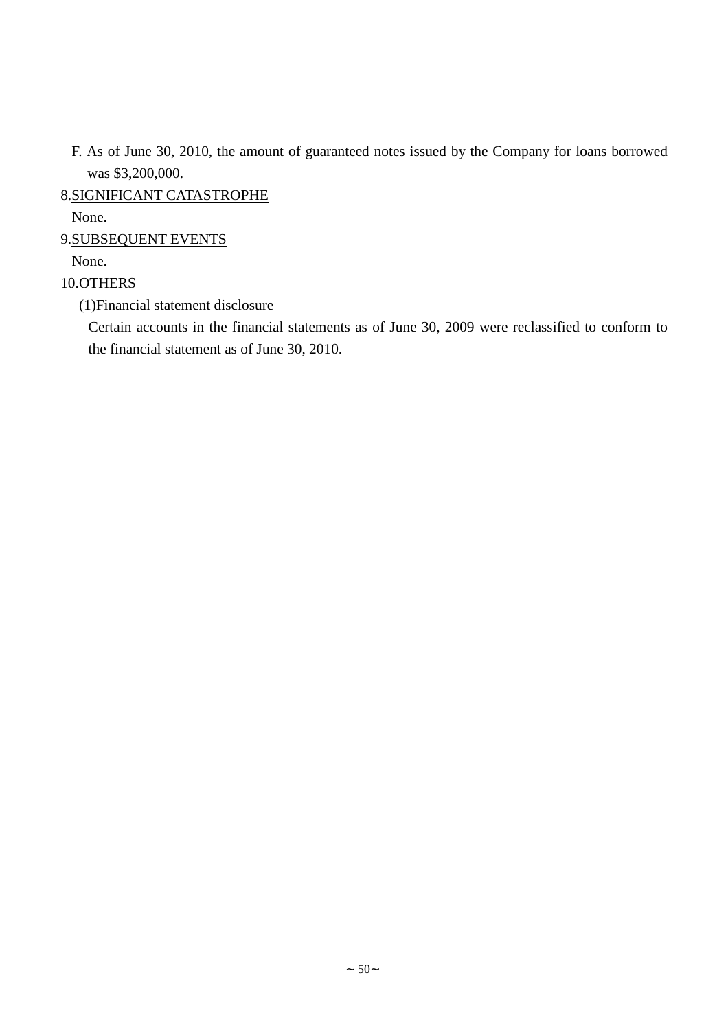F. As of June 30, 2010, the amount of guaranteed notes issued by the Company for loans borrowed was $3,200,000.

8.SIGNIFICANT CATASTROPHE

None.

9.SUBSEQUENT EVENTS

None.

10.OTHERS

(1)Financial statement disclosure

Certain accounts in the financial statements as of June 30, 2009 were reclassified to conform to the financial statement as of June 30, 2010.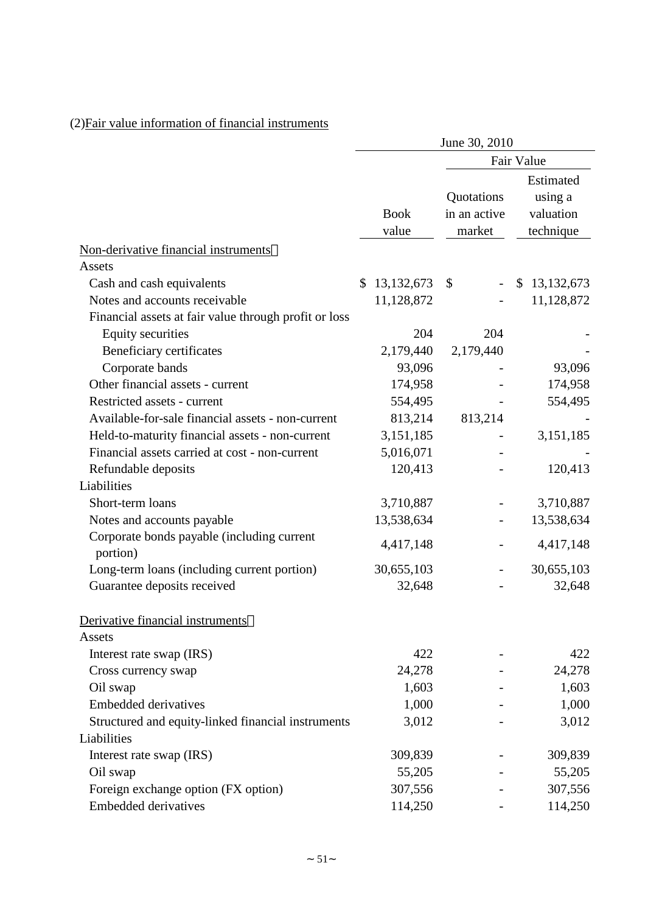(2)Fair value information of financial instruments

| | June 30, 2010 | | |
|---|---|---|---|
| | | Fair Value | |
| | Book value | Quotations in an active market | Estimated using a valuation technique |
| Non-derivative financial instruments： | | | |
| Assets | | | |
| Cash and cash equivalents | $ 13,132,673 | $ - | $ 13,132,673 |
| Notes and accounts receivable | 11,128,872 | - | 11,128,872 |
| Financial assets at fair value through profit or loss | | | |
| Equity securities | 204 | 204 | - |
| Beneficiary certificates | 2,179,440 | 2,179,440 | - |
| Corporate bands | 93,096 | - | 93,096 |
| Other financial assets - current | 174,958 | - | 174,958 |
| Restricted assets - current | 554,495 | - | 554,495 |
| Available-for-sale financial assets - non-current | 813,214 | 813,214 | - |
| Held-to-maturity financial assets - non-current | 3,151,185 | - | 3,151,185 |
| Financial assets carried at cost - non-current | 5,016,071 | - | - |
| Refundable deposits | 120,413 | - | 120,413 |
| Liabilities | | | |
| Short-term loans | 3,710,887 | - | 3,710,887 |
| Notes and accounts payable | 13,538,634 | - | 13,538,634 |
| Corporate bonds payable (including current portion) | 4,417,148 | - | 4,417,148 |
| Long-term loans (including current portion) | 30,655,103 | - | 30,655,103 |
| Guarantee deposits received | 32,648 | - | 32,648 |
| Derivative financial instruments： | | | |
| Assets | | | |
| Interest rate swap (IRS) | 422 | - | 422 |
| Cross currency swap | 24,278 | - | 24,278 |
| Oil swap | 1,603 | - | 1,603 |
| Embedded derivatives | 1,000 | - | 1,000 |
| Structured and equity-linked financial instruments | 3,012 | - | 3,012 |
| Liabilities | | | |
| Interest rate swap (IRS) | 309,839 | - | 309,839 |
| Oil swap | 55,205 | - | 55,205 |
| Foreign exchange option (FX option) | 307,556 | - | 307,556 |
| Embedded derivatives | 114,250 | - | 114,250 |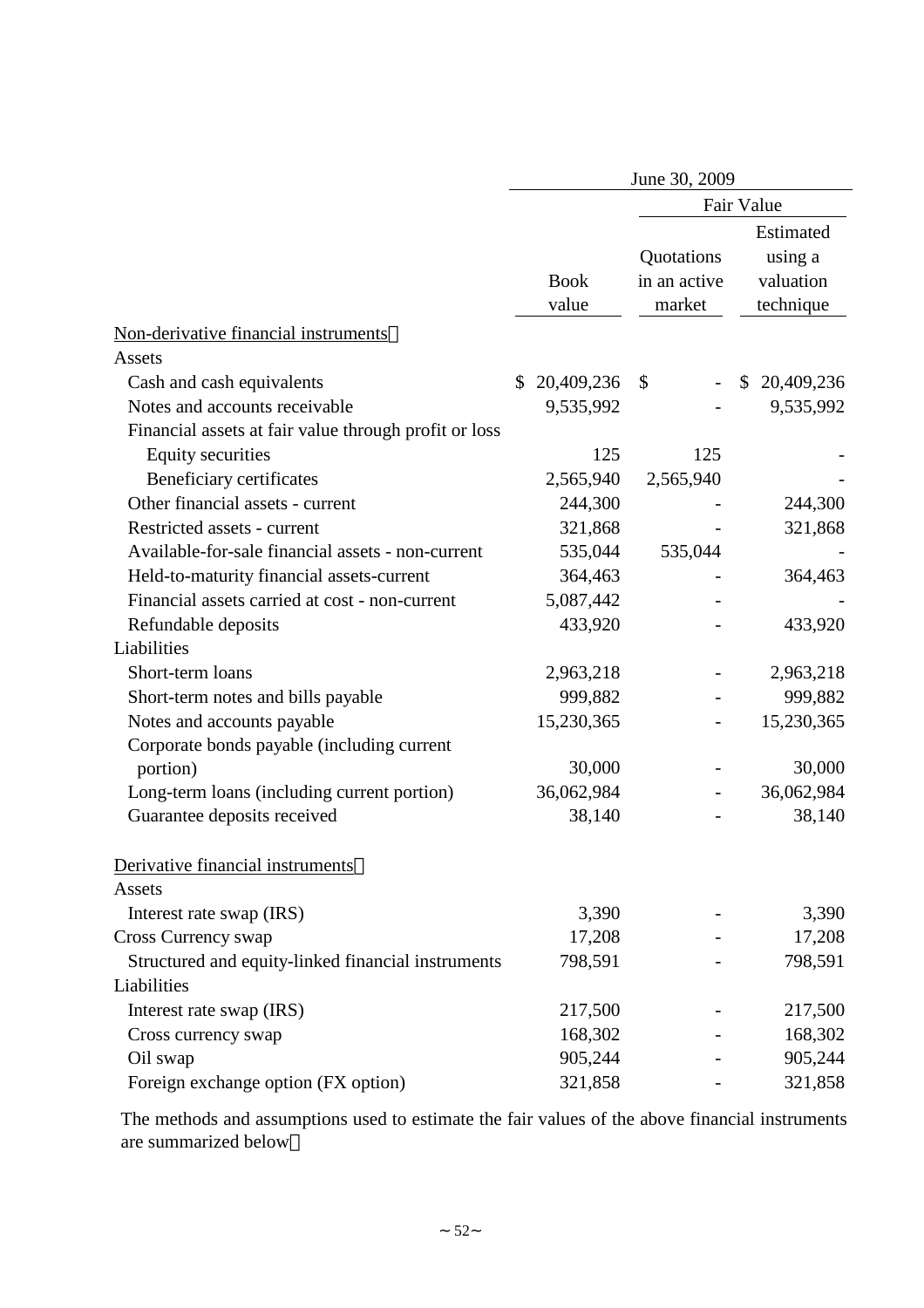| | June 30, 2009 | | |
|---|---|---|---|
| | | Fair Value | |
| | Book value | Quotations in an active market | Estimated using a valuation technique |
| Non-derivative financial instruments： | | | |
| Assets | | | |
| Cash and cash equivalents | $ 20,409,236 | $ - | $ 20,409,236 |
| Notes and accounts receivable | 9,535,992 | - | 9,535,992 |
| Financial assets at fair value through profit or loss | | | |
| Equity securities | 125 | 125 | - |
| Beneficiary certificates | 2,565,940 | 2,565,940 | - |
| Other financial assets - current | 244,300 | - | 244,300 |
| Restricted assets - current | 321,868 | - | 321,868 |
| Available-for-sale financial assets - non-current | 535,044 | 535,044 | - |
| Held-to-maturity financial assets-current | 364,463 | - | 364,463 |
| Financial assets carried at cost - non-current | 5,087,442 | - | - |
| Refundable deposits | 433,920 | - | 433,920 |
| Liabilities | | | |
| Short-term loans | 2,963,218 | - | 2,963,218 |
| Short-term notes and bills payable | 999,882 | - | 999,882 |
| Notes and accounts payable | 15,230,365 | - | 15,230,365 |
| Corporate bonds payable (including current portion) | 30,000 | - | 30,000 |
| Long-term loans (including current portion) | 36,062,984 | - | 36,062,984 |
| Guarantee deposits received | 38,140 | - | 38,140 |
| Derivative financial instruments： | | | |
| Assets | | | |
| Interest rate swap (IRS) | 3,390 | - | 3,390 |
| Cross Currency swap | 17,208 | - | 17,208 |
| Structured and equity-linked financial instruments | 798,591 | - | 798,591 |
| Liabilities | | | |
| Interest rate swap (IRS) | 217,500 | - | 217,500 |
| Cross currency swap | 168,302 | - | 168,302 |
| Oil swap | 905,244 | - | 905,244 |
| Foreign exchange option (FX option) | 321,858 | - | 321,858 |

The methods and assumptions used to estimate the fair values of the above financial instruments are summarized below：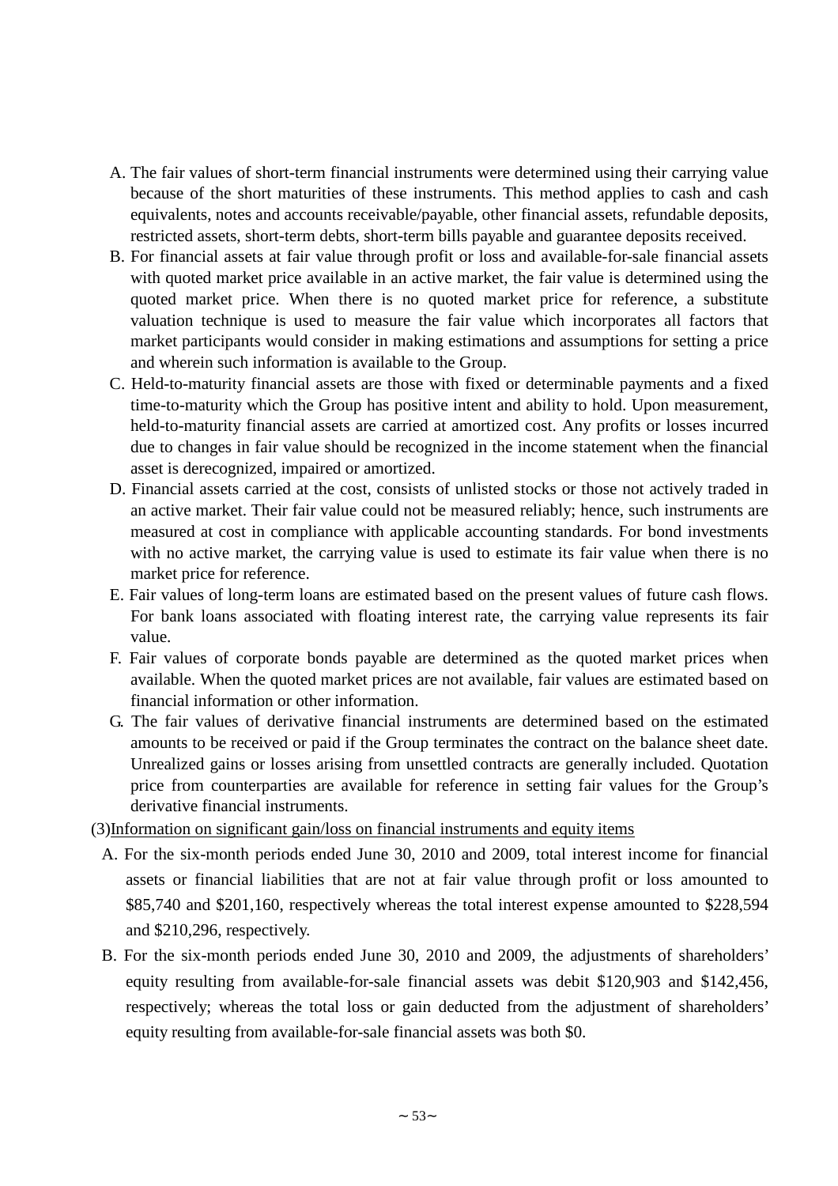A. The fair values of short-term financial instruments were determined using their carrying value because of the short maturities of these instruments. This method applies to cash and cash equivalents, notes and accounts receivable/payable, other financial assets, refundable deposits, restricted assets, short-term debts, short-term bills payable and guarantee deposits received.

B. For financial assets at fair value through profit or loss and available-for-sale financial assets with quoted market price available in an active market, the fair value is determined using the quoted market price. When there is no quoted market price for reference, a substitute valuation technique is used to measure the fair value which incorporates all factors that market participants would consider in making estimations and assumptions for setting a price and wherein such information is available to the Group.

C. Held-to-maturity financial assets are those with fixed or determinable payments and a fixed time-to-maturity which the Group has positive intent and ability to hold. Upon measurement, held-to-maturity financial assets are carried at amortized cost. Any profits or losses incurred due to changes in fair value should be recognized in the income statement when the financial asset is derecognized, impaired or amortized.

D. Financial assets carried at the cost, consists of unlisted stocks or those not actively traded in an active market. Their fair value could not be measured reliably; hence, such instruments are measured at cost in compliance with applicable accounting standards. For bond investments with no active market, the carrying value is used to estimate its fair value when there is no market price for reference.

E. Fair values of long-term loans are estimated based on the present values of future cash flows. For bank loans associated with floating interest rate, the carrying value represents its fair value.

F. Fair values of corporate bonds payable are determined as the quoted market prices when available. When the quoted market prices are not available, fair values are estimated based on financial information or other information.

G. The fair values of derivative financial instruments are determined based on the estimated amounts to be received or paid if the Group terminates the contract on the balance sheet date. Unrealized gains or losses arising from unsettled contracts are generally included. Quotation price from counterparties are available for reference in setting fair values for the Group's derivative financial instruments.

(3)Information on significant gain/loss on financial instruments and equity items

A. For the six-month periods ended June 30, 2010 and 2009, total interest income for financial assets or financial liabilities that are not at fair value through profit or loss amounted to $85,740 and $201,160, respectively whereas the total interest expense amounted to $228,594 and $210,296, respectively.

B. For the six-month periods ended June 30, 2010 and 2009, the adjustments of shareholders' equity resulting from available-for-sale financial assets was debit $120,903 and $142,456, respectively; whereas the total loss or gain deducted from the adjustment of shareholders' equity resulting from available-for-sale financial assets was both $0.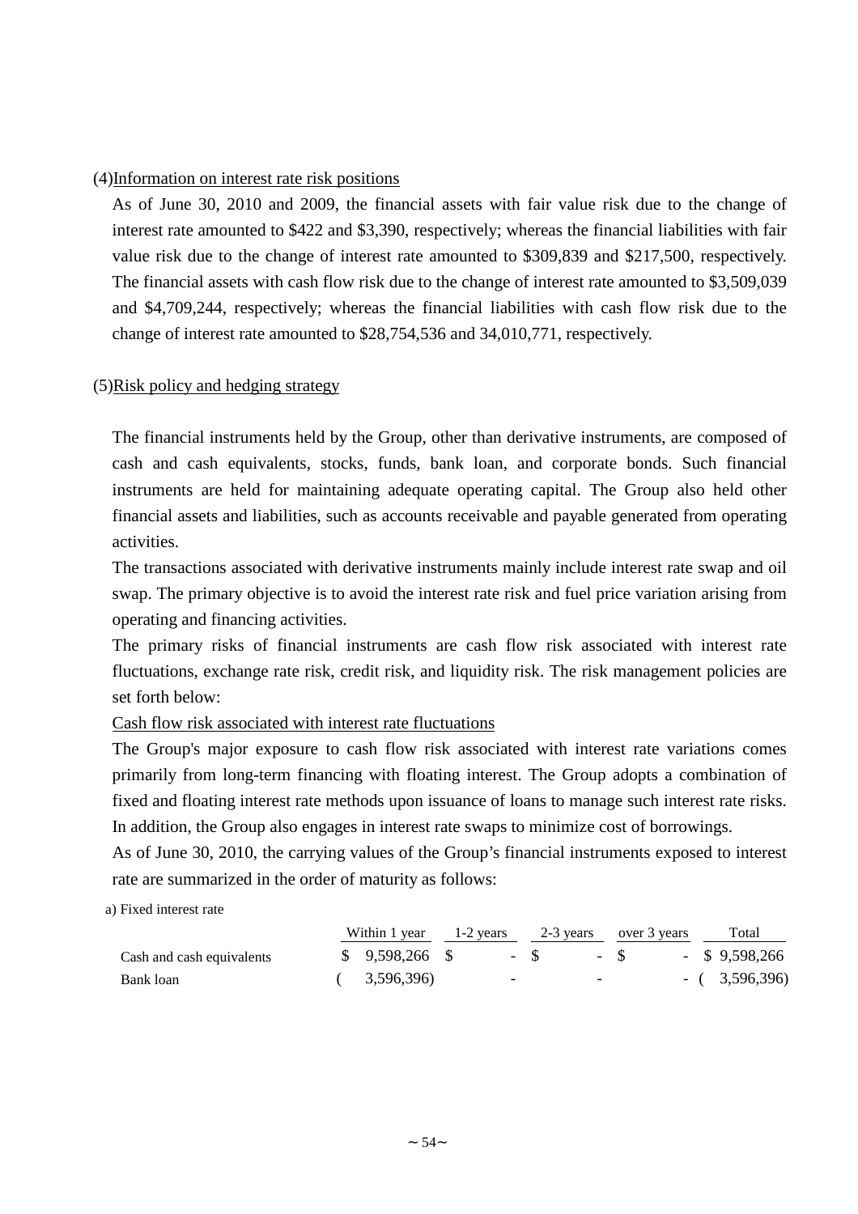(4)Information on interest rate risk positions

As of June 30, 2010 and 2009, the financial assets with fair value risk due to the change of interest rate amounted to $422 and $3,390, respectively; whereas the financial liabilities with fair value risk due to the change of interest rate amounted to $309,839 and $217,500, respectively. The financial assets with cash flow risk due to the change of interest rate amounted to $3,509,039 and $4,709,244, respectively; whereas the financial liabilities with cash flow risk due to the change of interest rate amounted to $28,754,536 and 34,010,771, respectively.

(5)Risk policy and hedging strategy

The financial instruments held by the Group, other than derivative instruments, are composed of cash and cash equivalents, stocks, funds, bank loan, and corporate bonds. Such financial instruments are held for maintaining adequate operating capital. The Group also held other financial assets and liabilities, such as accounts receivable and payable generated from operating activities.

The transactions associated with derivative instruments mainly include interest rate swap and oil swap. The primary objective is to avoid the interest rate risk and fuel price variation arising from operating and financing activities.

The primary risks of financial instruments are cash flow risk associated with interest rate fluctuations, exchange rate risk, credit risk, and liquidity risk. The risk management policies are set forth below:

Cash flow risk associated with interest rate fluctuations

The Group's major exposure to cash flow risk associated with interest rate variations comes primarily from long-term financing with floating interest. The Group adopts a combination of fixed and floating interest rate methods upon issuance of loans to manage such interest rate risks. In addition, the Group also engages in interest rate swaps to minimize cost of borrowings.

As of June 30, 2010, the carrying values of the Group's financial instruments exposed to interest rate are summarized in the order of maturity as follows:

a) Fixed interest rate

| | Within 1 year | 1-2 years | 2-3 years | over 3 years | Total |
|---|---|---|---|---|---|
| Cash and cash equivalents | $ 9,598,266 | $ - | $ - | $ - | $ 9,598,266 |
| Bank loan | ( 3,596,396) | - | - | - | ( 3,596,396) |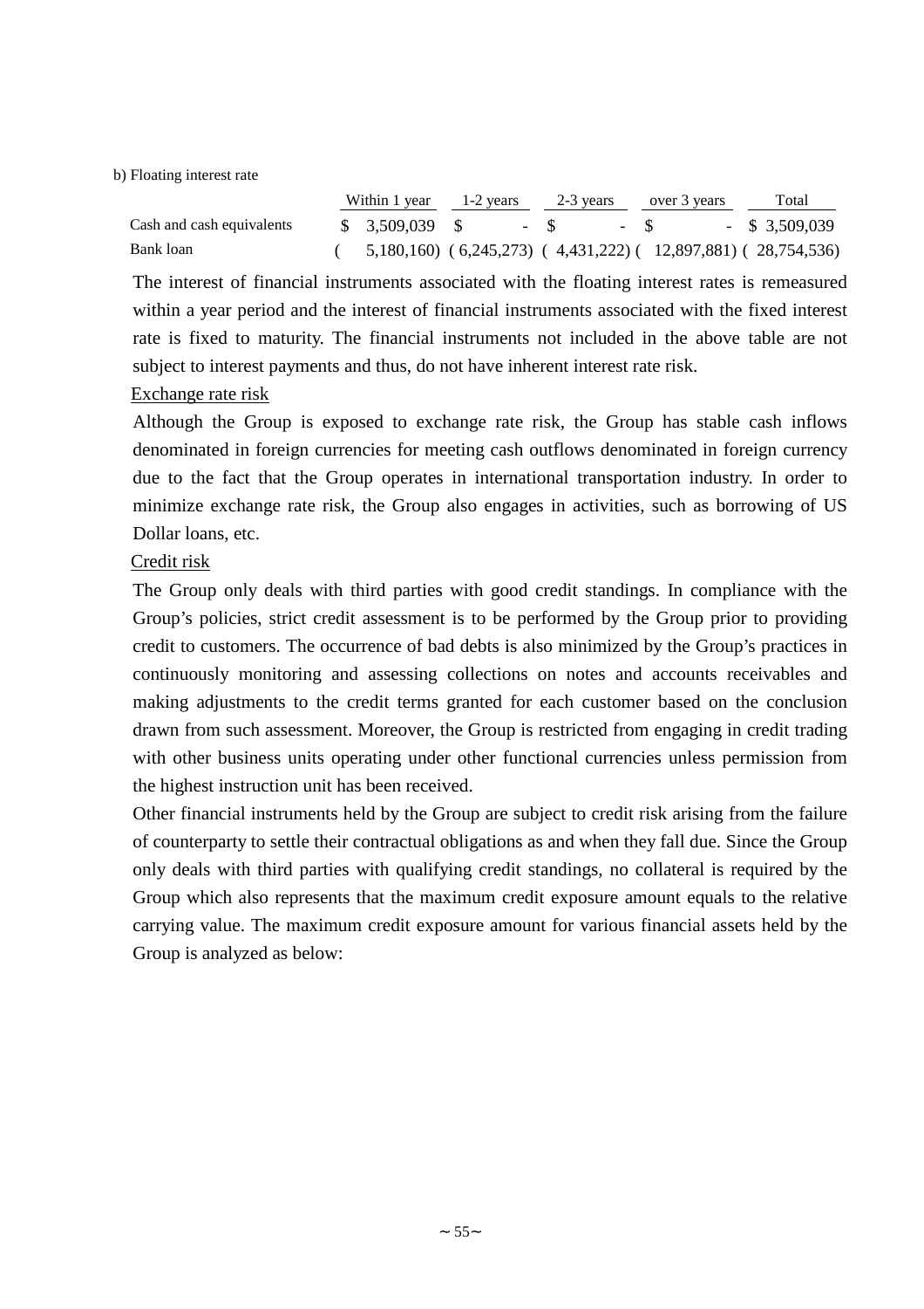b) Floating interest rate

| | Within 1 year | 1-2 years | 2-3 years | over 3 years | Total |
|---|---|---|---|---|---|
| Cash and cash equivalents | $ 3,509,039 | $ - | $ - | $ - | $ 3,509,039 |
| Bank loan | ( 5,180,160) | ( 6,245,273) | ( 4,431,222) | ( 12,897,881) | ( 28,754,536) |

The interest of financial instruments associated with the floating interest rates is remeasured within a year period and the interest of financial instruments associated with the fixed interest rate is fixed to maturity. The financial instruments not included in the above table are not subject to interest payments and thus, do not have inherent interest rate risk.

Exchange rate risk

Although the Group is exposed to exchange rate risk, the Group has stable cash inflows denominated in foreign currencies for meeting cash outflows denominated in foreign currency due to the fact that the Group operates in international transportation industry. In order to minimize exchange rate risk, the Group also engages in activities, such as borrowing of US Dollar loans, etc.

Credit risk

The Group only deals with third parties with good credit standings. In compliance with the Group's policies, strict credit assessment is to be performed by the Group prior to providing credit to customers. The occurrence of bad debts is also minimized by the Group's practices in continuously monitoring and assessing collections on notes and accounts receivables and making adjustments to the credit terms granted for each customer based on the conclusion drawn from such assessment. Moreover, the Group is restricted from engaging in credit trading with other business units operating under other functional currencies unless permission from the highest instruction unit has been received.

Other financial instruments held by the Group are subject to credit risk arising from the failure of counterparty to settle their contractual obligations as and when they fall due. Since the Group only deals with third parties with qualifying credit standings, no collateral is required by the Group which also represents that the maximum credit exposure amount equals to the relative carrying value. The maximum credit exposure amount for various financial assets held by the Group is analyzed as below: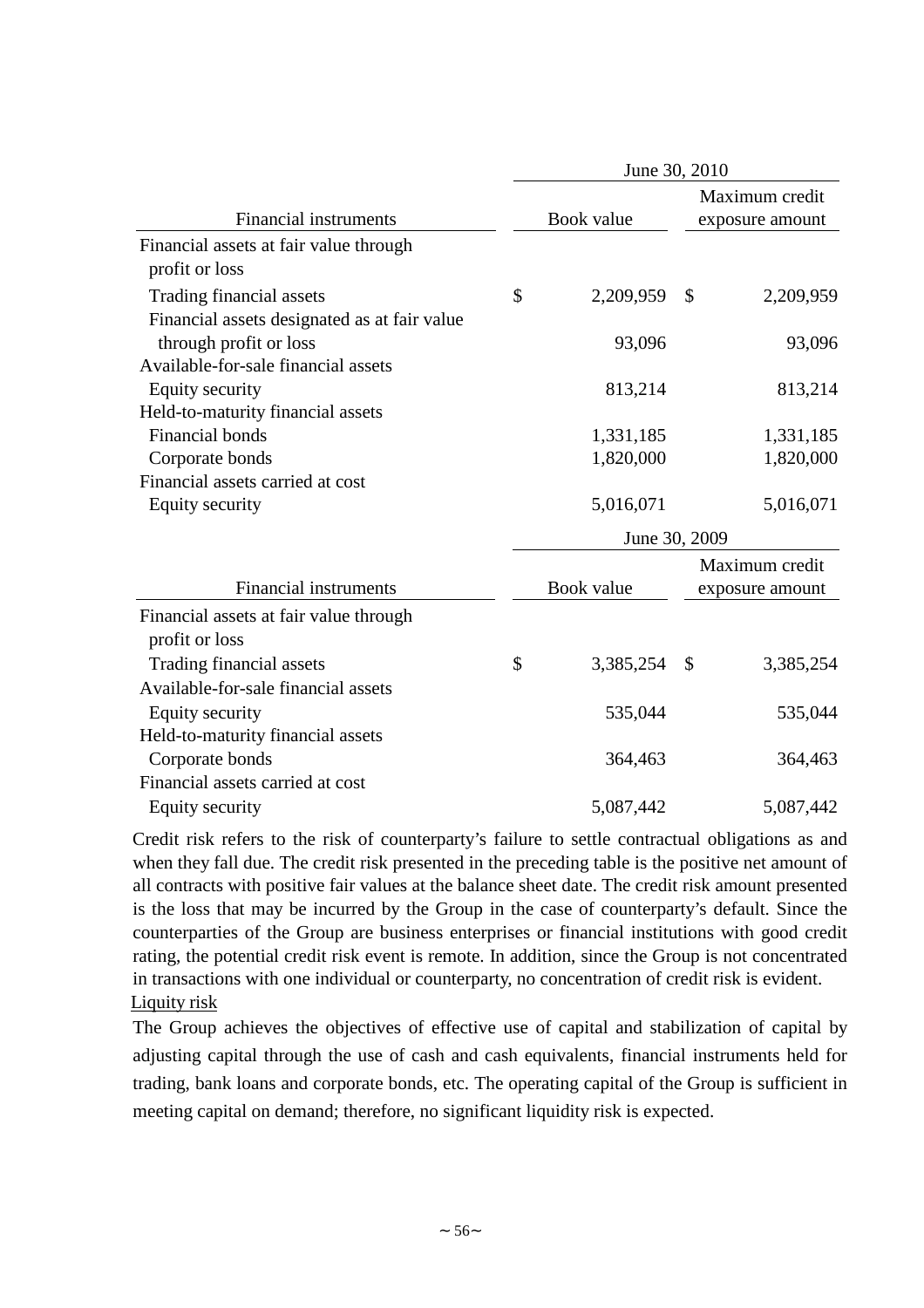| Financial instruments | June 30, 2010 | |
|---|---|---|
| | Book value | Maximum credit exposure amount |
| Financial assets at fair value through profit or loss | | |
| Trading financial assets | $ 2,209,959 | $ 2,209,959 |
| Financial assets designated as at fair value through profit or loss | 93,096 | 93,096 |
| Available-for-sale financial assets | | |
| Equity security | 813,214 | 813,214 |
| Held-to-maturity financial assets | | |
| Financial bonds | 1,331,185 | 1,331,185 |
| Corporate bonds | 1,820,000 | 1,820,000 |
| Financial assets carried at cost | | |
| Equity security | 5,016,071 | 5,016,071 |

| Financial instruments | June 30, 2009 | |
|---|---|---|
| | Book value | Maximum credit exposure amount |
| Financial assets at fair value through profit or loss | | |
| Trading financial assets | $ 3,385,254 | $ 3,385,254 |
| Available-for-sale financial assets | | |
| Equity security | 535,044 | 535,044 |
| Held-to-maturity financial assets | | |
| Corporate bonds | 364,463 | 364,463 |
| Financial assets carried at cost | | |
| Equity security | 5,087,442 | 5,087,442 |

Credit risk refers to the risk of counterparty's failure to settle contractual obligations as and when they fall due. The credit risk presented in the preceding table is the positive net amount of all contracts with positive fair values at the balance sheet date. The credit risk amount presented is the loss that may be incurred by the Group in the case of counterparty's default. Since the counterparties of the Group are business enterprises or financial institutions with good credit rating, the potential credit risk event is remote. In addition, since the Group is not concentrated in transactions with one individual or counterparty, no concentration of credit risk is evident.

Liquity risk

The Group achieves the objectives of effective use of capital and stabilization of capital by adjusting capital through the use of cash and cash equivalents, financial instruments held for trading, bank loans and corporate bonds, etc. The operating capital of the Group is sufficient in meeting capital on demand; therefore, no significant liquidity risk is expected.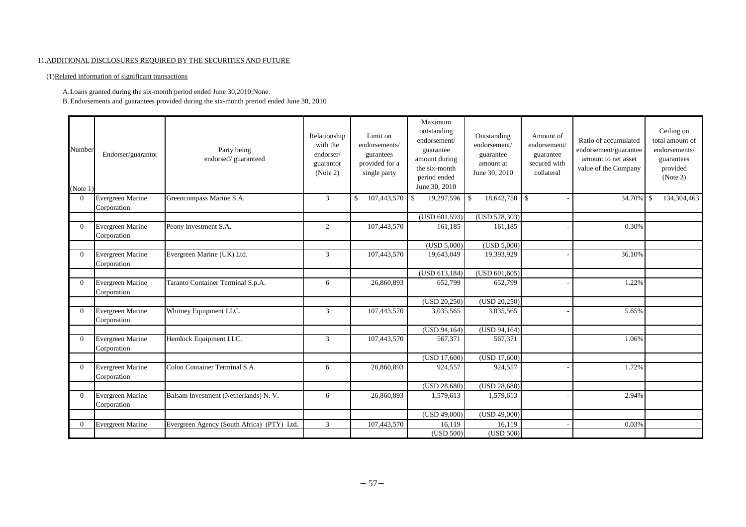11.ADDITIONAL DISCLOSURES REQUIRED BY THE SECURITIES AND FUTURE

(1)Related information of significant transactions

A. Loans granted during the six-month period ended June 30,2010:None.

B. Endorsements and guarantees provided during the six-month preriod ended June 30, 2010

| Number (Note 1) | Endorser/guarantor | Party being endorsed/ guaranteed | Relationship with the endorser/ guarantor (Note 2) | Limit on endorsements/ gurantees provided for a single party | Maximum outstanding endorsement/ guarantee amount during the six-month period ended June 30, 2010 | Outstanding endorsement/ guarantee amount at June 30, 2010 | Amount of endorsement/ guarantee secured with collateral | Ratio of accumulated endorsement/guarantee amount to net asset value of the Company | Ceiling on total amount of endorsements/ guarantees provided (Note 3) |
|---|---|---|---|---|---|---|---|---|---|
| 0 | Evergreen Marine Corporation | Greencompass Marine S.A. | 3 | $ 107,443,570 | $ 19,297,596 | $ 18,642,750 | $ - | 34.70% | $ 134,304,463 |
| | | | | | (USD 601,593) | (USD 578,303) | | | |
| 0 | Evergreen Marine Corporation | Peony Investment S.A. | 2 | 107,443,570 | 161,185 | 161,185 | - | 0.30% | |
| | | | | | (USD 5,000) | (USD 5,000) | | | |
| 0 | Evergreen Marine Corporation | Evergreen Marine (UK) Ltd. | 3 | 107,443,570 | 19,643,049 | 19,393,929 | - | 36.10% | |
| | | | | | (USD 613,184) | (USD 601,605) | | | |
| 0 | Evergreen Marine Corporation | Taranto Container Terminal S.p.A. | 6 | 26,860,893 | 652,799 | 652,799 | - | 1.22% | |
| | | | | | (USD 20,250) | (USD 20,250) | | | |
| 0 | Evergreen Marine Corporation | Whitney Equipment LLC. | 3 | 107,443,570 | 3,035,565 | 3,035,565 | - | 5.65% | |
| | | | | | (USD 94,164) | (USD 94,164) | | | |
| 0 | Evergreen Marine Corporation | Hemlock Equipment LLC. | 3 | 107,443,570 | 567,371 | 567,371 | | 1.06% | |
| | | | | | (USD 17,600) | (USD 17,600) | | | |
| 0 | Evergreen Marine Corporation | Colon Container Terminal S.A. | 6 | 26,860,893 | 924,557 | 924,557 | - | 1.72% | |
| | | | | | (USD 28,680) | (USD 28,680) | | | |
| 0 | Evergreen Marine Corporation | Balsam Investment (Netherlands) N. V. | 6 | 26,860,893 | 1,579,613 | 1,579,613 | - | 2.94% | |
| | | | | | (USD 49,000) | (USD 49,000) | | | |
| 0 | Evergreen Marine | Evergreen Agency (South Africa) (PTY) Ltd. | 3 | 107,443,570 | 16,119 | 16,119 | - | 0.03% | |
| | | | | | (USD 500) | (USD 500) | | | |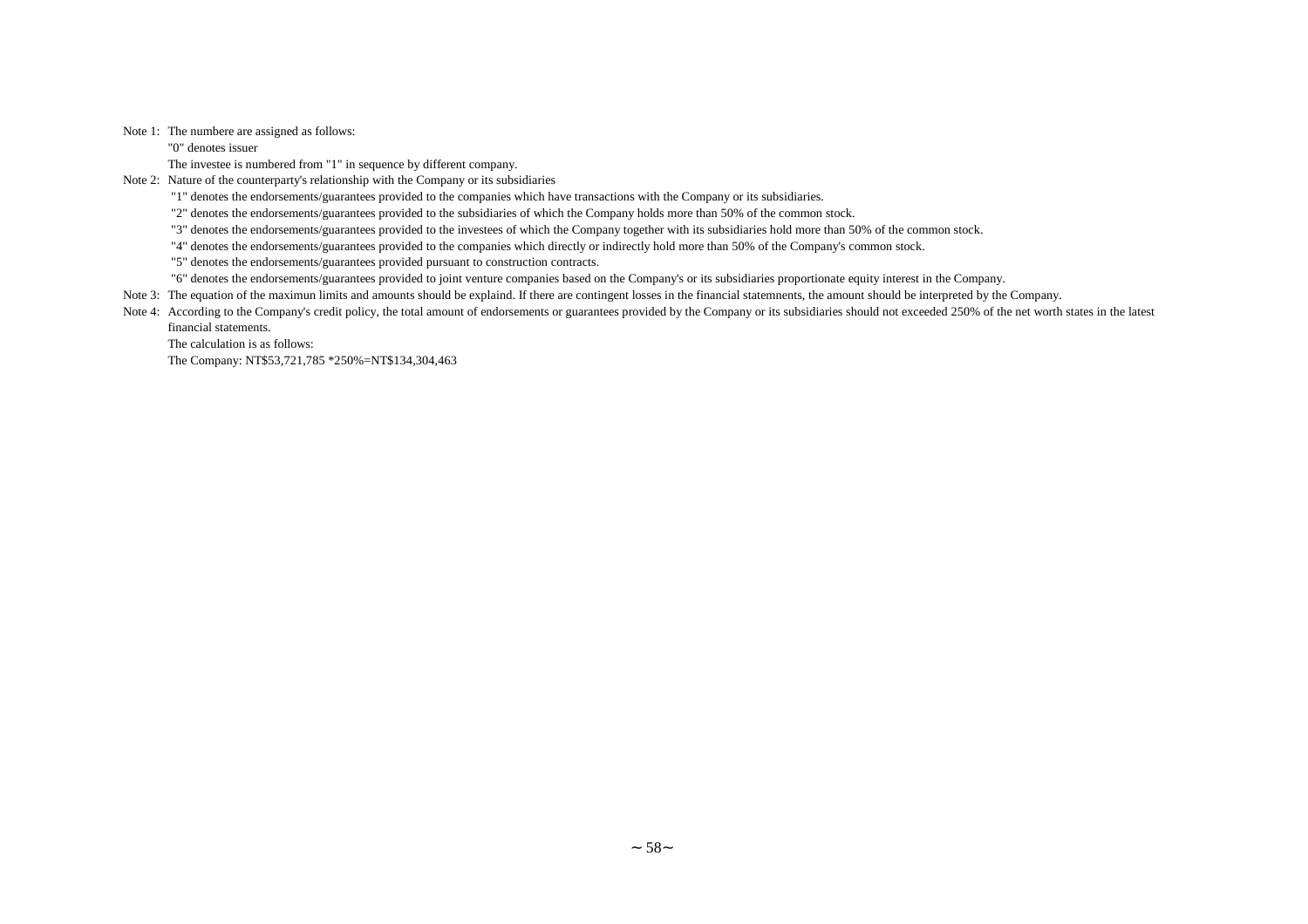Note 1: The numbere are assigned as follows:

"0" denotes issuer

The investee is numbered from "1" in sequence by different company.

Note 2: Nature of the counterparty's relationship with the Company or its subsidiaries

"1" denotes the endorsements/guarantees provided to the companies which have transactions with the Company or its subsidiaries.

"2" denotes the endorsements/guarantees provided to the subsidiaries of which the Company holds more than 50% of the common stock.

"3" denotes the endorsements/guarantees provided to the investees of which the Company together with its subsidiaries hold more than 50% of the common stock.

"4" denotes the endorsements/guarantees provided to the companies which directly or indirectly hold more than 50% of the Company's common stock.

"5" denotes the endorsements/guarantees provided pursuant to construction contracts.

"6" denotes the endorsements/guarantees provided to joint venture companies based on the Company's or its subsidiaries proportionate equity interest in the Company.

Note 3: The equation of the maximun limits and amounts should be explaind. If there are contingent losses in the financial statemnents, the amount should be interpreted by the Company.

Note 4: According to the Company's credit policy, the total amount of endorsements or guarantees provided by the Company or its subsidiaries should not exceeded 250% of the net worth states in the latest financial statements.

The calculation is as follows:

The Company: NT$53,721,785 *250%=NT$134,304,463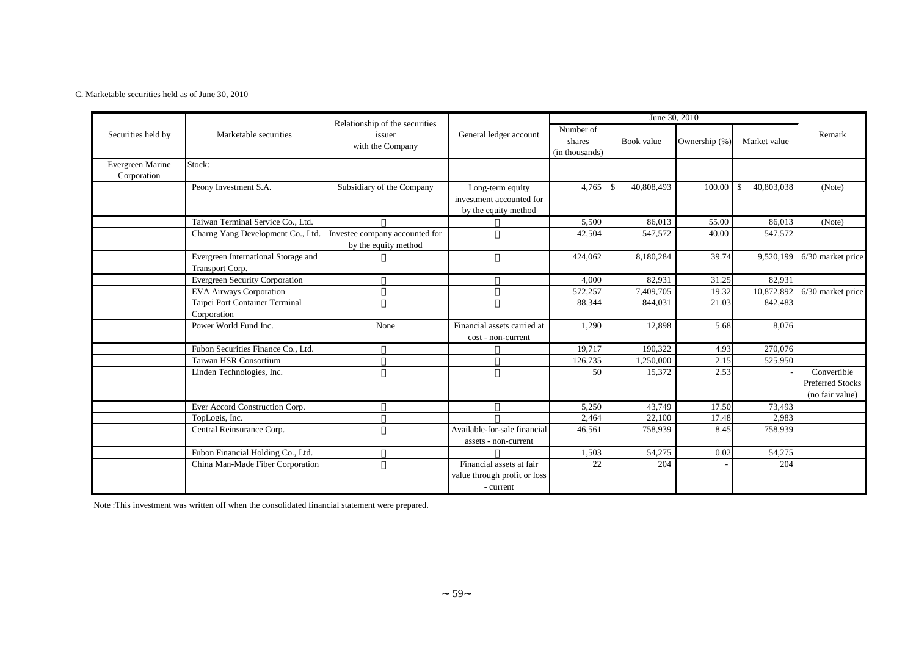C. Marketable securities held as of June 30, 2010

| Securities held by | Marketable securities | Relationship of the securities issuer with the Company | General ledger account | June 30, 2010 | | | | Remark |
|---|---|---|---|---|---|---|---|---|
| | | | | Number of shares (in thousands) | Book value | Ownership (%) | Market value | |
| Evergreen Marine Corporation | Stock: | | | | | | | |
| | Peony Investment S.A. | Subsidiary of the Company | Long-term equity investment accounted for by the equity method | 4,765 | $ 40,808,493 | 100.00 | $ 40,803,038 | (Note) |
| | Taiwan Terminal Service Co., Ltd. | 〃 | 〃 | 5,500 | 86,013 | 55.00 | 86,013 | (Note) |
| | Charng Yang Development Co., Ltd. | Investee company accounted for by the equity method | 〃 | 42,504 | 547,572 | 40.00 | 547,572 | |
| | Evergreen International Storage and Transport Corp. | 〃 | 〃 | 424,062 | 8,180,284 | 39.74 | 9,520,199 | 6/30 market price |
| | Evergreen Security Corporation | 〃 | 〃 | 4,000 | 82,931 | 31.25 | 82,931 | |
| | EVA Airways Corporation | 〃 | 〃 | 572,257 | 7,409,705 | 19.32 | 10,872,892 | 6/30 market price |
| | Taipei Port Container Terminal Corporation | 〃 | 〃 | 88,344 | 844,031 | 21.03 | 842,483 | |
| | Power World Fund Inc. | None | Financial assets carried at cost - non-current | 1,290 | 12,898 | 5.68 | 8,076 | |
| | Fubon Securities Finance Co., Ltd. | 〃 | 〃 | 19,717 | 190,322 | 4.93 | 270,076 | |
| | Taiwan HSR Consortium | 〃 | 〃 | 126,735 | 1,250,000 | 2.15 | 525,950 | |
| | Linden Technologies, Inc. | 〃 | 〃 | 50 | 15,372 | 2.53 | - | Convertible Preferred Stocks (no fair value) |
| | Ever Accord Construction Corp. | 〃 | 〃 | 5,250 | 43,749 | 17.50 | 73,493 | |
| | TopLogis, Inc. | 〃 | 〃 | 2,464 | 22,100 | 17.48 | 2,983 | |
| | Central Reinsurance Corp. | 〃 | Available-for-sale financial assets - non-current | 46,561 | 758,939 | 8.45 | 758,939 | |
| | Fubon Financial Holding Co., Ltd. | 〃 | 〃 | 1,503 | 54,275 | 0.02 | 54,275 | |
| | China Man-Made Fiber Corporation | 〃 | Financial assets at fair value through profit or loss - current | 22 | 204 | - | 204 | |

Note :This investment was written off when the consolidated financial statement were prepared.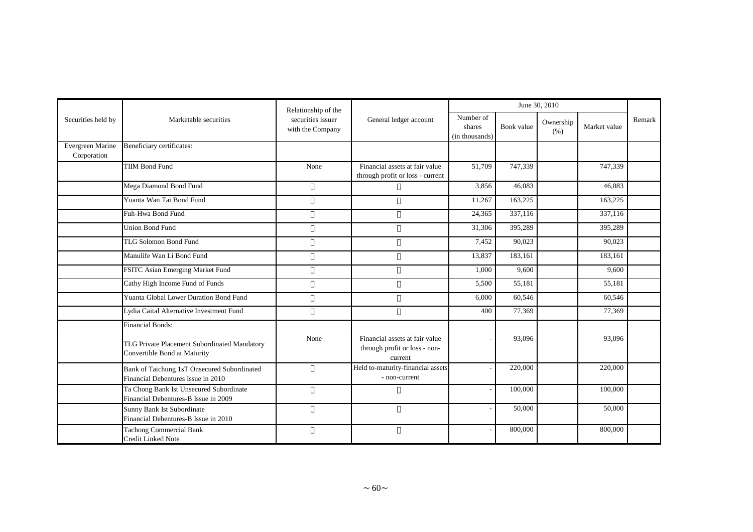| Securities held by | Marketable securities | Relationship of the securities issuer with the Company | General ledger account | June 30, 2010 | | | | Remark |
|---|---|---|---|---|---|---|---|---|
| | | | | Number of shares (in thousands) | Book value | Ownership (%) | Market value | |
| Evergreen Marine Corporation | Beneficiary certificates: | | | | | | | |
| | TIIM Bond Fund | None | Financial assets at fair value through profit or loss - current | 51,709 | 747,339 | | 747,339 | |
| | Mega Diamond Bond Fund | 〃 | 〃 | 3,856 | 46,083 | | 46,083 | |
| | Yuanta Wan Tai Bond Fund | 〃 | 〃 | 11,267 | 163,225 | | 163,225 | |
| | Fuh-Hwa Bond Fund | 〃 | 〃 | 24,365 | 337,116 | | 337,116 | |
| | Union Bond Fund | 〃 | 〃 | 31,306 | 395,289 | | 395,289 | |
| | TLG Solomon Bond Fund | 〃 | 〃 | 7,452 | 90,023 | | 90,023 | |
| | Manulife Wan Li Bond Fund | 〃 | 〃 | 13,837 | 183,161 | | 183,161 | |
| | FSITC Asian Emerging Market Fund | 〃 | 〃 | 1,000 | 9,600 | | 9,600 | |
| | Cathy High Income Fund of Funds | 〃 | 〃 | 5,500 | 55,181 | | 55,181 | |
| | Yuanta Global Lower Duration Bond Fund | 〃 | 〃 | 6,000 | 60,546 | | 60,546 | |
| | Lydia Caital Alternative Investment Fund | 〃 | 〃 | 400 | 77,369 | | 77,369 | |
| | Financial Bonds: | | | | | | | |
| | TLG Private Placement Subordinated Mandatory Convertible Bond at Maturity | None | Financial assets at fair value through profit or loss - non-current | - | 93,096 | | 93,096 | |
| | Bank of Taichung 1sT Onsecured Subordinated Financial Debentures Issue in 2010 | 〃 | Held to-maturity-financial assets - non-current | - | 220,000 | | 220,000 | |
| | Ta Chong Bank Ist Unsecured Subordinate Financial Debentures-B Issue in 2009 | 〃 | 〃 | - | 100,000 | | 100,000 | |
| | Sunny Bank Ist Subordinate Financial Debentures-B Issue in 2010 | 〃 | 〃 | - | 50,000 | | 50,000 | |
| | Tachong Commercial Bank Credit Linked Note | 〃 | 〃 | - | 800,000 | | 800,000 | |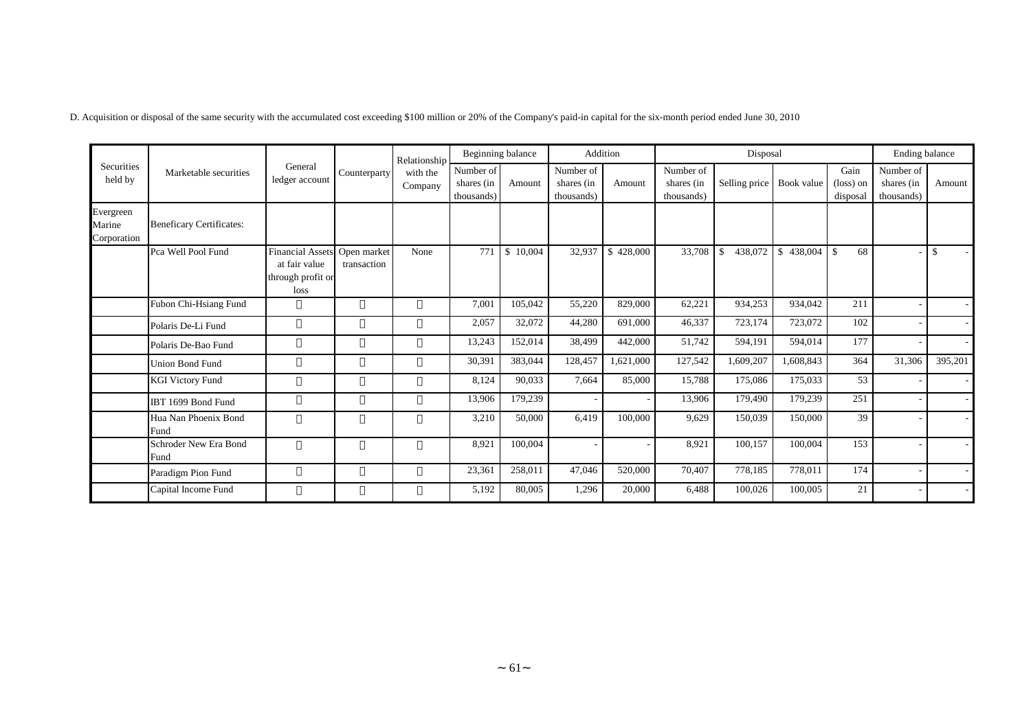D. Acquisition or disposal of the same security with the accumulated cost exceeding $100 million or 20% of the Company's paid-in capital for the six-month period ended June 30, 2010

| Securities held by | Marketable securities | General ledger account | Counterparty | Relationship with the Company | Beginning balance | | Addition | | Disposal | | | | Ending balance | |
|---|---|---|---|---|---|---|---|---|---|---|---|---|---|---|
| | | | | | Number of shares (in thousands) | Amount | Number of shares (in thousands) | Amount | Number of shares (in thousands) | Selling price | Book value | Gain (loss) on disposal | Number of shares (in thousands) | Amount |
| Evergreen Marine Corporation | Beneficary Certificates: | | | | | | | | | | | | | |
| | Pca Well Pool Fund | Financial Assets at fair value through profit or loss | Open market transaction | None | 771 | $ 10,004 | 32,937 | $ 428,000 | 33,708 | $ 438,072 | $ 438,004 | $ 68 | - | $ - |
| | Fubon Chi-Hsiang Fund | 〃 | 〃 | 〃 | 7,001 | 105,042 | 55,220 | 829,000 | 62,221 | 934,253 | 934,042 | 211 | - | - |
| | Polaris De-Li Fund | 〃 | 〃 | 〃 | 2,057 | 32,072 | 44,280 | 691,000 | 46,337 | 723,174 | 723,072 | 102 | - | - |
| | Polaris De-Bao Fund | 〃 | 〃 | 〃 | 13,243 | 152,014 | 38,499 | 442,000 | 51,742 | 594,191 | 594,014 | 177 | - | - |
| | Union Bond Fund | 〃 | 〃 | 〃 | 30,391 | 383,044 | 128,457 | 1,621,000 | 127,542 | 1,609,207 | 1,608,843 | 364 | 31,306 | 395,201 |
| | KGI Victory Fund | 〃 | 〃 | 〃 | 8,124 | 90,033 | 7,664 | 85,000 | 15,788 | 175,086 | 175,033 | 53 | - | - |
| | IBT 1699 Bond Fund | 〃 | 〃 | 〃 | 13,906 | 179,239 | - | - | 13,906 | 179,490 | 179,239 | 251 | - | - |
| | Hua Nan Phoenix Bond Fund | 〃 | 〃 | 〃 | 3,210 | 50,000 | 6,419 | 100,000 | 9,629 | 150,039 | 150,000 | 39 | - | - |
| | Schroder New Era Bond Fund | 〃 | 〃 | 〃 | 8,921 | 100,004 | - | - | 8,921 | 100,157 | 100,004 | 153 | - | - |
| | Paradigm Pion Fund | 〃 | 〃 | 〃 | 23,361 | 258,011 | 47,046 | 520,000 | 70,407 | 778,185 | 778,011 | 174 | - | - |
| | Capital Income Fund | 〃 | 〃 | 〃 | 5,192 | 80,005 | 1,296 | 20,000 | 6,488 | 100,026 | 100,005 | 21 | - | - |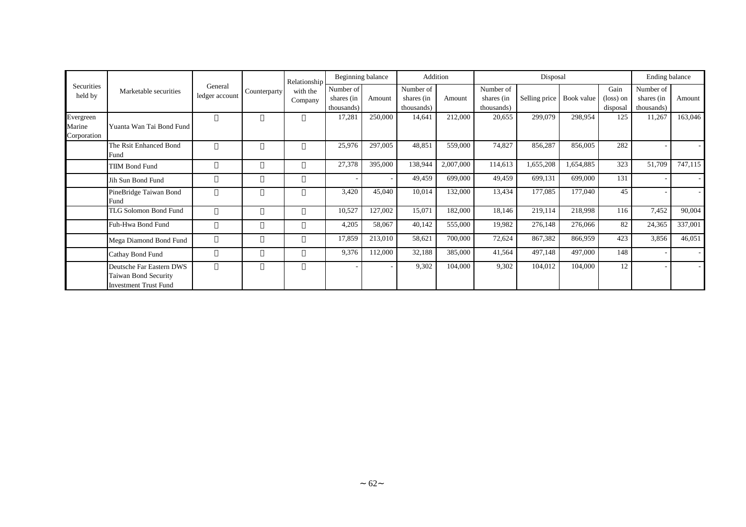| Securities held by | Marketable securities | General ledger account | Counterparty | Relationship with the Company | Beginning balance | | Addition | | Disposal | | | | Ending balance | |
|---|---|---|---|---|---|---|---|---|---|---|---|---|---|---|
| | | | | | Number of shares (in thousands) | Amount | Number of shares (in thousands) | Amount | Number of shares (in thousands) | Selling price | Book value | Gain (loss) on disposal | Number of shares (in thousands) | Amount |
| Evergreen Marine Corporation | Yuanta Wan Tai Bond Fund | 〃 | 〃 | 〃 | 17,281 | 250,000 | 14,641 | 212,000 | 20,655 | 299,079 | 298,954 | 125 | 11,267 | 163,046 |
| | The Rsit Enhanced Bond Fund | 〃 | 〃 | 〃 | 25,976 | 297,005 | 48,851 | 559,000 | 74,827 | 856,287 | 856,005 | 282 | - | - |
| | TIIM Bond Fund | 〃 | 〃 | 〃 | 27,378 | 395,000 | 138,944 | 2,007,000 | 114,613 | 1,655,208 | 1,654,885 | 323 | 51,709 | 747,115 |
| | Jih Sun Bond Fund | 〃 | 〃 | 〃 | - | - | 49,459 | 699,000 | 49,459 | 699,131 | 699,000 | 131 | - | - |
| | PineBridge Taiwan Bond Fund | 〃 | 〃 | 〃 | 3,420 | 45,040 | 10,014 | 132,000 | 13,434 | 177,085 | 177,040 | 45 | - | - |
| | TLG Solomon Bond Fund | 〃 | 〃 | 〃 | 10,527 | 127,002 | 15,071 | 182,000 | 18,146 | 219,114 | 218,998 | 116 | 7,452 | 90,004 |
| | Fuh-Hwa Bond Fund | 〃 | 〃 | 〃 | 4,205 | 58,067 | 40,142 | 555,000 | 19,982 | 276,148 | 276,066 | 82 | 24,365 | 337,001 |
| | Mega Diamond Bond Fund | 〃 | 〃 | 〃 | 17,859 | 213,010 | 58,621 | 700,000 | 72,624 | 867,382 | 866,959 | 423 | 3,856 | 46,051 |
| | Cathay Bond Fund | 〃 | 〃 | 〃 | 9,376 | 112,000 | 32,188 | 385,000 | 41,564 | 497,148 | 497,000 | 148 | - | - |
| | Deutsche Far Eastern DWS Taiwan Bond Security Investment Trust Fund | 〃 | 〃 | 〃 | - | - | 9,302 | 104,000 | 9,302 | 104,012 | 104,000 | 12 | - | - |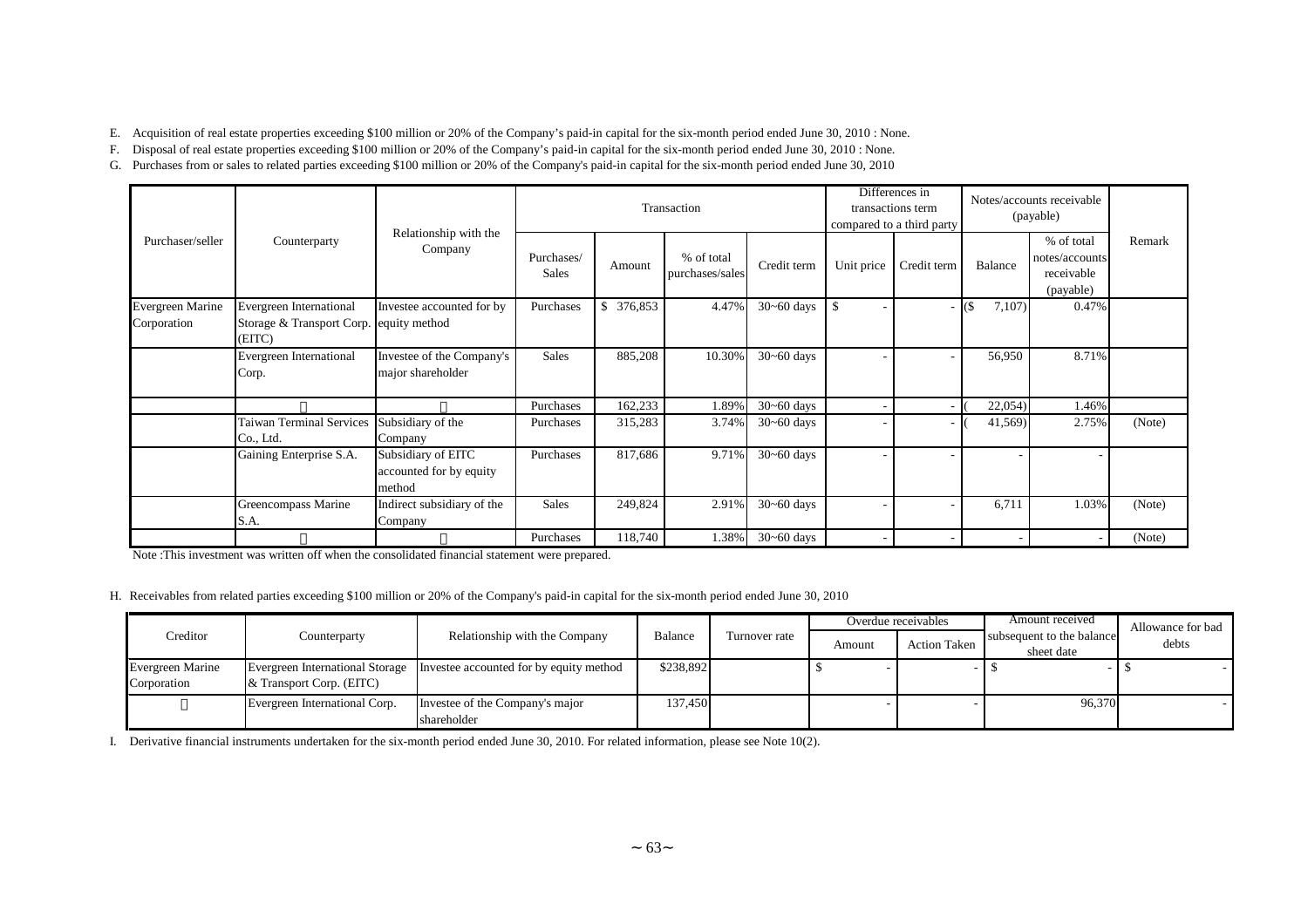E. Acquisition of real estate properties exceeding $100 million or 20% of the Company's paid-in capital for the six-month period ended June 30, 2010 : None.

F. Disposal of real estate properties exceeding $100 million or 20% of the Company's paid-in capital for the six-month period ended June 30, 2010 : None.

G. Purchases from or sales to related parties exceeding $100 million or 20% of the Company's paid-in capital for the six-month period ended June 30, 2010

| Purchaser/seller | Counterparty | Relationship with the Company | Transaction | | | | Differences in transactions term compared to a third party | | Notes/accounts receivable (payable) | | Remark |
|---|---|---|---|---|---|---|---|---|---|---|---|
| | | | Purchases/ Sales | Amount | % of total purchases/sales | Credit term | Unit price | Credit term | Balance | % of total notes/accounts receivable (payable) | |
| Evergreen Marine Corporation | Evergreen International Storage & Transport Corp. (EITC) | Investee accounted for by equity method | Purchases | $ 376,853 | 4.47% | 30~60 days | $ - | - | ($ 7,107) | 0.47% | |
| | Evergreen International Corp. | Investee of the Company's major shareholder | Sales | 885,208 | 10.30% | 30~60 days | - | - | 56,950 | 8.71% | |
| | 〃 | 〃 | Purchases | 162,233 | 1.89% | 30~60 days | - | - | ( 22,054) | 1.46% | |
| | Taiwan Terminal Services Co., Ltd. | Subsidiary of the Company | Purchases | 315,283 | 3.74% | 30~60 days | - | - | ( 41,569) | 2.75% | (Note) |
| | Gaining Enterprise S.A. | Subsidiary of EITC accounted for by equity method | Purchases | 817,686 | 9.71% | 30~60 days | - | - | - | - | |
| | Greencompass Marine S.A. | Indirect subsidiary of the Company | Sales | 249,824 | 2.91% | 30~60 days | - | - | 6,711 | 1.03% | (Note) |
| | 〃 | 〃 | Purchases | 118,740 | 1.38% | 30~60 days | - | - | - | - | (Note) |

Note :This investment was written off when the consolidated financial statement were prepared.

H. Receivables from related parties exceeding $100 million or 20% of the Company's paid-in capital for the six-month period ended June 30, 2010

| Creditor | Counterparty | Relationship with the Company | Balance | Turnover rate | Overdue receivables | | Amount received subsequent to the balance sheet date | Allowance for bad debts |
|---|---|---|---|---|---|---|---|---|
| | | | | | Amount | Action Taken | | |
| Evergreen Marine Corporation | Evergreen International Storage & Transport Corp. (EITC) | Investee accounted for by equity method | $238,892 | | $ - | - | $ - | $ - |
| 〃 | Evergreen International Corp. | Investee of the Company's major shareholder | 137,450 | | - | - | 96,370 | - |

I. Derivative financial instruments undertaken for the six-month period ended June 30, 2010. For related information, please see Note 10(2).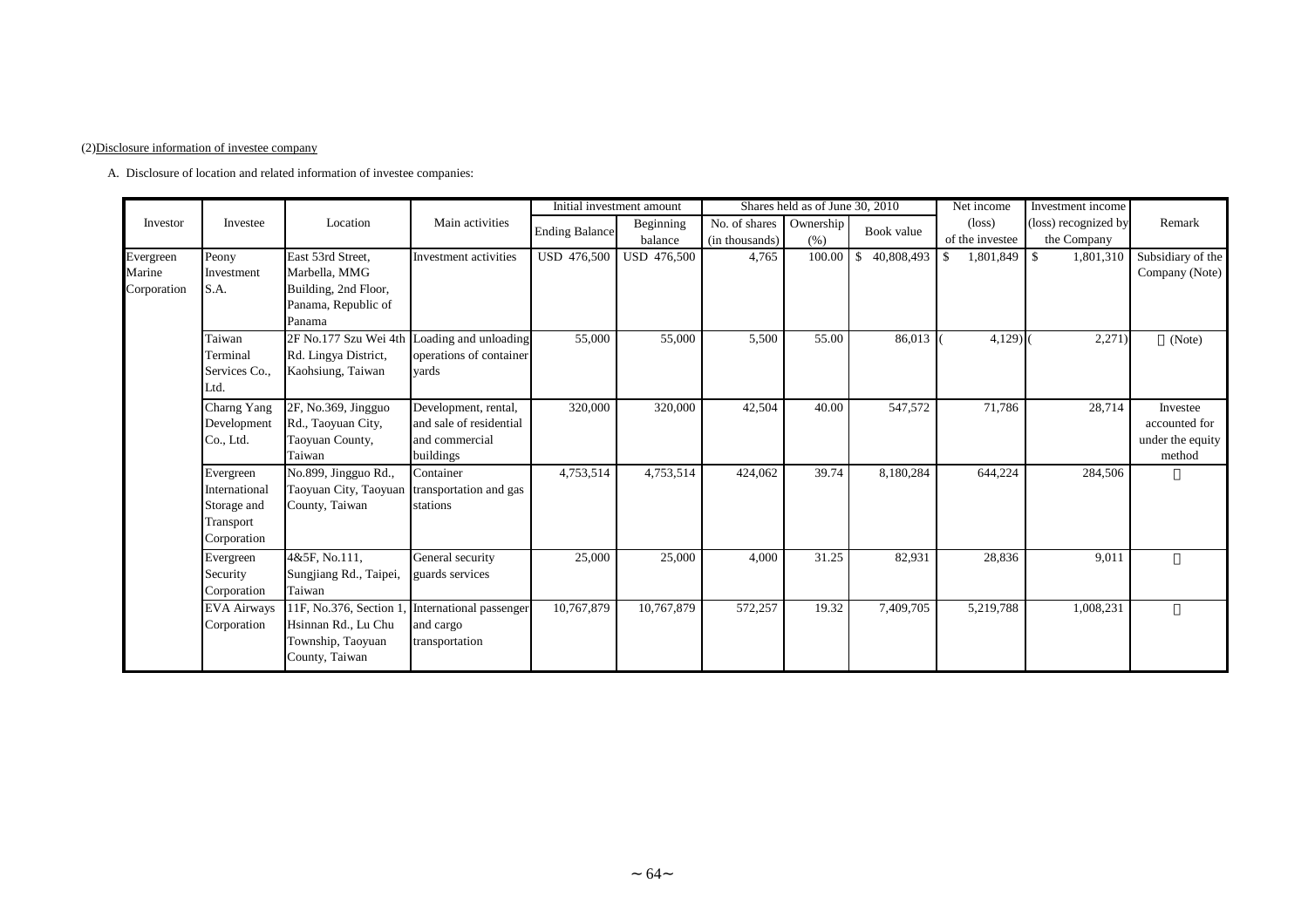(2)Disclosure information of investee company

A. Disclosure of location and related information of investee companies:

| Investor | Investee | Location | Main activities | Initial investment amount | | Shares held as of June 30, 2010 | | | Net income (loss) of the investee | Investment income (loss) recognized by the Company | Remark |
|---|---|---|---|---|---|---|---|---|---|---|---|
| | | | | Ending Balance | Beginning balance | No. of shares (in thousands) | Ownership (%) | Book value | | | |
| Evergreen Marine Corporation | Peony Investment S.A. | East 53rd Street, Marbella, MMG Building, 2nd Floor, Panama, Republic of Panama | Investment activities | USD 476,500 | USD 476,500 | 4,765 | 100.00 | $ 40,808,493 | $ 1,801,849 | $ 1,801,310 | Subsidiary of the Company (Note) |
| | Taiwan Terminal Services Co., Ltd. | 2F No.177 Szu Wei 4th Rd. Lingya District, Kaohsiung, Taiwan | Loading and unloading operations of container yards | 55,000 | 55,000 | 5,500 | 55.00 | 86,013 | ( 4,129) | ( 2,271) | 〃 (Note) |
| | Charng Yang Development Co., Ltd. | 2F, No.369, Jingguo Rd., Taoyuan City, Taoyuan County, Taiwan | Development, rental, and sale of residential and commercial buildings | 320,000 | 320,000 | 42,504 | 40.00 | 547,572 | 71,786 | 28,714 | Investee accounted for under the equity method |
| | Evergreen International Storage and Transport Corporation | No.899, Jingguo Rd., Taoyuan City, Taoyuan County, Taiwan | Container transportation and gas stations | 4,753,514 | 4,753,514 | 424,062 | 39.74 | 8,180,284 | 644,224 | 284,506 | 〃 |
| | Evergreen Security Corporation | 4&5F, No.111, Sungjiang Rd., Taipei, Taiwan | General security guards services | 25,000 | 25,000 | 4,000 | 31.25 | 82,931 | 28,836 | 9,011 | 〃 |
| | EVA Airways Corporation | 11F, No.376, Section 1, Hsinnan Rd., Lu Chu Township, Taoyuan County, Taiwan | International passenger and cargo transportation | 10,767,879 | 10,767,879 | 572,257 | 19.32 | 7,409,705 | 5,219,788 | 1,008,231 | 〃 |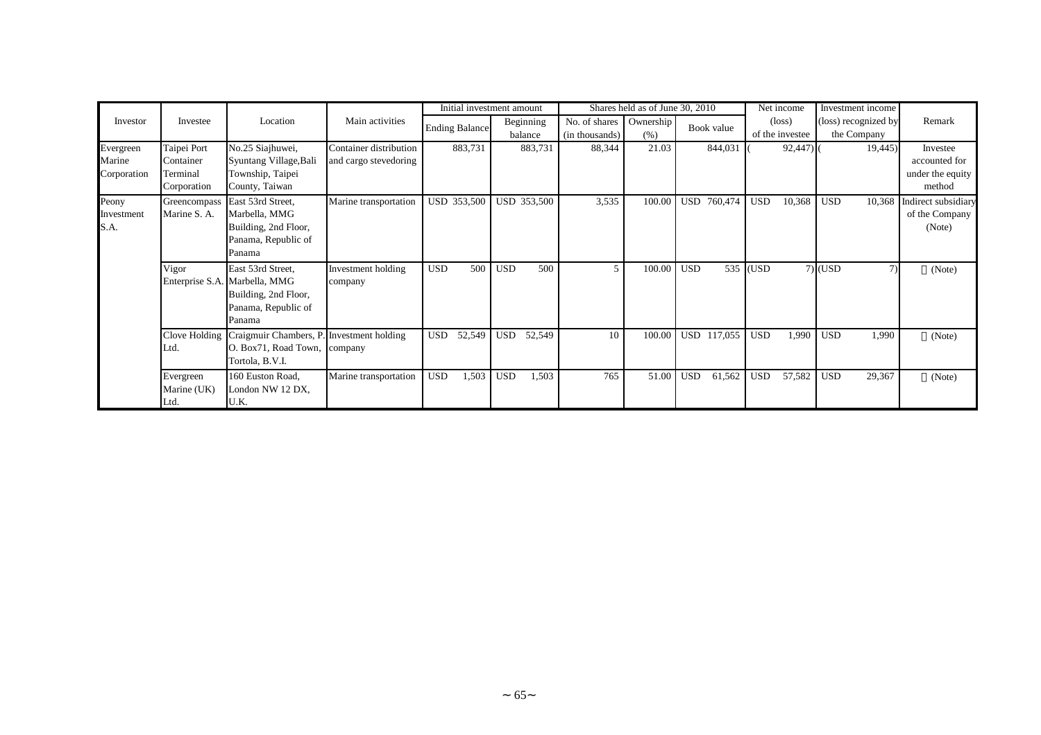| Investor | Investee | Location | Main activities | Initial investment amount | | Shares held as of June 30, 2010 | | | Net income (loss) of the investee | Investment income (loss) recognized by the Company | Remark |
|---|---|---|---|---|---|---|---|---|---|---|---|
| | | | | Ending Balance | Beginning balance | No. of shares (in thousands) | Ownership (%) | Book value | | | |
| Evergreen Marine Corporation | Taipei Port Container Terminal Corporation | No.25 Siajhuwei, Syuntang Village,Bali Township, Taipei County, Taiwan | Container distribution and cargo stevedoring | 883,731 | 883,731 | 88,344 | 21.03 | 844,031 | ( 92,447) | ( 19,445) | Investee accounted for under the equity method |
| Peony Investment S.A. | Greencompass Marine S. A. | East 53rd Street, Marbella, MMG Building, 2nd Floor, Panama, Republic of Panama | Marine transportation | USD 353,500 | USD 353,500 | 3,535 | 100.00 | USD 760,474 | USD 10,368 | USD 10,368 | Indirect subsidiary of the Company (Note) |
| | Vigor Enterprise S.A. | East 53rd Street, Marbella, MMG Building, 2nd Floor, Panama, Republic of Panama | Investment holding company | USD 500 | USD 500 | 5 | 100.00 | USD 535 | (USD 7) | (USD 7) | (Note) |
| | Clove Holding Ltd. | Craigmuir Chambers, P. O. Box71, Road Town, Tortola, B.V.I. | Investment holding company | USD 52,549 | USD 52,549 | 10 | 100.00 | USD 117,055 | USD 1,990 | USD 1,990 | (Note) |
| | Evergreen Marine (UK) Ltd. | 160 Euston Road, London NW 12 DX, U.K. | Marine transportation | USD 1,503 | USD 1,503 | 765 | 51.00 | USD 61,562 | USD 57,582 | USD 29,367 | (Note) |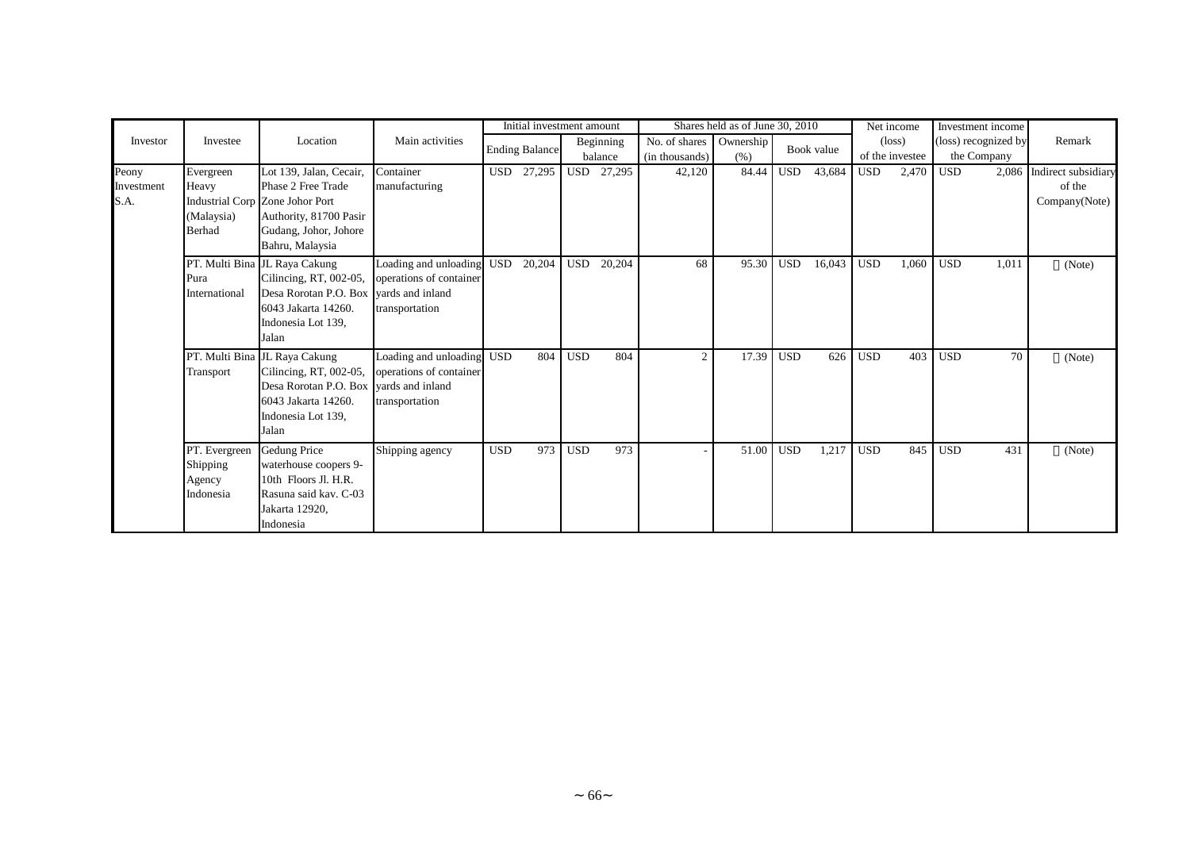| Investor | Investee | Location | Main activities | Initial investment amount | | Shares held as of June 30, 2010 | | | Net income (loss) of the investee | Investment income (loss) recognized by the Company | Remark |
|---|---|---|---|---|---|---|---|---|---|---|---|
| | | | | Ending Balance | Beginning balance | No. of shares (in thousands) | Ownership (%) | Book value | | | |
| Peony Investment S.A. | Evergreen Heavy Industrial Corp (Malaysia) Berhad | Lot 139, Jalan, Cecair, Phase 2 Free Trade Zone Johor Port Authority, 81700 Pasir Gudang, Johor, Johore Bahru, Malaysia | Container manufacturing | USD 27,295 | USD 27,295 | 42,120 | 84.44 | USD 43,684 | USD 2,470 | USD 2,086 | Indirect subsidiary of the Company(Note) |
| | PT. Multi Bina Pura International | JL Raya Cakung Cilincing, RT, 002-05, Desa Rorotan P.O. Box 6043 Jakarta 14260. Indonesia Lot 139, Jalan | Loading and unloading operations of container yards and inland transportation | USD 20,204 | USD 20,204 | 68 | 95.30 | USD 16,043 | USD 1,060 | USD 1,011 | 〃(Note) |
| | PT. Multi Bina Transport | JL Raya Cakung Cilincing, RT, 002-05, Desa Rorotan P.O. Box 6043 Jakarta 14260. Indonesia Lot 139, Jalan | Loading and unloading operations of container yards and inland transportation | USD 804 | USD 804 | 2 | 17.39 | USD 626 | USD 403 | USD 70 | 〃(Note) |
| | PT. Evergreen Shipping Agency Indonesia | Gedung Price waterhouse coopers 9-10th Floors Jl. H.R. Rasuna said kav. C-03 Jakarta 12920, Indonesia | Shipping agency | USD 973 | USD 973 | - | 51.00 | USD 1,217 | USD 845 | USD 431 | 〃(Note) |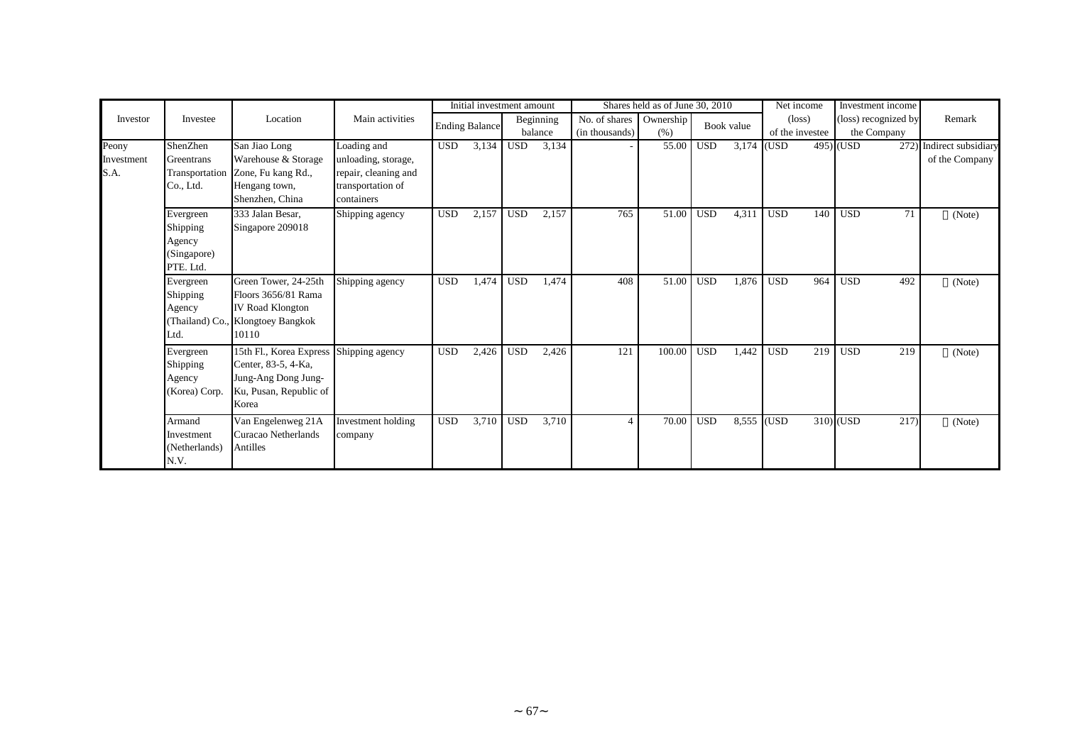| Investor | Investee | Location | Main activities | Initial investment amount | | | | Shares held as of June 30, 2010 | | | | Net income (loss) of the investee | | Investment income (loss) recognized by the Company | | Remark |
|---|---|---|---|---|---|---|---|---|---|---|---|---|---|---|---|---|
| | | | | Ending Balance | | Beginning balance | | No. of shares (in thousands) | Ownership (%) | Book value | | | | | | |
| Peony Investment S.A. | ShenZhen Greentrans Transportation Co., Ltd. | San Jiao Long Warehouse & Storage Zone, Fu kang Rd., Hengang town, Shenzhen, China | Loading and unloading, storage, repair, cleaning and transportation of containers | USD | 3,134 | USD | 3,134 | - | 55.00 | USD | 3,174 | (USD | 495) | (USD | 272) | Indirect subsidiary of the Company |
| | Evergreen Shipping Agency (Singapore) PTE. Ltd. | 333 Jalan Besar, Singapore 209018 | Shipping agency | USD | 2,157 | USD | 2,157 | 765 | 51.00 | USD | 4,311 | USD | 140 | USD | 71 | (Note) |
| | Evergreen Shipping Agency (Thailand) Co., Ltd. | Green Tower, 24-25th Floors 3656/81 Rama IV Road Klongton Klongtoey Bangkok 10110 | Shipping agency | USD | 1,474 | USD | 1,474 | 408 | 51.00 | USD | 1,876 | USD | 964 | USD | 492 | (Note) |
| | Evergreen Shipping Agency (Korea) Corp. | 15th Fl., Korea Express Center, 83-5, 4-Ka, Jung-Ang Dong Jung-Ku, Pusan, Republic of Korea | Shipping agency | USD | 2,426 | USD | 2,426 | 121 | 100.00 | USD | 1,442 | USD | 219 | USD | 219 | (Note) |
| | Armand Investment (Netherlands) N.V. | Van Engelenweg 21A Curacao Netherlands Antilles | Investment holding company | USD | 3,710 | USD | 3,710 | 4 | 70.00 | USD | 8,555 | (USD | 310) | (USD | 217) | (Note) |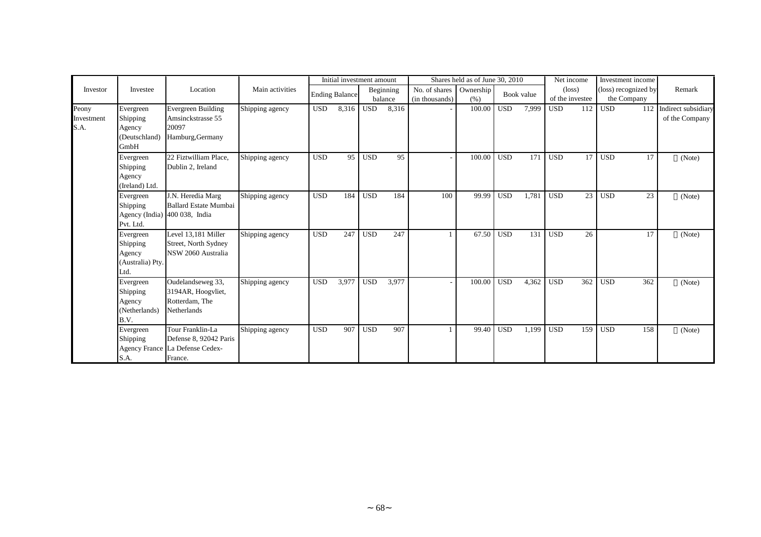| Investor | Investee | Location | Main activities | Initial investment amount | | | | Shares held as of June 30, 2010 | | | | Net income (loss) of the investee | | Investment income (loss) recognized by the Company | | Remark |
|---|---|---|---|---|---|---|---|---|---|---|---|---|---|---|---|---|
| | | | | Ending Balance | | Beginning balance | | No. of shares (in thousands) | Ownership (%) | Book value | | | | | | |
| Peony Investment S.A. | Evergreen Shipping Agency (Deutschland) GmbH | Evergreen Building Amsinckstrasse 55 20097 Hamburg,Germany | Shipping agency | USD | 8,316 | USD | 8,316 | - | 100.00 | USD | 7,999 | USD | 112 | USD | 112 | Indirect subsidiary of the Company |
| | Evergreen Shipping Agency (Ireland) Ltd. | 22 Fiztwilliam Place, Dublin 2, Ireland | Shipping agency | USD | 95 | USD | 95 | - | 100.00 | USD | 171 | USD | 17 | USD | 17 | 〃 (Note) |
| | Evergreen Shipping Agency (India) Pvt. Ltd. | J.N. Heredia Marg Ballard Estate Mumbai 400 038, India | Shipping agency | USD | 184 | USD | 184 | 100 | 99.99 | USD | 1,781 | USD | 23 | USD | 23 | 〃 (Note) |
| | Evergreen Shipping Agency (Australia) Pty. Ltd. | Level 13,181 Miller Street, North Sydney NSW 2060 Australia | Shipping agency | USD | 247 | USD | 247 | 1 | 67.50 | USD | 131 | USD | 26 | | 17 | 〃 (Note) |
| | Evergreen Shipping Agency (Netherlands) B.V. | Oudelandseweg 33, 3194AR, Hoogvliet, Rotterdam, The Netherlands | Shipping agency | USD | 3,977 | USD | 3,977 | - | 100.00 | USD | 4,362 | USD | 362 | USD | 362 | 〃 (Note) |
| | Evergreen Shipping Agency France S.A. | Tour Franklin-La Defense 8, 92042 Paris La Defense Cedex-France. | Shipping agency | USD | 907 | USD | 907 | 1 | 99.40 | USD | 1,199 | USD | 159 | USD | 158 | 〃 (Note) |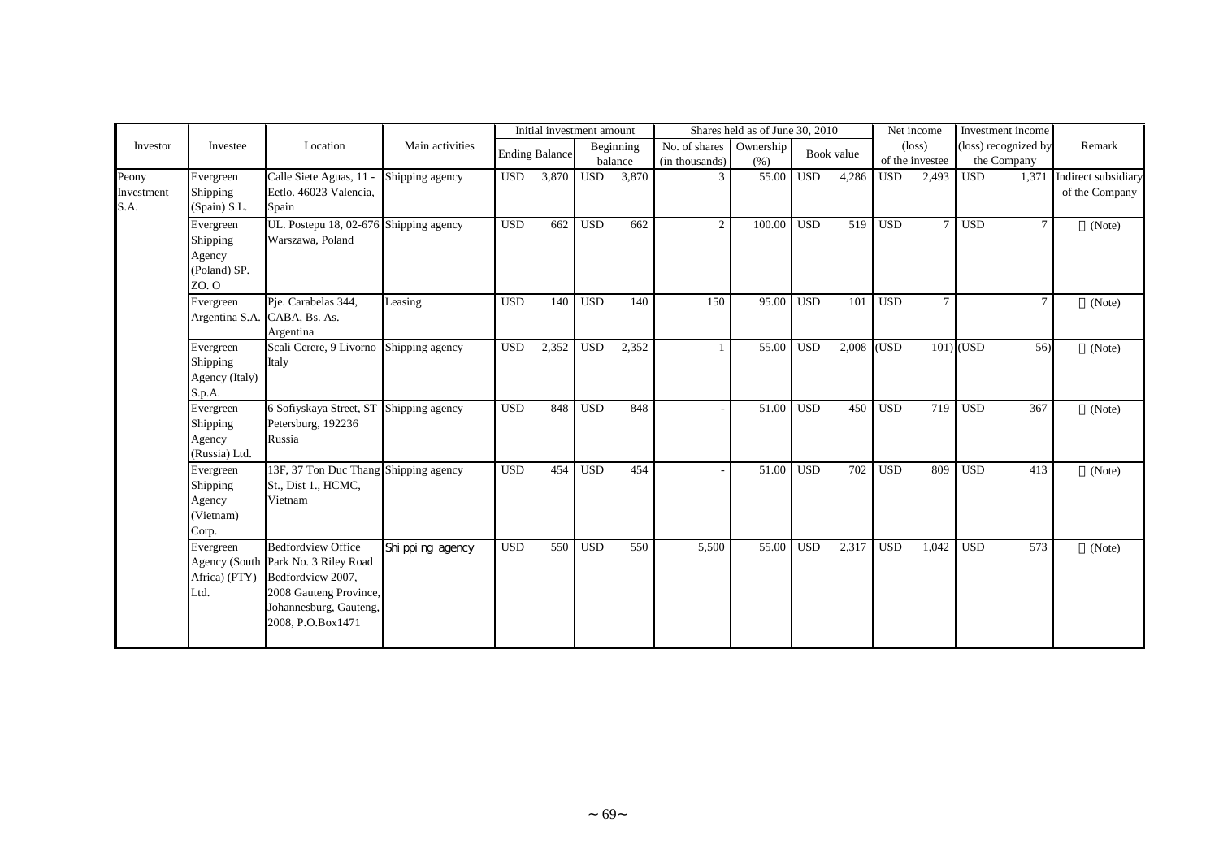| Investor | Investee | Location | Main activities | Initial investment amount | | | | Shares held as of June 30, 2010 | | | | Net income (loss) of the investee | | Investment income (loss) recognized by the Company | | Remark |
|---|---|---|---|---|---|---|---|---|---|---|---|---|---|---|---|---|
| | | | | Ending Balance | | Beginning balance | | No. of shares (in thousands) | Ownership (%) | Book value | | | | | | |
| Peony Investment S.A. | Evergreen Shipping (Spain) S.L. | Calle Siete Aguas, 11 - Eetlo. 46023 Valencia, Spain | Shipping agency | USD | 3,870 | USD | 3,870 | 3 | 55.00 | USD | 4,286 | USD | 2,493 | USD | 1,371 | Indirect subsidiary of the Company |
| | Evergreen Shipping Agency (Poland) SP. ZO. O | UL. Postepu 18, 02-676 Warszawa, Poland | Shipping agency | USD | 662 | USD | 662 | 2 | 100.00 | USD | 519 | USD | 7 | USD | 7 | (Note) |
| | Evergreen Argentina S.A. | Pje. Carabelas 344, CABA, Bs. As. Argentina | Leasing | USD | 140 | USD | 140 | 150 | 95.00 | USD | 101 | USD | 7 | | 7 | (Note) |
| | Evergreen Shipping Agency (Italy) S.p.A. | Scali Cerere, 9 Livorno Italy | Shipping agency | USD | 2,352 | USD | 2,352 | 1 | 55.00 | USD | 2,008 | (USD | 101) | (USD | 56) | (Note) |
| | Evergreen Shipping Agency (Russia) Ltd. | 6 Sofiyskaya Street, ST Petersburg, 192236 Russia | Shipping agency | USD | 848 | USD | 848 | - | 51.00 | USD | 450 | USD | 719 | USD | 367 | (Note) |
| | Evergreen Shipping Agency (Vietnam) Corp. | 13F, 37 Ton Duc Thang St., Dist 1., HCMC, Vietnam | Shipping agency | USD | 454 | USD | 454 | - | 51.00 | USD | 702 | USD | 809 | USD | 413 | (Note) |
| | Evergreen Agency (South Africa) (PTY) Ltd. | Bedfordview Office Park No. 3 Riley Road Bedfordview 2007, 2008 Gauteng Province, Johannesburg, Gauteng, 2008, P.O.Box1471 | Shipping agency | USD | 550 | USD | 550 | 5,500 | 55.00 | USD | 2,317 | USD | 1,042 | USD | 573 | (Note) |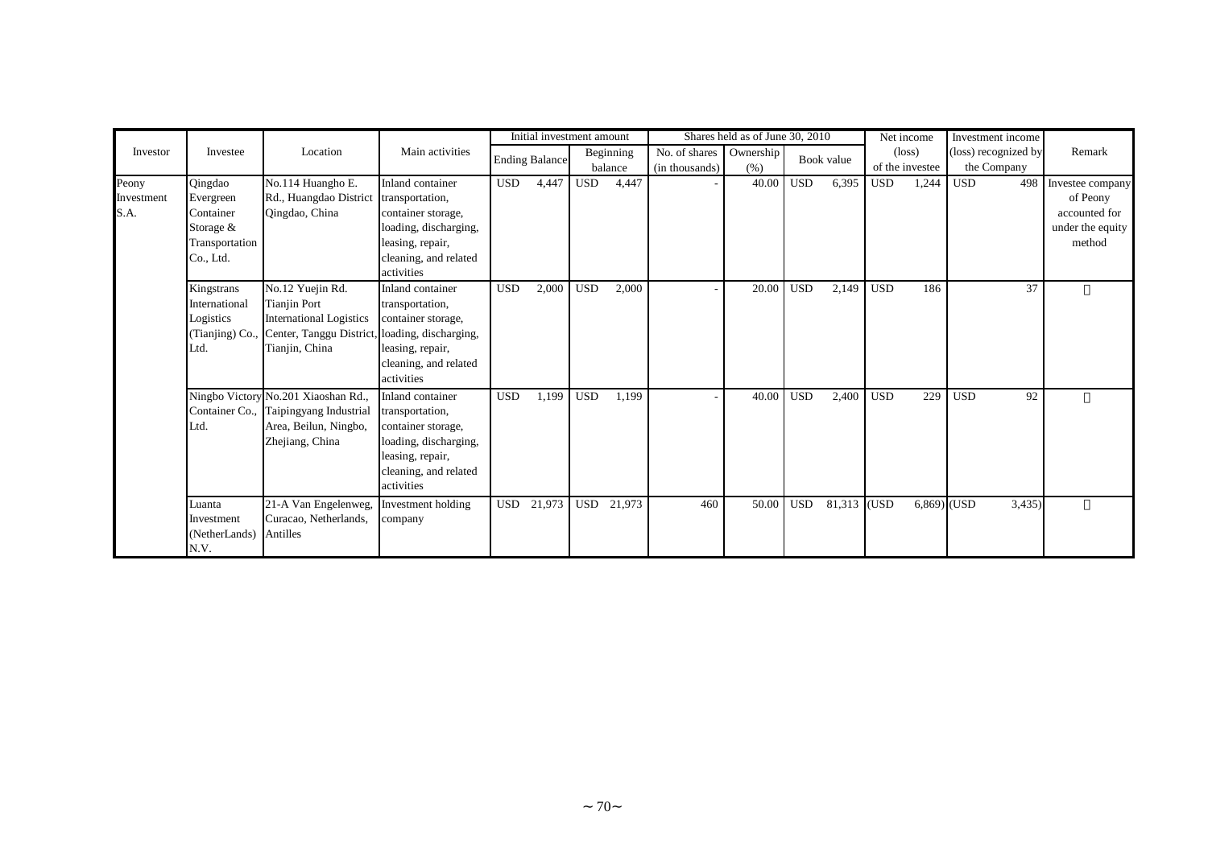| Investor | Investee | Location | Main activities | Initial investment amount | | Shares held as of June 30, 2010 | | | Net income (loss) of the investee | Investment income (loss) recognized by the Company | Remark |
|---|---|---|---|---|---|---|---|---|---|---|---|
| | | | | Ending Balance | Beginning balance | No. of shares (in thousands) | Ownership (%) | Book value | | | |
| Peony Investment S.A. | Qingdao Evergreen Container Storage & Transportation Co., Ltd. | No.114 Huangho E. Rd., Huangdao District Qingdao, China | Inland container transportation, container storage, loading, discharging, leasing, repair, cleaning, and related activities | USD 4,447 | USD 4,447 | - | 40.00 | USD 6,395 | USD 1,244 | USD 498 | Investee company of Peony accounted for under the equity method |
| | Kingstrans International Logistics (Tianjing) Co., Ltd. | No.12 Yuejin Rd. Tianjin Port International Logistics Center, Tanggu District, Tianjin, China | Inland container transportation, container storage, loading, discharging, leasing, repair, cleaning, and related activities | USD 2,000 | USD 2,000 | - | 20.00 | USD 2,149 | USD 186 | 37 | 〃 |
| | Ningbo Victory Container Co., Ltd. | No.201 Xiaoshan Rd., Taipingyang Industrial Area, Beilun, Ningbo, Zhejiang, China | Inland container transportation, container storage, loading, discharging, leasing, repair, cleaning, and related activities | USD 1,199 | USD 1,199 | - | 40.00 | USD 2,400 | USD 229 | USD 92 | 〃 |
| | Luanta Investment (NetherLands) N.V. | 21-A Van Engelenweg, Curacao, Netherlands, Antilles | Investment holding company | USD 21,973 | USD 21,973 | 460 | 50.00 | USD 81,313 | (USD 6,869) | (USD 3,435) | 〃 |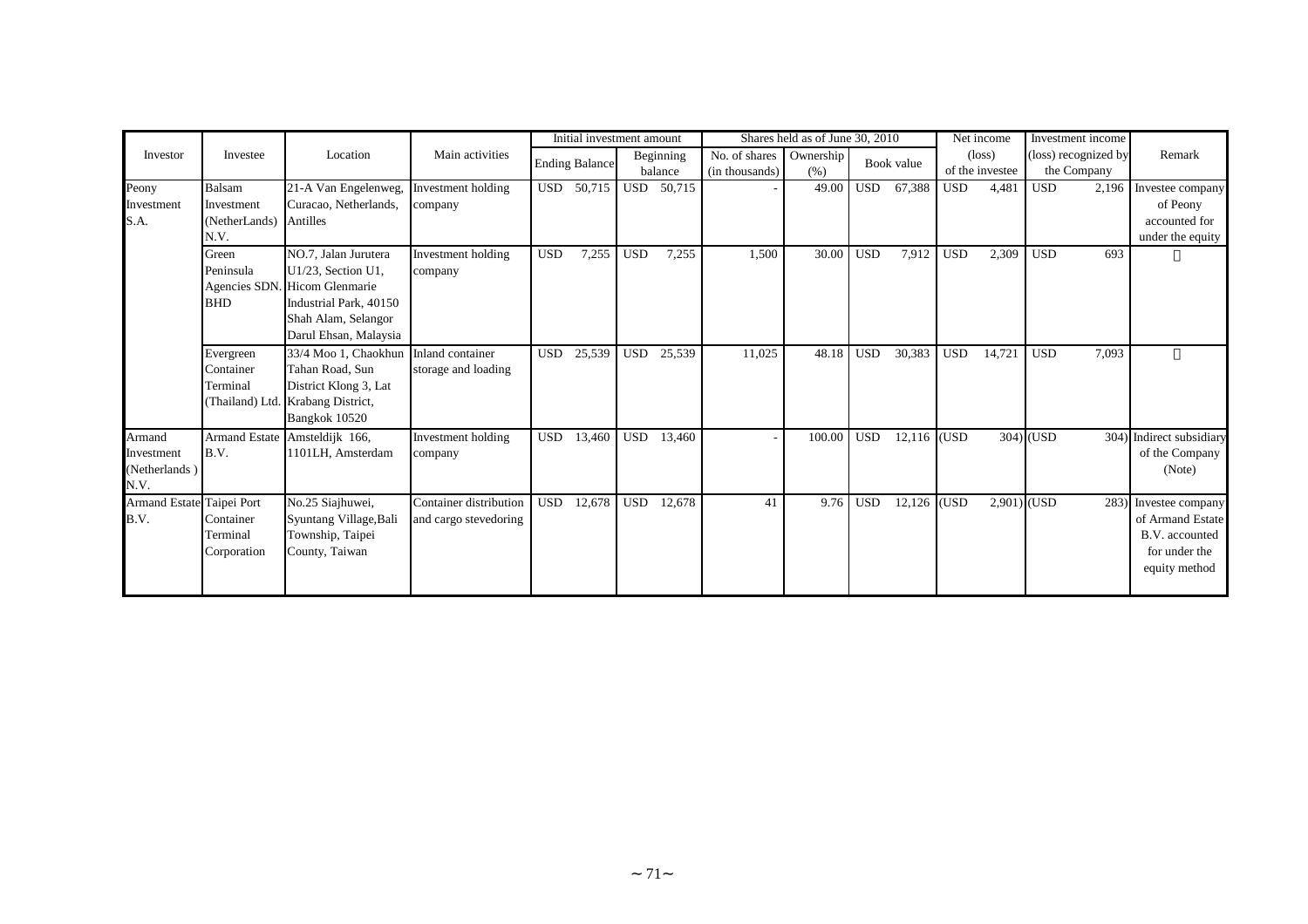| Investor | Investee | Location | Main activities | Initial investment amount | | Shares held as of June 30, 2010 | | | Net income (loss) of the investee | Investment income (loss) recognized by the Company | Remark |
|---|---|---|---|---|---|---|---|---|---|---|---|
| | | | | Ending Balance | Beginning balance | No. of shares (in thousands) | Ownership (%) | Book value | | | |
| Peony Investment S.A. | Balsam Investment (NetherLands) N.V. | 21-A Van Engelenweg, Curacao, Netherlands, Antilles | Investment holding company | USD 50,715 | USD 50,715 | - | 49.00 | USD 67,388 | USD 4,481 | USD 2,196 | Investee company of Peony accounted for under the equity |
| | Green Peninsula Agencies SDN. BHD | NO.7, Jalan Jurutera U1/23, Section U1, Hicom Glenmarie Industrial Park, 40150 Shah Alam, Selangor Darul Ehsan, Malaysia | Investment holding company | USD 7,255 | USD 7,255 | 1,500 | 30.00 | USD 7,912 | USD 2,309 | USD 693 | 〃 |
| | Evergreen Container Terminal (Thailand) Ltd. | 33/4 Moo 1, Chaokhun Tahan Road, Sun District Klong 3, Lat Krabang District, Bangkok 10520 | Inland container storage and loading | USD 25,539 | USD 25,539 | 11,025 | 48.18 | USD 30,383 | USD 14,721 | USD 7,093 | 〃 |
| Armand Investment (Netherlands) N.V. | Armand Estate B.V. | Amsteldijk 166, 1101LH, Amsterdam | Investment holding company | USD 13,460 | USD 13,460 | - | 100.00 | USD 12,116 | (USD 304) | (USD 304) | Indirect subsidiary of the Company (Note) |
| Armand Estate B.V. | Taipei Port Container Terminal Corporation | No.25 Siajhuwei, Syuntang Village,Bali Township, Taipei County, Taiwan | Container distribution and cargo stevedoring | USD 12,678 | USD 12,678 | 41 | 9.76 | USD 12,126 | (USD 2,901) | (USD 283) | Investee company of Armand Estate B.V. accounted for under the equity method |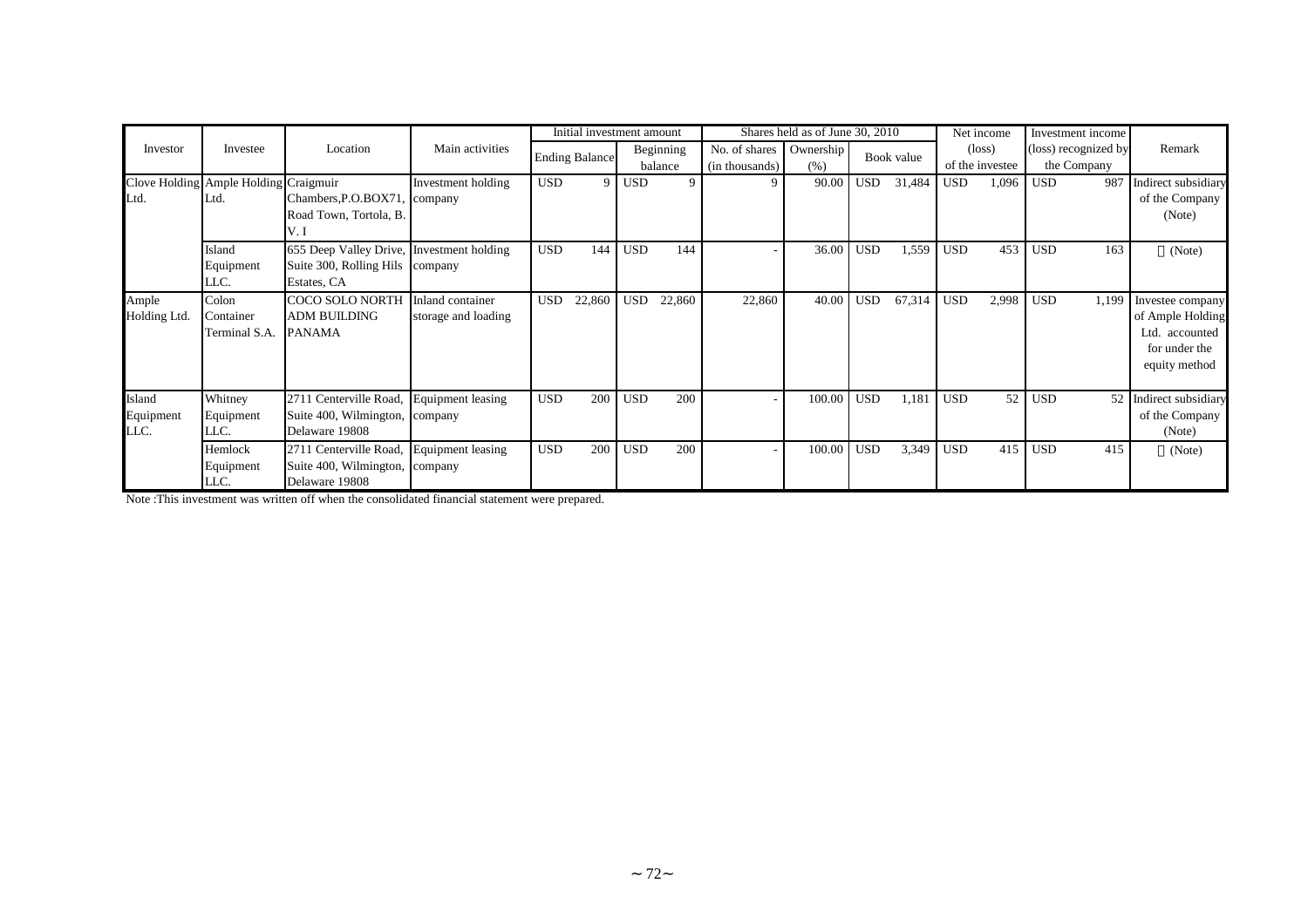| Investor | Investee | Location | Main activities | Initial investment amount | | Shares held as of June 30, 2010 | | | Net income (loss) of the investee | Investment income (loss) recognized by the Company | Remark |
|---|---|---|---|---|---|---|---|---|---|---|---|
| | | | | Ending Balance | Beginning balance | No. of shares (in thousands) | Ownership (%) | Book value | | | |
| Clove Holding Ltd. | Ample Holding Ltd. | Craigmuir Chambers,P.O.BOX71, Road Town, Tortola, B. V. I | Investment holding company | USD 9 | USD 9 | 9 | 90.00 | USD 31,484 | USD 1,096 | USD 987 | Indirect subsidiary of the Company (Note) |
| | Island Equipment LLC. | 655 Deep Valley Drive, Suite 300, Rolling Hils Estates, CA | Investment holding company | USD 144 | USD 144 | - | 36.00 | USD 1,559 | USD 453 | USD 163 | (Note) |
| Ample Holding Ltd. | Colon Container Terminal S.A. | COCO SOLO NORTH ADM BUILDING PANAMA | Inland container storage and loading | USD 22,860 | USD 22,860 | 22,860 | 40.00 | USD 67,314 | USD 2,998 | USD 1,199 | Investee company of Ample Holding Ltd. accounted for under the equity method |
| Island Equipment LLC. | Whitney Equipment LLC. | 2711 Centerville Road, Suite 400, Wilmington, Delaware 19808 | Equipment leasing company | USD 200 | USD 200 | - | 100.00 | USD 1,181 | USD 52 | USD 52 | Indirect subsidiary of the Company (Note) |
| | Hemlock Equipment LLC. | 2711 Centerville Road, Suite 400, Wilmington, Delaware 19808 | Equipment leasing company | USD 200 | USD 200 | - | 100.00 | USD 3,349 | USD 415 | USD 415 | (Note) |

Note :This investment was written off when the consolidated financial statement were prepared.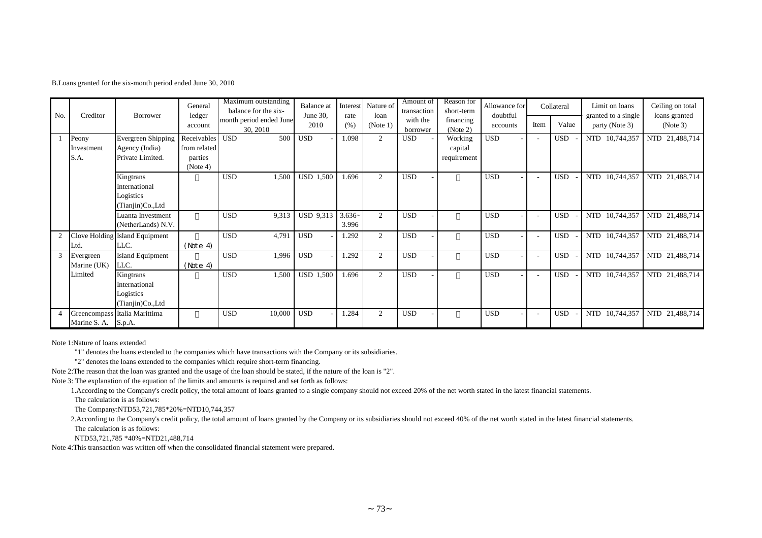B.Loans granted for the six-month period ended June 30, 2010

| No. | Creditor | Borrower | General ledger account | Maximum outstanding balance for the six-month period ended June 30, 2010 | Balance at June 30, 2010 | Interest rate (%) | Nature of loan (Note 1) | Amount of transaction with the borrower | Reason for short-term financing (Note 2) | Allowance for doubtful accounts | Collateral | | Limit on loans granted to a single party (Note 3) | Ceiling on total loans granted (Note 3) |
|---|---|---|---|---|---|---|---|---|---|---|---|---|---|---|
| | | | | | | | | | | | Item | Value | | |
| 1 | Peony Investment S.A. | Evergreen Shipping Agency (India) Private Limited. | Receivables from related parties (Note 4) | USD 500 | USD - | 1.098 | 2 | USD - | Working capital requirement | USD - | - | USD - | NTD 10,744,357 | NTD 21,488,714 |
| | | Kingtrans International Logistics (Tianjin)Co.,Ltd | 〃 | USD 1,500 | USD 1,500 | 1.696 | 2 | USD - | 〃 | USD - | - | USD - | NTD 10,744,357 | NTD 21,488,714 |
| | | Luanta Investment (NetherLands) N.V. | 〃 | USD 9,313 | USD 9,313 | 3.636~3.996 | 2 | USD - | 〃 | USD - | - | USD - | NTD 10,744,357 | NTD 21,488,714 |
| 2 | Clove Holding Ltd. | Island Equipment LLC. | 〃 (Note 4) | USD 4,791 | USD - | 1.292 | 2 | USD - | 〃 | USD - | - | USD - | NTD 10,744,357 | NTD 21,488,714 |
| 3 | Evergreen Marine (UK) Limited | Island Equipment LLC. | 〃 (Note 4) | USD 1,996 | USD - | 1.292 | 2 | USD - | 〃 | USD - | - | USD - | NTD 10,744,357 | NTD 21,488,714 |
| | | Kingtrans International Logistics (Tianjin)Co.,Ltd | 〃 | USD 1,500 | USD 1,500 | 1.696 | 2 | USD - | 〃 | USD - | - | USD - | NTD 10,744,357 | NTD 21,488,714 |
| 4 | Greencompass Marine S. A. | Italia Marittima S.p.A. | 〃 | USD 10,000 | USD - | 1.284 | 2 | USD - | 〃 | USD - | - | USD - | NTD 10,744,357 | NTD 21,488,714 |

Note 1:Nature of loans extended

"1" denotes the loans extended to the companies which have transactions with the Company or its subsidiaries.

"2" denotes the loans extended to the companies which require short-term financing.

Note 2:The reason that the loan was granted and the usage of the loan should be stated, if the nature of the loan is "2".

Note 3: The explanation of the equation of the limits and amounts is required and set forth as follows:

1.According to the Company's credit policy, the total amount of loans granted to a single company should not exceed 20% of the net worth stated in the latest financial statements.

The calculation is as follows:

The Company:NTD53,721,785*20%=NTD10,744,357

2.According to the Company's credit policy, the total amount of loans granted by the Company or its subsidiaries should not exceed 40% of the net worth stated in the latest financial statements.

The calculation is as follows:

NTD53,721,785 *40%=NTD21,488,714

Note 4:This transaction was written off when the consolidated financial statement were prepared.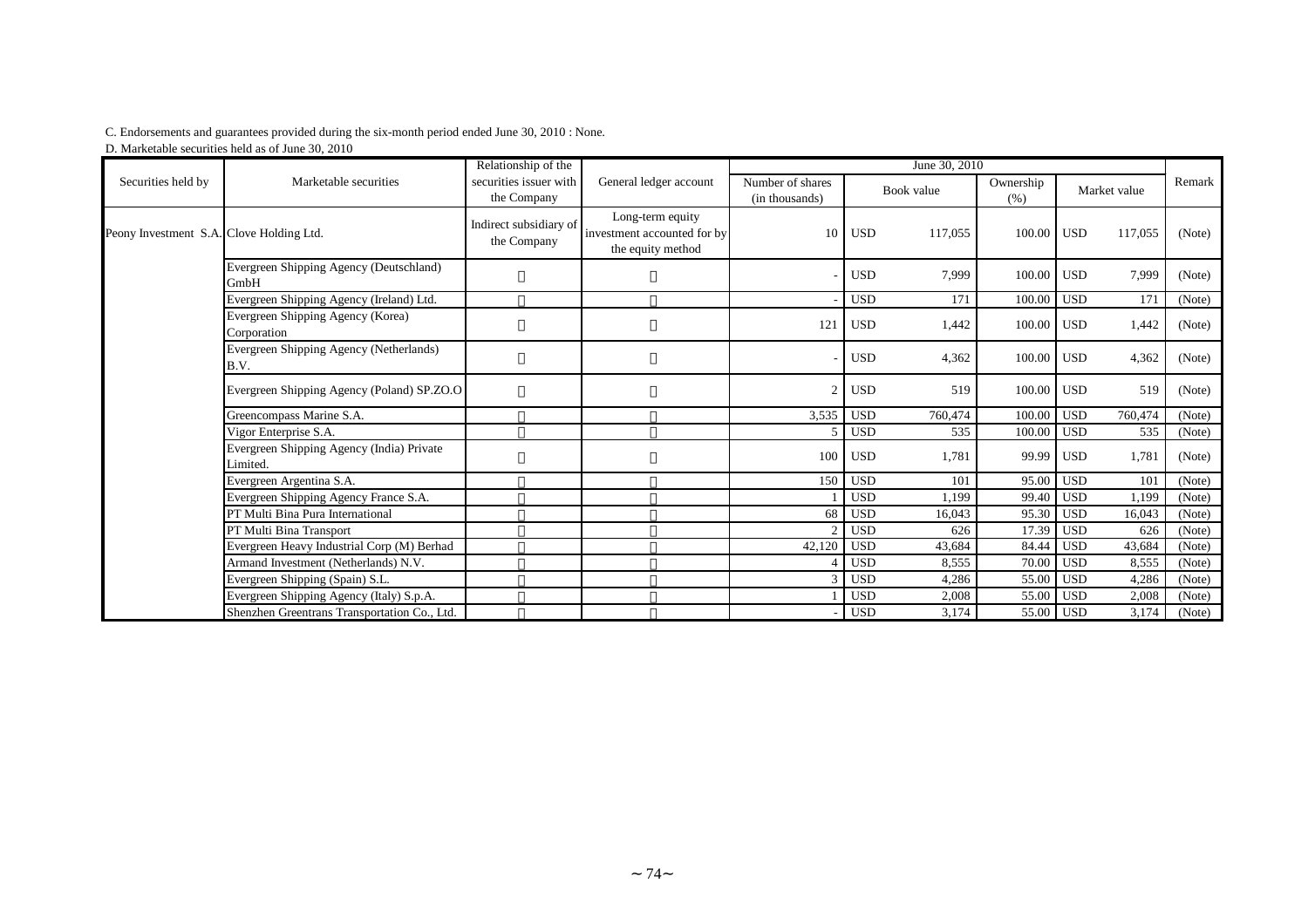C. Endorsements and guarantees provided during the six-month period ended June 30, 2010 : None.

D. Marketable securities held as of June 30, 2010

| Securities held by | Marketable securities | Relationship of the securities issuer with the Company | General ledger account | June 30, 2010 | | | | | | | Remark |
|---|---|---|---|---|---|---|---|---|---|---|---|
| | | | | Number of shares (in thousands) | Book value | | Ownership (%) | Market value | | | |
| Peony Investment S.A. | Clove Holding Ltd. | Indirect subsidiary of the Company | Long-term equity investment accounted for by the equity method | 10 | USD | 117,055 | 100.00 | USD | 117,055 | | (Note) |
| | Evergreen Shipping Agency (Deutschland) GmbH | 〃 | 〃 | - | USD | 7,999 | 100.00 | USD | 7,999 | | (Note) |
| | Evergreen Shipping Agency (Ireland) Ltd. | 〃 | 〃 | - | USD | 171 | 100.00 | USD | 171 | | (Note) |
| | Evergreen Shipping Agency (Korea) Corporation | 〃 | 〃 | 121 | USD | 1,442 | 100.00 | USD | 1,442 | | (Note) |
| | Evergreen Shipping Agency (Netherlands) B.V. | 〃 | 〃 | - | USD | 4,362 | 100.00 | USD | 4,362 | | (Note) |
| | Evergreen Shipping Agency (Poland) SP.ZO.O | 〃 | 〃 | 2 | USD | 519 | 100.00 | USD | 519 | | (Note) |
| | Greencompass Marine S.A. | 〃 | 〃 | 3,535 | USD | 760,474 | 100.00 | USD | 760,474 | | (Note) |
| | Vigor Enterprise S.A. | 〃 | 〃 | 5 | USD | 535 | 100.00 | USD | 535 | | (Note) |
| | Evergreen Shipping Agency (India) Private Limited. | 〃 | 〃 | 100 | USD | 1,781 | 99.99 | USD | 1,781 | | (Note) |
| | Evergreen Argentina S.A. | 〃 | 〃 | 150 | USD | 101 | 95.00 | USD | 101 | | (Note) |
| | Evergreen Shipping Agency France S.A. | 〃 | 〃 | 1 | USD | 1,199 | 99.40 | USD | 1,199 | | (Note) |
| | PT Multi Bina Pura International | 〃 | 〃 | 68 | USD | 16,043 | 95.30 | USD | 16,043 | | (Note) |
| | PT Multi Bina Transport | 〃 | 〃 | 2 | USD | 626 | 17.39 | USD | 626 | | (Note) |
| | Evergreen Heavy Industrial Corp (M) Berhad | 〃 | 〃 | 42,120 | USD | 43,684 | 84.44 | USD | 43,684 | | (Note) |
| | Armand Investment (Netherlands) N.V. | 〃 | 〃 | 4 | USD | 8,555 | 70.00 | USD | 8,555 | | (Note) |
| | Evergreen Shipping (Spain) S.L. | 〃 | 〃 | 3 | USD | 4,286 | 55.00 | USD | 4,286 | | (Note) |
| | Evergreen Shipping Agency (Italy) S.p.A. | 〃 | 〃 | 1 | USD | 2,008 | 55.00 | USD | 2,008 | | (Note) |
| | Shenzhen Greentrans Transportation Co., Ltd. | 〃 | 〃 | - | USD | 3,174 | 55.00 | USD | 3,174 | | (Note) |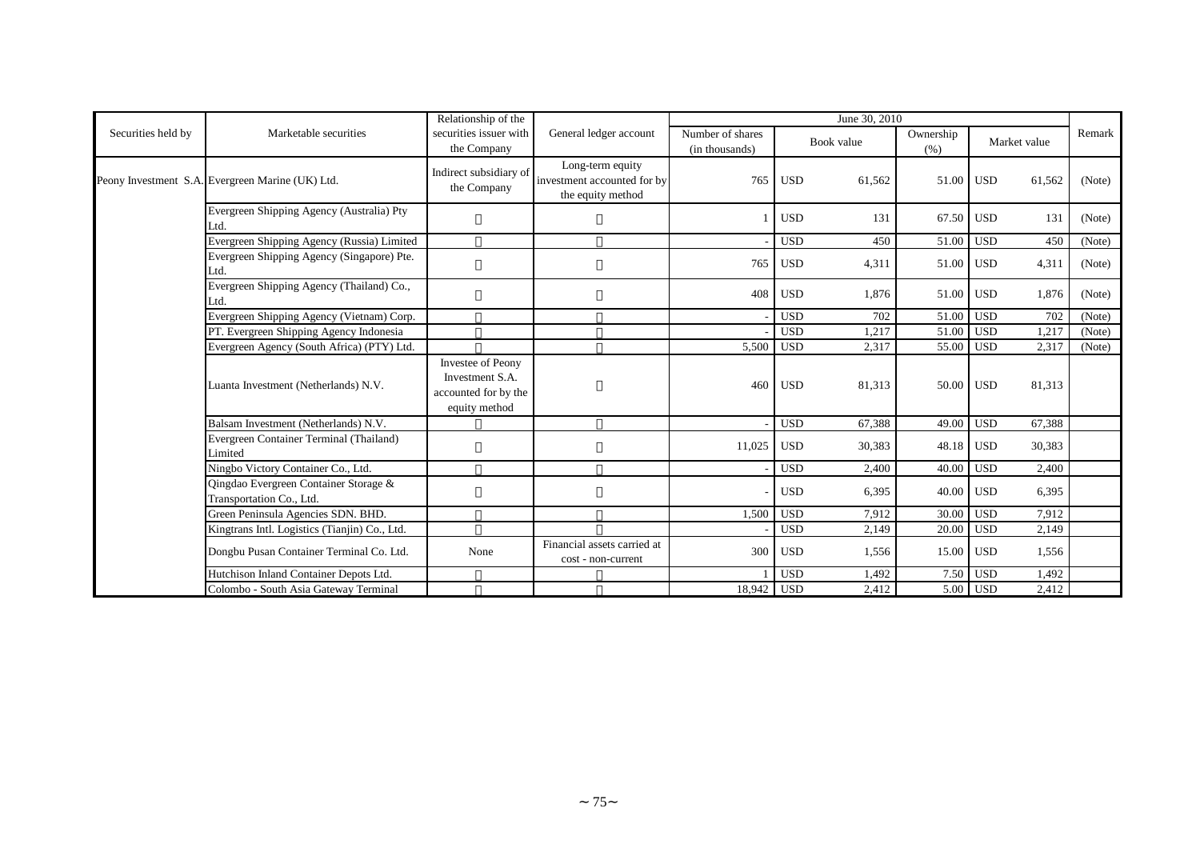| Securities held by | Marketable securities | Relationship of the securities issuer with the Company | General ledger account | June 30, 2010 | | | | | | | Remark |
|---|---|---|---|---|---|---|---|---|---|---|---|
| | | | | Number of shares (in thousands) | Book value | | Ownership (%) | Market value | | | |
| Peony Investment S.A. | Evergreen Marine (UK) Ltd. | Indirect subsidiary of the Company | Long-term equity investment accounted for by the equity method | 765 | USD | 61,562 | 51.00 | USD | 61,562 | | (Note) |
| | Evergreen Shipping Agency (Australia) Pty Ltd. | 〃 | 〃 | 1 | USD | 131 | 67.50 | USD | 131 | | (Note) |
| | Evergreen Shipping Agency (Russia) Limited | 〃 | 〃 | - | USD | 450 | 51.00 | USD | 450 | | (Note) |
| | Evergreen Shipping Agency (Singapore) Pte. Ltd. | 〃 | 〃 | 765 | USD | 4,311 | 51.00 | USD | 4,311 | | (Note) |
| | Evergreen Shipping Agency (Thailand) Co., Ltd. | 〃 | 〃 | 408 | USD | 1,876 | 51.00 | USD | 1,876 | | (Note) |
| | Evergreen Shipping Agency (Vietnam) Corp. | 〃 | 〃 | - | USD | 702 | 51.00 | USD | 702 | | (Note) |
| | PT. Evergreen Shipping Agency Indonesia | 〃 | 〃 | - | USD | 1,217 | 51.00 | USD | 1,217 | | (Note) |
| | Evergreen Agency (South Africa) (PTY) Ltd. | 〃 | 〃 | 5,500 | USD | 2,317 | 55.00 | USD | 2,317 | | (Note) |
| | Luanta Investment (Netherlands) N.V. | Investee of Peony Investment S.A. accounted for by the equity method | 〃 | 460 | USD | 81,313 | 50.00 | USD | 81,313 | | |
| | Balsam Investment (Netherlands) N.V. | 〃 | 〃 | - | USD | 67,388 | 49.00 | USD | 67,388 | | |
| | Evergreen Container Terminal (Thailand) Limited | 〃 | 〃 | 11,025 | USD | 30,383 | 48.18 | USD | 30,383 | | |
| | Ningbo Victory Container Co., Ltd. | 〃 | 〃 | - | USD | 2,400 | 40.00 | USD | 2,400 | | |
| | Qingdao Evergreen Container Storage & Transportation Co., Ltd. | 〃 | 〃 | - | USD | 6,395 | 40.00 | USD | 6,395 | | |
| | Green Peninsula Agencies SDN. BHD. | 〃 | 〃 | 1,500 | USD | 7,912 | 30.00 | USD | 7,912 | | |
| | Kingtrans Intl. Logistics (Tianjin) Co., Ltd. | 〃 | 〃 | - | USD | 2,149 | 20.00 | USD | 2,149 | | |
| | Dongbu Pusan Container Terminal Co. Ltd. | None | Financial assets carried at cost - non-current | 300 | USD | 1,556 | 15.00 | USD | 1,556 | | |
| | Hutchison Inland Container Depots Ltd. | 〃 | 〃 | 1 | USD | 1,492 | 7.50 | USD | 1,492 | | |
| | Colombo - South Asia Gateway Terminal | 〃 | 〃 | 18,942 | USD | 2,412 | 5.00 | USD | 2,412 | | |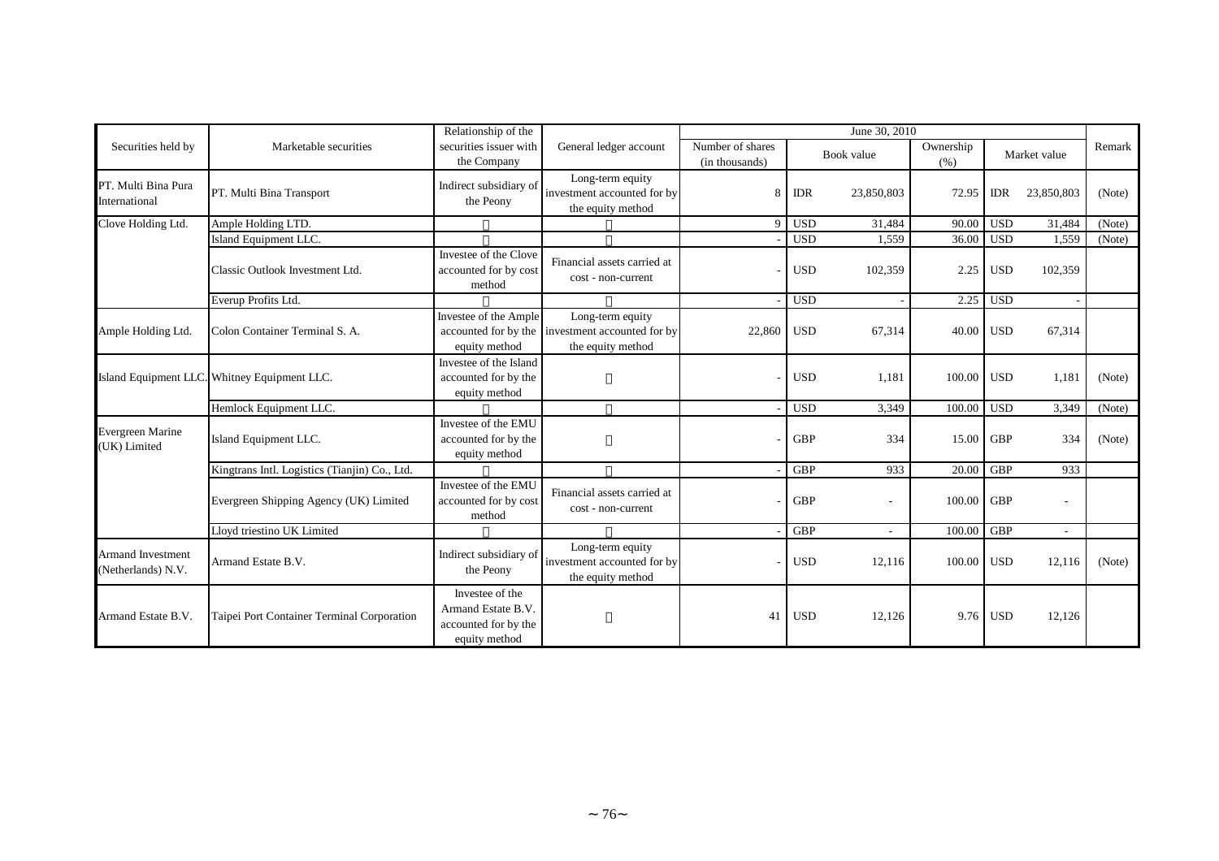| Securities held by | Marketable securities | Relationship of the securities issuer with the Company | General ledger account | June 30, 2010 | | | | | | | Remark |
|---|---|---|---|---|---|---|---|---|---|---|---|
| | | | | Number of shares (in thousands) | Book value | | Ownership (%) | Market value | | | |
| PT. Multi Bina Pura International | PT. Multi Bina Transport | Indirect subsidiary of the Peony | Long-term equity investment accounted for by the equity method | 8 | IDR | 23,850,803 | 72.95 | IDR | 23,850,803 | | (Note) |
| Clove Holding Ltd. | Ample Holding LTD. | 〃 | 〃 | 9 | USD | 31,484 | 90.00 | USD | 31,484 | | (Note) |
| | Island Equipment LLC. | 〃 | 〃 | - | USD | 1,559 | 36.00 | USD | 1,559 | | (Note) |
| | Classic Outlook Investment Ltd. | Investee of the Clove accounted for by cost method | Financial assets carried at cost - non-current | - | USD | 102,359 | 2.25 | USD | 102,359 | | |
| | Everup Profits Ltd. | 〃 | 〃 | - | USD | - | 2.25 | USD | - | | |
| Ample Holding Ltd. | Colon Container Terminal S. A. | Investee of the Ample accounted for by the equity method | Long-term equity investment accounted for by the equity method | 22,860 | USD | 67,314 | 40.00 | USD | 67,314 | | |
| Island Equipment LLC. | Whitney Equipment LLC. | Investee of the Island accounted for by the equity method | 〃 | - | USD | 1,181 | 100.00 | USD | 1,181 | | (Note) |
| | Hemlock Equipment LLC. | 〃 | 〃 | - | USD | 3,349 | 100.00 | USD | 3,349 | | (Note) |
| Evergreen Marine (UK) Limited | Island Equipment LLC. | Investee of the EMU accounted for by the equity method | 〃 | - | GBP | 334 | 15.00 | GBP | 334 | | (Note) |
| | Kingtrans Intl. Logistics (Tianjin) Co., Ltd. | 〃 | 〃 | - | GBP | 933 | 20.00 | GBP | 933 | | |
| | Evergreen Shipping Agency (UK) Limited | Investee of the EMU accounted for by cost method | Financial assets carried at cost - non-current | - | GBP | - | 100.00 | GBP | - | | |
| | Lloyd triestino UK Limited | 〃 | 〃 | - | GBP | - | 100.00 | GBP | - | | |
| Armand Investment (Netherlands) N.V. | Armand Estate B.V. | Indirect subsidiary of the Peony | Long-term equity investment accounted for by the equity method | - | USD | 12,116 | 100.00 | USD | 12,116 | | (Note) |
| Armand Estate B.V. | Taipei Port Container Terminal Corporation | Investee of the Armand Estate B.V. accounted for by the equity method | 〃 | 41 | USD | 12,126 | 9.76 | USD | 12,126 | | |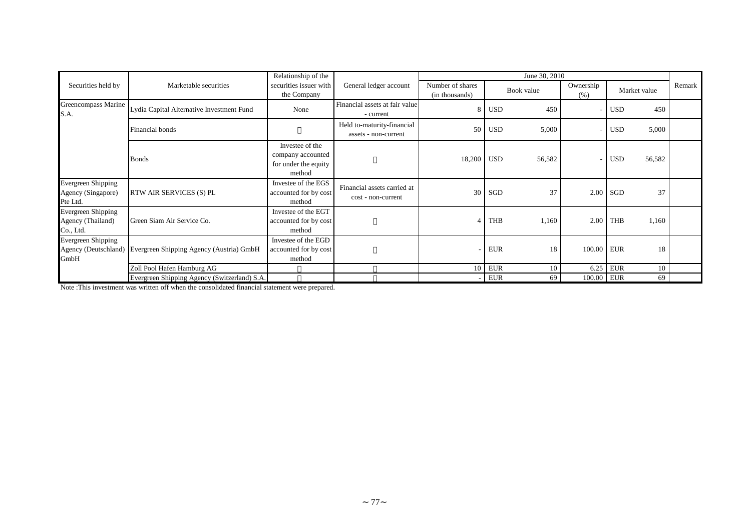| Securities held by | Marketable securities | Relationship of the securities issuer with the Company | General ledger account | June 30, 2010 | | | | | | Remark |
|---|---|---|---|---|---|---|---|---|---|---|
| | | | | Number of shares (in thousands) | Book value | | Ownership (%) | Market value | | |
| Greencompass Marine S.A. | Lydia Capital Alternative Investment Fund | None | Financial assets at fair value - current | 8 | USD | 450 | - | USD | 450 | |
| | Financial bonds | 〃 | Held to-maturity-financial assets - non-current | 50 | USD | 5,000 | - | USD | 5,000 | |
| | Bonds | Investee of the company accounted for under the equity method | 〃 | 18,200 | USD | 56,582 | - | USD | 56,582 | |
| Evergreen Shipping Agency (Singapore) Pte Ltd. | RTW AIR SERVICES (S) PL | Investee of the EGS accounted for by cost method | Financial assets carried at cost - non-current | 30 | SGD | 37 | 2.00 | SGD | 37 | |
| Evergreen Shipping Agency (Thailand) Co., Ltd. | Green Siam Air Service Co. | Investee of the EGT accounted for by cost method | 〃 | 4 | THB | 1,160 | 2.00 | THB | 1,160 | |
| Evergreen Shipping Agency (Deutschland) GmbH | Evergreen Shipping Agency (Austria) GmbH | Investee of the EGD accounted for by cost method | 〃 | - | EUR | 18 | 100.00 | EUR | 18 | |
| | Zoll Pool Hafen Hamburg AG | 〃 | 〃 | 10 | EUR | 10 | 6.25 | EUR | 10 | |
| | Evergreen Shipping Agency (Switzerland) S.A. | 〃 | 〃 | - | EUR | 69 | 100.00 | EUR | 69 | |

Note :This investment was written off when the consolidated financial statement were prepared.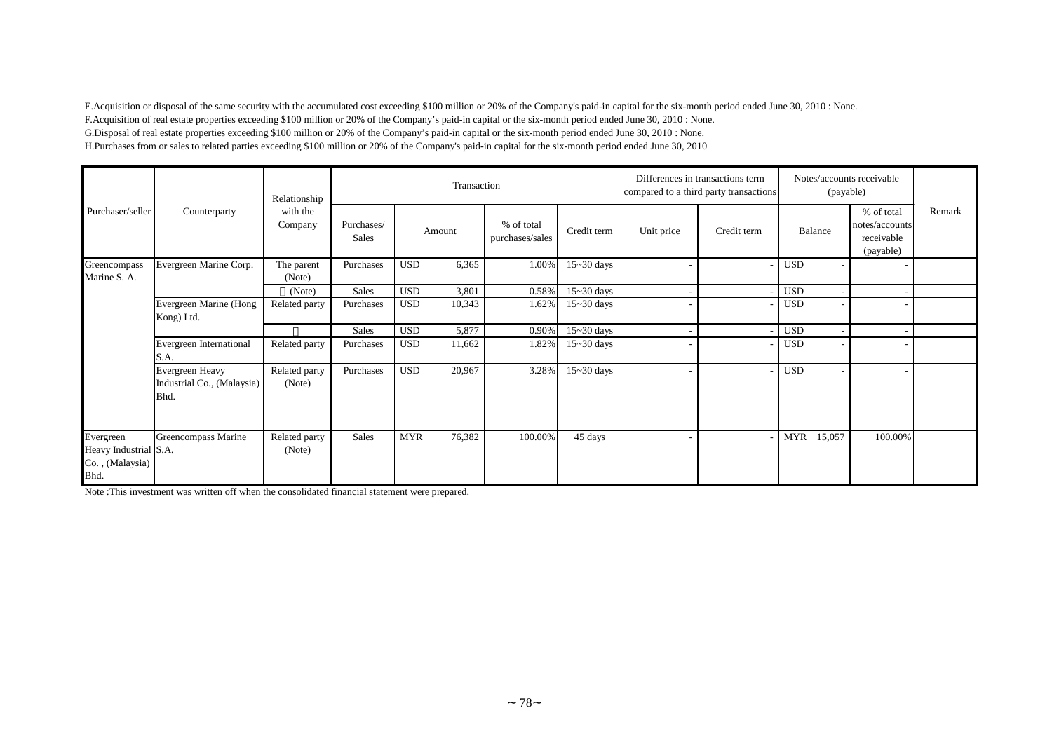E.Acquisition or disposal of the same security with the accumulated cost exceeding $100 million or 20% of the Company's paid-in capital for the six-month period ended June 30, 2010 : None.

F.Acquisition of real estate properties exceeding $100 million or 20% of the Company's paid-in capital or the six-month period ended June 30, 2010 : None.

G.Disposal of real estate properties exceeding $100 million or 20% of the Company's paid-in capital or the six-month period ended June 30, 2010 : None.

H.Purchases from or sales to related parties exceeding $100 million or 20% of the Company's paid-in capital for the six-month period ended June 30, 2010

| Purchaser/seller | Counterparty | Relationship with the Company | Transaction | | | | Differences in transactions term compared to a third party transactions | | Notes/accounts receivable (payable) | | Remark |
|---|---|---|---|---|---|---|---|---|---|---|---|
| | | | Purchases/ Sales | Amount | % of total purchases/sales | Credit term | Unit price | Credit term | Balance | % of total notes/accounts receivable (payable) | |
| Greencompass Marine S. A. | Evergreen Marine Corp. | The parent (Note) | Purchases | USD 6,365 | 1.00% | 15~30 days | - | - | USD - | - | |
| | | 〃(Note) | Sales | USD 3,801 | 0.58% | 15~30 days | - | - | USD - | - | |
| | Evergreen Marine (Hong Kong) Ltd. | Related party | Purchases | USD 10,343 | 1.62% | 15~30 days | - | - | USD - | - | |
| | | 〃 | Sales | USD 5,877 | 0.90% | 15~30 days | - | - | USD - | - | |
| | Evergreen International S.A. | Related party | Purchases | USD 11,662 | 1.82% | 15~30 days | - | - | USD - | - | |
| | Evergreen Heavy Industrial Co., (Malaysia) Bhd. | Related party (Note) | Purchases | USD 20,967 | 3.28% | 15~30 days | - | - | USD - | - | |
| Evergreen Heavy Industrial Co. , (Malaysia) Bhd. | Greencompass Marine S.A. | Related party (Note) | Sales | MYR 76,382 | 100.00% | 45 days | - | - | MYR 15,057 | 100.00% | |

Note :This investment was written off when the consolidated financial statement were prepared.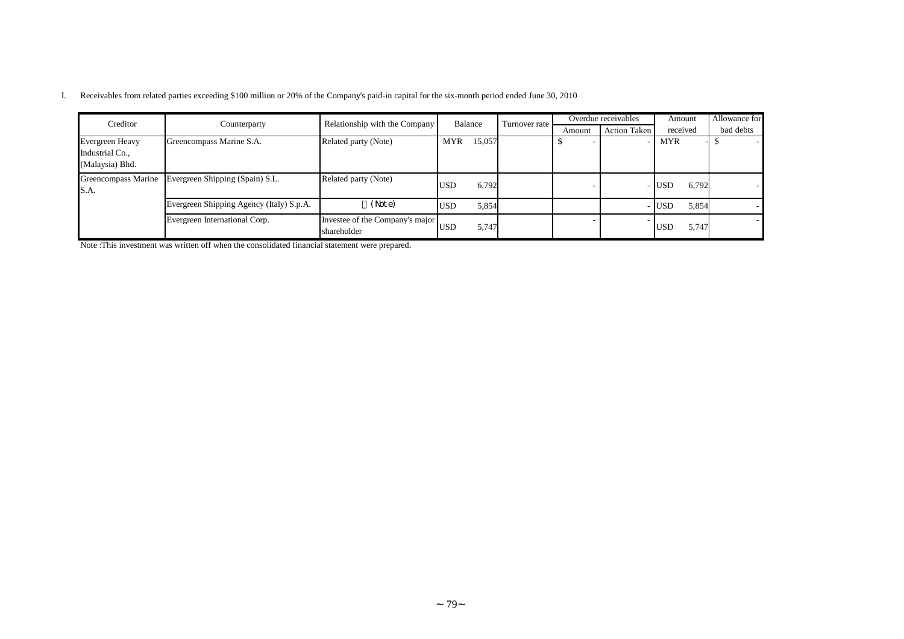I. Receivables from related parties exceeding $100 million or 20% of the Company's paid-in capital for the six-month period ended June 30, 2010

| Creditor | Counterparty | Relationship with the Company | Balance | Turnover rate | Overdue receivables | | Amount received | Allowance for bad debts |
|---|---|---|---|---|---|---|---|---|
| | | | | | Amount | Action Taken | | |
| Evergreen Heavy Industrial Co., (Malaysia) Bhd. | Greencompass Marine S.A. | Related party (Note) | MYR 15,057 | | $ - | - | MYR - | $ - |
| Greencompass Marine S.A. | Evergreen Shipping (Spain) S.L. | Related party (Note) | USD 6,792 | | - | - | USD 6,792 | - |
| | Evergreen Shipping Agency (Italy) S.p.A. | (Note) | USD 5,854 | | | - | USD 5,854 | - |
| | Evergreen International Corp. | Investee of the Company's major shareholder | USD 5,747 | | - | - | USD 5,747 | - |

Note :This investment was written off when the consolidated financial statement were prepared.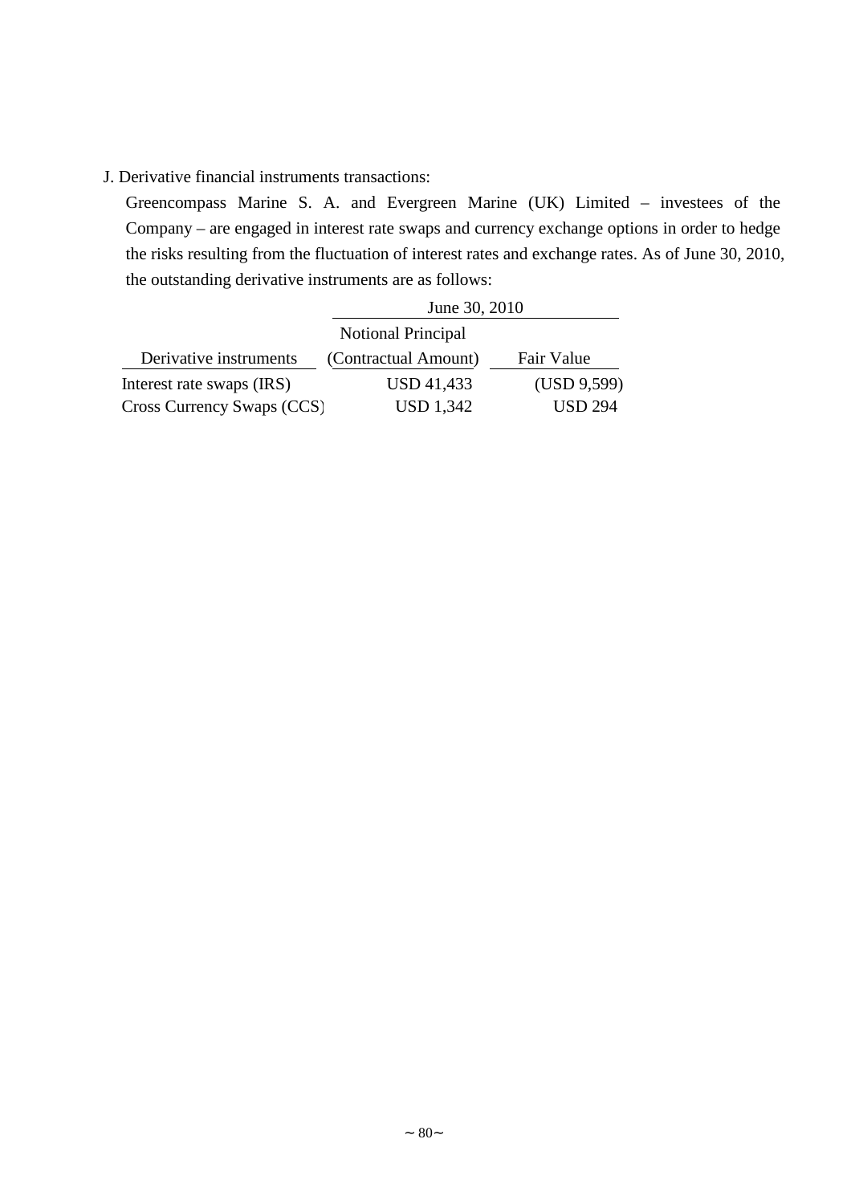J. Derivative financial instruments transactions:

Greencompass Marine S. A. and Evergreen Marine (UK) Limited – investees of the Company – are engaged in interest rate swaps and currency exchange options in order to hedge the risks resulting from the fluctuation of interest rates and exchange rates. As of June 30, 2010, the outstanding derivative instruments are as follows:

| | June 30, 2010 | |
|---|---|---|
| Derivative instruments | Notional Principal (Contractual Amount) | Fair Value |
| Interest rate swaps (IRS) | USD 41,433 | (USD 9,599) |
| Cross Currency Swaps (CCS) | USD 1,342 | USD 294 |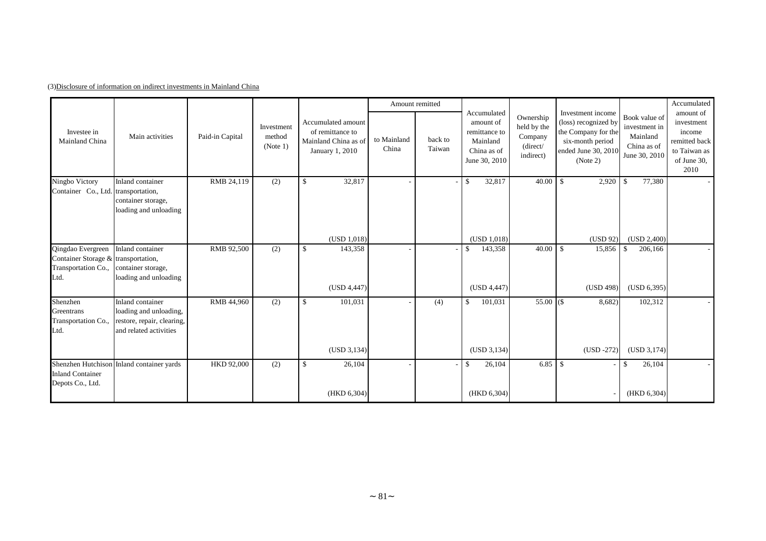(3)Disclosure of information on indirect investments in Mainland China

| Investee in Mainland China | Main activities | Paid-in Capital | Investment method (Note 1) | Accumulated amount of remittance to Mainland China as of January 1, 2010 | Amount remitted | | Accumulated amount of remittance to Mainland China as of June 30, 2010 | Ownership held by the Company (direct/ indirect) | Investment income (loss) recognized by the Company for the six-month period ended June 30, 2010 (Note 2) | Book value of investment in Mainland China as of June 30, 2010 | Accumulated amount of investment income remitted back to Taiwan as of June 30, 2010 |
|---|---|---|---|---|---|---|---|---|---|---|---|
| | | | | | to Mainland China | back to Taiwan | | | | | |
| Ningbo Victory Container Co., Ltd. | Inland container transportation, container storage, loading and unloading | RMB 24,119 | (2) | $ 32,817 (USD 1,018) | - | - | $ 32,817 (USD 1,018) | 40.00 | $ 2,920 (USD 92) | $ 77,380 (USD 2,400) | - |
| Qingdao Evergreen Container Storage & Transportation Co., Ltd. | Inland container transportation, container storage, loading and unloading | RMB 92,500 | (2) | $ 143,358 (USD 4,447) | - | - | $ 143,358 (USD 4,447) | 40.00 | $ 15,856 (USD 498) | $ 206,166 (USD 6,395) | - |
| Shenzhen Greentrans Transportation Co., Ltd. | Inland container loading and unloading, restore, repair, clearing, and related activities | RMB 44,960 | (2) | $ 101,031 (USD 3,134) | - | (4) | $ 101,031 (USD 3,134) | 55.00 | ($ 8,682) (USD -272) | 102,312 (USD 3,174) | - |
| Shenzhen Hutchison Inland Container Depots Co., Ltd. | Inland container yards | HKD 92,000 | (2) | $ 26,104 (HKD 6,304) | - | - | $ 26,104 (HKD 6,304) | 6.85 | $ - | $ 26,104 (HKD 6,304) | - |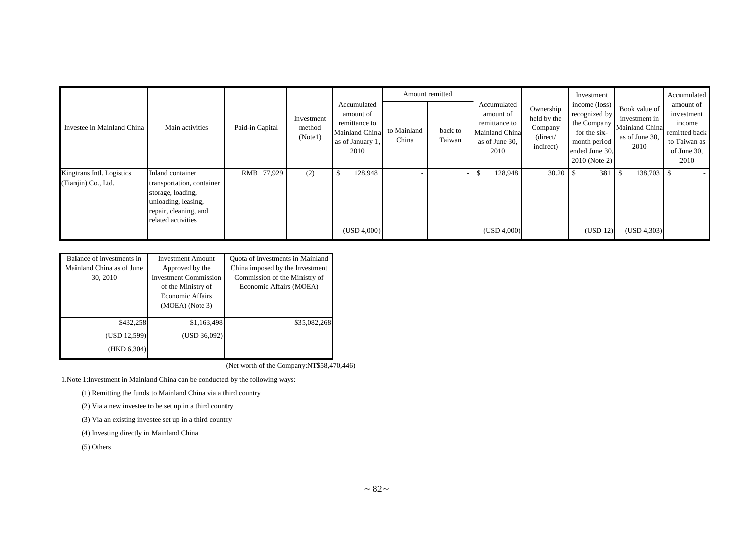| Investee in Mainland China | Main activities | Paid-in Capital | Investment method (Note1) | Accumulated amount of remittance to Mainland China as of January 1, 2010 | Amount remitted | | Accumulated amount of remittance to Mainland China as of June 30, 2010 | Ownership held by the Company (direct/ indirect) | Investment income (loss) recognized by the Company for the six-month period ended June 30, 2010 (Note 2) | Book value of investment in Mainland China as of June 30, 2010 | Accumulated amount of investment income remitted back to Taiwan as of June 30, 2010 |
|---|---|---|---|---|---|---|---|---|---|---|---|
| | | | | | to Mainland China | back to Taiwan | | | | | |
| Kingtrans Intl. Logistics (Tianjin) Co., Ltd. | Inland container transportation, container storage, loading, unloading, leasing, repair, cleaning, and related activities | RMB 77,929 | (2) | $ 128,948 | - | - | $ 128,948 | 30.20 | $ 381 | $ 138,703 | $ - |
| | | | | (USD 4,000) | | | (USD 4,000) | | (USD 12) | (USD 4,303) | |

| Balance of investments in Mainland China as of June 30, 2010 | Investment Amount Approved by the Investment Commission of the Ministry of Economic Affairs (MOEA) (Note 3) | Quota of Investments in Mainland China imposed by the Investment Commission of the Ministry of Economic Affairs (MOEA) |
|---|---|---|
| $432,258 | $1,163,498 | $35,082,268 |
| (USD 12,599) | (USD 36,092) | |
| (HKD 6,304) | | |

(Net worth of the Company:NT$58,470,446)

1.Note 1:Investment in Mainland China can be conducted by the following ways:

(1) Remitting the funds to Mainland China via a third country

(2) Via a new investee to be set up in a third country

(3) Via an existing investee set up in a third country

(4) Investing directly in Mainland China

(5) Others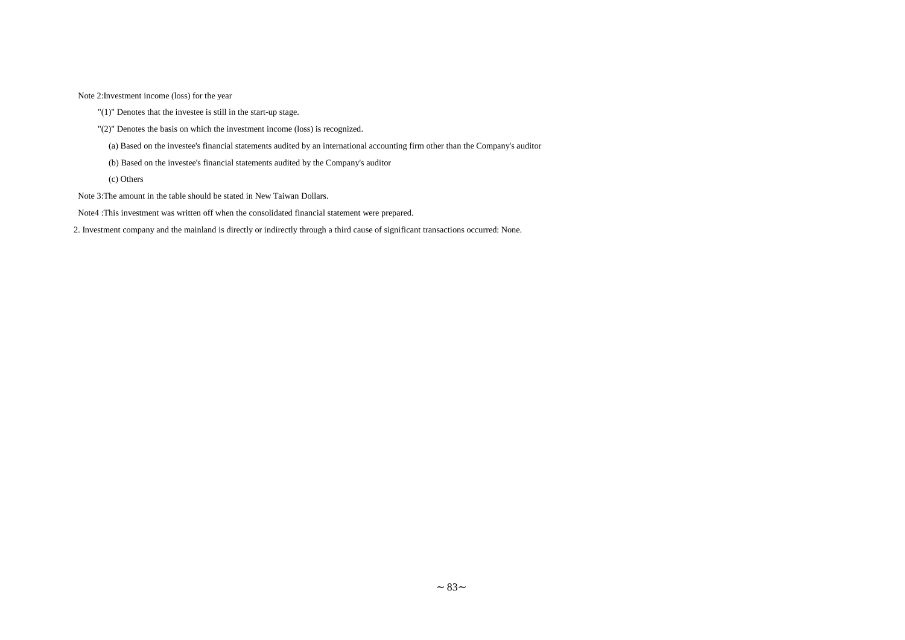Note 2:Investment income (loss) for the year

"(1)" Denotes that the investee is still in the start-up stage.

"(2)" Denotes the basis on which the investment income (loss) is recognized.

(a) Based on the investee's financial statements audited by an international accounting firm other than the Company's auditor

(b) Based on the investee's financial statements audited by the Company's auditor

(c) Others

Note 3:The amount in the table should be stated in New Taiwan Dollars.

Note4 :This investment was written off when the consolidated financial statement were prepared.

2. Investment company and the mainland is directly or indirectly through a third cause of significant transactions occurred: None.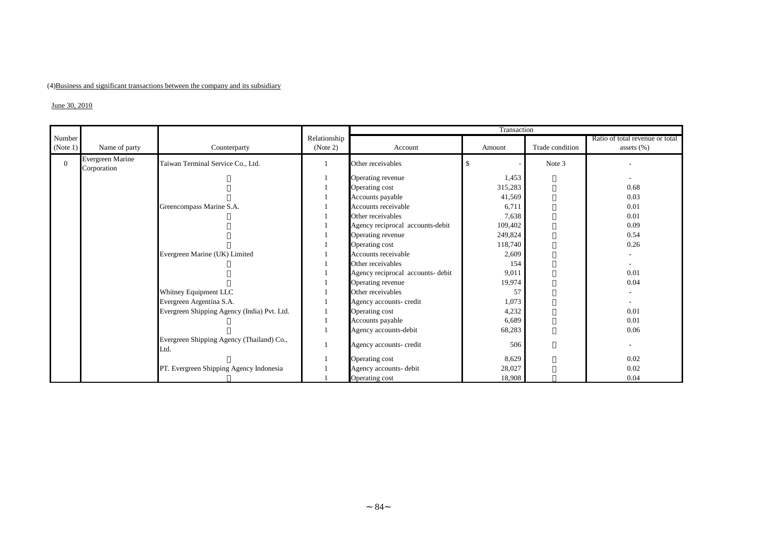(4)Business and significant transactions between the company and its subsidiary

June 30, 2010

| Number (Note 1) | Name of party | Counterparty | Relationship (Note 2) | Transaction | | | |
|---|---|---|---|---|---|---|---|
| | | | | Account | Amount | Trade condition | Ratio of total revenue or total assets (%) |
| 0 | Evergreen Marine Corporation | Taiwan Terminal Service Co., Ltd. | 1 | Other receivables | $ - | Note 3 | - |
| | | 〃 | 1 | Operating revenue | 1,453 | 〃 | - |
| | | 〃 | 1 | Operating cost | 315,283 | 〃 | 0.68 |
| | | 〃 | 1 | Accounts payable | 41,569 | 〃 | 0.03 |
| | | Greencompass Marine S.A. | 1 | Accounts receivable | 6,711 | 〃 | 0.01 |
| | | 〃 | 1 | Other receivables | 7,638 | 〃 | 0.01 |
| | | 〃 | 1 | Agency reciprocal accounts-debit | 109,402 | 〃 | 0.09 |
| | | 〃 | 1 | Operating revenue | 249,824 | 〃 | 0.54 |
| | | 〃 | 1 | Operating cost | 118,740 | 〃 | 0.26 |
| | | Evergreen Marine (UK) Limited | 1 | Accounts receivable | 2,609 | 〃 | - |
| | | 〃 | 1 | Other receivables | 154 | 〃 | - |
| | | 〃 | 1 | Agency reciprocal accounts- debit | 9,011 | 〃 | 0.01 |
| | | 〃 | 1 | Operating revenue | 19,974 | 〃 | 0.04 |
| | | Whitney Equipment LLC | 1 | Other receivables | 57 | 〃 | - |
| | | Evergreen Argentina S.A. | 1 | Agency accounts- credit | 1,073 | 〃 | - |
| | | Evergreen Shipping Agency (India) Pvt. Ltd. | 1 | Operating cost | 4,232 | 〃 | 0.01 |
| | | 〃 | 1 | Accounts payable | 6,689 | 〃 | 0.01 |
| | | 〃 | 1 | Agency accounts-debit | 68,283 | 〃 | 0.06 |
| | | Evergreen Shipping Agency (Thailand) Co., Ltd. | 1 | Agency accounts- credit | 506 | 〃 | - |
| | | 〃 | 1 | Operating cost | 8,629 | 〃 | 0.02 |
| | | PT. Evergreen Shipping Agency Indonesia | 1 | Agency accounts- debit | 28,027 | 〃 | 0.02 |
| | | 〃 | 1 | Operating cost | 18,908 | 〃 | 0.04 |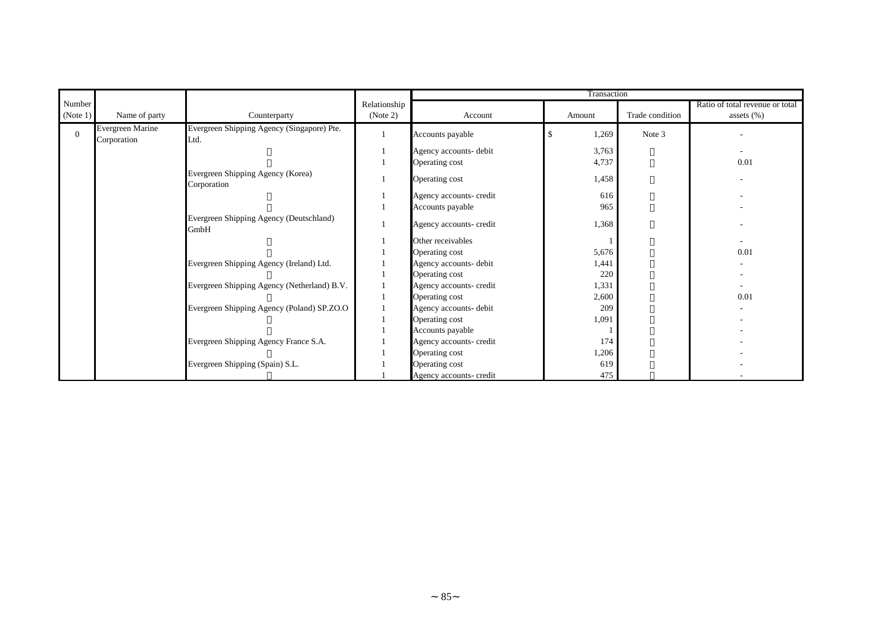| Number (Note 1) | Name of party | Counterparty | Relationship (Note 2) | Transaction | | | |
|---|---|---|---|---|---|---|---|
| | | | | Account | Amount | Trade condition | Ratio of total revenue or total assets (%) |
| 0 | Evergreen Marine Corporation | Evergreen Shipping Agency (Singapore) Pte. Ltd. | 1 | Accounts payable | $ 1,269 | Note 3 | - |
| | | 〃 | 1 | Agency accounts- debit | 3,763 | 〃 | - |
| | | 〃 | 1 | Operating cost | 4,737 | 〃 | 0.01 |
| | | Evergreen Shipping Agency (Korea) Corporation | 1 | Operating cost | 1,458 | 〃 | - |
| | | 〃 | 1 | Agency accounts- credit | 616 | 〃 | - |
| | | 〃 | 1 | Accounts payable | 965 | 〃 | - |
| | | Evergreen Shipping Agency (Deutschland) GmbH | 1 | Agency accounts- credit | 1,368 | 〃 | - |
| | | 〃 | 1 | Other receivables | 1 | 〃 | - |
| | | 〃 | 1 | Operating cost | 5,676 | 〃 | 0.01 |
| | | Evergreen Shipping Agency (Ireland) Ltd. | 1 | Agency accounts- debit | 1,441 | 〃 | - |
| | | 〃 | 1 | Operating cost | 220 | 〃 | - |
| | | Evergreen Shipping Agency (Netherland) B.V. | 1 | Agency accounts- credit | 1,331 | 〃 | - |
| | | 〃 | 1 | Operating cost | 2,600 | 〃 | 0.01 |
| | | Evergreen Shipping Agency (Poland) SP.ZO.O | 1 | Agency accounts- debit | 209 | 〃 | - |
| | | 〃 | 1 | Operating cost | 1,091 | 〃 | - |
| | | 〃 | 1 | Accounts payable | 1 | 〃 | - |
| | | Evergreen Shipping Agency France S.A. | 1 | Agency accounts- credit | 174 | 〃 | - |
| | | 〃 | 1 | Operating cost | 1,206 | 〃 | - |
| | | Evergreen Shipping (Spain) S.L. | 1 | Operating cost | 619 | 〃 | - |
| | | 〃 | 1 | Agency accounts- credit | 475 | 〃 | - |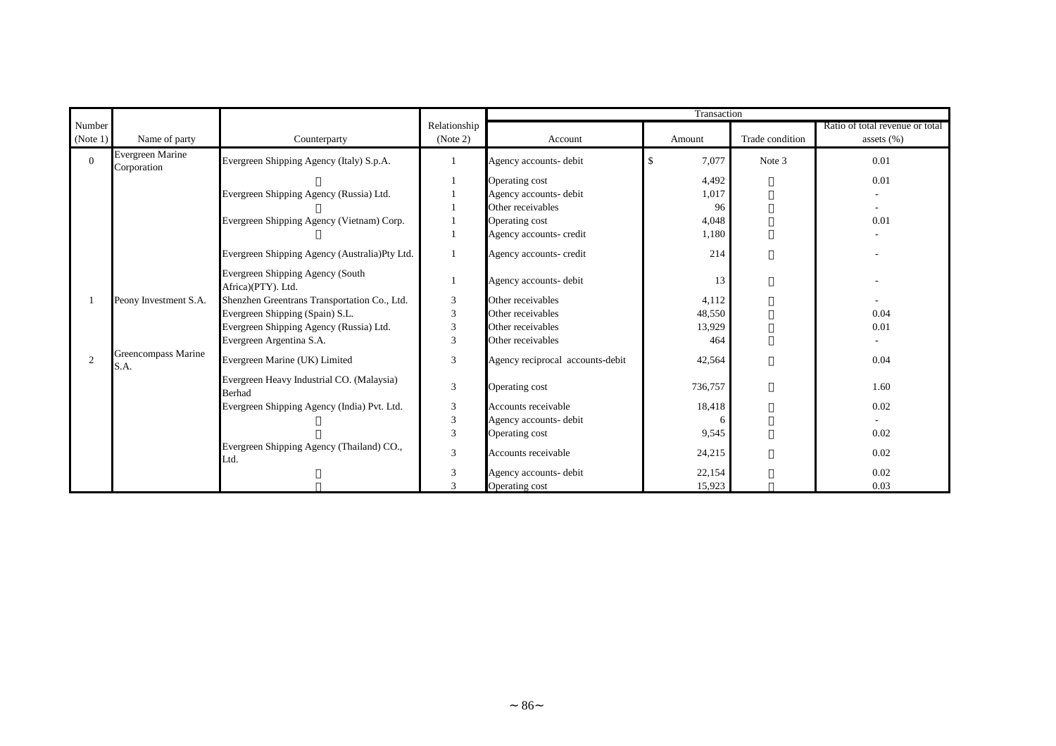| Number (Note 1) | Name of party | Counterparty | Relationship (Note 2) | Transaction | | | |
|---|---|---|---|---|---|---|---|
| | | | | Account | Amount | Trade condition | Ratio of total revenue or total assets (%) |
| 0 | Evergreen Marine Corporation | Evergreen Shipping Agency (Italy) S.p.A. | 1 | Agency accounts- debit | $ 7,077 | Note 3 | 0.01 |
| | | 〃 | 1 | Operating cost | 4,492 | 〃 | 0.01 |
| | | Evergreen Shipping Agency (Russia) Ltd. | 1 | Agency accounts- debit | 1,017 | 〃 | - |
| | | 〃 | 1 | Other receivables | 96 | 〃 | - |
| | | Evergreen Shipping Agency (Vietnam) Corp. | 1 | Operating cost | 4,048 | 〃 | 0.01 |
| | | 〃 | 1 | Agency accounts- credit | 1,180 | 〃 | - |
| | | Evergreen Shipping Agency (Australia)Pty Ltd. | 1 | Agency accounts- credit | 214 | 〃 | - |
| | | Evergreen Shipping Agency (South Africa)(PTY). Ltd. | 1 | Agency accounts- debit | 13 | 〃 | - |
| 1 | Peony Investment S.A. | Shenzhen Greentrans Transportation Co., Ltd. | 3 | Other receivables | 4,112 | 〃 | - |
| | | Evergreen Shipping (Spain) S.L. | 3 | Other receivables | 48,550 | 〃 | 0.04 |
| | | Evergreen Shipping Agency (Russia) Ltd. | 3 | Other receivables | 13,929 | 〃 | 0.01 |
| | | Evergreen Argentina S.A. | 3 | Other receivables | 464 | 〃 | - |
| 2 | Greencompass Marine S.A. | Evergreen Marine (UK) Limited | 3 | Agency reciprocal accounts-debit | 42,564 | 〃 | 0.04 |
| | | Evergreen Heavy Industrial CO. (Malaysia) Berhad | 3 | Operating cost | 736,757 | 〃 | 1.60 |
| | | Evergreen Shipping Agency (India) Pvt. Ltd. | 3 | Accounts receivable | 18,418 | 〃 | 0.02 |
| | | 〃 | 3 | Agency accounts- debit | 6 | 〃 | - |
| | | 〃 | 3 | Operating cost | 9,545 | 〃 | 0.02 |
| | | Evergreen Shipping Agency (Thailand) CO., Ltd. | 3 | Accounts receivable | 24,215 | 〃 | 0.02 |
| | | 〃 | 3 | Agency accounts- debit | 22,154 | 〃 | 0.02 |
| | | 〃 | 3 | Operating cost | 15,923 | 〃 | 0.03 |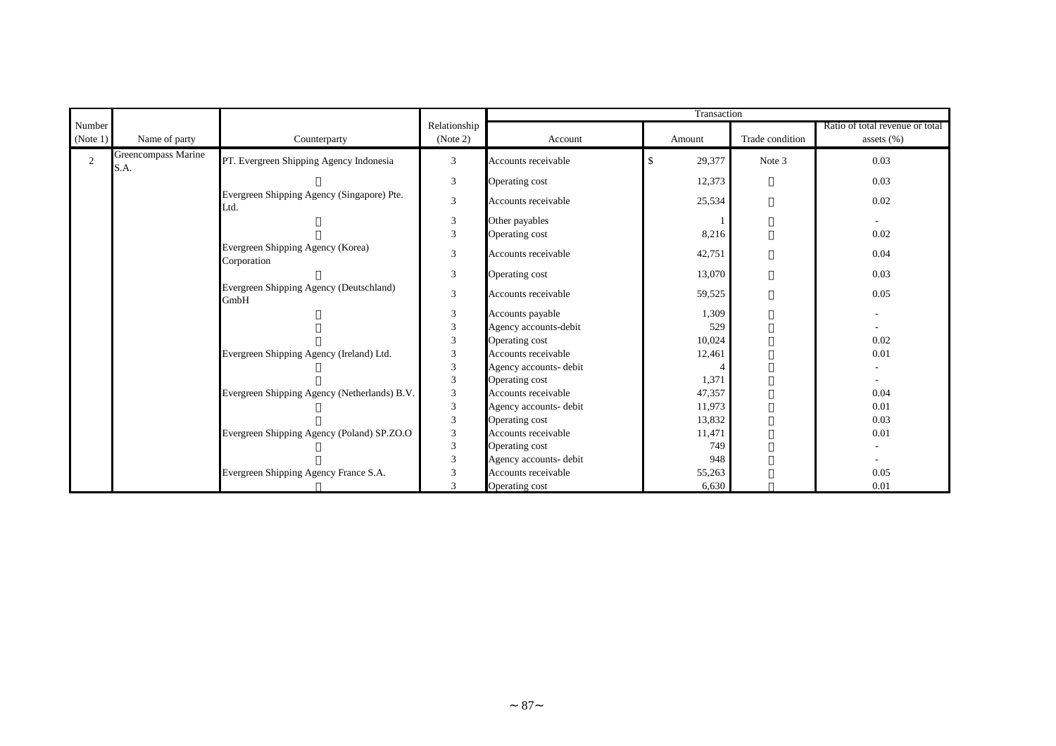| Number (Note 1) | Name of party | Counterparty | Relationship (Note 2) | Transaction | | | |
|---|---|---|---|---|---|---|---|
| | | | | Account | Amount | Trade condition | Ratio of total revenue or total assets (%) |
| 2 | Greencompass Marine S.A. | PT. Evergreen Shipping Agency Indonesia | 3 | Accounts receivable | $ 29,377 | Note 3 | 0.03 |
| | | 〃 | 3 | Operating cost | 12,373 | 〃 | 0.03 |
| | | Evergreen Shipping Agency (Singapore) Pte. Ltd. | 3 | Accounts receivable | 25,534 | 〃 | 0.02 |
| | | 〃 | 3 | Other payables | 1 | 〃 | - |
| | | 〃 | 3 | Operating cost | 8,216 | 〃 | 0.02 |
| | | Evergreen Shipping Agency (Korea) Corporation | 3 | Accounts receivable | 42,751 | 〃 | 0.04 |
| | | 〃 | 3 | Operating cost | 13,070 | 〃 | 0.03 |
| | | Evergreen Shipping Agency (Deutschland) GmbH | 3 | Accounts receivable | 59,525 | 〃 | 0.05 |
| | | 〃 | 3 | Accounts payable | 1,309 | 〃 | - |
| | | 〃 | 3 | Agency accounts-debit | 529 | 〃 | - |
| | | 〃 | 3 | Operating cost | 10,024 | 〃 | 0.02 |
| | | Evergreen Shipping Agency (Ireland) Ltd. | 3 | Accounts receivable | 12,461 | 〃 | 0.01 |
| | | 〃 | 3 | Agency accounts- debit | 4 | 〃 | - |
| | | 〃 | 3 | Operating cost | 1,371 | 〃 | - |
| | | Evergreen Shipping Agency (Netherlands) B.V. | 3 | Accounts receivable | 47,357 | 〃 | 0.04 |
| | | 〃 | 3 | Agency accounts- debit | 11,973 | 〃 | 0.01 |
| | | 〃 | 3 | Operating cost | 13,832 | 〃 | 0.03 |
| | | Evergreen Shipping Agency (Poland) SP.ZO.O | 3 | Accounts receivable | 11,471 | 〃 | 0.01 |
| | | 〃 | 3 | Operating cost | 749 | 〃 | - |
| | | 〃 | 3 | Agency accounts- debit | 948 | 〃 | - |
| | | Evergreen Shipping Agency France S.A. | 3 | Accounts receivable | 55,263 | 〃 | 0.05 |
| | | 〃 | 3 | Operating cost | 6,630 | 〃 | 0.01 |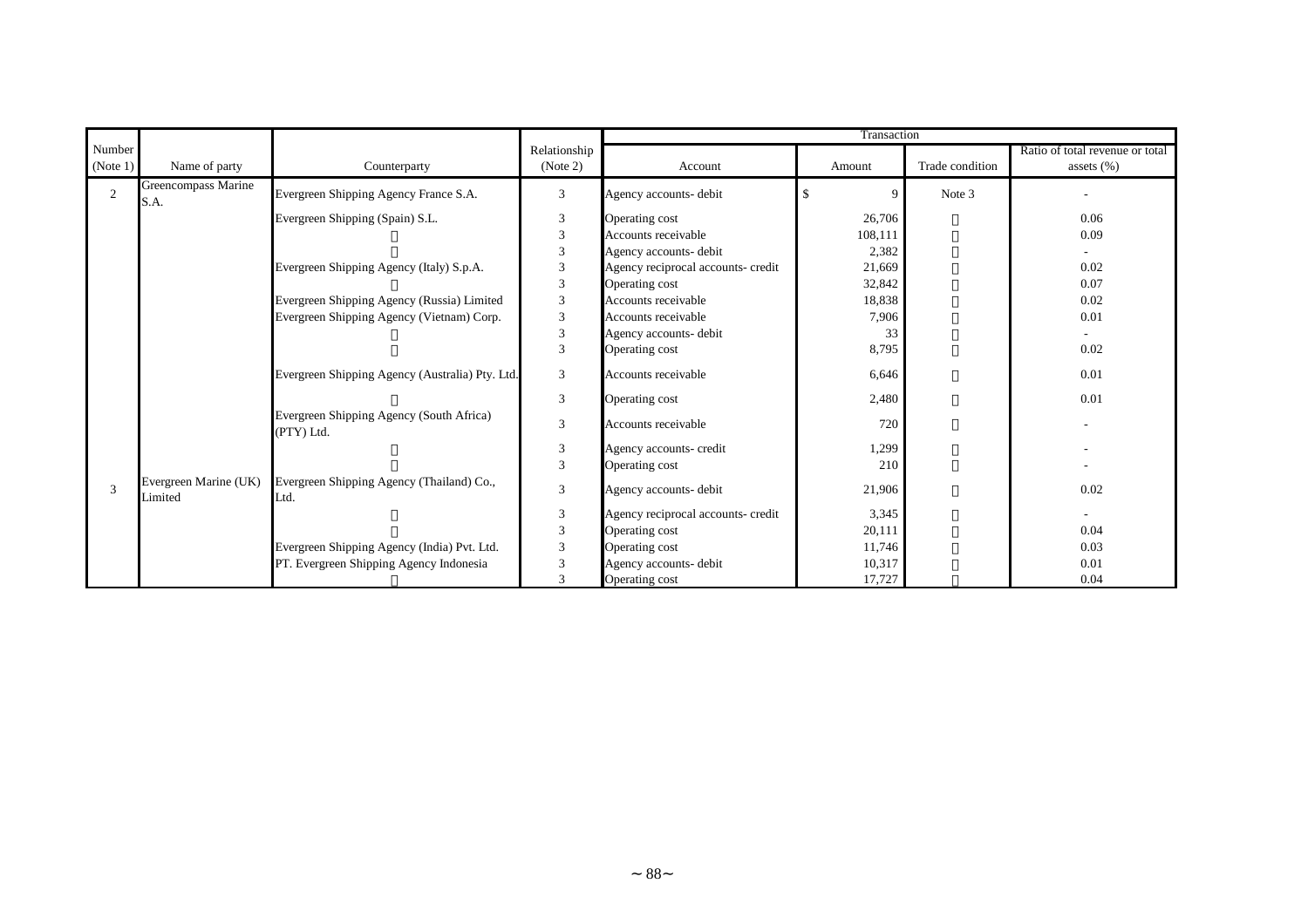| Number (Note 1) | Name of party | Counterparty | Relationship (Note 2) | Transaction | | | |
|---|---|---|---|---|---|---|---|
| | | | | Account | Amount | Trade condition | Ratio of total revenue or total assets (%) |
| 2 | Greencompass Marine S.A. | Evergreen Shipping Agency France S.A. | 3 | Agency accounts- debit | $ 9 | Note 3 | - |
| | | Evergreen Shipping (Spain) S.L. | 3 | Operating cost | 26,706 | 〃 | 0.06 |
| | | 〃 | 3 | Accounts receivable | 108,111 | 〃 | 0.09 |
| | | 〃 | 3 | Agency accounts- debit | 2,382 | 〃 | - |
| | | Evergreen Shipping Agency (Italy) S.p.A. | 3 | Agency reciprocal accounts- credit | 21,669 | 〃 | 0.02 |
| | | 〃 | 3 | Operating cost | 32,842 | 〃 | 0.07 |
| | | Evergreen Shipping Agency (Russia) Limited | 3 | Accounts receivable | 18,838 | 〃 | 0.02 |
| | | Evergreen Shipping Agency (Vietnam) Corp. | 3 | Accounts receivable | 7,906 | 〃 | 0.01 |
| | | 〃 | 3 | Agency accounts- debit | 33 | 〃 | - |
| | | 〃 | 3 | Operating cost | 8,795 | 〃 | 0.02 |
| | | Evergreen Shipping Agency (Australia) Pty. Ltd. | 3 | Accounts receivable | 6,646 | 〃 | 0.01 |
| | | 〃 | 3 | Operating cost | 2,480 | 〃 | 0.01 |
| | | Evergreen Shipping Agency (South Africa) (PTY) Ltd. | 3 | Accounts receivable | 720 | 〃 | - |
| | | 〃 | 3 | Agency accounts- credit | 1,299 | 〃 | - |
| | | 〃 | 3 | Operating cost | 210 | 〃 | - |
| 3 | Evergreen Marine (UK) Limited | Evergreen Shipping Agency (Thailand) Co., Ltd. | 3 | Agency accounts- debit | 21,906 | 〃 | 0.02 |
| | | 〃 | 3 | Agency reciprocal accounts- credit | 3,345 | 〃 | - |
| | | 〃 | 3 | Operating cost | 20,111 | 〃 | 0.04 |
| | | Evergreen Shipping Agency (India) Pvt. Ltd. | 3 | Operating cost | 11,746 | 〃 | 0.03 |
| | | PT. Evergreen Shipping Agency Indonesia | 3 | Agency accounts- debit | 10,317 | 〃 | 0.01 |
| | | 〃 | 3 | Operating cost | 17,727 | 〃 | 0.04 |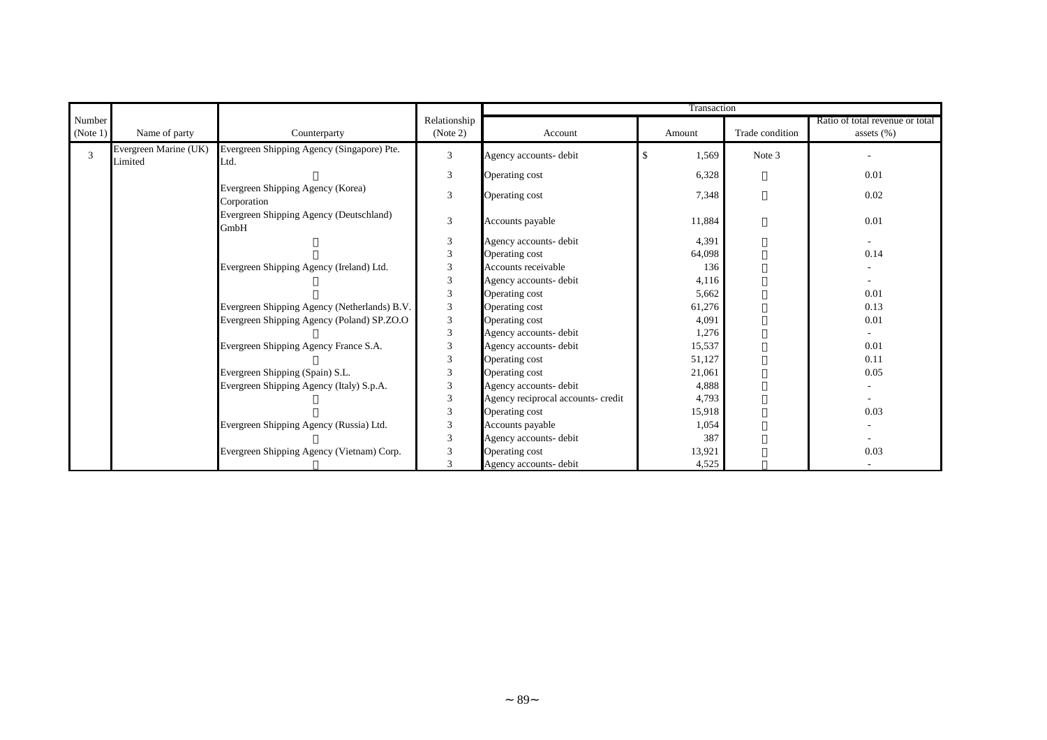| Number (Note 1) | Name of party | Counterparty | Relationship (Note 2) | Transaction | | | |
|---|---|---|---|---|---|---|---|
| | | | | Account | Amount | Trade condition | Ratio of total revenue or total assets (%) |
| 3 | Evergreen Marine (UK) Limited | Evergreen Shipping Agency (Singapore) Pte. Ltd. | 3 | Agency accounts- debit | $ 1,569 | Note 3 | - |
| | | 〃 | 3 | Operating cost | 6,328 | 〃 | 0.01 |
| | | Evergreen Shipping Agency (Korea) Corporation | 3 | Operating cost | 7,348 | 〃 | 0.02 |
| | | Evergreen Shipping Agency (Deutschland) GmbH | 3 | Accounts payable | 11,884 | 〃 | 0.01 |
| | | 〃 | 3 | Agency accounts- debit | 4,391 | 〃 | - |
| | | 〃 | 3 | Operating cost | 64,098 | 〃 | 0.14 |
| | | Evergreen Shipping Agency (Ireland) Ltd. | 3 | Accounts receivable | 136 | 〃 | - |
| | | 〃 | 3 | Agency accounts- debit | 4,116 | 〃 | - |
| | | 〃 | 3 | Operating cost | 5,662 | 〃 | 0.01 |
| | | Evergreen Shipping Agency (Netherlands) B.V. | 3 | Operating cost | 61,276 | 〃 | 0.13 |
| | | Evergreen Shipping Agency (Poland) SP.ZO.O | 3 | Operating cost | 4,091 | 〃 | 0.01 |
| | | 〃 | 3 | Agency accounts- debit | 1,276 | 〃 | - |
| | | Evergreen Shipping Agency France S.A. | 3 | Agency accounts- debit | 15,537 | 〃 | 0.01 |
| | | 〃 | 3 | Operating cost | 51,127 | 〃 | 0.11 |
| | | Evergreen Shipping (Spain) S.L. | 3 | Operating cost | 21,061 | 〃 | 0.05 |
| | | Evergreen Shipping Agency (Italy) S.p.A. | 3 | Agency accounts- debit | 4,888 | 〃 | - |
| | | 〃 | 3 | Agency reciprocal accounts- credit | 4,793 | 〃 | - |
| | | 〃 | 3 | Operating cost | 15,918 | 〃 | 0.03 |
| | | Evergreen Shipping Agency (Russia) Ltd. | 3 | Accounts payable | 1,054 | 〃 | - |
| | | 〃 | 3 | Agency accounts- debit | 387 | 〃 | - |
| | | Evergreen Shipping Agency (Vietnam) Corp. | 3 | Operating cost | 13,921 | 〃 | 0.03 |
| | | 〃 | 3 | Agency accounts- debit | 4,525 | 〃 | - |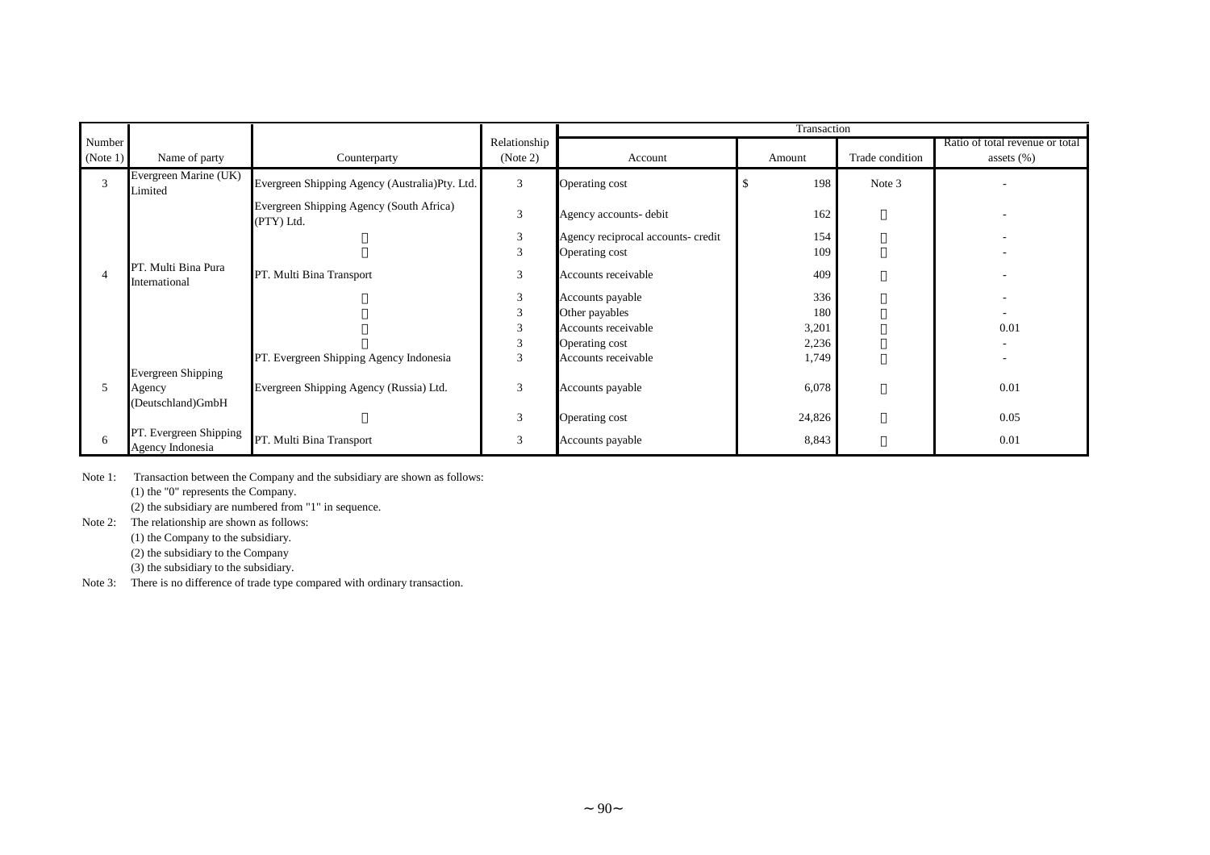| Number (Note 1) | Name of party | Counterparty | Relationship (Note 2) | Transaction | | | |
|---|---|---|---|---|---|---|---|
| | | | | Account | Amount | Trade condition | Ratio of total revenue or total assets (%) |
| 3 | Evergreen Marine (UK) Limited | Evergreen Shipping Agency (Australia)Pty. Ltd. | 3 | Operating cost | $ 198 | Note 3 | - |
| | | Evergreen Shipping Agency (South Africa) (PTY) Ltd. | 3 | Agency accounts- debit | 162 | 〃 | - |
| | | 〃 | 3 | Agency reciprocal accounts- credit | 154 | 〃 | - |
| | | 〃 | 3 | Operating cost | 109 | 〃 | - |
| 4 | PT. Multi Bina Pura International | PT. Multi Bina Transport | 3 | Accounts receivable | 409 | 〃 | - |
| | | 〃 | 3 | Accounts payable | 336 | 〃 | - |
| | | 〃 | 3 | Other payables | 180 | 〃 | - |
| | | 〃 | 3 | Accounts receivable | 3,201 | 〃 | 0.01 |
| | | 〃 | 3 | Operating cost | 2,236 | 〃 | - |
| | | PT. Evergreen Shipping Agency Indonesia | 3 | Accounts receivable | 1,749 | 〃 | - |
| 5 | Evergreen Shipping Agency (Deutschland)GmbH | Evergreen Shipping Agency (Russia) Ltd. | 3 | Accounts payable | 6,078 | 〃 | 0.01 |
| | | 〃 | 3 | Operating cost | 24,826 | 〃 | 0.05 |
| 6 | PT. Evergreen Shipping Agency Indonesia | PT. Multi Bina Transport | 3 | Accounts payable | 8,843 | 〃 | 0.01 |

Note 1: Transaction between the Company and the subsidiary are shown as follows:
(1) the "0" represents the Company.
(2) the subsidiary are numbered from "1" in sequence.

Note 2: The relationship are shown as follows:
(1) the Company to the subsidiary.
(2) the subsidiary to the Company
(3) the subsidiary to the subsidiary.

Note 3: There is no difference of trade type compared with ordinary transaction.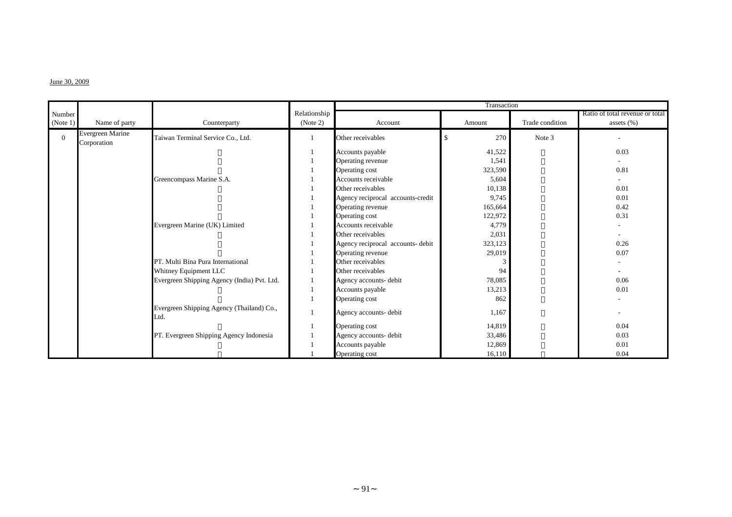June 30, 2009

| Number (Note 1) | Name of party | Counterparty | Relationship (Note 2) | Transaction | | | |
|---|---|---|---|---|---|---|---|
| | | | | Account | Amount | Trade condition | Ratio of total revenue or total assets (%) |
| 0 | Evergreen Marine Corporation | Taiwan Terminal Service Co., Ltd. | 1 | Other receivables | $ 270 | Note 3 | - |
| | | 〃 | 1 | Accounts payable | 41,522 | 〃 | 0.03 |
| | | 〃 | 1 | Operating revenue | 1,541 | 〃 | - |
| | | 〃 | 1 | Operating cost | 323,590 | 〃 | 0.81 |
| | | Greencompass Marine S.A. | 1 | Accounts receivable | 5,604 | 〃 | - |
| | | 〃 | 1 | Other receivables | 10,138 | 〃 | 0.01 |
| | | 〃 | 1 | Agency reciprocal accounts-credit | 9,745 | 〃 | 0.01 |
| | | 〃 | 1 | Operating revenue | 165,664 | 〃 | 0.42 |
| | | 〃 | 1 | Operating cost | 122,972 | 〃 | 0.31 |
| | | Evergreen Marine (UK) Limited | 1 | Accounts receivable | 4,779 | 〃 | - |
| | | 〃 | 1 | Other receivables | 2,031 | 〃 | - |
| | | 〃 | 1 | Agency reciprocal accounts- debit | 323,123 | 〃 | 0.26 |
| | | 〃 | 1 | Operating revenue | 29,019 | 〃 | 0.07 |
| | | PT. Multi Bina Pura International | 1 | Other receivables | 3 | 〃 | - |
| | | Whitney Equipment LLC | 1 | Other receivables | 94 | 〃 | - |
| | | Evergreen Shipping Agency (India) Pvt. Ltd. | 1 | Agency accounts- debit | 78,085 | 〃 | 0.06 |
| | | 〃 | 1 | Accounts payable | 13,213 | 〃 | 0.01 |
| | | 〃 | 1 | Operating cost | 862 | 〃 | - |
| | | Evergreen Shipping Agency (Thailand) Co., Ltd. | 1 | Agency accounts- debit | 1,167 | 〃 | - |
| | | 〃 | 1 | Operating cost | 14,819 | 〃 | 0.04 |
| | | PT. Evergreen Shipping Agency Indonesia | 1 | Agency accounts- debit | 33,486 | 〃 | 0.03 |
| | | 〃 | 1 | Accounts payable | 12,869 | 〃 | 0.01 |
| | | 〃 | 1 | Operating cost | 16,110 | 〃 | 0.04 |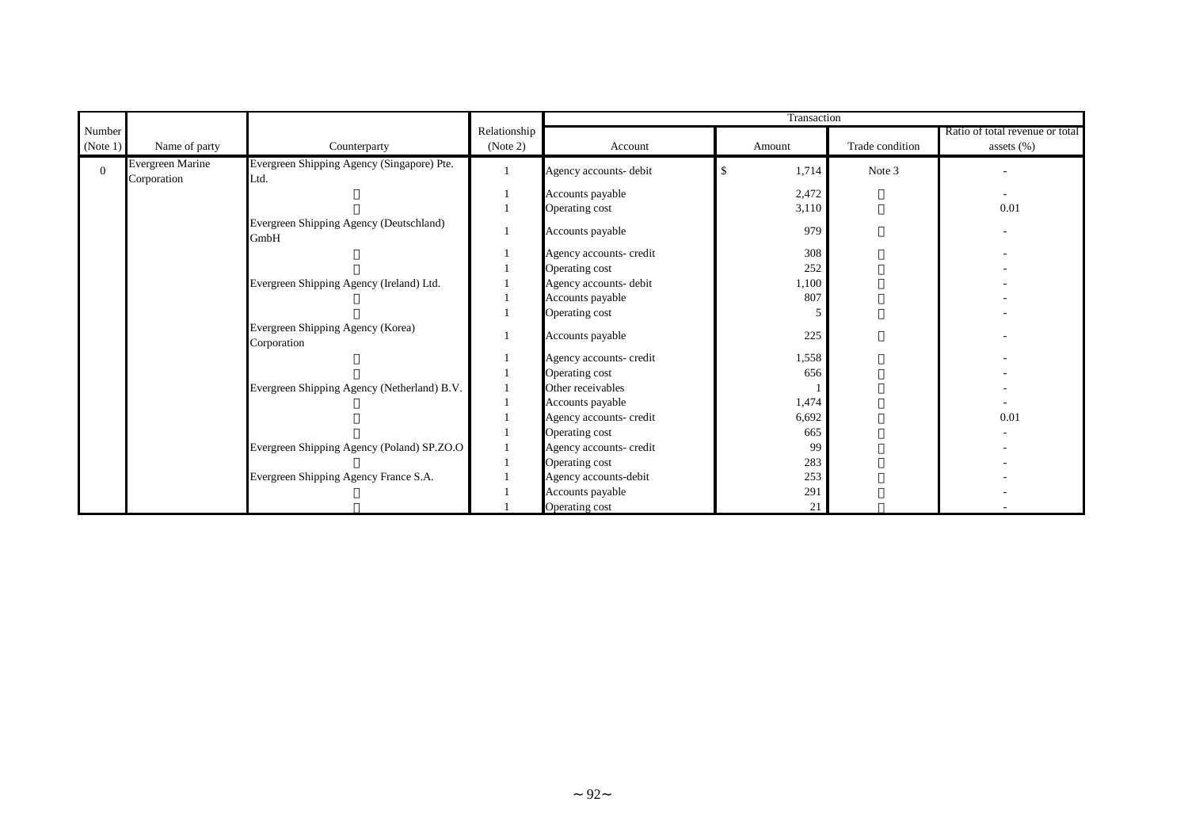| Number (Note 1) | Name of party | Counterparty | Relationship (Note 2) | Transaction | | | |
|---|---|---|---|---|---|---|---|
| | | | | Account | Amount | Trade condition | Ratio of total revenue or total assets (%) |
| 0 | Evergreen Marine Corporation | Evergreen Shipping Agency (Singapore) Pte. Ltd. | 1 | Agency accounts- debit | $ 1,714 | Note 3 | - |
| | | 〃 | 1 | Accounts payable | 2,472 | 〃 | - |
| | | 〃 | 1 | Operating cost | 3,110 | 〃 | 0.01 |
| | | Evergreen Shipping Agency (Deutschland) GmbH | 1 | Accounts payable | 979 | 〃 | - |
| | | 〃 | 1 | Agency accounts- credit | 308 | 〃 | - |
| | | 〃 | 1 | Operating cost | 252 | 〃 | - |
| | | Evergreen Shipping Agency (Ireland) Ltd. | 1 | Agency accounts- debit | 1,100 | 〃 | - |
| | | 〃 | 1 | Accounts payable | 807 | 〃 | - |
| | | 〃 | 1 | Operating cost | 5 | 〃 | - |
| | | Evergreen Shipping Agency (Korea) Corporation | 1 | Accounts payable | 225 | 〃 | - |
| | | 〃 | 1 | Agency accounts- credit | 1,558 | 〃 | - |
| | | 〃 | 1 | Operating cost | 656 | 〃 | - |
| | | Evergreen Shipping Agency (Netherland) B.V. | 1 | Other receivables | 1 | 〃 | - |
| | | 〃 | 1 | Accounts payable | 1,474 | 〃 | - |
| | | 〃 | 1 | Agency accounts- credit | 6,692 | 〃 | 0.01 |
| | | 〃 | 1 | Operating cost | 665 | 〃 | - |
| | | Evergreen Shipping Agency (Poland) SP.ZO.O | 1 | Agency accounts- credit | 99 | 〃 | - |
| | | 〃 | 1 | Operating cost | 283 | 〃 | - |
| | | Evergreen Shipping Agency France S.A. | 1 | Agency accounts-debit | 253 | 〃 | - |
| | | 〃 | 1 | Accounts payable | 291 | 〃 | - |
| | | 〃 | 1 | Operating cost | 21 | 〃 | - |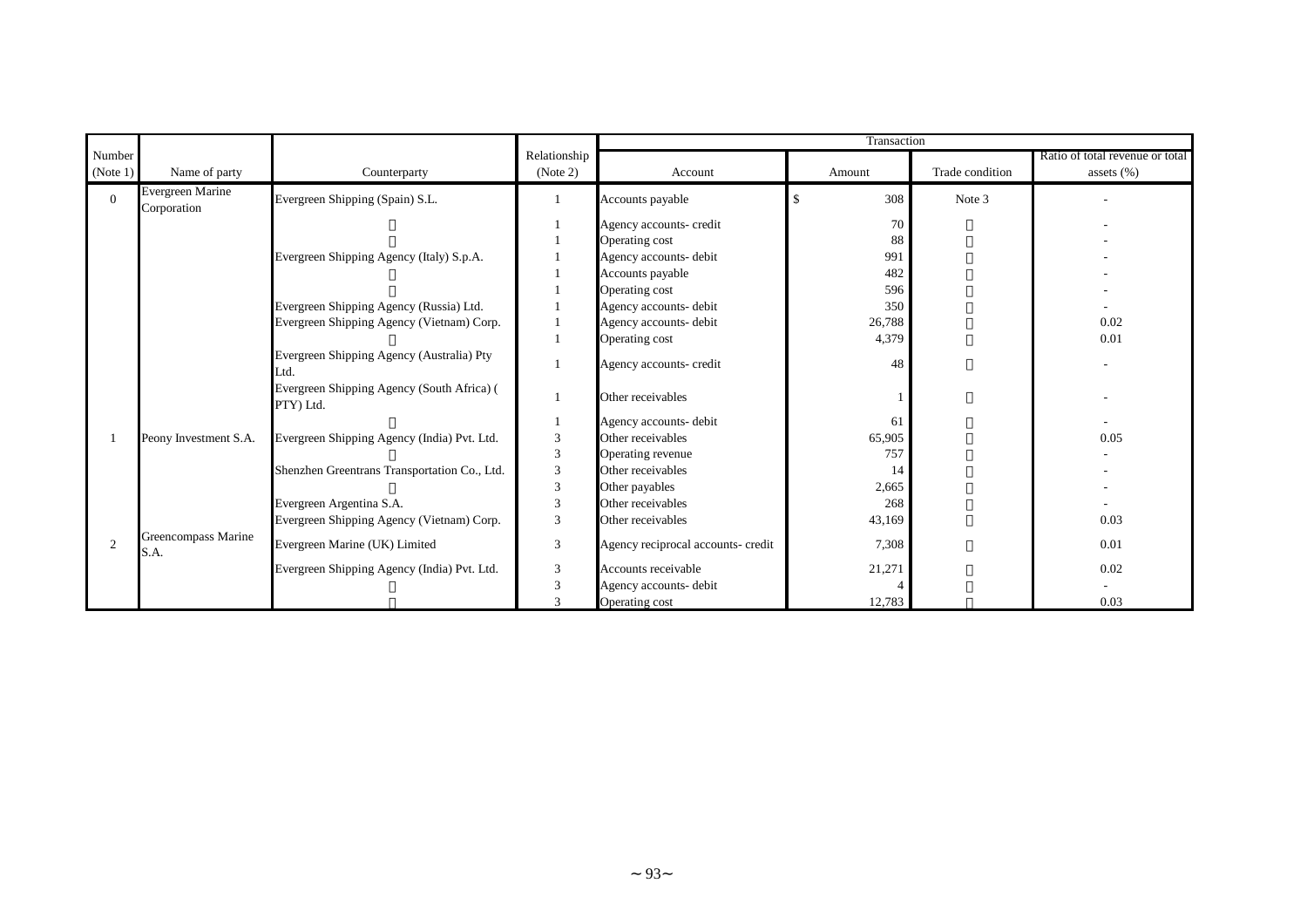| Number (Note 1) | Name of party | Counterparty | Relationship (Note 2) | Transaction | | | |
|---|---|---|---|---|---|---|---|
| | | | | Account | Amount | Trade condition | Ratio of total revenue or total assets (%) |
| 0 | Evergreen Marine Corporation | Evergreen Shipping (Spain) S.L. | 1 | Accounts payable | $ 308 | Note 3 | - |
| | | 〃 | 1 | Agency accounts- credit | 70 | 〃 | - |
| | | 〃 | 1 | Operating cost | 88 | 〃 | - |
| | | Evergreen Shipping Agency (Italy) S.p.A. | 1 | Agency accounts- debit | 991 | 〃 | - |
| | | 〃 | 1 | Accounts payable | 482 | 〃 | - |
| | | 〃 | 1 | Operating cost | 596 | 〃 | - |
| | | Evergreen Shipping Agency (Russia) Ltd. | 1 | Agency accounts- debit | 350 | 〃 | - |
| | | Evergreen Shipping Agency (Vietnam) Corp. | 1 | Agency accounts- debit | 26,788 | 〃 | 0.02 |
| | | 〃 | 1 | Operating cost | 4,379 | 〃 | 0.01 |
| | | Evergreen Shipping Agency (Australia) Pty Ltd. | 1 | Agency accounts- credit | 48 | 〃 | - |
| | | Evergreen Shipping Agency (South Africa) ( PTY) Ltd. | 1 | Other receivables | 1 | 〃 | - |
| | | 〃 | 1 | Agency accounts- debit | 61 | 〃 | - |
| 1 | Peony Investment S.A. | Evergreen Shipping Agency (India) Pvt. Ltd. | 3 | Other receivables | 65,905 | 〃 | 0.05 |
| | | 〃 | 3 | Operating revenue | 757 | 〃 | - |
| | | Shenzhen Greentrans Transportation Co., Ltd. | 3 | Other receivables | 14 | 〃 | - |
| | | 〃 | 3 | Other payables | 2,665 | 〃 | - |
| | | Evergreen Argentina S.A. | 3 | Other receivables | 268 | 〃 | - |
| | | Evergreen Shipping Agency (Vietnam) Corp. | 3 | Other receivables | 43,169 | 〃 | 0.03 |
| 2 | Greencompass Marine S.A. | Evergreen Marine (UK) Limited | 3 | Agency reciprocal accounts- credit | 7,308 | 〃 | 0.01 |
| | | Evergreen Shipping Agency (India) Pvt. Ltd. | 3 | Accounts receivable | 21,271 | 〃 | 0.02 |
| | | 〃 | 3 | Agency accounts- debit | 4 | 〃 | - |
| | | 〃 | 3 | Operating cost | 12,783 | 〃 | 0.03 |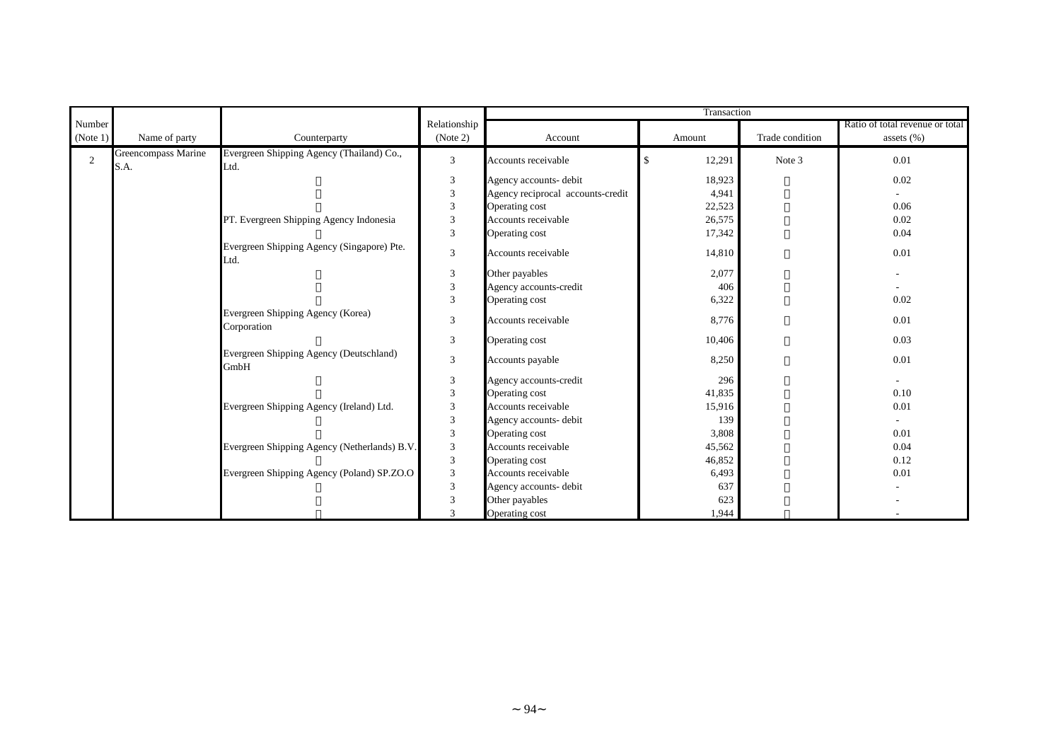| Number (Note 1) | Name of party | Counterparty | Relationship (Note 2) | Transaction | | | |
|---|---|---|---|---|---|---|---|
| | | | | Account | Amount | Trade condition | Ratio of total revenue or total assets (%) |
| 2 | Greencompass Marine S.A. | Evergreen Shipping Agency (Thailand) Co., Ltd. | 3 | Accounts receivable | $ 12,291 | Note 3 | 0.01 |
| | | 〃 | 3 | Agency accounts- debit | 18,923 | 〃 | 0.02 |
| | | 〃 | 3 | Agency reciprocal accounts-credit | 4,941 | 〃 | - |
| | | 〃 | 3 | Operating cost | 22,523 | 〃 | 0.06 |
| | | PT. Evergreen Shipping Agency Indonesia | 3 | Accounts receivable | 26,575 | 〃 | 0.02 |
| | | 〃 | 3 | Operating cost | 17,342 | 〃 | 0.04 |
| | | Evergreen Shipping Agency (Singapore) Pte. Ltd. | 3 | Accounts receivable | 14,810 | 〃 | 0.01 |
| | | 〃 | 3 | Other payables | 2,077 | 〃 | - |
| | | 〃 | 3 | Agency accounts-credit | 406 | 〃 | - |
| | | 〃 | 3 | Operating cost | 6,322 | 〃 | 0.02 |
| | | Evergreen Shipping Agency (Korea) Corporation | 3 | Accounts receivable | 8,776 | 〃 | 0.01 |
| | | 〃 | 3 | Operating cost | 10,406 | 〃 | 0.03 |
| | | Evergreen Shipping Agency (Deutschland) GmbH | 3 | Accounts payable | 8,250 | 〃 | 0.01 |
| | | 〃 | 3 | Agency accounts-credit | 296 | 〃 | - |
| | | 〃 | 3 | Operating cost | 41,835 | 〃 | 0.10 |
| | | Evergreen Shipping Agency (Ireland) Ltd. | 3 | Accounts receivable | 15,916 | 〃 | 0.01 |
| | | 〃 | 3 | Agency accounts- debit | 139 | 〃 | - |
| | | 〃 | 3 | Operating cost | 3,808 | 〃 | 0.01 |
| | | Evergreen Shipping Agency (Netherlands) B.V. | 3 | Accounts receivable | 45,562 | 〃 | 0.04 |
| | | 〃 | 3 | Operating cost | 46,852 | 〃 | 0.12 |
| | | Evergreen Shipping Agency (Poland) SP.ZO.O | 3 | Accounts receivable | 6,493 | 〃 | 0.01 |
| | | 〃 | 3 | Agency accounts- debit | 637 | 〃 | - |
| | | 〃 | 3 | Other payables | 623 | 〃 | - |
| | | 〃 | 3 | Operating cost | 1,944 | 〃 | - |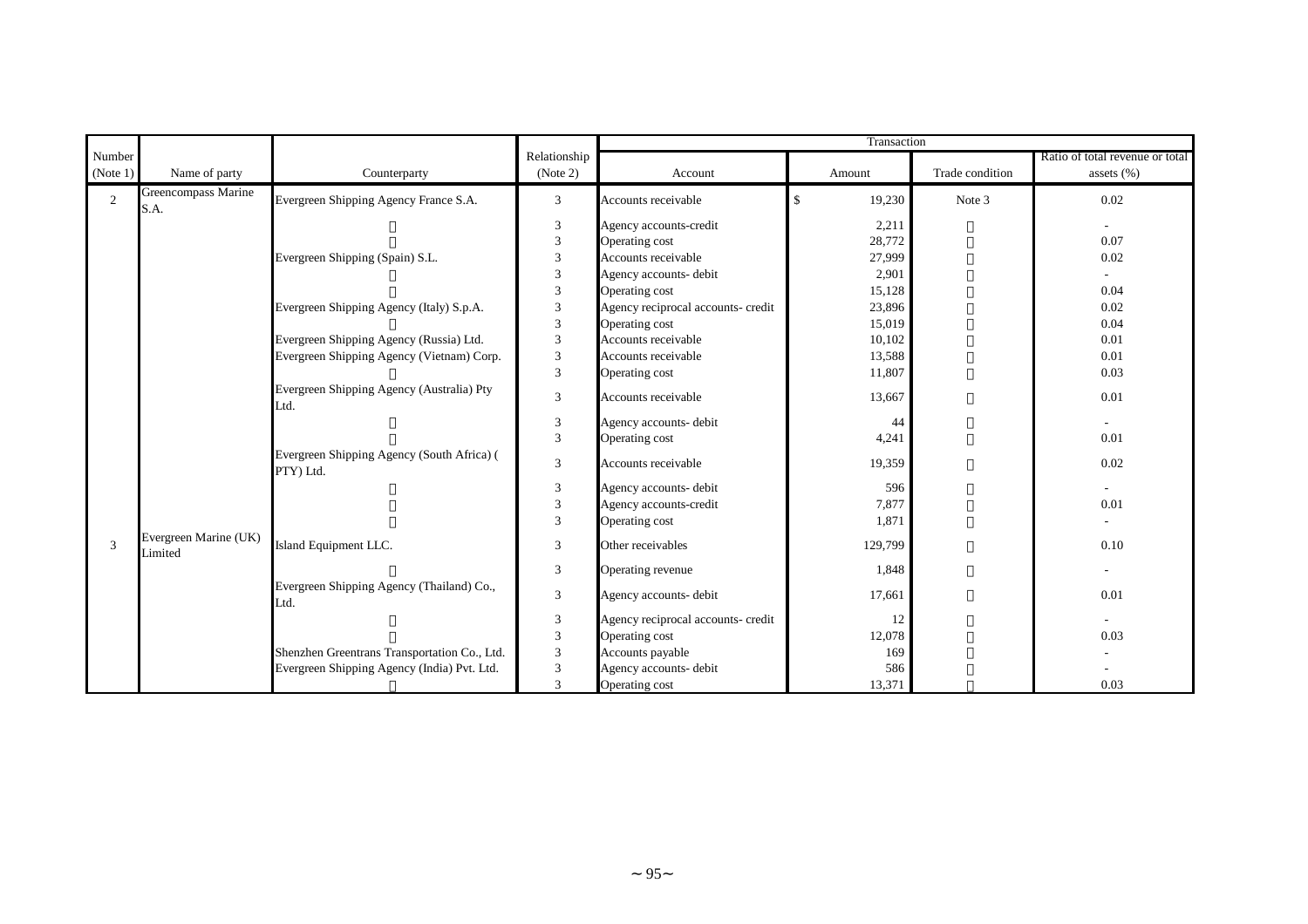| Number (Note 1) | Name of party | Counterparty | Relationship (Note 2) | Transaction | | | |
|---|---|---|---|---|---|---|---|
| | | | | Account | Amount | Trade condition | Ratio of total revenue or total assets (%) |
| 2 | Greencompass Marine S.A. | Evergreen Shipping Agency France S.A. | 3 | Accounts receivable | $ 19,230 | Note 3 | 0.02 |
| | | 〃 | 3 | Agency accounts-credit | 2,211 | 〃 | - |
| | | 〃 | 3 | Operating cost | 28,772 | 〃 | 0.07 |
| | | Evergreen Shipping (Spain) S.L. | 3 | Accounts receivable | 27,999 | 〃 | 0.02 |
| | | 〃 | 3 | Agency accounts- debit | 2,901 | 〃 | - |
| | | 〃 | 3 | Operating cost | 15,128 | 〃 | 0.04 |
| | | Evergreen Shipping Agency (Italy) S.p.A. | 3 | Agency reciprocal accounts- credit | 23,896 | 〃 | 0.02 |
| | | 〃 | 3 | Operating cost | 15,019 | 〃 | 0.04 |
| | | Evergreen Shipping Agency (Russia) Ltd. | 3 | Accounts receivable | 10,102 | 〃 | 0.01 |
| | | Evergreen Shipping Agency (Vietnam) Corp. | 3 | Accounts receivable | 13,588 | 〃 | 0.01 |
| | | 〃 | 3 | Operating cost | 11,807 | 〃 | 0.03 |
| | | Evergreen Shipping Agency (Australia) Pty Ltd. | 3 | Accounts receivable | 13,667 | 〃 | 0.01 |
| | | 〃 | 3 | Agency accounts- debit | 44 | 〃 | - |
| | | 〃 | 3 | Operating cost | 4,241 | 〃 | 0.01 |
| | | Evergreen Shipping Agency (South Africa) ( PTY) Ltd. | 3 | Accounts receivable | 19,359 | 〃 | 0.02 |
| | | 〃 | 3 | Agency accounts- debit | 596 | 〃 | - |
| | | 〃 | 3 | Agency accounts-credit | 7,877 | 〃 | 0.01 |
| | | 〃 | 3 | Operating cost | 1,871 | 〃 | - |
| 3 | Evergreen Marine (UK) Limited | Island Equipment LLC. | 3 | Other receivables | 129,799 | 〃 | 0.10 |
| | | 〃 | 3 | Operating revenue | 1,848 | 〃 | - |
| | | Evergreen Shipping Agency (Thailand) Co., Ltd. | 3 | Agency accounts- debit | 17,661 | 〃 | 0.01 |
| | | 〃 | 3 | Agency reciprocal accounts- credit | 12 | 〃 | - |
| | | 〃 | 3 | Operating cost | 12,078 | 〃 | 0.03 |
| | | Shenzhen Greentrans Transportation Co., Ltd. | 3 | Accounts payable | 169 | 〃 | - |
| | | Evergreen Shipping Agency (India) Pvt. Ltd. | 3 | Agency accounts- debit | 586 | 〃 | - |
| | | 〃 | 3 | Operating cost | 13,371 | 〃 | 0.03 |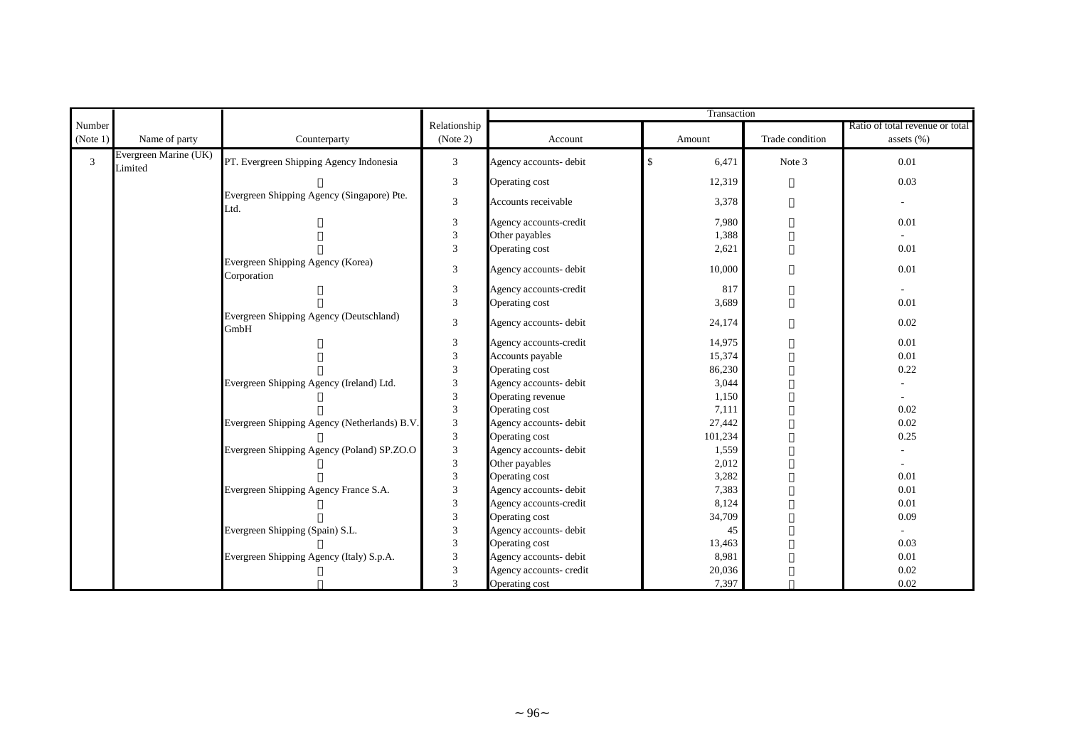| Number (Note 1) | Name of party | Counterparty | Relationship (Note 2) | Transaction | | | |
|---|---|---|---|---|---|---|---|
| | | | | Account | Amount | Trade condition | Ratio of total revenue or total assets (%) |
| 3 | Evergreen Marine (UK) Limited | PT. Evergreen Shipping Agency Indonesia | 3 | Agency accounts- debit | $ 6,471 | Note 3 | 0.01 |
| | | 〃 | 3 | Operating cost | 12,319 | 〃 | 0.03 |
| | | Evergreen Shipping Agency (Singapore) Pte. Ltd. | 3 | Accounts receivable | 3,378 | 〃 | - |
| | | 〃 | 3 | Agency accounts-credit | 7,980 | 〃 | 0.01 |
| | | 〃 | 3 | Other payables | 1,388 | 〃 | - |
| | | 〃 | 3 | Operating cost | 2,621 | 〃 | 0.01 |
| | | Evergreen Shipping Agency (Korea) Corporation | 3 | Agency accounts- debit | 10,000 | 〃 | 0.01 |
| | | 〃 | 3 | Agency accounts-credit | 817 | 〃 | - |
| | | 〃 | 3 | Operating cost | 3,689 | 〃 | 0.01 |
| | | Evergreen Shipping Agency (Deutschland) GmbH | 3 | Agency accounts- debit | 24,174 | 〃 | 0.02 |
| | | 〃 | 3 | Agency accounts-credit | 14,975 | 〃 | 0.01 |
| | | 〃 | 3 | Accounts payable | 15,374 | 〃 | 0.01 |
| | | 〃 | 3 | Operating cost | 86,230 | 〃 | 0.22 |
| | | Evergreen Shipping Agency (Ireland) Ltd. | 3 | Agency accounts- debit | 3,044 | 〃 | - |
| | | 〃 | 3 | Operating revenue | 1,150 | 〃 | - |
| | | 〃 | 3 | Operating cost | 7,111 | 〃 | 0.02 |
| | | Evergreen Shipping Agency (Netherlands) B.V. | 3 | Agency accounts- debit | 27,442 | 〃 | 0.02 |
| | | 〃 | 3 | Operating cost | 101,234 | 〃 | 0.25 |
| | | Evergreen Shipping Agency (Poland) SP.ZO.O | 3 | Agency accounts- debit | 1,559 | 〃 | - |
| | | 〃 | 3 | Other payables | 2,012 | 〃 | - |
| | | 〃 | 3 | Operating cost | 3,282 | 〃 | 0.01 |
| | | Evergreen Shipping Agency France S.A. | 3 | Agency accounts- debit | 7,383 | 〃 | 0.01 |
| | | 〃 | 3 | Agency accounts-credit | 8,124 | 〃 | 0.01 |
| | | 〃 | 3 | Operating cost | 34,709 | 〃 | 0.09 |
| | | Evergreen Shipping (Spain) S.L. | 3 | Agency accounts- debit | 45 | 〃 | - |
| | | 〃 | 3 | Operating cost | 13,463 | 〃 | 0.03 |
| | | Evergreen Shipping Agency (Italy) S.p.A. | 3 | Agency accounts- debit | 8,981 | 〃 | 0.01 |
| | | 〃 | 3 | Agency accounts- credit | 20,036 | 〃 | 0.02 |
| | | 〃 | 3 | Operating cost | 7,397 | 〃 | 0.02 |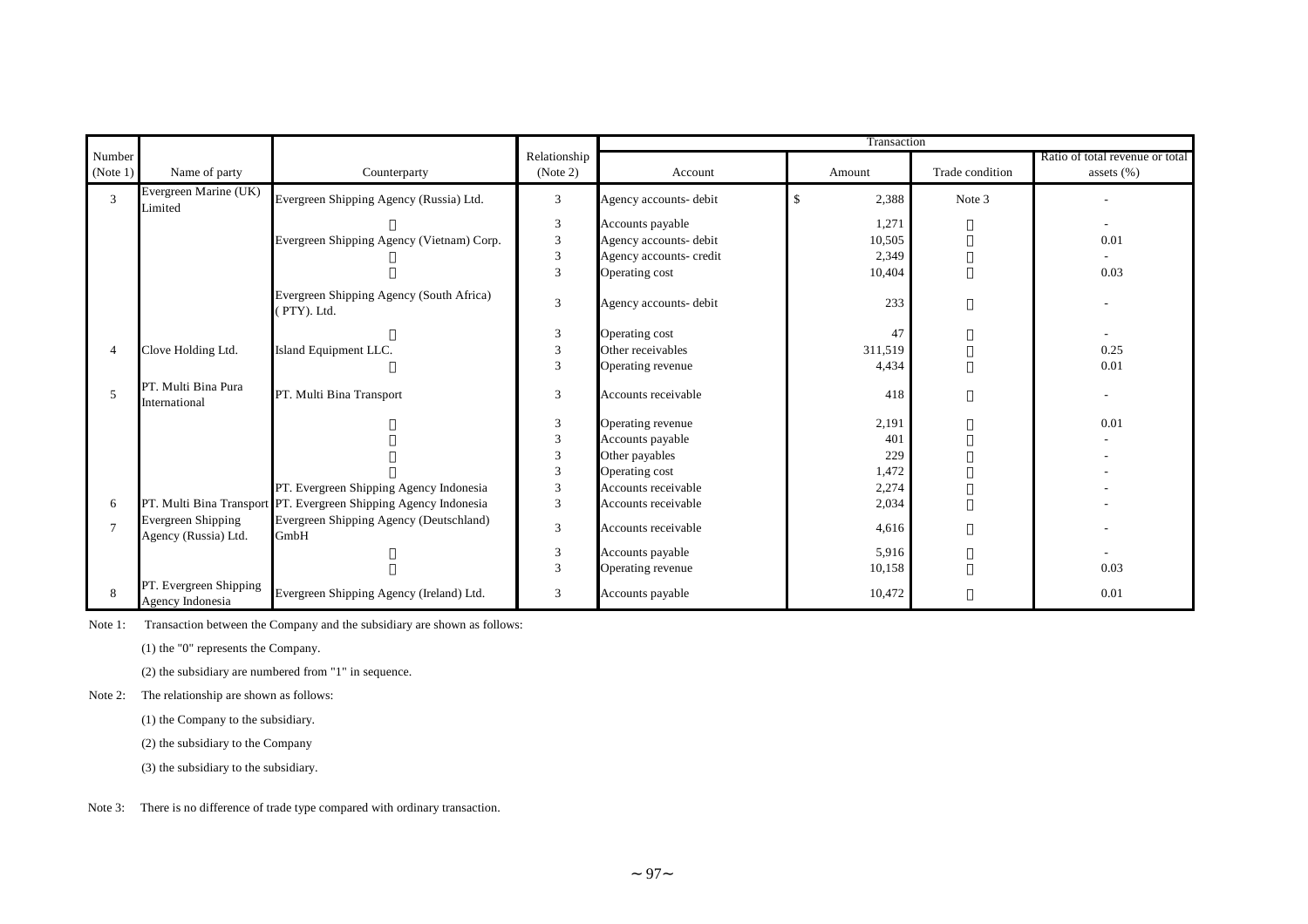| Number (Note 1) | Name of party | Counterparty | Relationship (Note 2) | Transaction | | | |
|---|---|---|---|---|---|---|---|
| | | | | Account | Amount | Trade condition | Ratio of total revenue or total assets (%) |
| 3 | Evergreen Marine (UK) Limited | Evergreen Shipping Agency (Russia) Ltd. | 3 | Agency accounts- debit | $ 2,388 | Note 3 | - |
| | | 〃 | 3 | Accounts payable | 1,271 | 〃 | - |
| | | Evergreen Shipping Agency (Vietnam) Corp. | 3 | Agency accounts- debit | 10,505 | 〃 | 0.01 |
| | | 〃 | 3 | Agency accounts- credit | 2,349 | 〃 | - |
| | | 〃 | 3 | Operating cost | 10,404 | 〃 | 0.03 |
| | | Evergreen Shipping Agency (South Africa) ( PTY). Ltd. | 3 | Agency accounts- debit | 233 | 〃 | - |
| | | 〃 | 3 | Operating cost | 47 | 〃 | - |
| 4 | Clove Holding Ltd. | Island Equipment LLC. | 3 | Other receivables | 311,519 | 〃 | 0.25 |
| | | 〃 | 3 | Operating revenue | 4,434 | 〃 | 0.01 |
| 5 | PT. Multi Bina Pura International | PT. Multi Bina Transport | 3 | Accounts receivable | 418 | 〃 | - |
| | | 〃 | 3 | Operating revenue | 2,191 | 〃 | 0.01 |
| | | 〃 | 3 | Accounts payable | 401 | 〃 | - |
| | | 〃 | 3 | Other payables | 229 | 〃 | - |
| | | 〃 | 3 | Operating cost | 1,472 | 〃 | - |
| | | PT. Evergreen Shipping Agency Indonesia | 3 | Accounts receivable | 2,274 | 〃 | - |
| 6 | PT. Multi Bina Transport | PT. Evergreen Shipping Agency Indonesia | 3 | Accounts receivable | 2,034 | 〃 | - |
| 7 | Evergreen Shipping Agency (Russia) Ltd. | Evergreen Shipping Agency (Deutschland) GmbH | 3 | Accounts receivable | 4,616 | 〃 | - |
| | | 〃 | 3 | Accounts payable | 5,916 | 〃 | - |
| | | 〃 | 3 | Operating revenue | 10,158 | 〃 | 0.03 |
| 8 | PT. Evergreen Shipping Agency Indonesia | Evergreen Shipping Agency (Ireland) Ltd. | 3 | Accounts payable | 10,472 | 〃 | 0.01 |

Note 1: Transaction between the Company and the subsidiary are shown as follows:

(1) the "0" represents the Company.

(2) the subsidiary are numbered from "1" in sequence.

Note 2: The relationship are shown as follows:

(1) the Company to the subsidiary.

(2) the subsidiary to the Company

(3) the subsidiary to the subsidiary.

Note 3: There is no difference of trade type compared with ordinary transaction.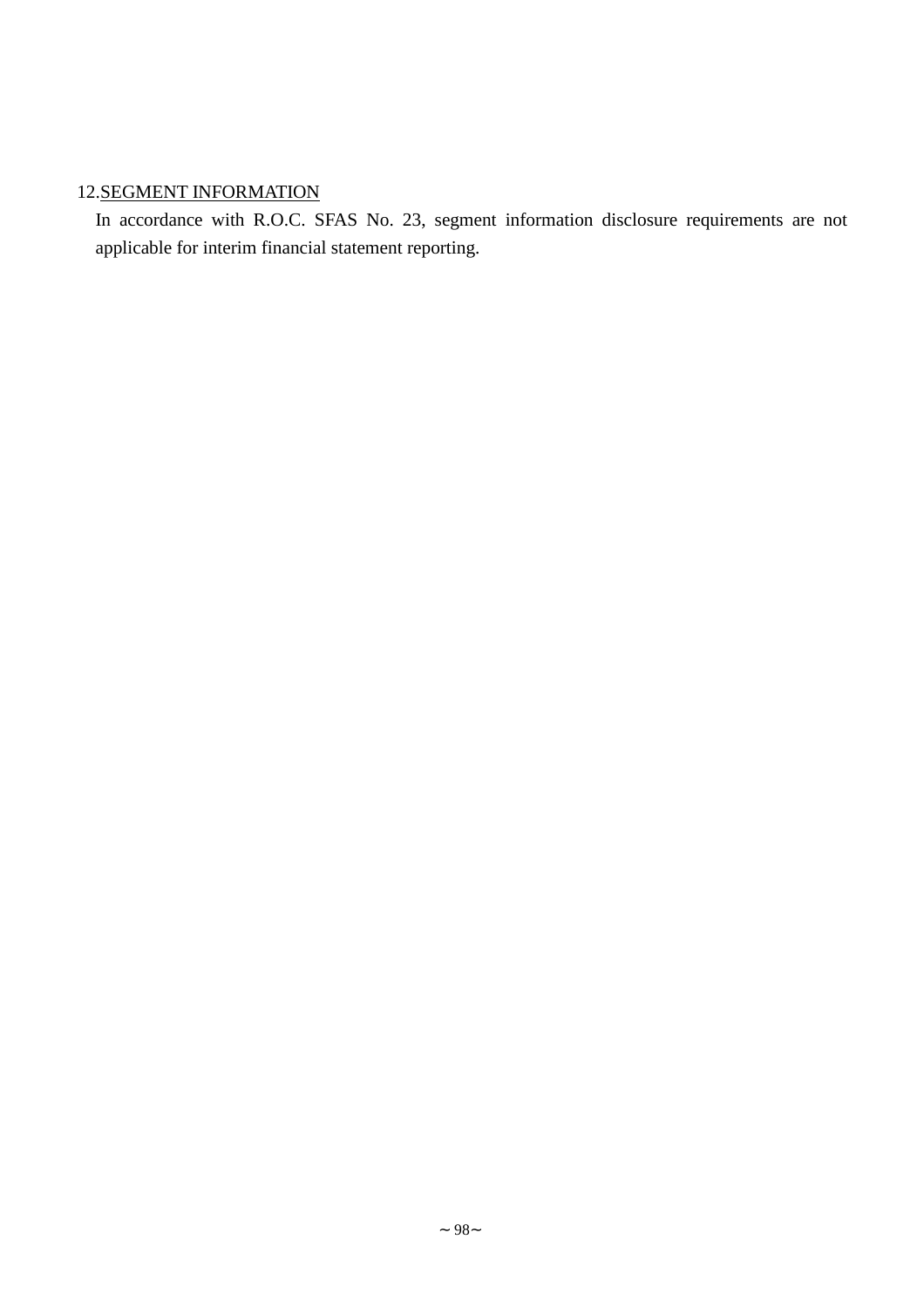12. <u>SEGMENT INFORMATION</u>

In accordance with R.O.C. SFAS No. 23, segment information disclosure requirements are not applicable for interim financial statement reporting.